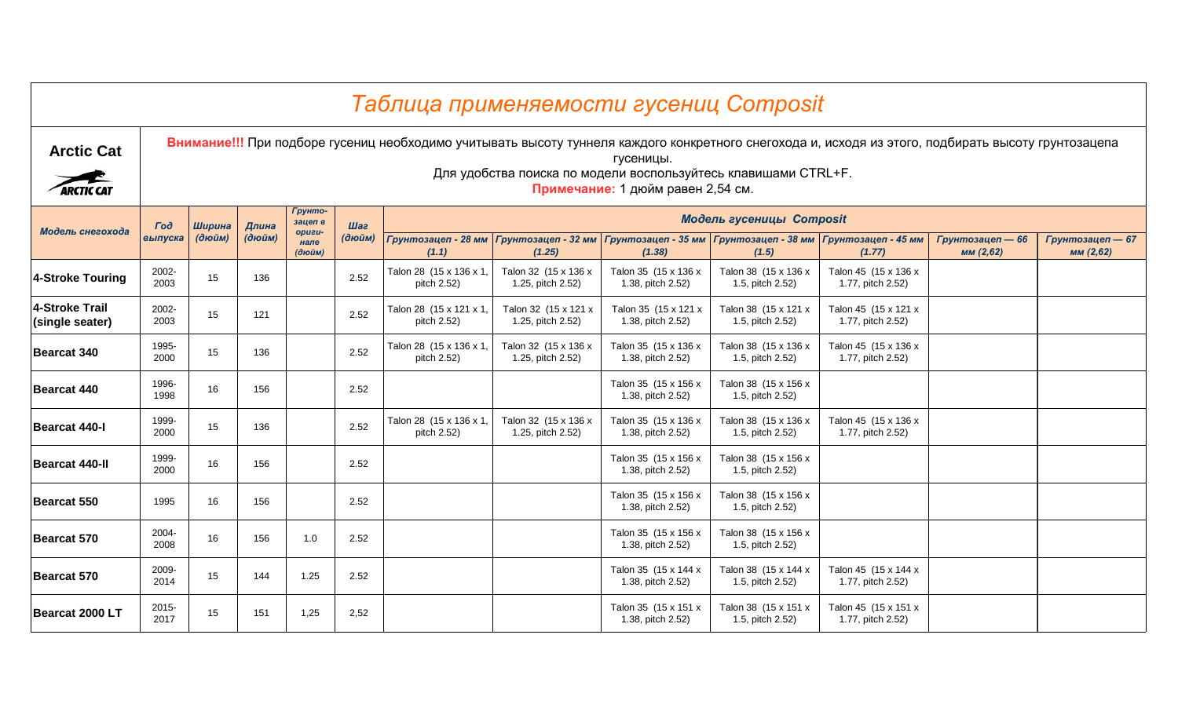# Таблица применяемости гусениц Composit

**Arctic Cat**

**Внимание!!!** При подборе гусениц необходимо учитывать высоту туннеля каждого конкретного снегохода и, исходя из этого, подбирать высоту грунтозацепа гусеницы.
Для удобства поиска по модели воспользуйтесь клавишами CTRL+F.
**Примечание:** 1 дюйм равен 2,54 см.

| *Модель снегохода* | *Год выпуска* | *Ширина (дюйм)* | *Длина (дюйм)* | *Грунтозацеп в оригинале (дюйм)* | *Шаг (дюйм)* | *Модель гусеницы Composit* | | | | | | |
|---|---|---|---|---|---|---|---|---|---|---|---|---|
| | | | | | | *Грунтозацеп - 28 мм (1.1)* | *Грунтозацеп - 32 мм (1.25)* | *Грунтозацеп - 35 мм (1.38)* | *Грунтозацеп - 38 мм (1.5)* | *Грунтозацеп - 45 мм (1.77)* | *Грунтозацеп — 66 мм (2,62)* | *Грунтозацеп — 67 мм (2,62)* |
| **4-Stroke Touring** | 2002-2003 | 15 | 136 | | 2.52 | Talon 28 (15 x 136 x 1, pitch 2.52) | Talon 32 (15 x 136 x 1.25, pitch 2.52) | Talon 35 (15 x 136 x 1.38, pitch 2.52) | Talon 38 (15 x 136 x 1.5, pitch 2.52) | Talon 45 (15 x 136 x 1.77, pitch 2.52) | | |
| **4-Stroke Trail (single seater)** | 2002-2003 | 15 | 121 | | 2.52 | Talon 28 (15 x 121 x 1, pitch 2.52) | Talon 32 (15 x 121 x 1.25, pitch 2.52) | Talon 35 (15 x 121 x 1.38, pitch 2.52) | Talon 38 (15 x 121 x 1.5, pitch 2.52) | Talon 45 (15 x 121 x 1.77, pitch 2.52) | | |
| **Bearcat 340** | 1995-2000 | 15 | 136 | | 2.52 | Talon 28 (15 x 136 x 1, pitch 2.52) | Talon 32 (15 x 136 x 1.25, pitch 2.52) | Talon 35 (15 x 136 x 1.38, pitch 2.52) | Talon 38 (15 x 136 x 1.5, pitch 2.52) | Talon 45 (15 x 136 x 1.77, pitch 2.52) | | |
| **Bearcat 440** | 1996-1998 | 16 | 156 | | 2.52 | | | Talon 35 (15 x 156 x 1.38, pitch 2.52) | Talon 38 (15 x 156 x 1.5, pitch 2.52) | | | |
| **Bearcat 440-I** | 1999-2000 | 15 | 136 | | 2.52 | Talon 28 (15 x 136 x 1, pitch 2.52) | Talon 32 (15 x 136 x 1.25, pitch 2.52) | Talon 35 (15 x 136 x 1.38, pitch 2.52) | Talon 38 (15 x 136 x 1.5, pitch 2.52) | Talon 45 (15 x 136 x 1.77, pitch 2.52) | | |
| **Bearcat 440-II** | 1999-2000 | 16 | 156 | | 2.52 | | | Talon 35 (15 x 156 x 1.38, pitch 2.52) | Talon 38 (15 x 156 x 1.5, pitch 2.52) | | | |
| **Bearcat 550** | 1995 | 16 | 156 | | 2.52 | | | Talon 35 (15 x 156 x 1.38, pitch 2.52) | Talon 38 (15 x 156 x 1.5, pitch 2.52) | | | |
| **Bearcat 570** | 2004-2008 | 16 | 156 | 1.0 | 2.52 | | | Talon 35 (15 x 156 x 1.38, pitch 2.52) | Talon 38 (15 x 156 x 1.5, pitch 2.52) | | | |
| **Bearcat 570** | 2009-2014 | 15 | 144 | 1.25 | 2.52 | | | Talon 35 (15 x 144 x 1.38, pitch 2.52) | Talon 38 (15 x 144 x 1.5, pitch 2.52) | Talon 45 (15 x 144 x 1.77, pitch 2.52) | | |
| **Bearcat 2000 LT** | 2015-2017 | 15 | 151 | 1,25 | 2,52 | | | Talon 35 (15 x 151 x 1.38, pitch 2.52) | Talon 38 (15 x 151 x 1.5, pitch 2.52) | Talon 45 (15 x 151 x 1.77, pitch 2.52) | | |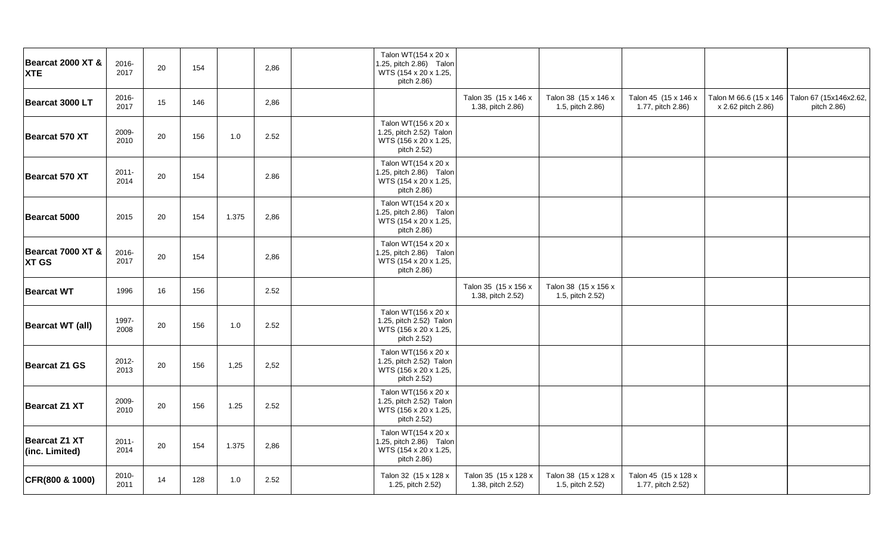| | | | | | | | | | | | | |
|---|---|---|---|---|---|---|---|---|---|---|---|---|
| **Bearcat 2000 XT & XTE** | 2016-2017 | 20 | 154 | | 2,86 | | Talon WT(154 x 20 x 1.25, pitch 2.86) Talon WTS (154 x 20 x 1.25, pitch 2.86) | | | | | |
| **Bearcat 3000 LT** | 2016-2017 | 15 | 146 | | 2,86 | | | Talon 35 (15 x 146 x 1.38, pitch 2.86) | Talon 38 (15 x 146 x 1.5, pitch 2.86) | Talon 45 (15 x 146 x 1.77, pitch 2.86) | Talon M 66.6 (15 x 146 x 2.62 pitch 2.86) | Talon 67 (15x146x2.62, pitch 2.86) |
| **Bearcat 570 XT** | 2009-2010 | 20 | 156 | 1.0 | 2.52 | | Talon WT(156 x 20 x 1.25, pitch 2.52) Talon WTS (156 x 20 x 1.25, pitch 2.52) | | | | | |
| **Bearcat 570 XT** | 2011-2014 | 20 | 154 | | 2.86 | | Talon WT(154 x 20 x 1.25, pitch 2.86) Talon WTS (154 x 20 x 1.25, pitch 2.86) | | | | | |
| **Bearcat 5000** | 2015 | 20 | 154 | 1.375 | 2,86 | | Talon WT(154 x 20 x 1.25, pitch 2.86) Talon WTS (154 x 20 x 1.25, pitch 2.86) | | | | | |
| **Bearcat 7000 XT & XT GS** | 2016-2017 | 20 | 154 | | 2,86 | | Talon WT(154 x 20 x 1.25, pitch 2.86) Talon WTS (154 x 20 x 1.25, pitch 2.86) | | | | | |
| **Bearcat WT** | 1996 | 16 | 156 | | 2.52 | | | Talon 35 (15 x 156 x 1.38, pitch 2.52) | Talon 38 (15 x 156 x 1.5, pitch 2.52) | | | |
| **Bearcat WT (all)** | 1997-2008 | 20 | 156 | 1.0 | 2.52 | | Talon WT(156 x 20 x 1.25, pitch 2.52) Talon WTS (156 x 20 x 1.25, pitch 2.52) | | | | | |
| **Bearcat Z1 GS** | 2012-2013 | 20 | 156 | 1,25 | 2,52 | | Talon WT(156 x 20 x 1.25, pitch 2.52) Talon WTS (156 x 20 x 1.25, pitch 2.52) | | | | | |
| **Bearcat Z1 XT** | 2009-2010 | 20 | 156 | 1.25 | 2.52 | | Talon WT(156 x 20 x 1.25, pitch 2.52) Talon WTS (156 x 20 x 1.25, pitch 2.52) | | | | | |
| **Bearcat Z1 XT (inc. Limited)** | 2011-2014 | 20 | 154 | 1.375 | 2,86 | | Talon WT(154 x 20 x 1.25, pitch 2.86) Talon WTS (154 x 20 x 1.25, pitch 2.86) | | | | | |
| **CFR(800 & 1000)** | 2010-2011 | 14 | 128 | 1.0 | 2.52 | | Talon 32 (15 x 128 x 1.25, pitch 2.52) | Talon 35 (15 x 128 x 1.38, pitch 2.52) | Talon 38 (15 x 128 x 1.5, pitch 2.52) | Talon 45 (15 x 128 x 1.77, pitch 2.52) | | |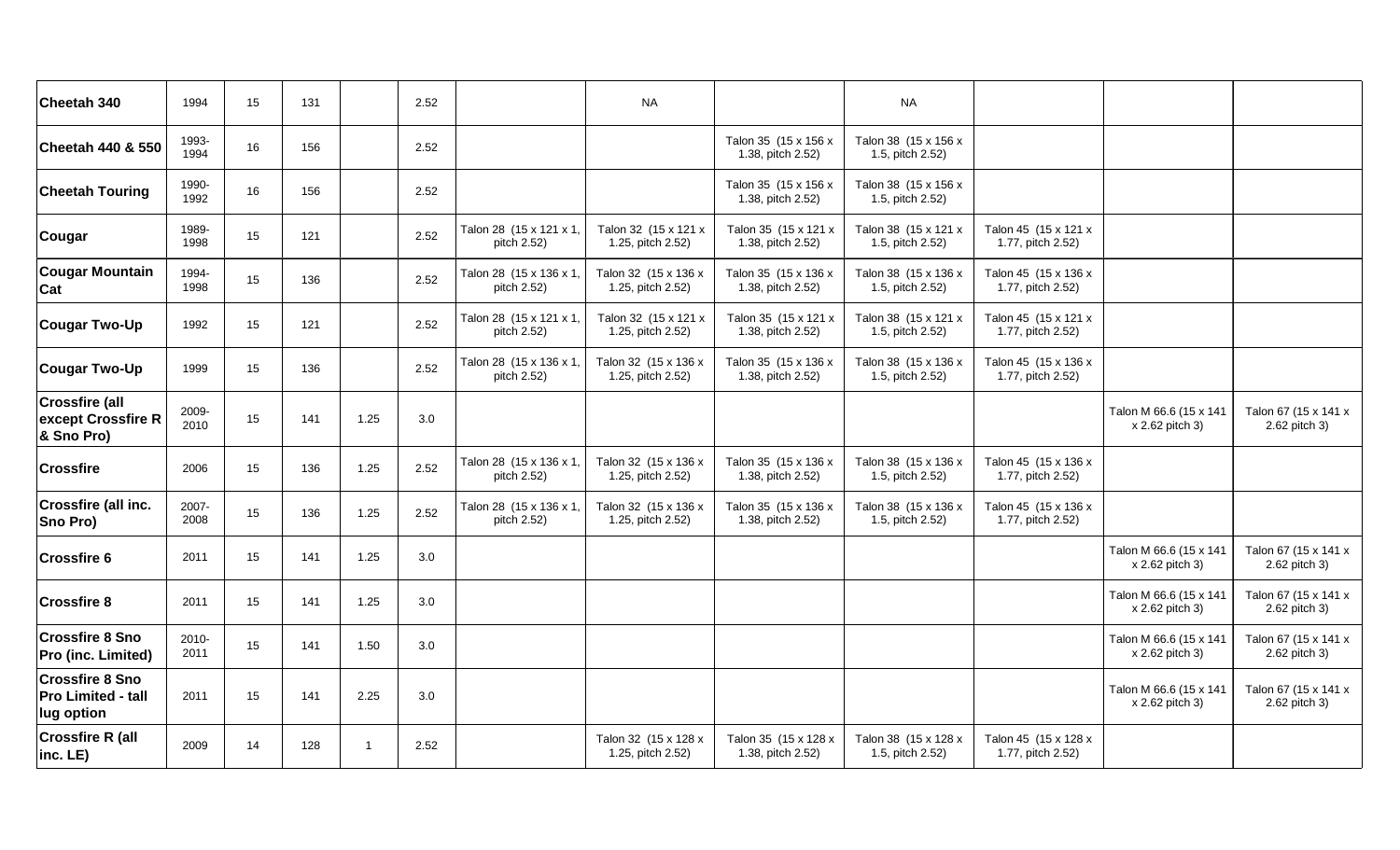| | | | | | | | | | | | | |
|---|---|---|---|---|---|---|---|---|---|---|---|---|
| **Cheetah 340** | 1994 | 15 | 131 | | 2.52 | | NA | | NA | | | |
| **Cheetah 440 & 550** | 1993-1994 | 16 | 156 | | 2.52 | | | Talon 35 (15 x 156 x 1.38, pitch 2.52) | Talon 38 (15 x 156 x 1.5, pitch 2.52) | | | |
| **Cheetah Touring** | 1990-1992 | 16 | 156 | | 2.52 | | | Talon 35 (15 x 156 x 1.38, pitch 2.52) | Talon 38 (15 x 156 x 1.5, pitch 2.52) | | | |
| **Cougar** | 1989-1998 | 15 | 121 | | 2.52 | Talon 28 (15 x 121 x 1, pitch 2.52) | Talon 32 (15 x 121 x 1.25, pitch 2.52) | Talon 35 (15 x 121 x 1.38, pitch 2.52) | Talon 38 (15 x 121 x 1.5, pitch 2.52) | Talon 45 (15 x 121 x 1.77, pitch 2.52) | | |
| **Cougar Mountain Cat** | 1994-1998 | 15 | 136 | | 2.52 | Talon 28 (15 x 136 x 1, pitch 2.52) | Talon 32 (15 x 136 x 1.25, pitch 2.52) | Talon 35 (15 x 136 x 1.38, pitch 2.52) | Talon 38 (15 x 136 x 1.5, pitch 2.52) | Talon 45 (15 x 136 x 1.77, pitch 2.52) | | |
| **Cougar Two-Up** | 1992 | 15 | 121 | | 2.52 | Talon 28 (15 x 121 x 1, pitch 2.52) | Talon 32 (15 x 121 x 1.25, pitch 2.52) | Talon 35 (15 x 121 x 1.38, pitch 2.52) | Talon 38 (15 x 121 x 1.5, pitch 2.52) | Talon 45 (15 x 121 x 1.77, pitch 2.52) | | |
| **Cougar Two-Up** | 1999 | 15 | 136 | | 2.52 | Talon 28 (15 x 136 x 1, pitch 2.52) | Talon 32 (15 x 136 x 1.25, pitch 2.52) | Talon 35 (15 x 136 x 1.38, pitch 2.52) | Talon 38 (15 x 136 x 1.5, pitch 2.52) | Talon 45 (15 x 136 x 1.77, pitch 2.52) | | |
| **Crossfire (all except Crossfire R & Sno Pro)** | 2009-2010 | 15 | 141 | 1.25 | 3.0 | | | | | | Talon M 66.6 (15 x 141 x 2.62 pitch 3) | Talon 67 (15 x 141 x 2.62 pitch 3) |
| **Crossfire** | 2006 | 15 | 136 | 1.25 | 2.52 | Talon 28 (15 x 136 x 1, pitch 2.52) | Talon 32 (15 x 136 x 1.25, pitch 2.52) | Talon 35 (15 x 136 x 1.38, pitch 2.52) | Talon 38 (15 x 136 x 1.5, pitch 2.52) | Talon 45 (15 x 136 x 1.77, pitch 2.52) | | |
| **Crossfire (all inc. Sno Pro)** | 2007-2008 | 15 | 136 | 1.25 | 2.52 | Talon 28 (15 x 136 x 1, pitch 2.52) | Talon 32 (15 x 136 x 1.25, pitch 2.52) | Talon 35 (15 x 136 x 1.38, pitch 2.52) | Talon 38 (15 x 136 x 1.5, pitch 2.52) | Talon 45 (15 x 136 x 1.77, pitch 2.52) | | |
| **Crossfire 6** | 2011 | 15 | 141 | 1.25 | 3.0 | | | | | | Talon M 66.6 (15 x 141 x 2.62 pitch 3) | Talon 67 (15 x 141 x 2.62 pitch 3) |
| **Crossfire 8** | 2011 | 15 | 141 | 1.25 | 3.0 | | | | | | Talon M 66.6 (15 x 141 x 2.62 pitch 3) | Talon 67 (15 x 141 x 2.62 pitch 3) |
| **Crossfire 8 Sno Pro (inc. Limited)** | 2010-2011 | 15 | 141 | 1.50 | 3.0 | | | | | | Talon M 66.6 (15 x 141 x 2.62 pitch 3) | Talon 67 (15 x 141 x 2.62 pitch 3) |
| **Crossfire 8 Sno Pro Limited - tall lug option** | 2011 | 15 | 141 | 2.25 | 3.0 | | | | | | Talon M 66.6 (15 x 141 x 2.62 pitch 3) | Talon 67 (15 x 141 x 2.62 pitch 3) |
| **Crossfire R (all inc. LE)** | 2009 | 14 | 128 | 1 | 2.52 | | Talon 32 (15 x 128 x 1.25, pitch 2.52) | Talon 35 (15 x 128 x 1.38, pitch 2.52) | Talon 38 (15 x 128 x 1.5, pitch 2.52) | Talon 45 (15 x 128 x 1.77, pitch 2.52) | | |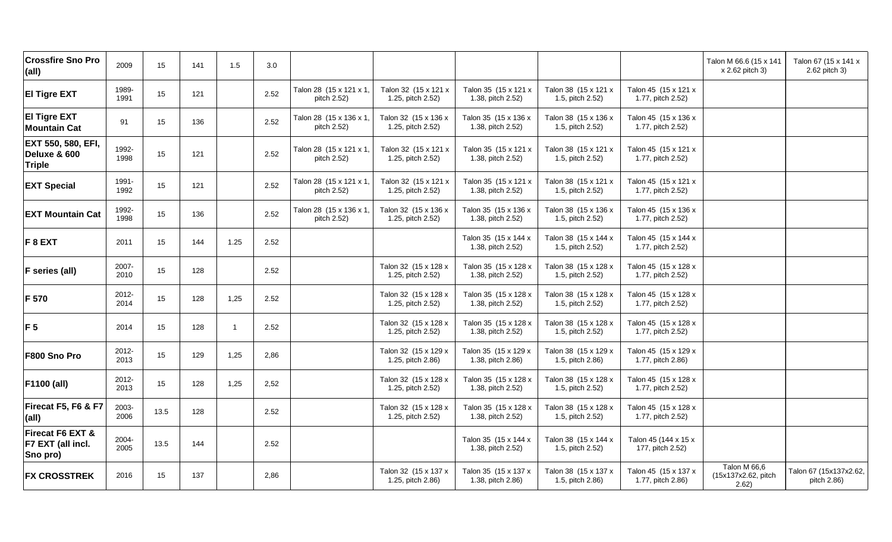| | | | | | | | | | | | | |
|---|---|---|---|---|---|---|---|---|---|---|---|---|
| **Crossfire Sno Pro (all)** | 2009 | 15 | 141 | 1.5 | 3.0 | | | | | | Talon M 66.6 (15 x 141 x 2.62 pitch 3) | Talon 67 (15 x 141 x 2.62 pitch 3) |
| **El Tigre EXT** | 1989-1991 | 15 | 121 | | 2.52 | Talon 28 (15 x 121 x 1, pitch 2.52) | Talon 32 (15 x 121 x 1.25, pitch 2.52) | Talon 35 (15 x 121 x 1.38, pitch 2.52) | Talon 38 (15 x 121 x 1.5, pitch 2.52) | Talon 45 (15 x 121 x 1.77, pitch 2.52) | | |
| **El Tigre EXT Mountain Cat** | 91 | 15 | 136 | | 2.52 | Talon 28 (15 x 136 x 1, pitch 2.52) | Talon 32 (15 x 136 x 1.25, pitch 2.52) | Talon 35 (15 x 136 x 1.38, pitch 2.52) | Talon 38 (15 x 136 x 1.5, pitch 2.52) | Talon 45 (15 x 136 x 1.77, pitch 2.52) | | |
| **EXT 550, 580, EFI, Deluxe & 600 Triple** | 1992-1998 | 15 | 121 | | 2.52 | Talon 28 (15 x 121 x 1, pitch 2.52) | Talon 32 (15 x 121 x 1.25, pitch 2.52) | Talon 35 (15 x 121 x 1.38, pitch 2.52) | Talon 38 (15 x 121 x 1.5, pitch 2.52) | Talon 45 (15 x 121 x 1.77, pitch 2.52) | | |
| **EXT Special** | 1991-1992 | 15 | 121 | | 2.52 | Talon 28 (15 x 121 x 1, pitch 2.52) | Talon 32 (15 x 121 x 1.25, pitch 2.52) | Talon 35 (15 x 121 x 1.38, pitch 2.52) | Talon 38 (15 x 121 x 1.5, pitch 2.52) | Talon 45 (15 x 121 x 1.77, pitch 2.52) | | |
| **EXT Mountain Cat** | 1992-1998 | 15 | 136 | | 2.52 | Talon 28 (15 x 136 x 1, pitch 2.52) | Talon 32 (15 x 136 x 1.25, pitch 2.52) | Talon 35 (15 x 136 x 1.38, pitch 2.52) | Talon 38 (15 x 136 x 1.5, pitch 2.52) | Talon 45 (15 x 136 x 1.77, pitch 2.52) | | |
| **F 8 EXT** | 2011 | 15 | 144 | 1.25 | 2.52 | | | Talon 35 (15 x 144 x 1.38, pitch 2.52) | Talon 38 (15 x 144 x 1.5, pitch 2.52) | Talon 45 (15 x 144 x 1.77, pitch 2.52) | | |
| **F series (all)** | 2007-2010 | 15 | 128 | | 2.52 | | Talon 32 (15 x 128 x 1.25, pitch 2.52) | Talon 35 (15 x 128 x 1.38, pitch 2.52) | Talon 38 (15 x 128 x 1.5, pitch 2.52) | Talon 45 (15 x 128 x 1.77, pitch 2.52) | | |
| **F 570** | 2012-2014 | 15 | 128 | 1,25 | 2.52 | | Talon 32 (15 x 128 x 1.25, pitch 2.52) | Talon 35 (15 x 128 x 1.38, pitch 2.52) | Talon 38 (15 x 128 x 1.5, pitch 2.52) | Talon 45 (15 x 128 x 1.77, pitch 2.52) | | |
| **F 5** | 2014 | 15 | 128 | 1 | 2.52 | | Talon 32 (15 x 128 x 1.25, pitch 2.52) | Talon 35 (15 x 128 x 1.38, pitch 2.52) | Talon 38 (15 x 128 x 1.5, pitch 2.52) | Talon 45 (15 x 128 x 1.77, pitch 2.52) | | |
| **F800 Sno Pro** | 2012-2013 | 15 | 129 | 1,25 | 2,86 | | Talon 32 (15 x 129 x 1.25, pitch 2.86) | Talon 35 (15 x 129 x 1.38, pitch 2.86) | Talon 38 (15 x 129 x 1.5, pitch 2.86) | Talon 45 (15 x 129 x 1.77, pitch 2.86) | | |
| **F1100 (all)** | 2012-2013 | 15 | 128 | 1,25 | 2,52 | | Talon 32 (15 x 128 x 1.25, pitch 2.52) | Talon 35 (15 x 128 x 1.38, pitch 2.52) | Talon 38 (15 x 128 x 1.5, pitch 2.52) | Talon 45 (15 x 128 x 1.77, pitch 2.52) | | |
| **Firecat F5, F6 & F7 (all)** | 2003-2006 | 13.5 | 128 | | 2.52 | | Talon 32 (15 x 128 x 1.25, pitch 2.52) | Talon 35 (15 x 128 x 1.38, pitch 2.52) | Talon 38 (15 x 128 x 1.5, pitch 2.52) | Talon 45 (15 x 128 x 1.77, pitch 2.52) | | |
| **Firecat F6 EXT & F7 EXT (all incl. Sno pro)** | 2004-2005 | 13.5 | 144 | | 2.52 | | | Talon 35 (15 x 144 x 1.38, pitch 2.52) | Talon 38 (15 x 144 x 1.5, pitch 2.52) | Talon 45 (144 x 15 x 177, pitch 2.52) | | |
| **FX CROSSTREK** | 2016 | 15 | 137 | | 2,86 | | Talon 32 (15 x 137 x 1.25, pitch 2.86) | Talon 35 (15 x 137 x 1.38, pitch 2.86) | Talon 38 (15 x 137 x 1.5, pitch 2.86) | Talon 45 (15 x 137 x 1.77, pitch 2.86) | Talon M 66,6 (15x137x2.62, pitch 2.62) | Talon 67 (15x137x2.62, pitch 2.86) |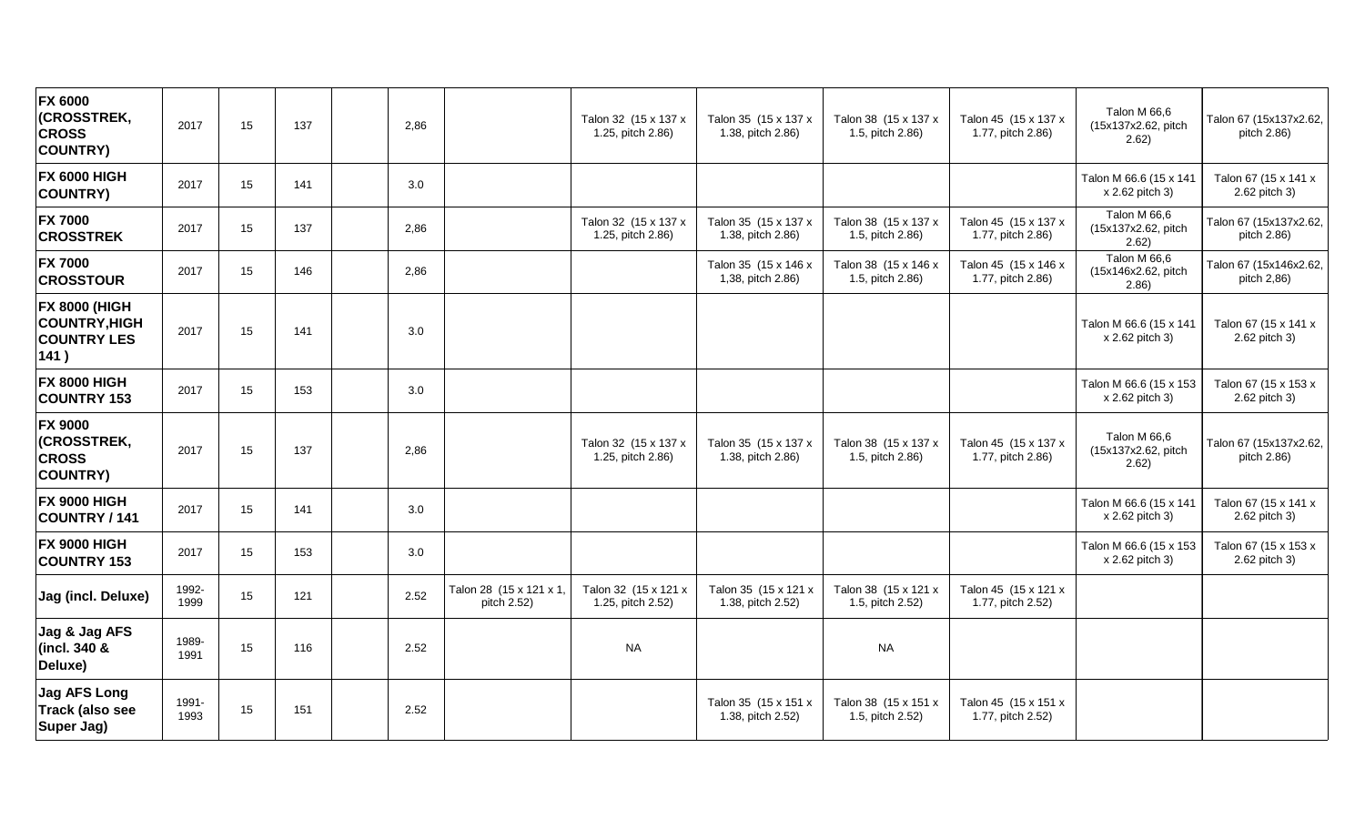| | | | | | | | | | | | | |
|---|---|---|---|---|---|---|---|---|---|---|---|---|
| **FX 6000 (CROSSTREK, CROSS COUNTRY)** | 2017 | 15 | 137 | | 2,86 | | Talon 32 (15 x 137 x 1.25, pitch 2.86) | Talon 35 (15 x 137 x 1.38, pitch 2.86) | Talon 38 (15 x 137 x 1.5, pitch 2.86) | Talon 45 (15 x 137 x 1.77, pitch 2.86) | Talon M 66,6 (15x137x2.62, pitch 2.62) | Talon 67 (15x137x2.62, pitch 2.86) |
| **FX 6000 HIGH COUNTRY)** | 2017 | 15 | 141 | | 3.0 | | | | | | Talon M 66.6 (15 x 141 x 2.62 pitch 3) | Talon 67 (15 x 141 x 2.62 pitch 3) |
| **FX 7000 CROSSTREK** | 2017 | 15 | 137 | | 2,86 | | Talon 32 (15 x 137 x 1.25, pitch 2.86) | Talon 35 (15 x 137 x 1.38, pitch 2.86) | Talon 38 (15 x 137 x 1.5, pitch 2.86) | Talon 45 (15 x 137 x 1.77, pitch 2.86) | Talon M 66,6 (15x137x2.62, pitch 2.62) | Talon 67 (15x137x2.62, pitch 2.86) |
| **FX 7000 CROSSTOUR** | 2017 | 15 | 146 | | 2,86 | | | Talon 35 (15 x 146 x 1,38, pitch 2.86) | Talon 38 (15 x 146 x 1.5, pitch 2.86) | Talon 45 (15 x 146 x 1.77, pitch 2.86) | Talon M 66,6 (15x146x2.62, pitch 2.86) | Talon 67 (15x146x2.62, pitch 2,86) |
| **FX 8000 (HIGH COUNTRY,HIGH COUNTRY LES 141 )** | 2017 | 15 | 141 | | 3.0 | | | | | | Talon M 66.6 (15 x 141 x 2.62 pitch 3) | Talon 67 (15 x 141 x 2.62 pitch 3) |
| **FX 8000 HIGH COUNTRY 153** | 2017 | 15 | 153 | | 3.0 | | | | | | Talon M 66.6 (15 x 153 x 2.62 pitch 3) | Talon 67 (15 x 153 x 2.62 pitch 3) |
| **FX 9000 (CROSSTREK, CROSS COUNTRY)** | 2017 | 15 | 137 | | 2,86 | | Talon 32 (15 x 137 x 1.25, pitch 2.86) | Talon 35 (15 x 137 x 1.38, pitch 2.86) | Talon 38 (15 x 137 x 1.5, pitch 2.86) | Talon 45 (15 x 137 x 1.77, pitch 2.86) | Talon M 66,6 (15x137x2.62, pitch 2.62) | Talon 67 (15x137x2.62, pitch 2.86) |
| **FX 9000 HIGH COUNTRY / 141** | 2017 | 15 | 141 | | 3.0 | | | | | | Talon M 66.6 (15 x 141 x 2.62 pitch 3) | Talon 67 (15 x 141 x 2.62 pitch 3) |
| **FX 9000 HIGH COUNTRY 153** | 2017 | 15 | 153 | | 3.0 | | | | | | Talon M 66.6 (15 x 153 x 2.62 pitch 3) | Talon 67 (15 x 153 x 2.62 pitch 3) |
| **Jag (incl. Deluxe)** | 1992-1999 | 15 | 121 | | 2.52 | Talon 28 (15 x 121 x 1, pitch 2.52) | Talon 32 (15 x 121 x 1.25, pitch 2.52) | Talon 35 (15 x 121 x 1.38, pitch 2.52) | Talon 38 (15 x 121 x 1.5, pitch 2.52) | Talon 45 (15 x 121 x 1.77, pitch 2.52) | | |
| **Jag & Jag AFS (incl. 340 & Deluxe)** | 1989-1991 | 15 | 116 | | 2.52 | | NA | | NA | | | |
| **Jag AFS Long Track (also see Super Jag)** | 1991-1993 | 15 | 151 | | 2.52 | | | Talon 35 (15 x 151 x 1.38, pitch 2.52) | Talon 38 (15 x 151 x 1.5, pitch 2.52) | Talon 45 (15 x 151 x 1.77, pitch 2.52) | | |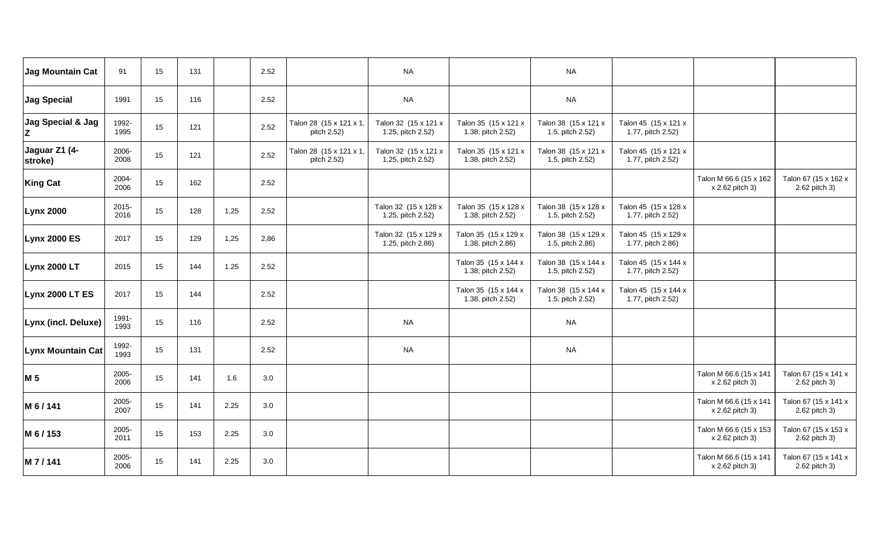| | | | | | | | | | | | | |
|---|---|---|---|---|---|---|---|---|---|---|---|---|
| **Jag Mountain Cat** | 91 | 15 | 131 | | 2.52 | | NA | | NA | | | |
| **Jag Special** | 1991 | 15 | 116 | | 2.52 | | NA | | NA | | | |
| **Jag Special & Jag Z** | 1992-1995 | 15 | 121 | | 2.52 | Talon 28 (15 x 121 x 1, pitch 2.52) | Talon 32 (15 x 121 x 1.25, pitch 2.52) | Talon 35 (15 x 121 x 1.38, pitch 2.52) | Talon 38 (15 x 121 x 1.5, pitch 2.52) | Talon 45 (15 x 121 x 1.77, pitch 2.52) | | |
| **Jaguar Z1 (4-stroke)** | 2006-2008 | 15 | 121 | | 2.52 | Talon 28 (15 x 121 x 1, pitch 2.52) | Talon 32 (15 x 121 x 1.25, pitch 2.52) | Talon 35 (15 x 121 x 1.38, pitch 2.52) | Talon 38 (15 x 121 x 1.5, pitch 2.52) | Talon 45 (15 x 121 x 1.77, pitch 2.52) | | |
| **King Cat** | 2004-2006 | 15 | 162 | | 2.52 | | | | | | Talon M 66.6 (15 x 162 x 2.62 pitch 3) | Talon 67 (15 x 162 x 2.62 pitch 3) |
| **Lynx 2000** | 2015-2016 | 15 | 128 | 1,25 | 2,52 | | Talon 32 (15 x 128 x 1.25, pitch 2.52) | Talon 35 (15 x 128 x 1.38, pitch 2.52) | Talon 38 (15 x 128 x 1.5, pitch 2.52) | Talon 45 (15 x 128 x 1.77, pitch 2.52) | | |
| **Lynx 2000 ES** | 2017 | 15 | 129 | 1,25 | 2,86 | | Talon 32 (15 x 129 x 1.25, pitch 2.86) | Talon 35 (15 x 129 x 1.38, pitch 2.86) | Talon 38 (15 x 129 x 1.5, pitch 2.86) | Talon 45 (15 x 129 x 1.77, pitch 2.86) | | |
| **Lynx 2000 LT** | 2015 | 15 | 144 | 1.25 | 2.52 | | | Talon 35 (15 x 144 x 1.38, pitch 2.52) | Talon 38 (15 x 144 x 1.5, pitch 2.52) | Talon 45 (15 x 144 x 1.77, pitch 2.52) | | |
| **Lynx 2000 LT ES** | 2017 | 15 | 144 | | 2.52 | | | Talon 35 (15 x 144 x 1.38, pitch 2.52) | Talon 38 (15 x 144 x 1.5, pitch 2.52) | Talon 45 (15 x 144 x 1.77, pitch 2.52) | | |
| **Lynx (incl. Deluxe)** | 1991-1993 | 15 | 116 | | 2.52 | | NA | | NA | | | |
| **Lynx Mountain Cat** | 1992-1993 | 15 | 131 | | 2.52 | | NA | | NA | | | |
| **M 5** | 2005-2006 | 15 | 141 | 1.6 | 3.0 | | | | | | Talon M 66.6 (15 x 141 x 2.62 pitch 3) | Talon 67 (15 x 141 x 2.62 pitch 3) |
| **M 6 / 141** | 2005-2007 | 15 | 141 | 2.25 | 3.0 | | | | | | Talon M 66.6 (15 x 141 x 2.62 pitch 3) | Talon 67 (15 x 141 x 2.62 pitch 3) |
| **M 6 / 153** | 2005-2011 | 15 | 153 | 2.25 | 3.0 | | | | | | Talon M 66.6 (15 x 153 x 2.62 pitch 3) | Talon 67 (15 x 153 x 2.62 pitch 3) |
| **M 7 / 141** | 2005-2006 | 15 | 141 | 2.25 | 3.0 | | | | | | Talon M 66.6 (15 x 141 x 2.62 pitch 3) | Talon 67 (15 x 141 x 2.62 pitch 3) |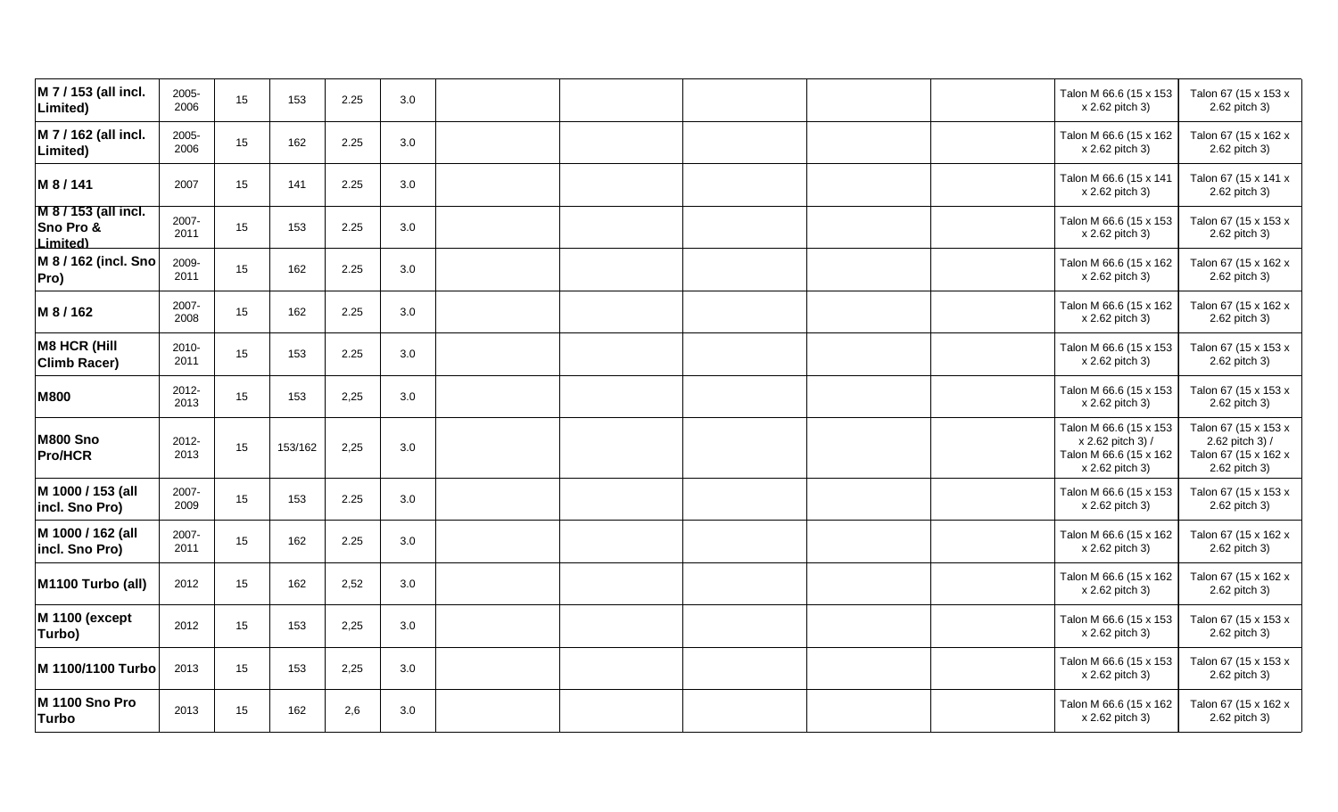| | | | | | | | | | | | | |
|---|---|---|---|---|---|---|---|---|---|---|---|---|
| **M 7 / 153 (all incl. Limited)** | 2005-2006 | 15 | 153 | 2.25 | 3.0 | | | | | | Talon M 66.6 (15 x 153 x 2.62 pitch 3) | Talon 67 (15 x 153 x 2.62 pitch 3) |
| **M 7 / 162 (all incl. Limited)** | 2005-2006 | 15 | 162 | 2.25 | 3.0 | | | | | | Talon M 66.6 (15 x 162 x 2.62 pitch 3) | Talon 67 (15 x 162 x 2.62 pitch 3) |
| **M 8 / 141** | 2007 | 15 | 141 | 2.25 | 3.0 | | | | | | Talon M 66.6 (15 x 141 x 2.62 pitch 3) | Talon 67 (15 x 141 x 2.62 pitch 3) |
| **M 8 / 153 (all incl. Sno Pro & Limited)** | 2007-2011 | 15 | 153 | 2.25 | 3.0 | | | | | | Talon M 66.6 (15 x 153 x 2.62 pitch 3) | Talon 67 (15 x 153 x 2.62 pitch 3) |
| **M 8 / 162 (incl. Sno Pro)** | 2009-2011 | 15 | 162 | 2.25 | 3.0 | | | | | | Talon M 66.6 (15 x 162 x 2.62 pitch 3) | Talon 67 (15 x 162 x 2.62 pitch 3) |
| **M 8 / 162** | 2007-2008 | 15 | 162 | 2.25 | 3.0 | | | | | | Talon M 66.6 (15 x 162 x 2.62 pitch 3) | Talon 67 (15 x 162 x 2.62 pitch 3) |
| **M8 HCR (Hill Climb Racer)** | 2010-2011 | 15 | 153 | 2.25 | 3.0 | | | | | | Talon M 66.6 (15 x 153 x 2.62 pitch 3) | Talon 67 (15 x 153 x 2.62 pitch 3) |
| **M800** | 2012-2013 | 15 | 153 | 2,25 | 3.0 | | | | | | Talon M 66.6 (15 x 153 x 2.62 pitch 3) | Talon 67 (15 x 153 x 2.62 pitch 3) |
| **M800 Sno Pro/HCR** | 2012-2013 | 15 | 153/162 | 2,25 | 3.0 | | | | | | Talon M 66.6 (15 x 153 x 2.62 pitch 3) / Talon M 66.6 (15 x 162 x 2.62 pitch 3) | Talon 67 (15 x 153 x 2.62 pitch 3) / Talon 67 (15 x 162 x 2.62 pitch 3) |
| **M 1000 / 153 (all incl. Sno Pro)** | 2007-2009 | 15 | 153 | 2.25 | 3.0 | | | | | | Talon M 66.6 (15 x 153 x 2.62 pitch 3) | Talon 67 (15 x 153 x 2.62 pitch 3) |
| **M 1000 / 162 (all incl. Sno Pro)** | 2007-2011 | 15 | 162 | 2.25 | 3.0 | | | | | | Talon M 66.6 (15 x 162 x 2.62 pitch 3) | Talon 67 (15 x 162 x 2.62 pitch 3) |
| **M1100 Turbo (all)** | 2012 | 15 | 162 | 2,52 | 3.0 | | | | | | Talon M 66.6 (15 x 162 x 2.62 pitch 3) | Talon 67 (15 x 162 x 2.62 pitch 3) |
| **M 1100 (except Turbo)** | 2012 | 15 | 153 | 2,25 | 3.0 | | | | | | Talon M 66.6 (15 x 153 x 2.62 pitch 3) | Talon 67 (15 x 153 x 2.62 pitch 3) |
| **M 1100/1100 Turbo** | 2013 | 15 | 153 | 2,25 | 3.0 | | | | | | Talon M 66.6 (15 x 153 x 2.62 pitch 3) | Talon 67 (15 x 153 x 2.62 pitch 3) |
| **M 1100 Sno Pro Turbo** | 2013 | 15 | 162 | 2,6 | 3.0 | | | | | | Talon M 66.6 (15 x 162 x 2.62 pitch 3) | Talon 67 (15 x 162 x 2.62 pitch 3) |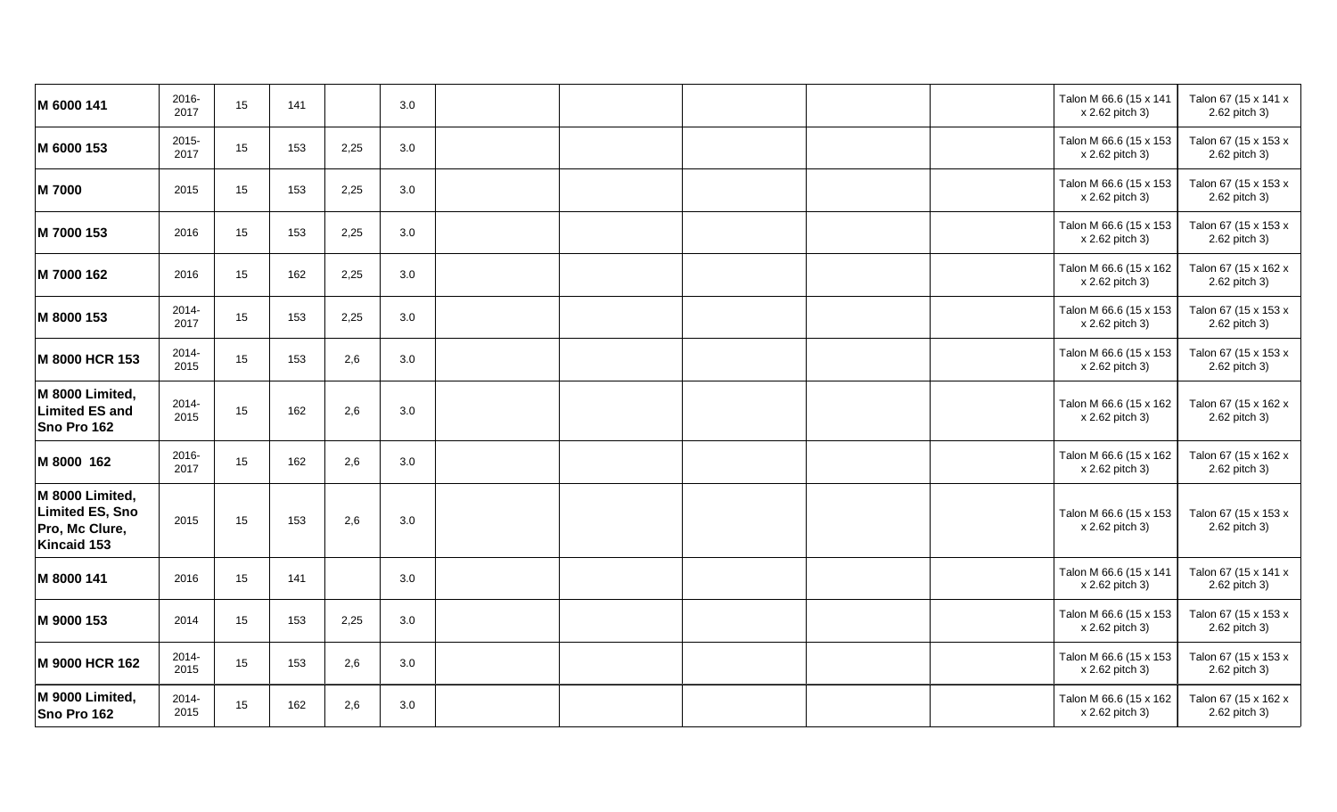| | | | | | | | | | | | | |
|---|---|---|---|---|---|---|---|---|---|---|---|---|
| **M 6000 141** | 2016-2017 | 15 | 141 | | 3.0 | | | | | | Talon M 66.6 (15 x 141 x 2.62 pitch 3) | Talon 67 (15 x 141 x 2.62 pitch 3) |
| **M 6000 153** | 2015-2017 | 15 | 153 | 2,25 | 3.0 | | | | | | Talon M 66.6 (15 x 153 x 2.62 pitch 3) | Talon 67 (15 x 153 x 2.62 pitch 3) |
| **M 7000** | 2015 | 15 | 153 | 2,25 | 3.0 | | | | | | Talon M 66.6 (15 x 153 x 2.62 pitch 3) | Talon 67 (15 x 153 x 2.62 pitch 3) |
| **M 7000 153** | 2016 | 15 | 153 | 2,25 | 3.0 | | | | | | Talon M 66.6 (15 x 153 x 2.62 pitch 3) | Talon 67 (15 x 153 x 2.62 pitch 3) |
| **M 7000 162** | 2016 | 15 | 162 | 2,25 | 3.0 | | | | | | Talon M 66.6 (15 x 162 x 2.62 pitch 3) | Talon 67 (15 x 162 x 2.62 pitch 3) |
| **M 8000 153** | 2014-2017 | 15 | 153 | 2,25 | 3.0 | | | | | | Talon M 66.6 (15 x 153 x 2.62 pitch 3) | Talon 67 (15 x 153 x 2.62 pitch 3) |
| **M 8000 HCR 153** | 2014-2015 | 15 | 153 | 2,6 | 3.0 | | | | | | Talon M 66.6 (15 x 153 x 2.62 pitch 3) | Talon 67 (15 x 153 x 2.62 pitch 3) |
| **M 8000 Limited, Limited ES and Sno Pro 162** | 2014-2015 | 15 | 162 | 2,6 | 3.0 | | | | | | Talon M 66.6 (15 x 162 x 2.62 pitch 3) | Talon 67 (15 x 162 x 2.62 pitch 3) |
| **M 8000 162** | 2016-2017 | 15 | 162 | 2,6 | 3.0 | | | | | | Talon M 66.6 (15 x 162 x 2.62 pitch 3) | Talon 67 (15 x 162 x 2.62 pitch 3) |
| **M 8000 Limited, Limited ES, Sno Pro, Mc Clure, Kincaid 153** | 2015 | 15 | 153 | 2,6 | 3.0 | | | | | | Talon M 66.6 (15 x 153 x 2.62 pitch 3) | Talon 67 (15 x 153 x 2.62 pitch 3) |
| **M 8000 141** | 2016 | 15 | 141 | | 3.0 | | | | | | Talon M 66.6 (15 x 141 x 2.62 pitch 3) | Talon 67 (15 x 141 x 2.62 pitch 3) |
| **M 9000 153** | 2014 | 15 | 153 | 2,25 | 3.0 | | | | | | Talon M 66.6 (15 x 153 x 2.62 pitch 3) | Talon 67 (15 x 153 x 2.62 pitch 3) |
| **M 9000 HCR 162** | 2014-2015 | 15 | 153 | 2,6 | 3.0 | | | | | | Talon M 66.6 (15 x 153 x 2.62 pitch 3) | Talon 67 (15 x 153 x 2.62 pitch 3) |
| **M 9000 Limited, Sno Pro 162** | 2014-2015 | 15 | 162 | 2,6 | 3.0 | | | | | | Talon M 66.6 (15 x 162 x 2.62 pitch 3) | Talon 67 (15 x 162 x 2.62 pitch 3) |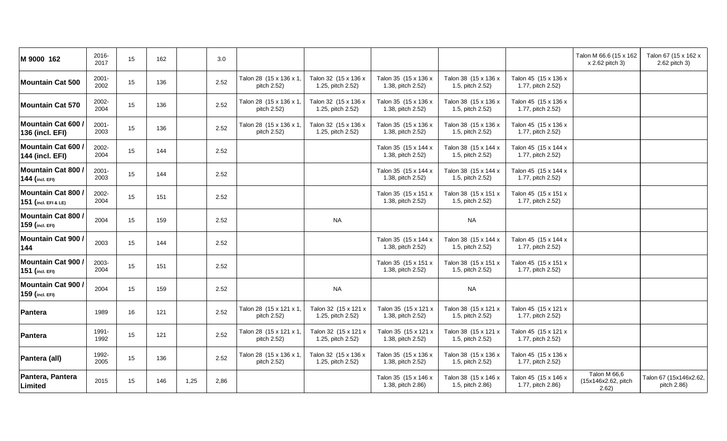| M 9000 162 | 2016-2017 | 15 | 162 | | 3.0 | | | | | | Talon M 66.6 (15 x 162 x 2.62 pitch 3) | Talon 67 (15 x 162 x 2.62 pitch 3) |
|---|---|---|---|---|---|---|---|---|---|---|---|---|
| **Mountain Cat 500** | 2001-2002 | 15 | 136 | | 2.52 | Talon 28 (15 x 136 x 1, pitch 2.52) | Talon 32 (15 x 136 x 1.25, pitch 2.52) | Talon 35 (15 x 136 x 1.38, pitch 2.52) | Talon 38 (15 x 136 x 1.5, pitch 2.52) | Talon 45 (15 x 136 x 1.77, pitch 2.52) | | |
| **Mountain Cat 570** | 2002-2004 | 15 | 136 | | 2.52 | Talon 28 (15 x 136 x 1, pitch 2.52) | Talon 32 (15 x 136 x 1.25, pitch 2.52) | Talon 35 (15 x 136 x 1.38, pitch 2.52) | Talon 38 (15 x 136 x 1.5, pitch 2.52) | Talon 45 (15 x 136 x 1.77, pitch 2.52) | | |
| **Mountain Cat 600 / 136 (incl. EFI)** | 2001-2003 | 15 | 136 | | 2.52 | Talon 28 (15 x 136 x 1, pitch 2.52) | Talon 32 (15 x 136 x 1.25, pitch 2.52) | Talon 35 (15 x 136 x 1.38, pitch 2.52) | Talon 38 (15 x 136 x 1.5, pitch 2.52) | Talon 45 (15 x 136 x 1.77, pitch 2.52) | | |
| **Mountain Cat 600 / 144 (incl. EFI)** | 2002-2004 | 15 | 144 | | 2.52 | | | Talon 35 (15 x 144 x 1.38, pitch 2.52) | Talon 38 (15 x 144 x 1.5, pitch 2.52) | Talon 45 (15 x 144 x 1.77, pitch 2.52) | | |
| **Mountain Cat 800 / 144 (incl. EFI)** | 2001-2003 | 15 | 144 | | 2.52 | | | Talon 35 (15 x 144 x 1.38, pitch 2.52) | Talon 38 (15 x 144 x 1.5, pitch 2.52) | Talon 45 (15 x 144 x 1.77, pitch 2.52) | | |
| **Mountain Cat 800 / 151 (incl. EFI & LE)** | 2002-2004 | 15 | 151 | | 2.52 | | | Talon 35 (15 x 151 x 1.38, pitch 2.52) | Talon 38 (15 x 151 x 1.5, pitch 2.52) | Talon 45 (15 x 151 x 1.77, pitch 2.52) | | |
| **Mountain Cat 800 / 159 (incl. EFI)** | 2004 | 15 | 159 | | 2.52 | | NA | | NA | | | |
| **Mountain Cat 900 / 144** | 2003 | 15 | 144 | | 2.52 | | | Talon 35 (15 x 144 x 1.38, pitch 2.52) | Talon 38 (15 x 144 x 1.5, pitch 2.52) | Talon 45 (15 x 144 x 1.77, pitch 2.52) | | |
| **Mountain Cat 900 / 151 (incl. EFI)** | 2003-2004 | 15 | 151 | | 2.52 | | | Talon 35 (15 x 151 x 1.38, pitch 2.52) | Talon 38 (15 x 151 x 1.5, pitch 2.52) | Talon 45 (15 x 151 x 1.77, pitch 2.52) | | |
| **Mountain Cat 900 / 159 (incl. EFI)** | 2004 | 15 | 159 | | 2.52 | | NA | | NA | | | |
| **Pantera** | 1989 | 16 | 121 | | 2.52 | Talon 28 (15 x 121 x 1, pitch 2.52) | Talon 32 (15 x 121 x 1.25, pitch 2.52) | Talon 35 (15 x 121 x 1.38, pitch 2.52) | Talon 38 (15 x 121 x 1.5, pitch 2.52) | Talon 45 (15 x 121 x 1.77, pitch 2.52) | | |
| **Pantera** | 1991-1992 | 15 | 121 | | 2.52 | Talon 28 (15 x 121 x 1, pitch 2.52) | Talon 32 (15 x 121 x 1.25, pitch 2.52) | Talon 35 (15 x 121 x 1.38, pitch 2.52) | Talon 38 (15 x 121 x 1.5, pitch 2.52) | Talon 45 (15 x 121 x 1.77, pitch 2.52) | | |
| **Pantera (all)** | 1992-2005 | 15 | 136 | | 2.52 | Talon 28 (15 x 136 x 1, pitch 2.52) | Talon 32 (15 x 136 x 1.25, pitch 2.52) | Talon 35 (15 x 136 x 1.38, pitch 2.52) | Talon 38 (15 x 136 x 1.5, pitch 2.52) | Talon 45 (15 x 136 x 1.77, pitch 2.52) | | |
| **Pantera, Pantera Limited** | 2015 | 15 | 146 | 1,25 | 2,86 | | | Talon 35 (15 x 146 x 1.38, pitch 2.86) | Talon 38 (15 x 146 x 1.5, pitch 2.86) | Talon 45 (15 x 146 x 1.77, pitch 2.86) | Talon M 66,6 (15x146x2.62, pitch 2.62) | Talon 67 (15x146x2.62, pitch 2.86) |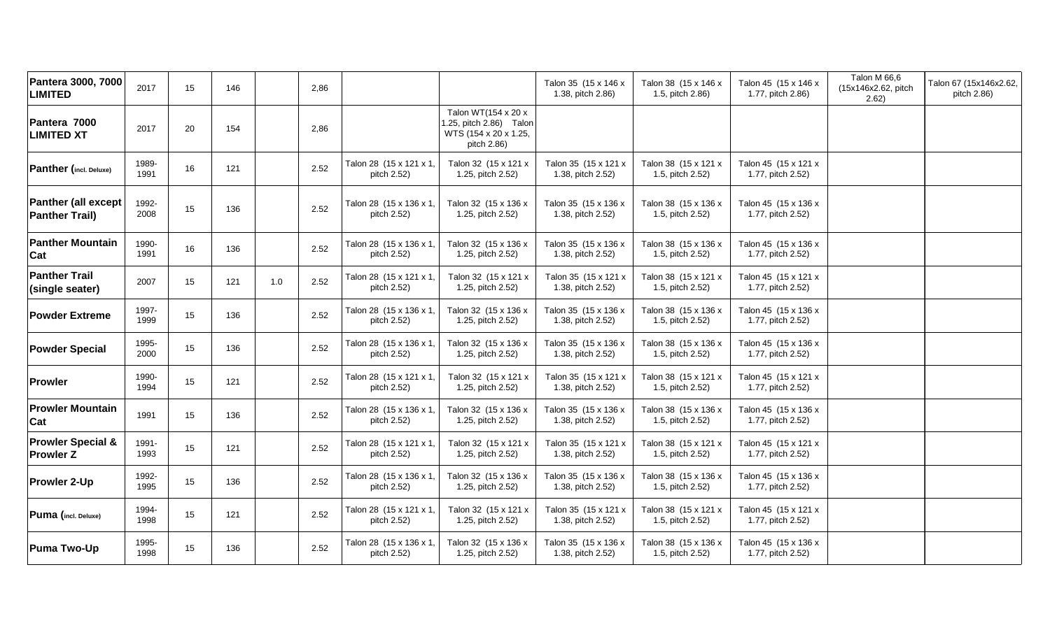| | | | | | | | | | | | | |
|---|---|---|---|---|---|---|---|---|---|---|---|---|
| **Pantera 3000, 7000 LIMITED** | 2017 | 15 | 146 | | 2,86 | | | Talon 35 (15 x 146 x 1.38, pitch 2.86) | Talon 38 (15 x 146 x 1.5, pitch 2.86) | Talon 45 (15 x 146 x 1.77, pitch 2.86) | Talon M 66,6 (15x146x2.62, pitch 2.62) | Talon 67 (15x146x2.62, pitch 2.86) |
| **Pantera 7000 LIMITED XT** | 2017 | 20 | 154 | | 2,86 | | Talon WT(154 x 20 x 1.25, pitch 2.86) Talon WTS (154 x 20 x 1.25, pitch 2.86) | | | | | |
| **Panther (incl. Deluxe)** | 1989-1991 | 16 | 121 | | 2.52 | Talon 28 (15 x 121 x 1, pitch 2.52) | Talon 32 (15 x 121 x 1.25, pitch 2.52) | Talon 35 (15 x 121 x 1.38, pitch 2.52) | Talon 38 (15 x 121 x 1.5, pitch 2.52) | Talon 45 (15 x 121 x 1.77, pitch 2.52) | | |
| **Panther (all except Panther Trail)** | 1992-2008 | 15 | 136 | | 2.52 | Talon 28 (15 x 136 x 1, pitch 2.52) | Talon 32 (15 x 136 x 1.25, pitch 2.52) | Talon 35 (15 x 136 x 1.38, pitch 2.52) | Talon 38 (15 x 136 x 1.5, pitch 2.52) | Talon 45 (15 x 136 x 1.77, pitch 2.52) | | |
| **Panther Mountain Cat** | 1990-1991 | 16 | 136 | | 2.52 | Talon 28 (15 x 136 x 1, pitch 2.52) | Talon 32 (15 x 136 x 1.25, pitch 2.52) | Talon 35 (15 x 136 x 1.38, pitch 2.52) | Talon 38 (15 x 136 x 1.5, pitch 2.52) | Talon 45 (15 x 136 x 1.77, pitch 2.52) | | |
| **Panther Trail (single seater)** | 2007 | 15 | 121 | 1.0 | 2.52 | Talon 28 (15 x 121 x 1, pitch 2.52) | Talon 32 (15 x 121 x 1.25, pitch 2.52) | Talon 35 (15 x 121 x 1.38, pitch 2.52) | Talon 38 (15 x 121 x 1.5, pitch 2.52) | Talon 45 (15 x 121 x 1.77, pitch 2.52) | | |
| **Powder Extreme** | 1997-1999 | 15 | 136 | | 2.52 | Talon 28 (15 x 136 x 1, pitch 2.52) | Talon 32 (15 x 136 x 1.25, pitch 2.52) | Talon 35 (15 x 136 x 1.38, pitch 2.52) | Talon 38 (15 x 136 x 1.5, pitch 2.52) | Talon 45 (15 x 136 x 1.77, pitch 2.52) | | |
| **Powder Special** | 1995-2000 | 15 | 136 | | 2.52 | Talon 28 (15 x 136 x 1, pitch 2.52) | Talon 32 (15 x 136 x 1.25, pitch 2.52) | Talon 35 (15 x 136 x 1.38, pitch 2.52) | Talon 38 (15 x 136 x 1.5, pitch 2.52) | Talon 45 (15 x 136 x 1.77, pitch 2.52) | | |
| **Prowler** | 1990-1994 | 15 | 121 | | 2.52 | Talon 28 (15 x 121 x 1, pitch 2.52) | Talon 32 (15 x 121 x 1.25, pitch 2.52) | Talon 35 (15 x 121 x 1.38, pitch 2.52) | Talon 38 (15 x 121 x 1.5, pitch 2.52) | Talon 45 (15 x 121 x 1.77, pitch 2.52) | | |
| **Prowler Mountain Cat** | 1991 | 15 | 136 | | 2.52 | Talon 28 (15 x 136 x 1, pitch 2.52) | Talon 32 (15 x 136 x 1.25, pitch 2.52) | Talon 35 (15 x 136 x 1.38, pitch 2.52) | Talon 38 (15 x 136 x 1.5, pitch 2.52) | Talon 45 (15 x 136 x 1.77, pitch 2.52) | | |
| **Prowler Special & Prowler Z** | 1991-1993 | 15 | 121 | | 2.52 | Talon 28 (15 x 121 x 1, pitch 2.52) | Talon 32 (15 x 121 x 1.25, pitch 2.52) | Talon 35 (15 x 121 x 1.38, pitch 2.52) | Talon 38 (15 x 121 x 1.5, pitch 2.52) | Talon 45 (15 x 121 x 1.77, pitch 2.52) | | |
| **Prowler 2-Up** | 1992-1995 | 15 | 136 | | 2.52 | Talon 28 (15 x 136 x 1, pitch 2.52) | Talon 32 (15 x 136 x 1.25, pitch 2.52) | Talon 35 (15 x 136 x 1.38, pitch 2.52) | Talon 38 (15 x 136 x 1.5, pitch 2.52) | Talon 45 (15 x 136 x 1.77, pitch 2.52) | | |
| **Puma (incl. Deluxe)** | 1994-1998 | 15 | 121 | | 2.52 | Talon 28 (15 x 121 x 1, pitch 2.52) | Talon 32 (15 x 121 x 1.25, pitch 2.52) | Talon 35 (15 x 121 x 1.38, pitch 2.52) | Talon 38 (15 x 121 x 1.5, pitch 2.52) | Talon 45 (15 x 121 x 1.77, pitch 2.52) | | |
| **Puma Two-Up** | 1995-1998 | 15 | 136 | | 2.52 | Talon 28 (15 x 136 x 1, pitch 2.52) | Talon 32 (15 x 136 x 1.25, pitch 2.52) | Talon 35 (15 x 136 x 1.38, pitch 2.52) | Talon 38 (15 x 136 x 1.5, pitch 2.52) | Talon 45 (15 x 136 x 1.77, pitch 2.52) | | |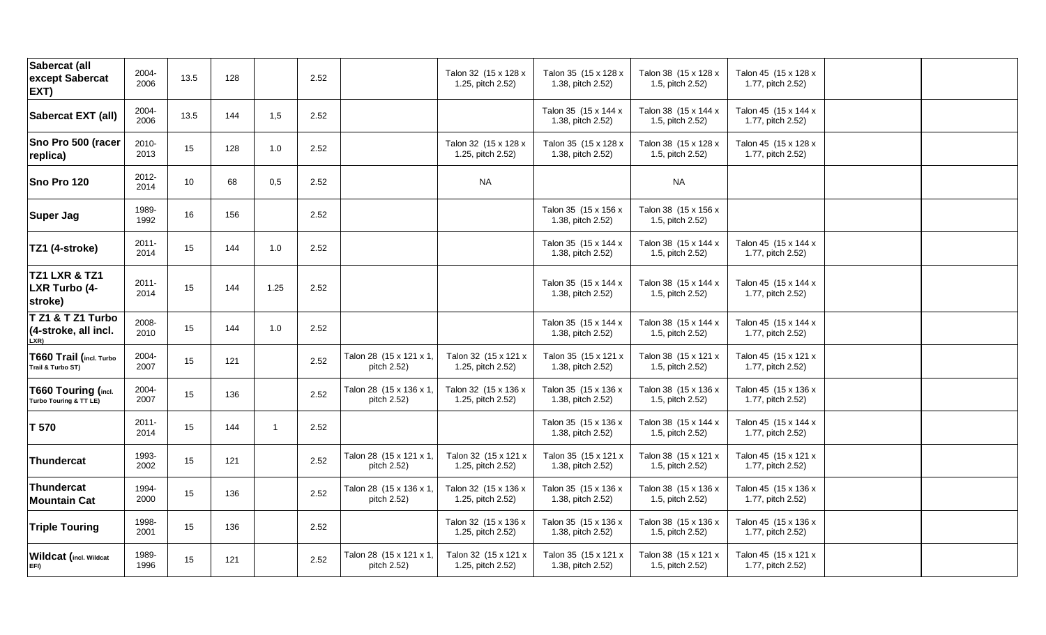| | | | | | | | | | | | | |
|---|---|---|---|---|---|---|---|---|---|---|---|---|
| **Sabercat (all except Sabercat EXT)** | 2004-2006 | 13.5 | 128 | | 2.52 | | Talon 32 (15 x 128 x 1.25, pitch 2.52) | Talon 35 (15 x 128 x 1.38, pitch 2.52) | Talon 38 (15 x 128 x 1.5, pitch 2.52) | Talon 45 (15 x 128 x 1.77, pitch 2.52) | | |
| **Sabercat EXT (all)** | 2004-2006 | 13.5 | 144 | 1,5 | 2.52 | | | Talon 35 (15 x 144 x 1.38, pitch 2.52) | Talon 38 (15 x 144 x 1.5, pitch 2.52) | Talon 45 (15 x 144 x 1.77, pitch 2.52) | | |
| **Sno Pro 500 (racer replica)** | 2010-2013 | 15 | 128 | 1.0 | 2.52 | | Talon 32 (15 x 128 x 1.25, pitch 2.52) | Talon 35 (15 x 128 x 1.38, pitch 2.52) | Talon 38 (15 x 128 x 1.5, pitch 2.52) | Talon 45 (15 x 128 x 1.77, pitch 2.52) | | |
| **Sno Pro 120** | 2012-2014 | 10 | 68 | 0,5 | 2.52 | | NA | | NA | | | |
| **Super Jag** | 1989-1992 | 16 | 156 | | 2.52 | | | Talon 35 (15 x 156 x 1.38, pitch 2.52) | Talon 38 (15 x 156 x 1.5, pitch 2.52) | | | |
| **TZ1 (4-stroke)** | 2011-2014 | 15 | 144 | 1.0 | 2.52 | | | Talon 35 (15 x 144 x 1.38, pitch 2.52) | Talon 38 (15 x 144 x 1.5, pitch 2.52) | Talon 45 (15 x 144 x 1.77, pitch 2.52) | | |
| **TZ1 LXR & TZ1 LXR Turbo (4-stroke)** | 2011-2014 | 15 | 144 | 1.25 | 2.52 | | | Talon 35 (15 x 144 x 1.38, pitch 2.52) | Talon 38 (15 x 144 x 1.5, pitch 2.52) | Talon 45 (15 x 144 x 1.77, pitch 2.52) | | |
| **T Z1 & T Z1 Turbo (4-stroke, all incl. LXR)** | 2008-2010 | 15 | 144 | 1.0 | 2.52 | | | Talon 35 (15 x 144 x 1.38, pitch 2.52) | Talon 38 (15 x 144 x 1.5, pitch 2.52) | Talon 45 (15 x 144 x 1.77, pitch 2.52) | | |
| **T660 Trail (incl. Turbo Trail & Turbo ST)** | 2004-2007 | 15 | 121 | | 2.52 | Talon 28 (15 x 121 x 1, pitch 2.52) | Talon 32 (15 x 121 x 1.25, pitch 2.52) | Talon 35 (15 x 121 x 1.38, pitch 2.52) | Talon 38 (15 x 121 x 1.5, pitch 2.52) | Talon 45 (15 x 121 x 1.77, pitch 2.52) | | |
| **T660 Touring (incl. Turbo Touring & TT LE)** | 2004-2007 | 15 | 136 | | 2.52 | Talon 28 (15 x 136 x 1, pitch 2.52) | Talon 32 (15 x 136 x 1.25, pitch 2.52) | Talon 35 (15 x 136 x 1.38, pitch 2.52) | Talon 38 (15 x 136 x 1.5, pitch 2.52) | Talon 45 (15 x 136 x 1.77, pitch 2.52) | | |
| **T 570** | 2011-2014 | 15 | 144 | 1 | 2.52 | | | Talon 35 (15 x 136 x 1.38, pitch 2.52) | Talon 38 (15 x 144 x 1.5, pitch 2.52) | Talon 45 (15 x 144 x 1.77, pitch 2.52) | | |
| **Thundercat** | 1993-2002 | 15 | 121 | | 2.52 | Talon 28 (15 x 121 x 1, pitch 2.52) | Talon 32 (15 x 121 x 1.25, pitch 2.52) | Talon 35 (15 x 121 x 1.38, pitch 2.52) | Talon 38 (15 x 121 x 1.5, pitch 2.52) | Talon 45 (15 x 121 x 1.77, pitch 2.52) | | |
| **Thundercat Mountain Cat** | 1994-2000 | 15 | 136 | | 2.52 | Talon 28 (15 x 136 x 1, pitch 2.52) | Talon 32 (15 x 136 x 1.25, pitch 2.52) | Talon 35 (15 x 136 x 1.38, pitch 2.52) | Talon 38 (15 x 136 x 1.5, pitch 2.52) | Talon 45 (15 x 136 x 1.77, pitch 2.52) | | |
| **Triple Touring** | 1998-2001 | 15 | 136 | | 2.52 | | Talon 32 (15 x 136 x 1.25, pitch 2.52) | Talon 35 (15 x 136 x 1.38, pitch 2.52) | Talon 38 (15 x 136 x 1.5, pitch 2.52) | Talon 45 (15 x 136 x 1.77, pitch 2.52) | | |
| **Wildcat (incl. Wildcat EFI)** | 1989-1996 | 15 | 121 | | 2.52 | Talon 28 (15 x 121 x 1, pitch 2.52) | Talon 32 (15 x 121 x 1.25, pitch 2.52) | Talon 35 (15 x 121 x 1.38, pitch 2.52) | Talon 38 (15 x 121 x 1.5, pitch 2.52) | Talon 45 (15 x 121 x 1.77, pitch 2.52) | | |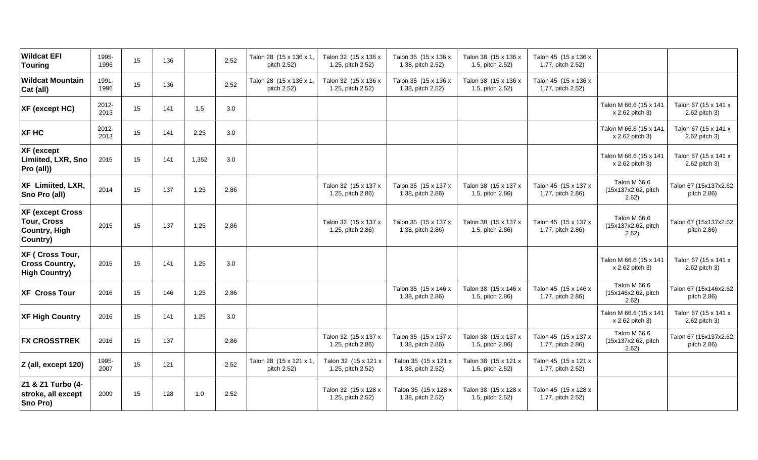| Wildcat EFI Touring | 1995-1996 | 15 | 136 | | 2.52 | Talon 28 (15 x 136 x 1, pitch 2.52) | Talon 32 (15 x 136 x 1.25, pitch 2.52) | Talon 35 (15 x 136 x 1.38, pitch 2.52) | Talon 38 (15 x 136 x 1.5, pitch 2.52) | Talon 45 (15 x 136 x 1.77, pitch 2.52) | | |
|---|---|---|---|---|---|---|---|---|---|---|---|---|
| **Wildcat Mountain Cat (all)** | 1991-1996 | 15 | 136 | | 2.52 | Talon 28 (15 x 136 x 1, pitch 2.52) | Talon 32 (15 x 136 x 1.25, pitch 2.52) | Talon 35 (15 x 136 x 1.38, pitch 2.52) | Talon 38 (15 x 136 x 1.5, pitch 2.52) | Talon 45 (15 x 136 x 1.77, pitch 2.52) | | |
| **XF (except HC)** | 2012-2013 | 15 | 141 | 1,5 | 3.0 | | | | | | Talon M 66.6 (15 x 141 x 2.62 pitch 3) | Talon 67 (15 x 141 x 2.62 pitch 3) |
| **XF HC** | 2012-2013 | 15 | 141 | 2,25 | 3.0 | | | | | | Talon M 66.6 (15 x 141 x 2.62 pitch 3) | Talon 67 (15 x 141 x 2.62 pitch 3) |
| **XF (except Limiited, LXR, Sno Pro (all))** | 2015 | 15 | 141 | 1,352 | 3.0 | | | | | | Talon M 66.6 (15 x 141 x 2.62 pitch 3) | Talon 67 (15 x 141 x 2.62 pitch 3) |
| **XF Limiited, LXR, Sno Pro (all)** | 2014 | 15 | 137 | 1,25 | 2,86 | | Talon 32 (15 x 137 x 1.25, pitch 2.86) | Talon 35 (15 x 137 x 1.38, pitch 2.86) | Talon 38 (15 x 137 x 1.5, pitch 2.86) | Talon 45 (15 x 137 x 1.77, pitch 2.86) | Talon M 66,6 (15x137x2.62, pitch 2.62) | Talon 67 (15x137x2.62, pitch 2.86) |
| **XF (except Cross Tour, Cross Country, High Country)** | 2015 | 15 | 137 | 1,25 | 2,86 | | Talon 32 (15 x 137 x 1.25, pitch 2.86) | Talon 35 (15 x 137 x 1.38, pitch 2.86) | Talon 38 (15 x 137 x 1.5, pitch 2.86) | Talon 45 (15 x 137 x 1.77, pitch 2.86) | Talon M 66,6 (15x137x2.62, pitch 2.62) | Talon 67 (15x137x2.62, pitch 2.86) |
| **XF ( Cross Tour, Cross Country, High Country)** | 2015 | 15 | 141 | 1,25 | 3.0 | | | | | | Talon M 66.6 (15 x 141 x 2.62 pitch 3) | Talon 67 (15 x 141 x 2.62 pitch 3) |
| **XF Cross Tour** | 2016 | 15 | 146 | 1,25 | 2,86 | | | Talon 35 (15 x 146 x 1.38, pitch 2.86) | Talon 38 (15 x 146 x 1.5, pitch 2.86) | Talon 45 (15 x 146 x 1.77, pitch 2.86) | Talon M 66,6 (15x146x2.62, pitch 2.62) | Talon 67 (15x146x2.62, pitch 2.86) |
| **XF High Country** | 2016 | 15 | 141 | 1,25 | 3.0 | | | | | | Talon M 66.6 (15 x 141 x 2.62 pitch 3) | Talon 67 (15 x 141 x 2.62 pitch 3) |
| **FX CROSSTREK** | 2016 | 15 | 137 | | 2,86 | | Talon 32 (15 x 137 x 1.25, pitch 2.86) | Talon 35 (15 x 137 x 1.38, pitch 2.86) | Talon 38 (15 x 137 x 1.5, pitch 2.86) | Talon 45 (15 x 137 x 1.77, pitch 2.86) | Talon M 66,6 (15x137x2.62, pitch 2.62) | Talon 67 (15x137x2.62, pitch 2.86) |
| **Z (all, except 120)** | 1995-2007 | 15 | 121 | | 2.52 | Talon 28 (15 x 121 x 1, pitch 2.52) | Talon 32 (15 x 121 x 1.25, pitch 2.52) | Talon 35 (15 x 121 x 1.38, pitch 2.52) | Talon 38 (15 x 121 x 1.5, pitch 2.52) | Talon 45 (15 x 121 x 1.77, pitch 2.52) | | |
| **Z1 & Z1 Turbo (4-stroke, all except Sno Pro)** | 2009 | 15 | 128 | 1.0 | 2.52 | | Talon 32 (15 x 128 x 1.25, pitch 2.52) | Talon 35 (15 x 128 x 1.38, pitch 2.52) | Talon 38 (15 x 128 x 1.5, pitch 2.52) | Talon 45 (15 x 128 x 1.77, pitch 2.52) | | |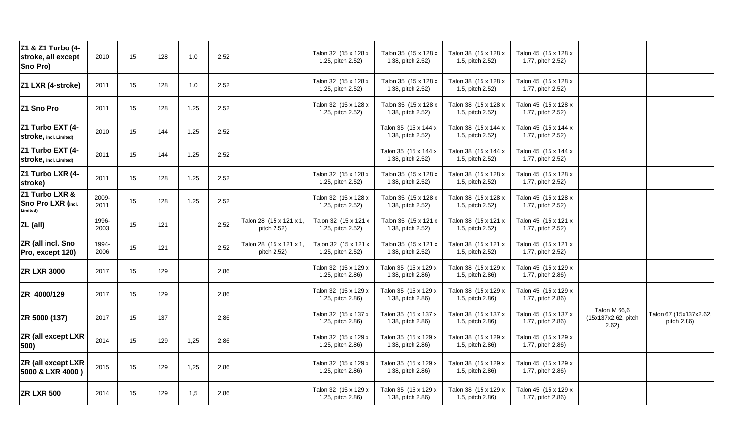| Z1 & Z1 Turbo (4-stroke, all except Sno Pro) | 2010 | 15 | 128 | 1.0 | 2.52 | | Talon 32 (15 x 128 x 1.25, pitch 2.52) | Talon 35 (15 x 128 x 1.38, pitch 2.52) | Talon 38 (15 x 128 x 1.5, pitch 2.52) | Talon 45 (15 x 128 x 1.77, pitch 2.52) | | |
|---|---|---|---|---|---|---|---|---|---|---|---|---|
| Z1 LXR (4-stroke) | 2011 | 15 | 128 | 1.0 | 2.52 | | Talon 32 (15 x 128 x 1.25, pitch 2.52) | Talon 35 (15 x 128 x 1.38, pitch 2.52) | Talon 38 (15 x 128 x 1.5, pitch 2.52) | Talon 45 (15 x 128 x 1.77, pitch 2.52) | | |
| Z1 Sno Pro | 2011 | 15 | 128 | 1.25 | 2.52 | | Talon 32 (15 x 128 x 1.25, pitch 2.52) | Talon 35 (15 x 128 x 1.38, pitch 2.52) | Talon 38 (15 x 128 x 1.5, pitch 2.52) | Talon 45 (15 x 128 x 1.77, pitch 2.52) | | |
| Z1 Turbo EXT (4-stroke, incl. Limited) | 2010 | 15 | 144 | 1.25 | 2.52 | | | Talon 35 (15 x 144 x 1.38, pitch 2.52) | Talon 38 (15 x 144 x 1.5, pitch 2.52) | Talon 45 (15 x 144 x 1.77, pitch 2.52) | | |
| Z1 Turbo EXT (4-stroke, incl. Limited) | 2011 | 15 | 144 | 1.25 | 2.52 | | | Talon 35 (15 x 144 x 1.38, pitch 2.52) | Talon 38 (15 x 144 x 1.5, pitch 2.52) | Talon 45 (15 x 144 x 1.77, pitch 2.52) | | |
| Z1 Turbo LXR (4-stroke) | 2011 | 15 | 128 | 1.25 | 2.52 | | Talon 32 (15 x 128 x 1.25, pitch 2.52) | Talon 35 (15 x 128 x 1.38, pitch 2.52) | Talon 38 (15 x 128 x 1.5, pitch 2.52) | Talon 45 (15 x 128 x 1.77, pitch 2.52) | | |
| Z1 Turbo LXR & Sno Pro LXR (incl. Limited) | 2009-2011 | 15 | 128 | 1.25 | 2.52 | | Talon 32 (15 x 128 x 1.25, pitch 2.52) | Talon 35 (15 x 128 x 1.38, pitch 2.52) | Talon 38 (15 x 128 x 1.5, pitch 2.52) | Talon 45 (15 x 128 x 1.77, pitch 2.52) | | |
| ZL (all) | 1996-2003 | 15 | 121 | | 2.52 | Talon 28 (15 x 121 x 1, pitch 2.52) | Talon 32 (15 x 121 x 1.25, pitch 2.52) | Talon 35 (15 x 121 x 1.38, pitch 2.52) | Talon 38 (15 x 121 x 1.5, pitch 2.52) | Talon 45 (15 x 121 x 1.77, pitch 2.52) | | |
| ZR (all incl. Sno Pro, except 120) | 1994-2006 | 15 | 121 | | 2.52 | Talon 28 (15 x 121 x 1, pitch 2.52) | Talon 32 (15 x 121 x 1.25, pitch 2.52) | Talon 35 (15 x 121 x 1.38, pitch 2.52) | Talon 38 (15 x 121 x 1.5, pitch 2.52) | Talon 45 (15 x 121 x 1.77, pitch 2.52) | | |
| ZR LXR 3000 | 2017 | 15 | 129 | | 2,86 | | Talon 32 (15 x 129 x 1.25, pitch 2.86) | Talon 35 (15 x 129 x 1.38, pitch 2.86) | Talon 38 (15 x 129 x 1.5, pitch 2.86) | Talon 45 (15 x 129 x 1.77, pitch 2.86) | | |
| ZR 4000/129 | 2017 | 15 | 129 | | 2,86 | | Talon 32 (15 x 129 x 1.25, pitch 2.86) | Talon 35 (15 x 129 x 1.38, pitch 2.86) | Talon 38 (15 x 129 x 1.5, pitch 2.86) | Talon 45 (15 x 129 x 1.77, pitch 2.86) | | |
| ZR 5000 (137) | 2017 | 15 | 137 | | 2,86 | | Talon 32 (15 x 137 x 1.25, pitch 2.86) | Talon 35 (15 x 137 x 1.38, pitch 2.86) | Talon 38 (15 x 137 x 1.5, pitch 2.86) | Talon 45 (15 x 137 x 1.77, pitch 2.86) | Talon M 66,6 (15x137x2.62, pitch 2.62) | Talon 67 (15x137x2.62, pitch 2.86) |
| ZR (all except LXR 500) | 2014 | 15 | 129 | 1,25 | 2,86 | | Talon 32 (15 x 129 x 1.25, pitch 2.86) | Talon 35 (15 x 129 x 1.38, pitch 2.86) | Talon 38 (15 x 129 x 1.5, pitch 2.86) | Talon 45 (15 x 129 x 1.77, pitch 2.86) | | |
| ZR (all except LXR 5000 & LXR 4000 ) | 2015 | 15 | 129 | 1,25 | 2,86 | | Talon 32 (15 x 129 x 1.25, pitch 2.86) | Talon 35 (15 x 129 x 1.38, pitch 2.86) | Talon 38 (15 x 129 x 1.5, pitch 2.86) | Talon 45 (15 x 129 x 1.77, pitch 2.86) | | |
| ZR LXR 500 | 2014 | 15 | 129 | 1,5 | 2,86 | | Talon 32 (15 x 129 x 1.25, pitch 2.86) | Talon 35 (15 x 129 x 1.38, pitch 2.86) | Talon 38 (15 x 129 x 1.5, pitch 2.86) | Talon 45 (15 x 129 x 1.77, pitch 2.86) | | |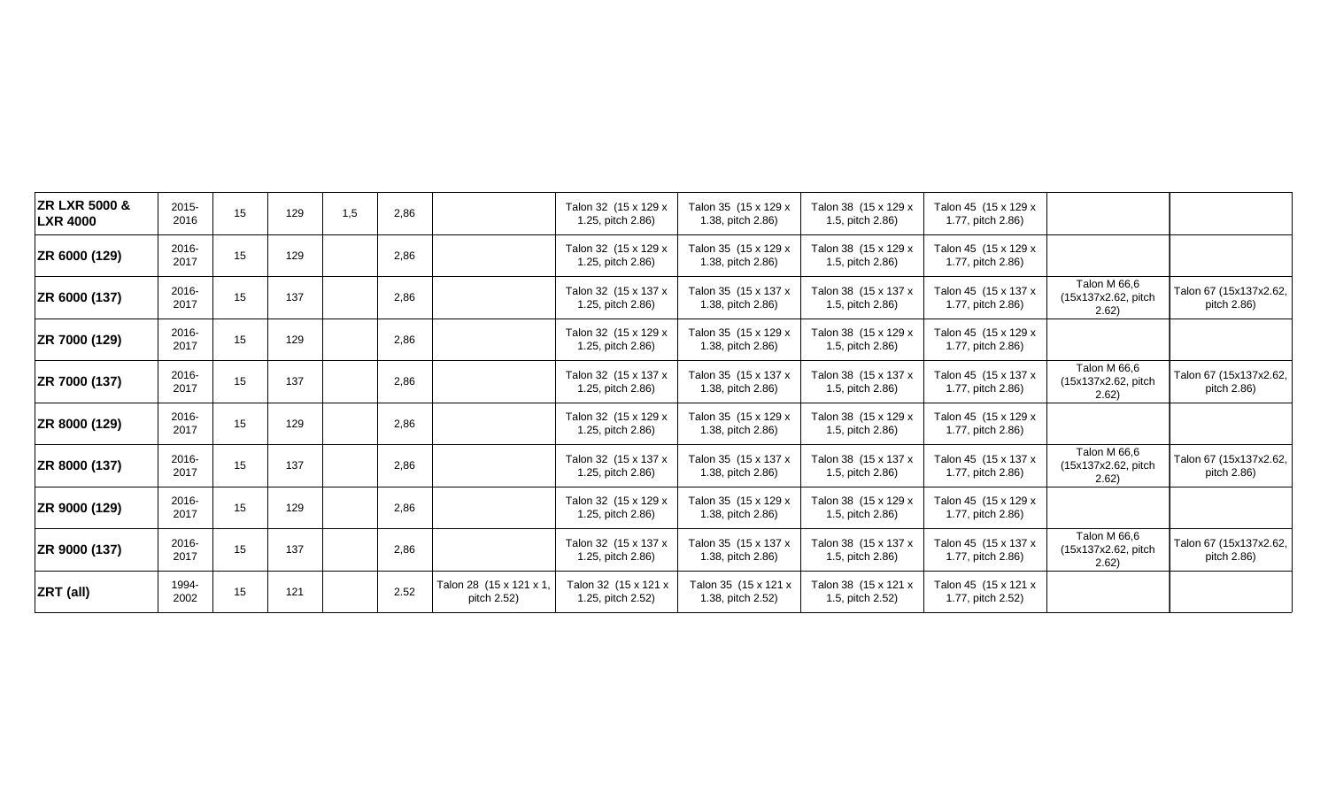| | | | | | | | | | | | | |
|---|---|---|---|---|---|---|---|---|---|---|---|---|
| **ZR LXR 5000 & LXR 4000** | 2015-2016 | 15 | 129 | 1,5 | 2,86 | | Talon 32 (15 x 129 x 1.25, pitch 2.86) | Talon 35 (15 x 129 x 1.38, pitch 2.86) | Talon 38 (15 x 129 x 1.5, pitch 2.86) | Talon 45 (15 x 129 x 1.77, pitch 2.86) | | |
| **ZR 6000 (129)** | 2016-2017 | 15 | 129 | | 2,86 | | Talon 32 (15 x 129 x 1.25, pitch 2.86) | Talon 35 (15 x 129 x 1.38, pitch 2.86) | Talon 38 (15 x 129 x 1.5, pitch 2.86) | Talon 45 (15 x 129 x 1.77, pitch 2.86) | | |
| **ZR 6000 (137)** | 2016-2017 | 15 | 137 | | 2,86 | | Talon 32 (15 x 137 x 1.25, pitch 2.86) | Talon 35 (15 x 137 x 1.38, pitch 2.86) | Talon 38 (15 x 137 x 1.5, pitch 2.86) | Talon 45 (15 x 137 x 1.77, pitch 2.86) | Talon M 66,6 (15x137x2.62, pitch 2.62) | Talon 67 (15x137x2.62, pitch 2.86) |
| **ZR 7000 (129)** | 2016-2017 | 15 | 129 | | 2,86 | | Talon 32 (15 x 129 x 1.25, pitch 2.86) | Talon 35 (15 x 129 x 1.38, pitch 2.86) | Talon 38 (15 x 129 x 1.5, pitch 2.86) | Talon 45 (15 x 129 x 1.77, pitch 2.86) | | |
| **ZR 7000 (137)** | 2016-2017 | 15 | 137 | | 2,86 | | Talon 32 (15 x 137 x 1.25, pitch 2.86) | Talon 35 (15 x 137 x 1.38, pitch 2.86) | Talon 38 (15 x 137 x 1.5, pitch 2.86) | Talon 45 (15 x 137 x 1.77, pitch 2.86) | Talon M 66,6 (15x137x2.62, pitch 2.62) | Talon 67 (15x137x2.62, pitch 2.86) |
| **ZR 8000 (129)** | 2016-2017 | 15 | 129 | | 2,86 | | Talon 32 (15 x 129 x 1.25, pitch 2.86) | Talon 35 (15 x 129 x 1.38, pitch 2.86) | Talon 38 (15 x 129 x 1.5, pitch 2.86) | Talon 45 (15 x 129 x 1.77, pitch 2.86) | | |
| **ZR 8000 (137)** | 2016-2017 | 15 | 137 | | 2,86 | | Talon 32 (15 x 137 x 1.25, pitch 2.86) | Talon 35 (15 x 137 x 1.38, pitch 2.86) | Talon 38 (15 x 137 x 1.5, pitch 2.86) | Talon 45 (15 x 137 x 1.77, pitch 2.86) | Talon M 66,6 (15x137x2.62, pitch 2.62) | Talon 67 (15x137x2.62, pitch 2.86) |
| **ZR 9000 (129)** | 2016-2017 | 15 | 129 | | 2,86 | | Talon 32 (15 x 129 x 1.25, pitch 2.86) | Talon 35 (15 x 129 x 1.38, pitch 2.86) | Talon 38 (15 x 129 x 1.5, pitch 2.86) | Talon 45 (15 x 129 x 1.77, pitch 2.86) | | |
| **ZR 9000 (137)** | 2016-2017 | 15 | 137 | | 2,86 | | Talon 32 (15 x 137 x 1.25, pitch 2.86) | Talon 35 (15 x 137 x 1.38, pitch 2.86) | Talon 38 (15 x 137 x 1.5, pitch 2.86) | Talon 45 (15 x 137 x 1.77, pitch 2.86) | Talon M 66,6 (15x137x2.62, pitch 2.62) | Talon 67 (15x137x2.62, pitch 2.86) |
| **ZRT (all)** | 1994-2002 | 15 | 121 | | 2.52 | Talon 28 (15 x 121 x 1, pitch 2.52) | Talon 32 (15 x 121 x 1.25, pitch 2.52) | Talon 35 (15 x 121 x 1.38, pitch 2.52) | Talon 38 (15 x 121 x 1.5, pitch 2.52) | Talon 45 (15 x 121 x 1.77, pitch 2.52) | | |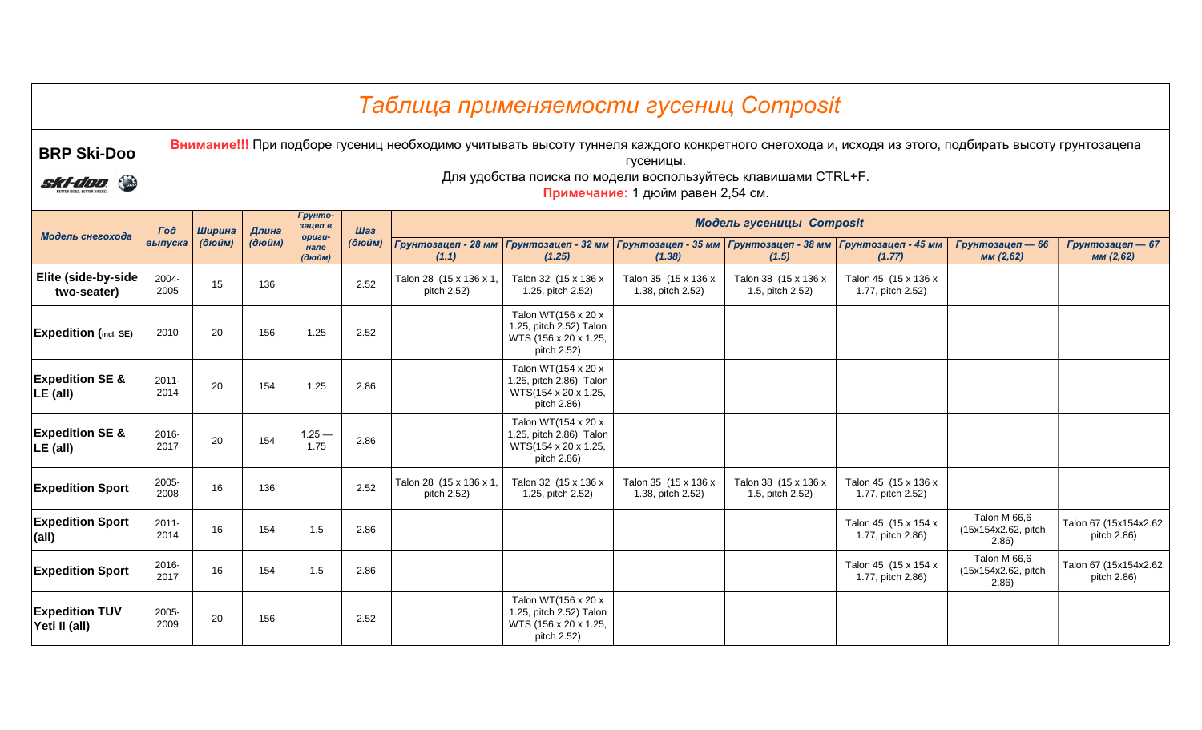# Таблица применяемости гусениц Composit

**BRP Ski-Doo**

**Внимание!!!** При подборе гусениц необходимо учитывать высоту туннеля каждого конкретного снегохода и, исходя из этого, подбирать высоту грунтозацепа гусеницы.

Для удобства поиска по модели воспользуйтесь клавишами CTRL+F.

**Примечание:** 1 дюйм равен 2,54 см.

| Модель снегохода | Год выпуска | Ширина (дюйм) | Длина (дюйм) | Грунтозацеп в оригинале (дюйм) | Шаг (дюйм) | Модель гусеницы Composit | | | | | | |
|---|---|---|---|---|---|---|---|---|---|---|---|---|
| | | | | | | Грунтозацеп - 28 мм (1.1) | Грунтозацеп - 32 мм (1.25) | Грунтозацеп - 35 мм (1.38) | Грунтозацеп - 38 мм (1.5) | Грунтозацеп - 45 мм (1.77) | Грунтозацеп — 66 мм (2,62) | Грунтозацеп — 67 мм (2,62) |
| **Elite (side-by-side two-seater)** | 2004-2005 | 15 | 136 | | 2.52 | Talon 28 (15 x 136 x 1, pitch 2.52) | Talon 32 (15 x 136 x 1.25, pitch 2.52) | Talon 35 (15 x 136 x 1.38, pitch 2.52) | Talon 38 (15 x 136 x 1.5, pitch 2.52) | Talon 45 (15 x 136 x 1.77, pitch 2.52) | | |
| **Expedition (incl. SE)** | 2010 | 20 | 156 | 1.25 | 2.52 | | Talon WT(156 x 20 x 1.25, pitch 2.52) Talon WTS (156 x 20 x 1.25, pitch 2.52) | | | | | |
| **Expedition SE & LE (all)** | 2011-2014 | 20 | 154 | 1.25 | 2.86 | | Talon WT(154 x 20 x 1.25, pitch 2.86) Talon WTS(154 x 20 x 1.25, pitch 2.86) | | | | | |
| **Expedition SE & LE (all)** | 2016-2017 | 20 | 154 | 1.25 — 1.75 | 2.86 | | Talon WT(154 x 20 x 1.25, pitch 2.86) Talon WTS(154 x 20 x 1.25, pitch 2.86) | | | | | |
| **Expedition Sport** | 2005-2008 | 16 | 136 | | 2.52 | Talon 28 (15 x 136 x 1, pitch 2.52) | Talon 32 (15 x 136 x 1.25, pitch 2.52) | Talon 35 (15 x 136 x 1.38, pitch 2.52) | Talon 38 (15 x 136 x 1.5, pitch 2.52) | Talon 45 (15 x 136 x 1.77, pitch 2.52) | | |
| **Expedition Sport (all)** | 2011-2014 | 16 | 154 | 1.5 | 2.86 | | | | | Talon 45 (15 x 154 x 1.77, pitch 2.86) | Talon M 66,6 (15x154x2.62, pitch 2.86) | Talon 67 (15x154x2.62, pitch 2.86) |
| **Expedition Sport** | 2016-2017 | 16 | 154 | 1.5 | 2.86 | | | | | Talon 45 (15 x 154 x 1.77, pitch 2.86) | Talon M 66,6 (15x154x2.62, pitch 2.86) | Talon 67 (15x154x2.62, pitch 2.86) |
| **Expedition TUV Yeti II (all)** | 2005-2009 | 20 | 156 | | 2.52 | | Talon WT(156 x 20 x 1.25, pitch 2.52) Talon WTS (156 x 20 x 1.25, pitch 2.52) | | | | | |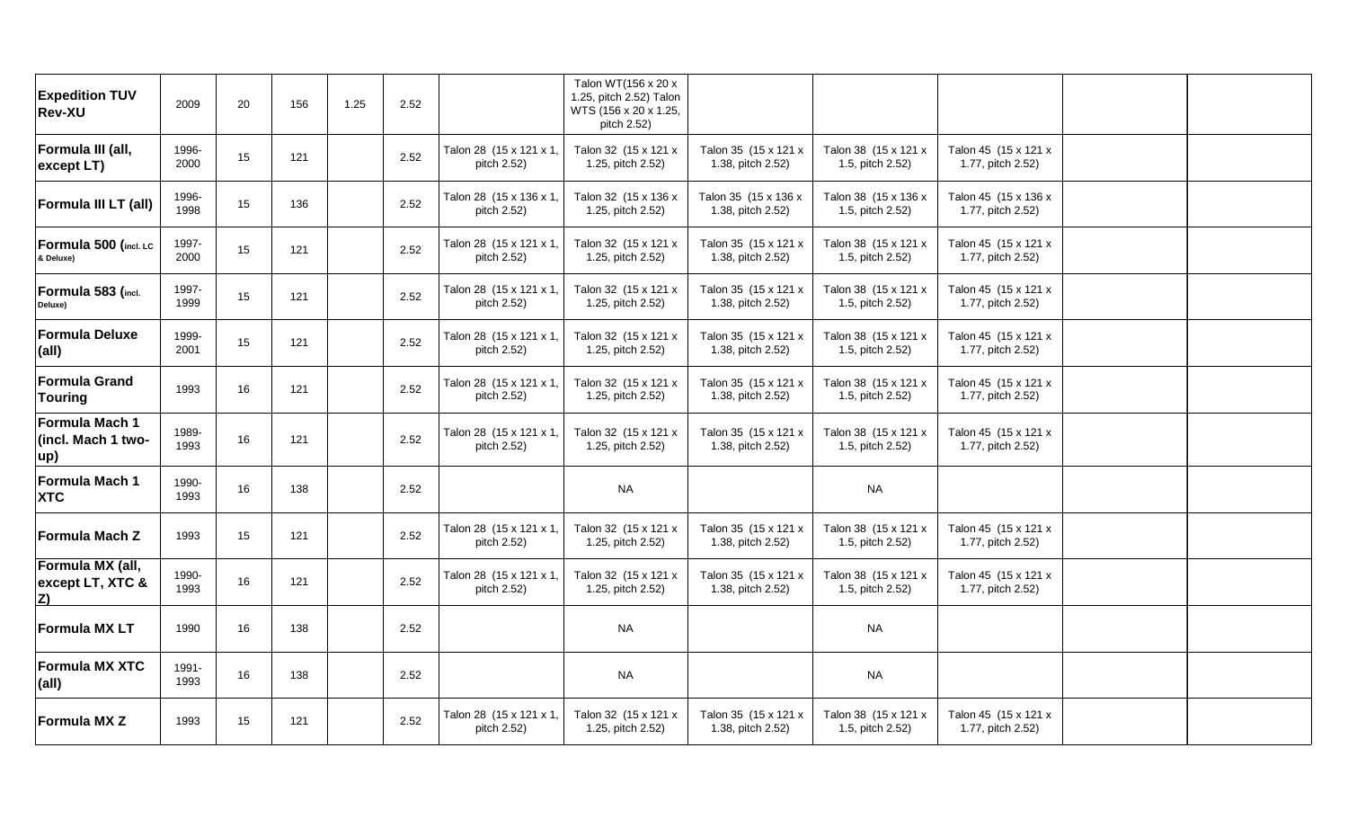| | | | | | | | | | | | | |
|---|---|---|---|---|---|---|---|---|---|---|---|---|
| **Expedition TUV Rev-XU** | 2009 | 20 | 156 | 1.25 | 2.52 | | Talon WT(156 x 20 x 1.25, pitch 2.52) Talon WTS (156 x 20 x 1.25, pitch 2.52) | | | | | |
| **Formula III (all, except LT)** | 1996-2000 | 15 | 121 | | 2.52 | Talon 28 (15 x 121 x 1, pitch 2.52) | Talon 32 (15 x 121 x 1.25, pitch 2.52) | Talon 35 (15 x 121 x 1.38, pitch 2.52) | Talon 38 (15 x 121 x 1.5, pitch 2.52) | Talon 45 (15 x 121 x 1.77, pitch 2.52) | | |
| **Formula III LT (all)** | 1996-1998 | 15 | 136 | | 2.52 | Talon 28 (15 x 136 x 1, pitch 2.52) | Talon 32 (15 x 136 x 1.25, pitch 2.52) | Talon 35 (15 x 136 x 1.38, pitch 2.52) | Talon 38 (15 x 136 x 1.5, pitch 2.52) | Talon 45 (15 x 136 x 1.77, pitch 2.52) | | |
| **Formula 500 (incl. LC & Deluxe)** | 1997-2000 | 15 | 121 | | 2.52 | Talon 28 (15 x 121 x 1, pitch 2.52) | Talon 32 (15 x 121 x 1.25, pitch 2.52) | Talon 35 (15 x 121 x 1.38, pitch 2.52) | Talon 38 (15 x 121 x 1.5, pitch 2.52) | Talon 45 (15 x 121 x 1.77, pitch 2.52) | | |
| **Formula 583 (incl. Deluxe)** | 1997-1999 | 15 | 121 | | 2.52 | Talon 28 (15 x 121 x 1, pitch 2.52) | Talon 32 (15 x 121 x 1.25, pitch 2.52) | Talon 35 (15 x 121 x 1.38, pitch 2.52) | Talon 38 (15 x 121 x 1.5, pitch 2.52) | Talon 45 (15 x 121 x 1.77, pitch 2.52) | | |
| **Formula Deluxe (all)** | 1999-2001 | 15 | 121 | | 2.52 | Talon 28 (15 x 121 x 1, pitch 2.52) | Talon 32 (15 x 121 x 1.25, pitch 2.52) | Talon 35 (15 x 121 x 1.38, pitch 2.52) | Talon 38 (15 x 121 x 1.5, pitch 2.52) | Talon 45 (15 x 121 x 1.77, pitch 2.52) | | |
| **Formula Grand Touring** | 1993 | 16 | 121 | | 2.52 | Talon 28 (15 x 121 x 1, pitch 2.52) | Talon 32 (15 x 121 x 1.25, pitch 2.52) | Talon 35 (15 x 121 x 1.38, pitch 2.52) | Talon 38 (15 x 121 x 1.5, pitch 2.52) | Talon 45 (15 x 121 x 1.77, pitch 2.52) | | |
| **Formula Mach 1 (incl. Mach 1 two-up)** | 1989-1993 | 16 | 121 | | 2.52 | Talon 28 (15 x 121 x 1, pitch 2.52) | Talon 32 (15 x 121 x 1.25, pitch 2.52) | Talon 35 (15 x 121 x 1.38, pitch 2.52) | Talon 38 (15 x 121 x 1.5, pitch 2.52) | Talon 45 (15 x 121 x 1.77, pitch 2.52) | | |
| **Formula Mach 1 XTC** | 1990-1993 | 16 | 138 | | 2.52 | | NA | | NA | | | |
| **Formula Mach Z** | 1993 | 15 | 121 | | 2.52 | Talon 28 (15 x 121 x 1, pitch 2.52) | Talon 32 (15 x 121 x 1.25, pitch 2.52) | Talon 35 (15 x 121 x 1.38, pitch 2.52) | Talon 38 (15 x 121 x 1.5, pitch 2.52) | Talon 45 (15 x 121 x 1.77, pitch 2.52) | | |
| **Formula MX (all, except LT, XTC & Z)** | 1990-1993 | 16 | 121 | | 2.52 | Talon 28 (15 x 121 x 1, pitch 2.52) | Talon 32 (15 x 121 x 1.25, pitch 2.52) | Talon 35 (15 x 121 x 1.38, pitch 2.52) | Talon 38 (15 x 121 x 1.5, pitch 2.52) | Talon 45 (15 x 121 x 1.77, pitch 2.52) | | |
| **Formula MX LT** | 1990 | 16 | 138 | | 2.52 | | NA | | NA | | | |
| **Formula MX XTC (all)** | 1991-1993 | 16 | 138 | | 2.52 | | NA | | NA | | | |
| **Formula MX Z** | 1993 | 15 | 121 | | 2.52 | Talon 28 (15 x 121 x 1, pitch 2.52) | Talon 32 (15 x 121 x 1.25, pitch 2.52) | Talon 35 (15 x 121 x 1.38, pitch 2.52) | Talon 38 (15 x 121 x 1.5, pitch 2.52) | Talon 45 (15 x 121 x 1.77, pitch 2.52) | | |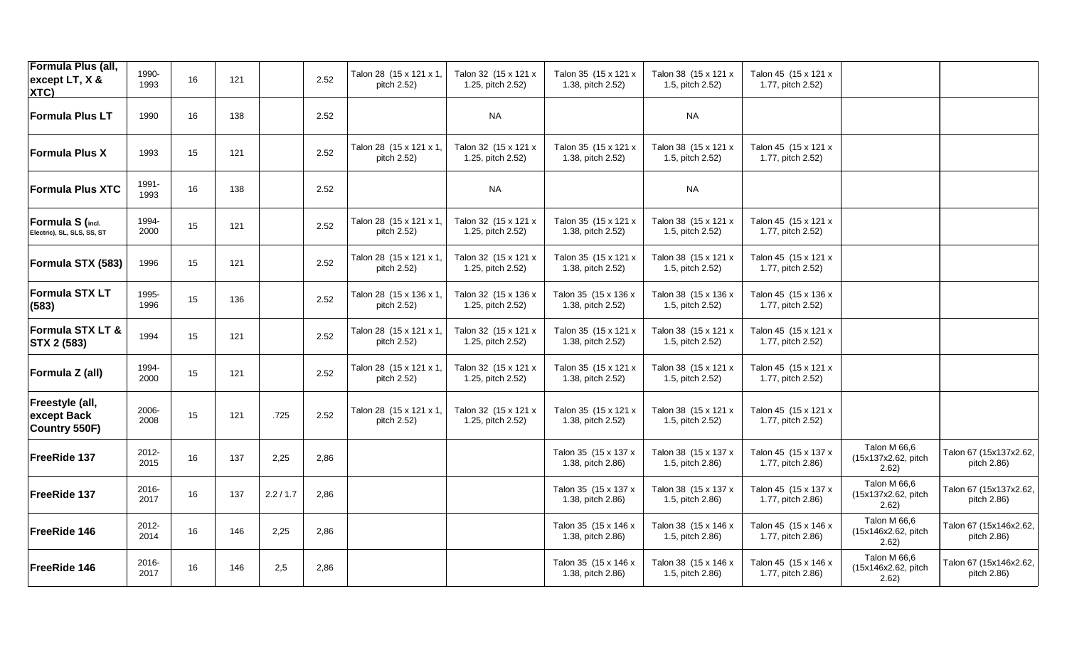| Formula Plus (all, except LT, X & XTC) | 1990-1993 | 16 | 121 | | 2.52 | Talon 28 (15 x 121 x 1, pitch 2.52) | Talon 32 (15 x 121 x 1.25, pitch 2.52) | Talon 35 (15 x 121 x 1.38, pitch 2.52) | Talon 38 (15 x 121 x 1.5, pitch 2.52) | Talon 45 (15 x 121 x 1.77, pitch 2.52) | | |
|---|---|---|---|---|---|---|---|---|---|---|---|---|
| **Formula Plus LT** | 1990 | 16 | 138 | | 2.52 | | NA | | NA | | | |
| **Formula Plus X** | 1993 | 15 | 121 | | 2.52 | Talon 28 (15 x 121 x 1, pitch 2.52) | Talon 32 (15 x 121 x 1.25, pitch 2.52) | Talon 35 (15 x 121 x 1.38, pitch 2.52) | Talon 38 (15 x 121 x 1.5, pitch 2.52) | Talon 45 (15 x 121 x 1.77, pitch 2.52) | | |
| **Formula Plus XTC** | 1991-1993 | 16 | 138 | | 2.52 | | NA | | NA | | | |
| **Formula S (incl. Electric), SL, SLS, SS, ST** | 1994-2000 | 15 | 121 | | 2.52 | Talon 28 (15 x 121 x 1, pitch 2.52) | Talon 32 (15 x 121 x 1.25, pitch 2.52) | Talon 35 (15 x 121 x 1.38, pitch 2.52) | Talon 38 (15 x 121 x 1.5, pitch 2.52) | Talon 45 (15 x 121 x 1.77, pitch 2.52) | | |
| **Formula STX (583)** | 1996 | 15 | 121 | | 2.52 | Talon 28 (15 x 121 x 1, pitch 2.52) | Talon 32 (15 x 121 x 1.25, pitch 2.52) | Talon 35 (15 x 121 x 1.38, pitch 2.52) | Talon 38 (15 x 121 x 1.5, pitch 2.52) | Talon 45 (15 x 121 x 1.77, pitch 2.52) | | |
| **Formula STX LT (583)** | 1995-1996 | 15 | 136 | | 2.52 | Talon 28 (15 x 136 x 1, pitch 2.52) | Talon 32 (15 x 136 x 1.25, pitch 2.52) | Talon 35 (15 x 136 x 1.38, pitch 2.52) | Talon 38 (15 x 136 x 1.5, pitch 2.52) | Talon 45 (15 x 136 x 1.77, pitch 2.52) | | |
| **Formula STX LT & STX 2 (583)** | 1994 | 15 | 121 | | 2.52 | Talon 28 (15 x 121 x 1, pitch 2.52) | Talon 32 (15 x 121 x 1.25, pitch 2.52) | Talon 35 (15 x 121 x 1.38, pitch 2.52) | Talon 38 (15 x 121 x 1.5, pitch 2.52) | Talon 45 (15 x 121 x 1.77, pitch 2.52) | | |
| **Formula Z (all)** | 1994-2000 | 15 | 121 | | 2.52 | Talon 28 (15 x 121 x 1, pitch 2.52) | Talon 32 (15 x 121 x 1.25, pitch 2.52) | Talon 35 (15 x 121 x 1.38, pitch 2.52) | Talon 38 (15 x 121 x 1.5, pitch 2.52) | Talon 45 (15 x 121 x 1.77, pitch 2.52) | | |
| **Freestyle (all, except Back Country 550F)** | 2006-2008 | 15 | 121 | .725 | 2.52 | Talon 28 (15 x 121 x 1, pitch 2.52) | Talon 32 (15 x 121 x 1.25, pitch 2.52) | Talon 35 (15 x 121 x 1.38, pitch 2.52) | Talon 38 (15 x 121 x 1.5, pitch 2.52) | Talon 45 (15 x 121 x 1.77, pitch 2.52) | | |
| **FreeRide 137** | 2012-2015 | 16 | 137 | 2,25 | 2,86 | | | Talon 35 (15 x 137 x 1.38, pitch 2.86) | Talon 38 (15 x 137 x 1.5, pitch 2.86) | Talon 45 (15 x 137 x 1.77, pitch 2.86) | Talon M 66,6 (15x137x2.62, pitch 2.62) | Talon 67 (15x137x2.62, pitch 2.86) |
| **FreeRide 137** | 2016-2017 | 16 | 137 | 2.2 / 1.7 | 2,86 | | | Talon 35 (15 x 137 x 1.38, pitch 2.86) | Talon 38 (15 x 137 x 1.5, pitch 2.86) | Talon 45 (15 x 137 x 1.77, pitch 2.86) | Talon M 66,6 (15x137x2.62, pitch 2.62) | Talon 67 (15x137x2.62, pitch 2.86) |
| **FreeRide 146** | 2012-2014 | 16 | 146 | 2,25 | 2,86 | | | Talon 35 (15 x 146 x 1.38, pitch 2.86) | Talon 38 (15 x 146 x 1.5, pitch 2.86) | Talon 45 (15 x 146 x 1.77, pitch 2.86) | Talon M 66,6 (15x146x2.62, pitch 2.62) | Talon 67 (15x146x2.62, pitch 2.86) |
| **FreeRide 146** | 2016-2017 | 16 | 146 | 2,5 | 2,86 | | | Talon 35 (15 x 146 x 1.38, pitch 2.86) | Talon 38 (15 x 146 x 1.5, pitch 2.86) | Talon 45 (15 x 146 x 1.77, pitch 2.86) | Talon M 66,6 (15x146x2.62, pitch 2.62) | Talon 67 (15x146x2.62, pitch 2.86) |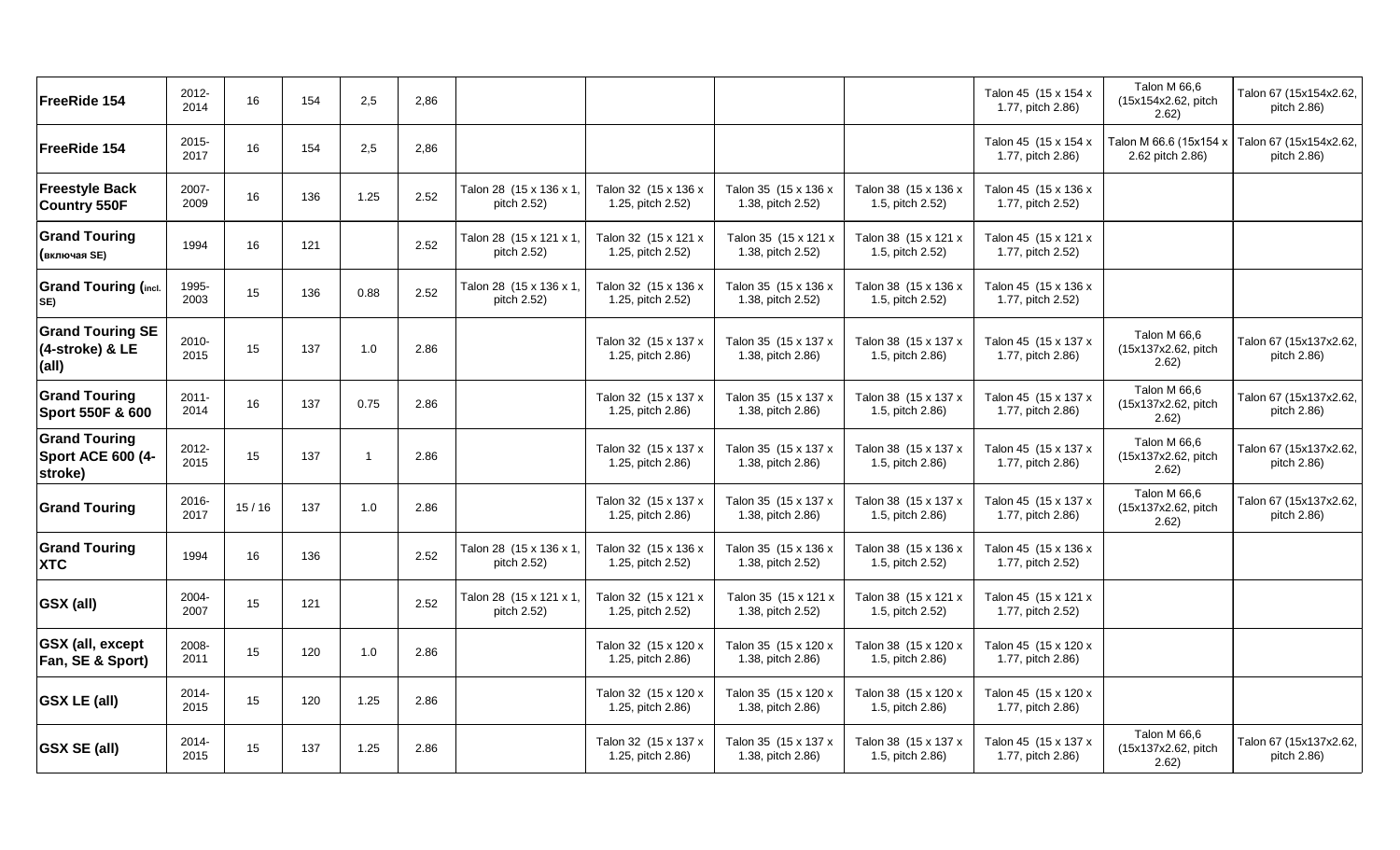| | | | | | | | | | | | | |
|---|---|---|---|---|---|---|---|---|---|---|---|---|
| **FreeRide 154** | 2012-2014 | 16 | 154 | 2,5 | 2,86 | | | | | Talon 45 (15 x 154 x 1.77, pitch 2.86) | Talon M 66,6 (15x154x2.62, pitch 2.62) | Talon 67 (15x154x2.62, pitch 2.86) |
| **FreeRide 154** | 2015-2017 | 16 | 154 | 2,5 | 2,86 | | | | | Talon 45 (15 x 154 x 1.77, pitch 2.86) | Talon M 66.6 (15x154 x 2.62 pitch 2.86) | Talon 67 (15x154x2.62, pitch 2.86) |
| **Freestyle Back Country 550F** | 2007-2009 | 16 | 136 | 1.25 | 2.52 | Talon 28 (15 x 136 x 1, pitch 2.52) | Talon 32 (15 x 136 x 1.25, pitch 2.52) | Talon 35 (15 x 136 x 1.38, pitch 2.52) | Talon 38 (15 x 136 x 1.5, pitch 2.52) | Talon 45 (15 x 136 x 1.77, pitch 2.52) | | |
| **Grand Touring (включая SE)** | 1994 | 16 | 121 | | 2.52 | Talon 28 (15 x 121 x 1, pitch 2.52) | Talon 32 (15 x 121 x 1.25, pitch 2.52) | Talon 35 (15 x 121 x 1.38, pitch 2.52) | Talon 38 (15 x 121 x 1.5, pitch 2.52) | Talon 45 (15 x 121 x 1.77, pitch 2.52) | | |
| **Grand Touring (incl. SE)** | 1995-2003 | 15 | 136 | 0.88 | 2.52 | Talon 28 (15 x 136 x 1, pitch 2.52) | Talon 32 (15 x 136 x 1.25, pitch 2.52) | Talon 35 (15 x 136 x 1.38, pitch 2.52) | Talon 38 (15 x 136 x 1.5, pitch 2.52) | Talon 45 (15 x 136 x 1.77, pitch 2.52) | | |
| **Grand Touring SE (4-stroke) & LE (all)** | 2010-2015 | 15 | 137 | 1.0 | 2.86 | | Talon 32 (15 x 137 x 1.25, pitch 2.86) | Talon 35 (15 x 137 x 1.38, pitch 2.86) | Talon 38 (15 x 137 x 1.5, pitch 2.86) | Talon 45 (15 x 137 x 1.77, pitch 2.86) | Talon M 66,6 (15x137x2.62, pitch 2.62) | Talon 67 (15x137x2.62, pitch 2.86) |
| **Grand Touring Sport 550F & 600** | 2011-2014 | 16 | 137 | 0.75 | 2.86 | | Talon 32 (15 x 137 x 1.25, pitch 2.86) | Talon 35 (15 x 137 x 1.38, pitch 2.86) | Talon 38 (15 x 137 x 1.5, pitch 2.86) | Talon 45 (15 x 137 x 1.77, pitch 2.86) | Talon M 66,6 (15x137x2.62, pitch 2.62) | Talon 67 (15x137x2.62, pitch 2.86) |
| **Grand Touring Sport ACE 600 (4-stroke)** | 2012-2015 | 15 | 137 | 1 | 2.86 | | Talon 32 (15 x 137 x 1.25, pitch 2.86) | Talon 35 (15 x 137 x 1.38, pitch 2.86) | Talon 38 (15 x 137 x 1.5, pitch 2.86) | Talon 45 (15 x 137 x 1.77, pitch 2.86) | Talon M 66,6 (15x137x2.62, pitch 2.62) | Talon 67 (15x137x2.62, pitch 2.86) |
| **Grand Touring** | 2016-2017 | 15 / 16 | 137 | 1.0 | 2.86 | | Talon 32 (15 x 137 x 1.25, pitch 2.86) | Talon 35 (15 x 137 x 1.38, pitch 2.86) | Talon 38 (15 x 137 x 1.5, pitch 2.86) | Talon 45 (15 x 137 x 1.77, pitch 2.86) | Talon M 66,6 (15x137x2.62, pitch 2.62) | Talon 67 (15x137x2.62, pitch 2.86) |
| **Grand Touring XTC** | 1994 | 16 | 136 | | 2.52 | Talon 28 (15 x 136 x 1, pitch 2.52) | Talon 32 (15 x 136 x 1.25, pitch 2.52) | Talon 35 (15 x 136 x 1.38, pitch 2.52) | Talon 38 (15 x 136 x 1.5, pitch 2.52) | Talon 45 (15 x 136 x 1.77, pitch 2.52) | | |
| **GSX (all)** | 2004-2007 | 15 | 121 | | 2.52 | Talon 28 (15 x 121 x 1, pitch 2.52) | Talon 32 (15 x 121 x 1.25, pitch 2.52) | Talon 35 (15 x 121 x 1.38, pitch 2.52) | Talon 38 (15 x 121 x 1.5, pitch 2.52) | Talon 45 (15 x 121 x 1.77, pitch 2.52) | | |
| **GSX (all, except Fan, SE & Sport)** | 2008-2011 | 15 | 120 | 1.0 | 2.86 | | Talon 32 (15 x 120 x 1.25, pitch 2.86) | Talon 35 (15 x 120 x 1.38, pitch 2.86) | Talon 38 (15 x 120 x 1.5, pitch 2.86) | Talon 45 (15 x 120 x 1.77, pitch 2.86) | | |
| **GSX LE (all)** | 2014-2015 | 15 | 120 | 1.25 | 2.86 | | Talon 32 (15 x 120 x 1.25, pitch 2.86) | Talon 35 (15 x 120 x 1.38, pitch 2.86) | Talon 38 (15 x 120 x 1.5, pitch 2.86) | Talon 45 (15 x 120 x 1.77, pitch 2.86) | | |
| **GSX SE (all)** | 2014-2015 | 15 | 137 | 1.25 | 2.86 | | Talon 32 (15 x 137 x 1.25, pitch 2.86) | Talon 35 (15 x 137 x 1.38, pitch 2.86) | Talon 38 (15 x 137 x 1.5, pitch 2.86) | Talon 45 (15 x 137 x 1.77, pitch 2.86) | Talon M 66,6 (15x137x2.62, pitch 2.62) | Talon 67 (15x137x2.62, pitch 2.86) |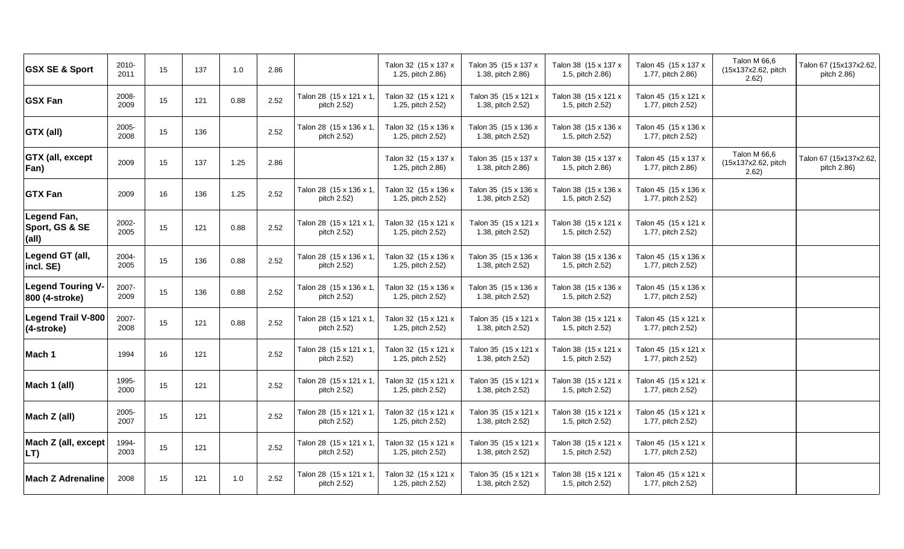| | | | | | | | | | | | | |
|---|---|---|---|---|---|---|---|---|---|---|---|---|
| **GSX SE & Sport** | 2010-2011 | 15 | 137 | 1.0 | 2.86 | | Talon 32 (15 x 137 x 1.25, pitch 2.86) | Talon 35 (15 x 137 x 1.38, pitch 2.86) | Talon 38 (15 x 137 x 1.5, pitch 2.86) | Talon 45 (15 x 137 x 1.77, pitch 2.86) | Talon M 66,6 (15x137x2.62, pitch 2.62) | Talon 67 (15x137x2.62, pitch 2.86) |
| **GSX Fan** | 2008-2009 | 15 | 121 | 0.88 | 2.52 | Talon 28 (15 x 121 x 1, pitch 2.52) | Talon 32 (15 x 121 x 1.25, pitch 2.52) | Talon 35 (15 x 121 x 1.38, pitch 2.52) | Talon 38 (15 x 121 x 1.5, pitch 2.52) | Talon 45 (15 x 121 x 1.77, pitch 2.52) | | |
| **GTX (all)** | 2005-2008 | 15 | 136 | | 2.52 | Talon 28 (15 x 136 x 1, pitch 2.52) | Talon 32 (15 x 136 x 1.25, pitch 2.52) | Talon 35 (15 x 136 x 1.38, pitch 2.52) | Talon 38 (15 x 136 x 1.5, pitch 2.52) | Talon 45 (15 x 136 x 1.77, pitch 2.52) | | |
| **GTX (all, except Fan)** | 2009 | 15 | 137 | 1.25 | 2.86 | | Talon 32 (15 x 137 x 1.25, pitch 2.86) | Talon 35 (15 x 137 x 1.38, pitch 2.86) | Talon 38 (15 x 137 x 1.5, pitch 2.86) | Talon 45 (15 x 137 x 1.77, pitch 2.86) | Talon M 66,6 (15x137x2.62, pitch 2.62) | Talon 67 (15x137x2.62, pitch 2.86) |
| **GTX Fan** | 2009 | 16 | 136 | 1.25 | 2.52 | Talon 28 (15 x 136 x 1, pitch 2.52) | Talon 32 (15 x 136 x 1.25, pitch 2.52) | Talon 35 (15 x 136 x 1.38, pitch 2.52) | Talon 38 (15 x 136 x 1.5, pitch 2.52) | Talon 45 (15 x 136 x 1.77, pitch 2.52) | | |
| **Legend Fan, Sport, GS & SE (all)** | 2002-2005 | 15 | 121 | 0.88 | 2.52 | Talon 28 (15 x 121 x 1, pitch 2.52) | Talon 32 (15 x 121 x 1.25, pitch 2.52) | Talon 35 (15 x 121 x 1.38, pitch 2.52) | Talon 38 (15 x 121 x 1.5, pitch 2.52) | Talon 45 (15 x 121 x 1.77, pitch 2.52) | | |
| **Legend GT (all, incl. SE)** | 2004-2005 | 15 | 136 | 0.88 | 2.52 | Talon 28 (15 x 136 x 1, pitch 2.52) | Talon 32 (15 x 136 x 1.25, pitch 2.52) | Talon 35 (15 x 136 x 1.38, pitch 2.52) | Talon 38 (15 x 136 x 1.5, pitch 2.52) | Talon 45 (15 x 136 x 1.77, pitch 2.52) | | |
| **Legend Touring V-800 (4-stroke)** | 2007-2009 | 15 | 136 | 0.88 | 2.52 | Talon 28 (15 x 136 x 1, pitch 2.52) | Talon 32 (15 x 136 x 1.25, pitch 2.52) | Talon 35 (15 x 136 x 1.38, pitch 2.52) | Talon 38 (15 x 136 x 1.5, pitch 2.52) | Talon 45 (15 x 136 x 1.77, pitch 2.52) | | |
| **Legend Trail V-800 (4-stroke)** | 2007-2008 | 15 | 121 | 0.88 | 2.52 | Talon 28 (15 x 121 x 1, pitch 2.52) | Talon 32 (15 x 121 x 1.25, pitch 2.52) | Talon 35 (15 x 121 x 1.38, pitch 2.52) | Talon 38 (15 x 121 x 1.5, pitch 2.52) | Talon 45 (15 x 121 x 1.77, pitch 2.52) | | |
| **Mach 1** | 1994 | 16 | 121 | | 2.52 | Talon 28 (15 x 121 x 1, pitch 2.52) | Talon 32 (15 x 121 x 1.25, pitch 2.52) | Talon 35 (15 x 121 x 1.38, pitch 2.52) | Talon 38 (15 x 121 x 1.5, pitch 2.52) | Talon 45 (15 x 121 x 1.77, pitch 2.52) | | |
| **Mach 1 (all)** | 1995-2000 | 15 | 121 | | 2.52 | Talon 28 (15 x 121 x 1, pitch 2.52) | Talon 32 (15 x 121 x 1.25, pitch 2.52) | Talon 35 (15 x 121 x 1.38, pitch 2.52) | Talon 38 (15 x 121 x 1.5, pitch 2.52) | Talon 45 (15 x 121 x 1.77, pitch 2.52) | | |
| **Mach Z (all)** | 2005-2007 | 15 | 121 | | 2.52 | Talon 28 (15 x 121 x 1, pitch 2.52) | Talon 32 (15 x 121 x 1.25, pitch 2.52) | Talon 35 (15 x 121 x 1.38, pitch 2.52) | Talon 38 (15 x 121 x 1.5, pitch 2.52) | Talon 45 (15 x 121 x 1.77, pitch 2.52) | | |
| **Mach Z (all, except LT)** | 1994-2003 | 15 | 121 | | 2.52 | Talon 28 (15 x 121 x 1, pitch 2.52) | Talon 32 (15 x 121 x 1.25, pitch 2.52) | Talon 35 (15 x 121 x 1.38, pitch 2.52) | Talon 38 (15 x 121 x 1.5, pitch 2.52) | Talon 45 (15 x 121 x 1.77, pitch 2.52) | | |
| **Mach Z Adrenaline** | 2008 | 15 | 121 | 1.0 | 2.52 | Talon 28 (15 x 121 x 1, pitch 2.52) | Talon 32 (15 x 121 x 1.25, pitch 2.52) | Talon 35 (15 x 121 x 1.38, pitch 2.52) | Talon 38 (15 x 121 x 1.5, pitch 2.52) | Talon 45 (15 x 121 x 1.77, pitch 2.52) | | |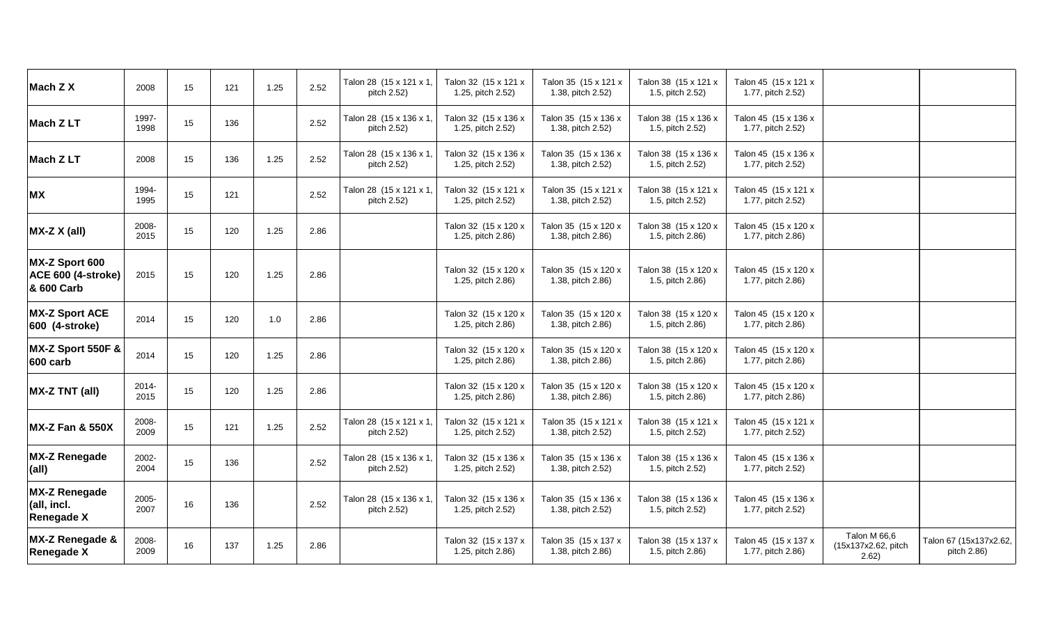| | | | | | | | | | | | | |
|---|---|---|---|---|---|---|---|---|---|---|---|---|
| **Mach Z X** | 2008 | 15 | 121 | 1.25 | 2.52 | Talon 28 (15 x 121 x 1, pitch 2.52) | Talon 32 (15 x 121 x 1.25, pitch 2.52) | Talon 35 (15 x 121 x 1.38, pitch 2.52) | Talon 38 (15 x 121 x 1.5, pitch 2.52) | Talon 45 (15 x 121 x 1.77, pitch 2.52) | | |
| **Mach Z LT** | 1997-1998 | 15 | 136 | | 2.52 | Talon 28 (15 x 136 x 1, pitch 2.52) | Talon 32 (15 x 136 x 1.25, pitch 2.52) | Talon 35 (15 x 136 x 1.38, pitch 2.52) | Talon 38 (15 x 136 x 1.5, pitch 2.52) | Talon 45 (15 x 136 x 1.77, pitch 2.52) | | |
| **Mach Z LT** | 2008 | 15 | 136 | 1.25 | 2.52 | Talon 28 (15 x 136 x 1, pitch 2.52) | Talon 32 (15 x 136 x 1.25, pitch 2.52) | Talon 35 (15 x 136 x 1.38, pitch 2.52) | Talon 38 (15 x 136 x 1.5, pitch 2.52) | Talon 45 (15 x 136 x 1.77, pitch 2.52) | | |
| **MX** | 1994-1995 | 15 | 121 | | 2.52 | Talon 28 (15 x 121 x 1, pitch 2.52) | Talon 32 (15 x 121 x 1.25, pitch 2.52) | Talon 35 (15 x 121 x 1.38, pitch 2.52) | Talon 38 (15 x 121 x 1.5, pitch 2.52) | Talon 45 (15 x 121 x 1.77, pitch 2.52) | | |
| **MX-Z X (all)** | 2008-2015 | 15 | 120 | 1.25 | 2.86 | | Talon 32 (15 x 120 x 1.25, pitch 2.86) | Talon 35 (15 x 120 x 1.38, pitch 2.86) | Talon 38 (15 x 120 x 1.5, pitch 2.86) | Talon 45 (15 x 120 x 1.77, pitch 2.86) | | |
| **MX-Z Sport 600 ACE 600 (4-stroke) & 600 Carb** | 2015 | 15 | 120 | 1.25 | 2.86 | | Talon 32 (15 x 120 x 1.25, pitch 2.86) | Talon 35 (15 x 120 x 1.38, pitch 2.86) | Talon 38 (15 x 120 x 1.5, pitch 2.86) | Talon 45 (15 x 120 x 1.77, pitch 2.86) | | |
| **MX-Z Sport ACE 600 (4-stroke)** | 2014 | 15 | 120 | 1.0 | 2.86 | | Talon 32 (15 x 120 x 1.25, pitch 2.86) | Talon 35 (15 x 120 x 1.38, pitch 2.86) | Talon 38 (15 x 120 x 1.5, pitch 2.86) | Talon 45 (15 x 120 x 1.77, pitch 2.86) | | |
| **MX-Z Sport 550F & 600 carb** | 2014 | 15 | 120 | 1.25 | 2.86 | | Talon 32 (15 x 120 x 1.25, pitch 2.86) | Talon 35 (15 x 120 x 1.38, pitch 2.86) | Talon 38 (15 x 120 x 1.5, pitch 2.86) | Talon 45 (15 x 120 x 1.77, pitch 2.86) | | |
| **MX-Z TNT (all)** | 2014-2015 | 15 | 120 | 1.25 | 2.86 | | Talon 32 (15 x 120 x 1.25, pitch 2.86) | Talon 35 (15 x 120 x 1.38, pitch 2.86) | Talon 38 (15 x 120 x 1.5, pitch 2.86) | Talon 45 (15 x 120 x 1.77, pitch 2.86) | | |
| **MX-Z Fan & 550X** | 2008-2009 | 15 | 121 | 1.25 | 2.52 | Talon 28 (15 x 121 x 1, pitch 2.52) | Talon 32 (15 x 121 x 1.25, pitch 2.52) | Talon 35 (15 x 121 x 1.38, pitch 2.52) | Talon 38 (15 x 121 x 1.5, pitch 2.52) | Talon 45 (15 x 121 x 1.77, pitch 2.52) | | |
| **MX-Z Renegade (all)** | 2002-2004 | 15 | 136 | | 2.52 | Talon 28 (15 x 136 x 1, pitch 2.52) | Talon 32 (15 x 136 x 1.25, pitch 2.52) | Talon 35 (15 x 136 x 1.38, pitch 2.52) | Talon 38 (15 x 136 x 1.5, pitch 2.52) | Talon 45 (15 x 136 x 1.77, pitch 2.52) | | |
| **MX-Z Renegade (all, incl. Renegade X** | 2005-2007 | 16 | 136 | | 2.52 | Talon 28 (15 x 136 x 1, pitch 2.52) | Talon 32 (15 x 136 x 1.25, pitch 2.52) | Talon 35 (15 x 136 x 1.38, pitch 2.52) | Talon 38 (15 x 136 x 1.5, pitch 2.52) | Talon 45 (15 x 136 x 1.77, pitch 2.52) | | |
| **MX-Z Renegade & Renegade X** | 2008-2009 | 16 | 137 | 1.25 | 2.86 | | Talon 32 (15 x 137 x 1.25, pitch 2.86) | Talon 35 (15 x 137 x 1.38, pitch 2.86) | Talon 38 (15 x 137 x 1.5, pitch 2.86) | Talon 45 (15 x 137 x 1.77, pitch 2.86) | Talon M 66,6 (15x137x2.62, pitch 2.62) | Talon 67 (15x137x2.62, pitch 2.86) |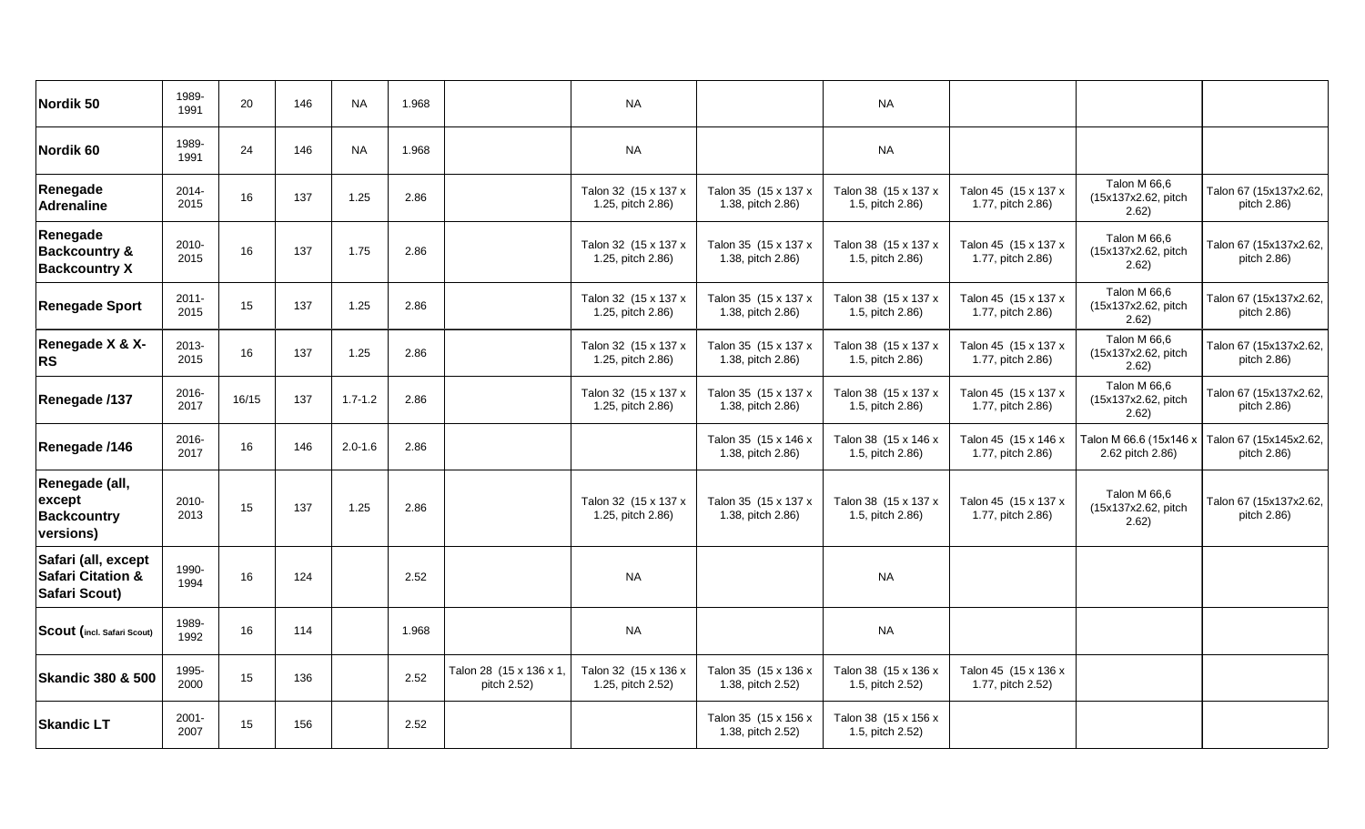| | | | | | | | | | | | | |
|---|---|---|---|---|---|---|---|---|---|---|---|---|
| **Nordik 50** | 1989-1991 | 20 | 146 | NA | 1.968 | | NA | | NA | | | |
| **Nordik 60** | 1989-1991 | 24 | 146 | NA | 1.968 | | NA | | NA | | | |
| **Renegade Adrenaline** | 2014-2015 | 16 | 137 | 1.25 | 2.86 | | Talon 32 (15 x 137 x 1.25, pitch 2.86) | Talon 35 (15 x 137 x 1.38, pitch 2.86) | Talon 38 (15 x 137 x 1.5, pitch 2.86) | Talon 45 (15 x 137 x 1.77, pitch 2.86) | Talon M 66,6 (15x137x2.62, pitch 2.62) | Talon 67 (15x137x2.62, pitch 2.86) |
| **Renegade Backcountry & Backcountry X** | 2010-2015 | 16 | 137 | 1.75 | 2.86 | | Talon 32 (15 x 137 x 1.25, pitch 2.86) | Talon 35 (15 x 137 x 1.38, pitch 2.86) | Talon 38 (15 x 137 x 1.5, pitch 2.86) | Talon 45 (15 x 137 x 1.77, pitch 2.86) | Talon M 66,6 (15x137x2.62, pitch 2.62) | Talon 67 (15x137x2.62, pitch 2.86) |
| **Renegade Sport** | 2011-2015 | 15 | 137 | 1.25 | 2.86 | | Talon 32 (15 x 137 x 1.25, pitch 2.86) | Talon 35 (15 x 137 x 1.38, pitch 2.86) | Talon 38 (15 x 137 x 1.5, pitch 2.86) | Talon 45 (15 x 137 x 1.77, pitch 2.86) | Talon M 66,6 (15x137x2.62, pitch 2.62) | Talon 67 (15x137x2.62, pitch 2.86) |
| **Renegade X & X-RS** | 2013-2015 | 16 | 137 | 1.25 | 2.86 | | Talon 32 (15 x 137 x 1.25, pitch 2.86) | Talon 35 (15 x 137 x 1.38, pitch 2.86) | Talon 38 (15 x 137 x 1.5, pitch 2.86) | Talon 45 (15 x 137 x 1.77, pitch 2.86) | Talon M 66,6 (15x137x2.62, pitch 2.62) | Talon 67 (15x137x2.62, pitch 2.86) |
| **Renegade /137** | 2016-2017 | 16/15 | 137 | 1.7-1.2 | 2.86 | | Talon 32 (15 x 137 x 1.25, pitch 2.86) | Talon 35 (15 x 137 x 1.38, pitch 2.86) | Talon 38 (15 x 137 x 1.5, pitch 2.86) | Talon 45 (15 x 137 x 1.77, pitch 2.86) | Talon M 66,6 (15x137x2.62, pitch 2.62) | Talon 67 (15x137x2.62, pitch 2.86) |
| **Renegade /146** | 2016-2017 | 16 | 146 | 2.0-1.6 | 2.86 | | | Talon 35 (15 x 146 x 1.38, pitch 2.86) | Talon 38 (15 x 146 x 1.5, pitch 2.86) | Talon 45 (15 x 146 x 1.77, pitch 2.86) | Talon M 66.6 (15x146 x 2.62 pitch 2.86) | Talon 67 (15x145x2.62, pitch 2.86) |
| **Renegade (all, except Backcountry versions)** | 2010-2013 | 15 | 137 | 1.25 | 2.86 | | Talon 32 (15 x 137 x 1.25, pitch 2.86) | Talon 35 (15 x 137 x 1.38, pitch 2.86) | Talon 38 (15 x 137 x 1.5, pitch 2.86) | Talon 45 (15 x 137 x 1.77, pitch 2.86) | Talon M 66,6 (15x137x2.62, pitch 2.62) | Talon 67 (15x137x2.62, pitch 2.86) |
| **Safari (all, except Safari Citation & Safari Scout)** | 1990-1994 | 16 | 124 | | 2.52 | | NA | | NA | | | |
| **Scout (incl. Safari Scout)** | 1989-1992 | 16 | 114 | | 1.968 | | NA | | NA | | | |
| **Skandic 380 & 500** | 1995-2000 | 15 | 136 | | 2.52 | Talon 28 (15 x 136 x 1, pitch 2.52) | Talon 32 (15 x 136 x 1.25, pitch 2.52) | Talon 35 (15 x 136 x 1.38, pitch 2.52) | Talon 38 (15 x 136 x 1.5, pitch 2.52) | Talon 45 (15 x 136 x 1.77, pitch 2.52) | | |
| **Skandic LT** | 2001-2007 | 15 | 156 | | 2.52 | | | Talon 35 (15 x 156 x 1.38, pitch 2.52) | Talon 38 (15 x 156 x 1.5, pitch 2.52) | | | |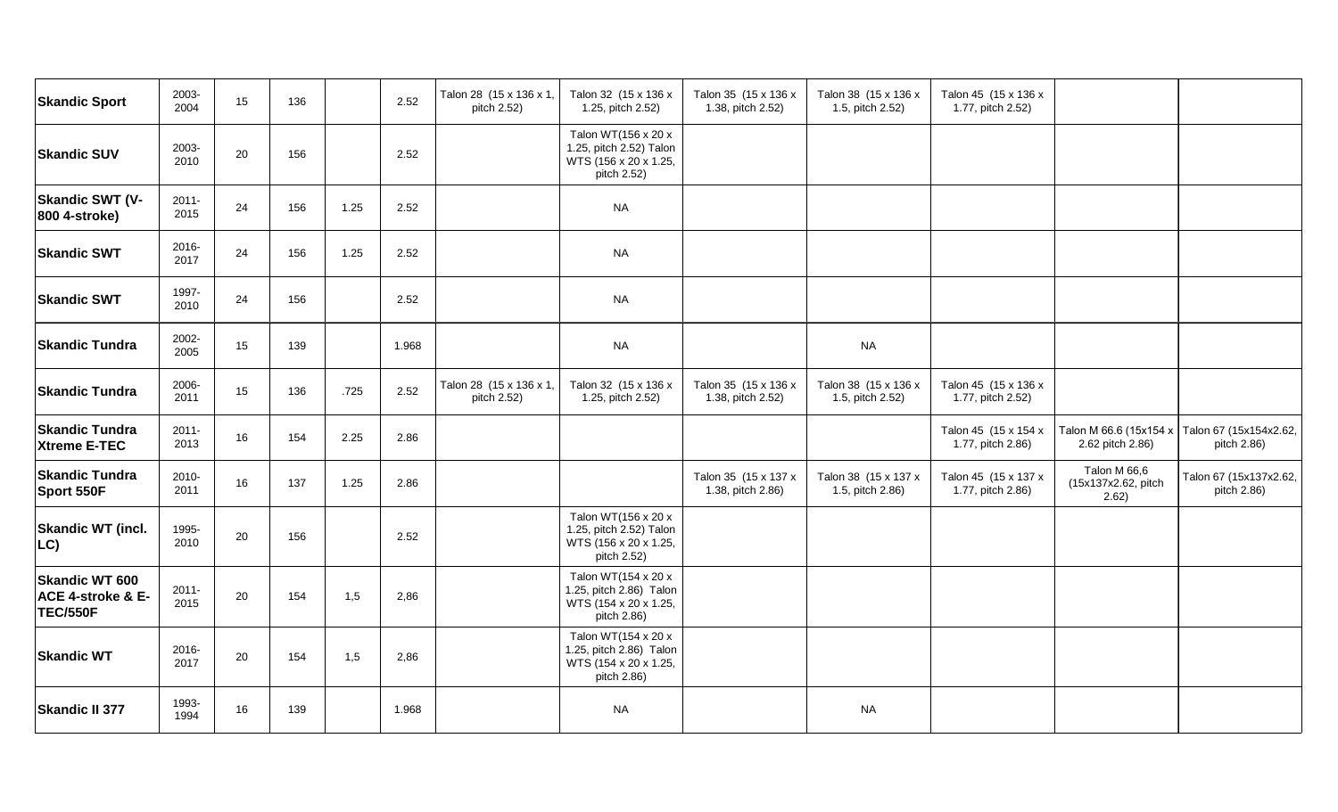| Skandic Sport | 2003-2004 | 15 | 136 | | 2.52 | Talon 28 (15 x 136 x 1, pitch 2.52) | Talon 32 (15 x 136 x 1.25, pitch 2.52) | Talon 35 (15 x 136 x 1.38, pitch 2.52) | Talon 38 (15 x 136 x 1.5, pitch 2.52) | Talon 45 (15 x 136 x 1.77, pitch 2.52) | | |
|---|---|---|---|---|---|---|---|---|---|---|---|---|
| **Skandic SUV** | 2003-2010 | 20 | 156 | | 2.52 | | Talon WT(156 x 20 x 1.25, pitch 2.52) Talon WTS (156 x 20 x 1.25, pitch 2.52) | | | | | |
| **Skandic SWT (V-800 4-stroke)** | 2011-2015 | 24 | 156 | 1.25 | 2.52 | | NA | | | | | |
| **Skandic SWT** | 2016-2017 | 24 | 156 | 1.25 | 2.52 | | NA | | | | | |
| **Skandic SWT** | 1997-2010 | 24 | 156 | | 2.52 | | NA | | | | | |
| **Skandic Tundra** | 2002-2005 | 15 | 139 | | 1.968 | | NA | | NA | | | |
| **Skandic Tundra** | 2006-2011 | 15 | 136 | .725 | 2.52 | Talon 28 (15 x 136 x 1, pitch 2.52) | Talon 32 (15 x 136 x 1.25, pitch 2.52) | Talon 35 (15 x 136 x 1.38, pitch 2.52) | Talon 38 (15 x 136 x 1.5, pitch 2.52) | Talon 45 (15 x 136 x 1.77, pitch 2.52) | | |
| **Skandic Tundra Xtreme E-TEC** | 2011-2013 | 16 | 154 | 2.25 | 2.86 | | | | | Talon 45 (15 x 154 x 1.77, pitch 2.86) | Talon M 66.6 (15x154 x 2.62 pitch 2.86) | Talon 67 (15x154x2.62, pitch 2.86) |
| **Skandic Tundra Sport 550F** | 2010-2011 | 16 | 137 | 1.25 | 2.86 | | | Talon 35 (15 x 137 x 1.38, pitch 2.86) | Talon 38 (15 x 137 x 1.5, pitch 2.86) | Talon 45 (15 x 137 x 1.77, pitch 2.86) | Talon M 66,6 (15x137x2.62, pitch 2.62) | Talon 67 (15x137x2.62, pitch 2.86) |
| **Skandic WT (incl. LC)** | 1995-2010 | 20 | 156 | | 2.52 | | Talon WT(156 x 20 x 1.25, pitch 2.52) Talon WTS (156 x 20 x 1.25, pitch 2.52) | | | | | |
| **Skandic WT 600 ACE 4-stroke & E-TEC/550F** | 2011-2015 | 20 | 154 | 1,5 | 2,86 | | Talon WT(154 x 20 x 1.25, pitch 2.86) Talon WTS (154 x 20 x 1.25, pitch 2.86) | | | | | |
| **Skandic WT** | 2016-2017 | 20 | 154 | 1,5 | 2,86 | | Talon WT(154 x 20 x 1.25, pitch 2.86) Talon WTS (154 x 20 x 1.25, pitch 2.86) | | | | | |
| **Skandic II 377** | 1993-1994 | 16 | 139 | | 1.968 | | NA | | NA | | | |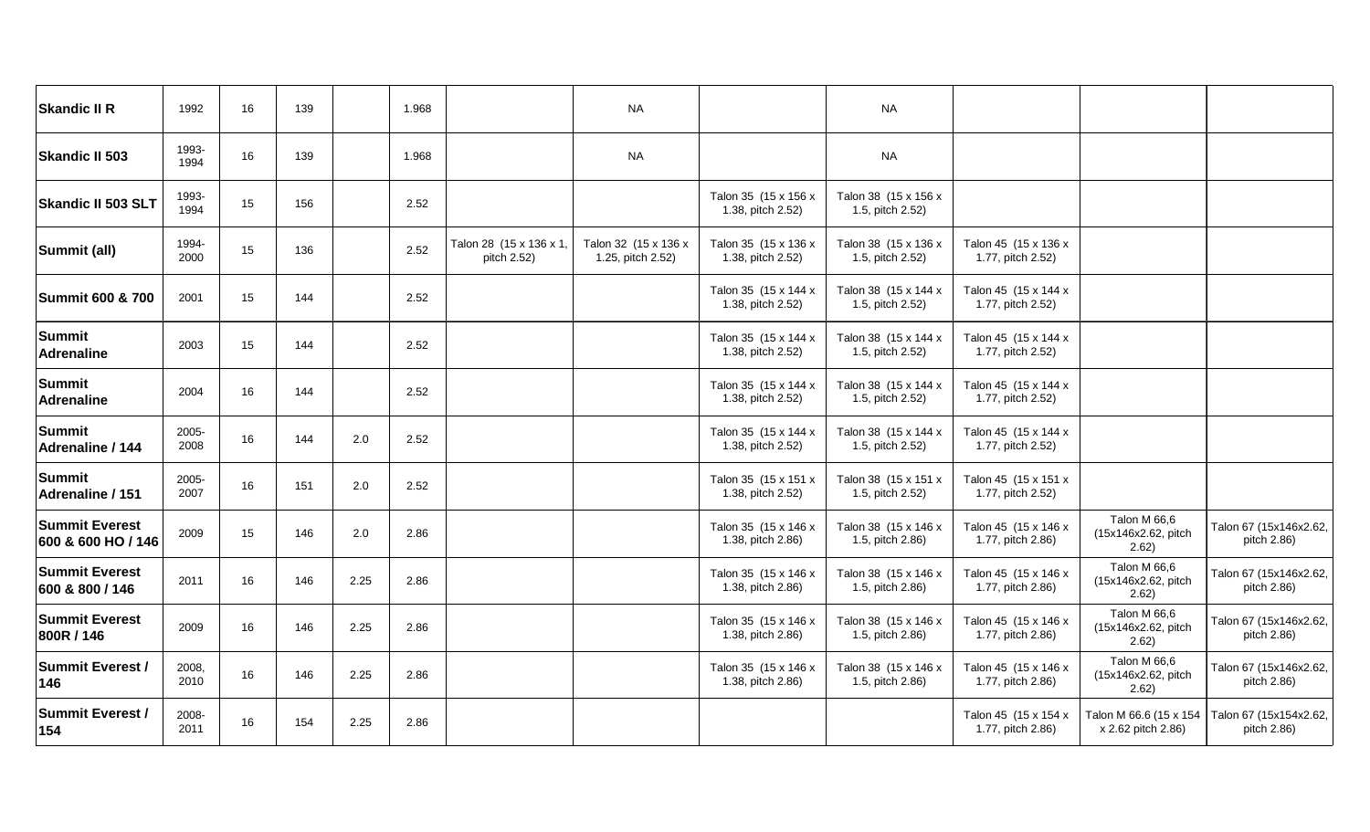| | | | | | | | | | | | | |
|---|---|---|---|---|---|---|---|---|---|---|---|---|
| **Skandic II R** | 1992 | 16 | 139 | | 1.968 | | NA | | NA | | | |
| **Skandic II 503** | 1993-1994 | 16 | 139 | | 1.968 | | NA | | NA | | | |
| **Skandic II 503 SLT** | 1993-1994 | 15 | 156 | | 2.52 | | | Talon 35 (15 x 156 x 1.38, pitch 2.52) | Talon 38 (15 x 156 x 1.5, pitch 2.52) | | | |
| **Summit (all)** | 1994-2000 | 15 | 136 | | 2.52 | Talon 28 (15 x 136 x 1, pitch 2.52) | Talon 32 (15 x 136 x 1.25, pitch 2.52) | Talon 35 (15 x 136 x 1.38, pitch 2.52) | Talon 38 (15 x 136 x 1.5, pitch 2.52) | Talon 45 (15 x 136 x 1.77, pitch 2.52) | | |
| **Summit 600 & 700** | 2001 | 15 | 144 | | 2.52 | | | Talon 35 (15 x 144 x 1.38, pitch 2.52) | Talon 38 (15 x 144 x 1.5, pitch 2.52) | Talon 45 (15 x 144 x 1.77, pitch 2.52) | | |
| **Summit Adrenaline** | 2003 | 15 | 144 | | 2.52 | | | Talon 35 (15 x 144 x 1.38, pitch 2.52) | Talon 38 (15 x 144 x 1.5, pitch 2.52) | Talon 45 (15 x 144 x 1.77, pitch 2.52) | | |
| **Summit Adrenaline** | 2004 | 16 | 144 | | 2.52 | | | Talon 35 (15 x 144 x 1.38, pitch 2.52) | Talon 38 (15 x 144 x 1.5, pitch 2.52) | Talon 45 (15 x 144 x 1.77, pitch 2.52) | | |
| **Summit Adrenaline / 144** | 2005-2008 | 16 | 144 | 2.0 | 2.52 | | | Talon 35 (15 x 144 x 1.38, pitch 2.52) | Talon 38 (15 x 144 x 1.5, pitch 2.52) | Talon 45 (15 x 144 x 1.77, pitch 2.52) | | |
| **Summit Adrenaline / 151** | 2005-2007 | 16 | 151 | 2.0 | 2.52 | | | Talon 35 (15 x 151 x 1.38, pitch 2.52) | Talon 38 (15 x 151 x 1.5, pitch 2.52) | Talon 45 (15 x 151 x 1.77, pitch 2.52) | | |
| **Summit Everest 600 & 600 HO / 146** | 2009 | 15 | 146 | 2.0 | 2.86 | | | Talon 35 (15 x 146 x 1.38, pitch 2.86) | Talon 38 (15 x 146 x 1.5, pitch 2.86) | Talon 45 (15 x 146 x 1.77, pitch 2.86) | Talon M 66,6 (15x146x2.62, pitch 2.62) | Talon 67 (15x146x2.62, pitch 2.86) |
| **Summit Everest 600 & 800 / 146** | 2011 | 16 | 146 | 2.25 | 2.86 | | | Talon 35 (15 x 146 x 1.38, pitch 2.86) | Talon 38 (15 x 146 x 1.5, pitch 2.86) | Talon 45 (15 x 146 x 1.77, pitch 2.86) | Talon M 66,6 (15x146x2.62, pitch 2.62) | Talon 67 (15x146x2.62, pitch 2.86) |
| **Summit Everest 800R / 146** | 2009 | 16 | 146 | 2.25 | 2.86 | | | Talon 35 (15 x 146 x 1.38, pitch 2.86) | Talon 38 (15 x 146 x 1.5, pitch 2.86) | Talon 45 (15 x 146 x 1.77, pitch 2.86) | Talon M 66,6 (15x146x2.62, pitch 2.62) | Talon 67 (15x146x2.62, pitch 2.86) |
| **Summit Everest / 146** | 2008, 2010 | 16 | 146 | 2.25 | 2.86 | | | Talon 35 (15 x 146 x 1.38, pitch 2.86) | Talon 38 (15 x 146 x 1.5, pitch 2.86) | Talon 45 (15 x 146 x 1.77, pitch 2.86) | Talon M 66,6 (15x146x2.62, pitch 2.62) | Talon 67 (15x146x2.62, pitch 2.86) |
| **Summit Everest / 154** | 2008-2011 | 16 | 154 | 2.25 | 2.86 | | | | | Talon 45 (15 x 154 x 1.77, pitch 2.86) | Talon M 66.6 (15 x 154 x 2.62 pitch 2.86) | Talon 67 (15x154x2.62, pitch 2.86) |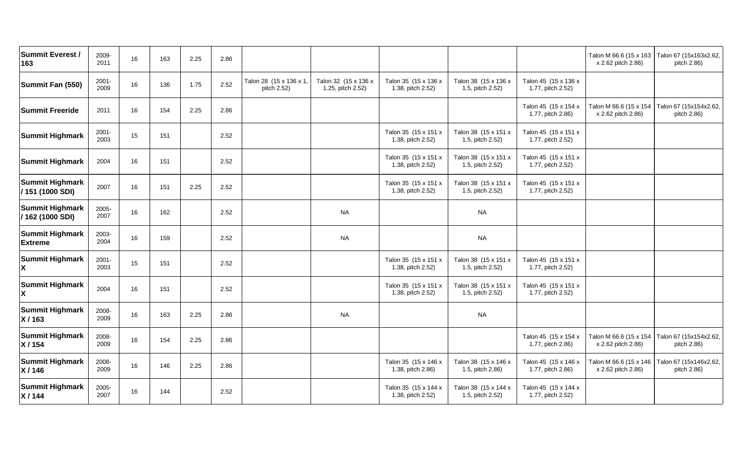| | | | | | | | | | | | | |
|---|---|---|---|---|---|---|---|---|---|---|---|---|
| **Summit Everest / 163** | 2009-2011 | 16 | 163 | 2.25 | 2.86 | | | | | | Talon M 66.6 (15 x 163 x 2.62 pitch 2.86) | Talon 67 (15x163x2.62, pitch 2.86) |
| **Summit Fan (550)** | 2001-2009 | 16 | 136 | 1.75 | 2.52 | Talon 28 (15 x 136 x 1, pitch 2.52) | Talon 32 (15 x 136 x 1.25, pitch 2.52) | Talon 35 (15 x 136 x 1.38, pitch 2.52) | Talon 38 (15 x 136 x 1.5, pitch 2.52) | Talon 45 (15 x 136 x 1.77, pitch 2.52) | | |
| **Summit Freeride** | 2011 | 16 | 154 | 2.25 | 2.86 | | | | | Talon 45 (15 x 154 x 1.77, pitch 2.86) | Talon M 66.6 (15 x 154 x 2.62 pitch 2.86) | Talon 67 (15x154x2.62, pitch 2.86) |
| **Summit Highmark** | 2001-2003 | 15 | 151 | | 2.52 | | | Talon 35 (15 x 151 x 1.38, pitch 2.52) | Talon 38 (15 x 151 x 1.5, pitch 2.52) | Talon 45 (15 x 151 x 1.77, pitch 2.52) | | |
| **Summit Highmark** | 2004 | 16 | 151 | | 2.52 | | | Talon 35 (15 x 151 x 1.38, pitch 2.52) | Talon 38 (15 x 151 x 1.5, pitch 2.52) | Talon 45 (15 x 151 x 1.77, pitch 2.52) | | |
| **Summit Highmark / 151 (1000 SDI)** | 2007 | 16 | 151 | 2.25 | 2.52 | | | Talon 35 (15 x 151 x 1.38, pitch 2.52) | Talon 38 (15 x 151 x 1.5, pitch 2.52) | Talon 45 (15 x 151 x 1.77, pitch 2.52) | | |
| **Summit Highmark / 162 (1000 SDI)** | 2005-2007 | 16 | 162 | | 2.52 | | NA | | NA | | | |
| **Summit Highmark Extreme** | 2003-2004 | 16 | 159 | | 2.52 | | NA | | NA | | | |
| **Summit Highmark X** | 2001-2003 | 15 | 151 | | 2.52 | | | Talon 35 (15 x 151 x 1.38, pitch 2.52) | Talon 38 (15 x 151 x 1.5, pitch 2.52) | Talon 45 (15 x 151 x 1.77, pitch 2.52) | | |
| **Summit Highmark X** | 2004 | 16 | 151 | | 2.52 | | | Talon 35 (15 x 151 x 1.38, pitch 2.52) | Talon 38 (15 x 151 x 1.5, pitch 2.52) | Talon 45 (15 x 151 x 1.77, pitch 2.52) | | |
| **Summit Highmark X / 163** | 2008-2009 | 16 | 163 | 2.25 | 2.86 | | NA | | NA | | | |
| **Summit Highmark X / 154** | 2008-2009 | 16 | 154 | 2.25 | 2.86 | | | | | Talon 45 (15 x 154 x 1.77, pitch 2.86) | Talon M 66.6 (15 x 154 x 2.62 pitch 2.86) | Talon 67 (15x154x2.62, pitch 2.86) |
| **Summit Highmark X / 146** | 2008-2009 | 16 | 146 | 2.25 | 2.86 | | | Talon 35 (15 x 146 x 1.38, pitch 2.86) | Talon 38 (15 x 146 x 1.5, pitch 2.86) | Talon 45 (15 x 146 x 1.77, pitch 2.86) | Talon M 66.6 (15 x 146 x 2.62 pitch 2.86) | Talon 67 (15x146x2.62, pitch 2.86) |
| **Summit Highmark X / 144** | 2005-2007 | 16 | 144 | | 2.52 | | | Talon 35 (15 x 144 x 1.38, pitch 2.52) | Talon 38 (15 x 144 x 1.5, pitch 2.52) | Talon 45 (15 x 144 x 1.77, pitch 2.52) | | |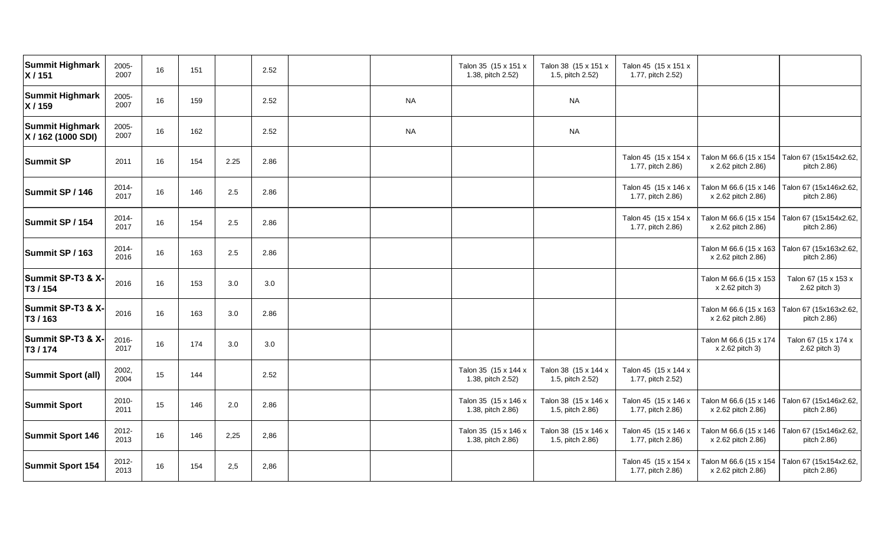| | | | | | | | | | | | | |
|---|---|---|---|---|---|---|---|---|---|---|---|---|
| **Summit Highmark X / 151** | 2005-2007 | 16 | 151 | | 2.52 | | | Talon 35 (15 x 151 x 1.38, pitch 2.52) | Talon 38 (15 x 151 x 1.5, pitch 2.52) | Talon 45 (15 x 151 x 1.77, pitch 2.52) | | |
| **Summit Highmark X / 159** | 2005-2007 | 16 | 159 | | 2.52 | | NA | | NA | | | |
| **Summit Highmark X / 162 (1000 SDI)** | 2005-2007 | 16 | 162 | | 2.52 | | NA | | NA | | | |
| **Summit SP** | 2011 | 16 | 154 | 2.25 | 2.86 | | | | | Talon 45 (15 x 154 x 1.77, pitch 2.86) | Talon M 66.6 (15 x 154 x 2.62 pitch 2.86) | Talon 67 (15x154x2.62, pitch 2.86) |
| **Summit SP / 146** | 2014-2017 | 16 | 146 | 2.5 | 2.86 | | | | | Talon 45 (15 x 146 x 1.77, pitch 2.86) | Talon M 66.6 (15 x 146 x 2.62 pitch 2.86) | Talon 67 (15x146x2.62, pitch 2.86) |
| **Summit SP / 154** | 2014-2017 | 16 | 154 | 2.5 | 2.86 | | | | | Talon 45 (15 x 154 x 1.77, pitch 2.86) | Talon M 66.6 (15 x 154 x 2.62 pitch 2.86) | Talon 67 (15x154x2.62, pitch 2.86) |
| **Summit SP / 163** | 2014-2016 | 16 | 163 | 2.5 | 2.86 | | | | | | Talon M 66.6 (15 x 163 x 2.62 pitch 2.86) | Talon 67 (15x163x2.62, pitch 2.86) |
| **Summit SP-T3 & X-T3 / 154** | 2016 | 16 | 153 | 3.0 | 3.0 | | | | | | Talon M 66.6 (15 x 153 x 2.62 pitch 3) | Talon 67 (15 x 153 x 2.62 pitch 3) |
| **Summit SP-T3 & X-T3 / 163** | 2016 | 16 | 163 | 3.0 | 2.86 | | | | | | Talon M 66.6 (15 x 163 x 2.62 pitch 2.86) | Talon 67 (15x163x2.62, pitch 2.86) |
| **Summit SP-T3 & X-T3 / 174** | 2016-2017 | 16 | 174 | 3.0 | 3.0 | | | | | | Talon M 66.6 (15 x 174 x 2.62 pitch 3) | Talon 67 (15 x 174 x 2.62 pitch 3) |
| **Summit Sport (all)** | 2002, 2004 | 15 | 144 | | 2.52 | | | Talon 35 (15 x 144 x 1.38, pitch 2.52) | Talon 38 (15 x 144 x 1.5, pitch 2.52) | Talon 45 (15 x 144 x 1.77, pitch 2.52) | | |
| **Summit Sport** | 2010-2011 | 15 | 146 | 2.0 | 2.86 | | | Talon 35 (15 x 146 x 1.38, pitch 2.86) | Talon 38 (15 x 146 x 1.5, pitch 2.86) | Talon 45 (15 x 146 x 1.77, pitch 2.86) | Talon M 66.6 (15 x 146 x 2.62 pitch 2.86) | Talon 67 (15x146x2.62, pitch 2.86) |
| **Summit Sport 146** | 2012-2013 | 16 | 146 | 2,25 | 2,86 | | | Talon 35 (15 x 146 x 1.38, pitch 2.86) | Talon 38 (15 x 146 x 1.5, pitch 2.86) | Talon 45 (15 x 146 x 1.77, pitch 2.86) | Talon M 66.6 (15 x 146 x 2.62 pitch 2.86) | Talon 67 (15x146x2.62, pitch 2.86) |
| **Summit Sport 154** | 2012-2013 | 16 | 154 | 2,5 | 2,86 | | | | | Talon 45 (15 x 154 x 1.77, pitch 2.86) | Talon M 66.6 (15 x 154 x 2.62 pitch 2.86) | Talon 67 (15x154x2.62, pitch 2.86) |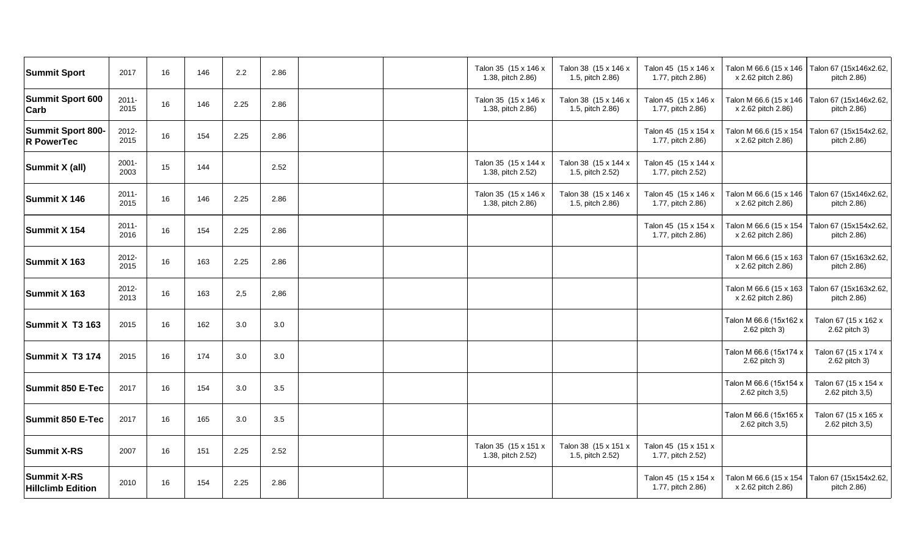| | | | | | | | | | | | | |
|---|---|---|---|---|---|---|---|---|---|---|---|---|
| **Summit Sport** | 2017 | 16 | 146 | 2.2 | 2.86 | | | Talon 35 (15 x 146 x 1.38, pitch 2.86) | Talon 38 (15 x 146 x 1.5, pitch 2.86) | Talon 45 (15 x 146 x 1.77, pitch 2.86) | Talon M 66.6 (15 x 146 x 2.62 pitch 2.86) | Talon 67 (15x146x2.62, pitch 2.86) |
| **Summit Sport 600 Carb** | 2011-2015 | 16 | 146 | 2.25 | 2.86 | | | Talon 35 (15 x 146 x 1.38, pitch 2.86) | Talon 38 (15 x 146 x 1.5, pitch 2.86) | Talon 45 (15 x 146 x 1.77, pitch 2.86) | Talon M 66.6 (15 x 146 x 2.62 pitch 2.86) | Talon 67 (15x146x2.62, pitch 2.86) |
| **Summit Sport 800-R PowerTec** | 2012-2015 | 16 | 154 | 2.25 | 2.86 | | | | | Talon 45 (15 x 154 x 1.77, pitch 2.86) | Talon M 66.6 (15 x 154 x 2.62 pitch 2.86) | Talon 67 (15x154x2.62, pitch 2.86) |
| **Summit X (all)** | 2001-2003 | 15 | 144 | | 2.52 | | | Talon 35 (15 x 144 x 1.38, pitch 2.52) | Talon 38 (15 x 144 x 1.5, pitch 2.52) | Talon 45 (15 x 144 x 1.77, pitch 2.52) | | |
| **Summit X 146** | 2011-2015 | 16 | 146 | 2.25 | 2.86 | | | Talon 35 (15 x 146 x 1.38, pitch 2.86) | Talon 38 (15 x 146 x 1.5, pitch 2.86) | Talon 45 (15 x 146 x 1.77, pitch 2.86) | Talon M 66.6 (15 x 146 x 2.62 pitch 2.86) | Talon 67 (15x146x2.62, pitch 2.86) |
| **Summit X 154** | 2011-2016 | 16 | 154 | 2.25 | 2.86 | | | | | Talon 45 (15 x 154 x 1.77, pitch 2.86) | Talon M 66.6 (15 x 154 x 2.62 pitch 2.86) | Talon 67 (15x154x2.62, pitch 2.86) |
| **Summit X 163** | 2012-2015 | 16 | 163 | 2.25 | 2.86 | | | | | | Talon M 66.6 (15 x 163 x 2.62 pitch 2.86) | Talon 67 (15x163x2.62, pitch 2.86) |
| **Summit X 163** | 2012-2013 | 16 | 163 | 2,5 | 2,86 | | | | | | Talon M 66.6 (15 x 163 x 2.62 pitch 2.86) | Talon 67 (15x163x2.62, pitch 2.86) |
| **Summit X T3 163** | 2015 | 16 | 162 | 3.0 | 3.0 | | | | | | Talon M 66.6 (15x162 x 2.62 pitch 3) | Talon 67 (15 x 162 x 2.62 pitch 3) |
| **Summit X T3 174** | 2015 | 16 | 174 | 3.0 | 3.0 | | | | | | Talon M 66.6 (15x174 x 2.62 pitch 3) | Talon 67 (15 x 174 x 2.62 pitch 3) |
| **Summit 850 E-Tec** | 2017 | 16 | 154 | 3.0 | 3.5 | | | | | | Talon M 66.6 (15x154 x 2.62 pitch 3,5) | Talon 67 (15 x 154 x 2.62 pitch 3,5) |
| **Summit 850 E-Tec** | 2017 | 16 | 165 | 3.0 | 3.5 | | | | | | Talon M 66.6 (15x165 x 2.62 pitch 3,5) | Talon 67 (15 x 165 x 2.62 pitch 3,5) |
| **Summit X-RS** | 2007 | 16 | 151 | 2.25 | 2.52 | | | Talon 35 (15 x 151 x 1.38, pitch 2.52) | Talon 38 (15 x 151 x 1.5, pitch 2.52) | Talon 45 (15 x 151 x 1.77, pitch 2.52) | | |
| **Summit X-RS Hillclimb Edition** | 2010 | 16 | 154 | 2.25 | 2.86 | | | | | Talon 45 (15 x 154 x 1.77, pitch 2.86) | Talon M 66.6 (15 x 154 x 2.62 pitch 2.86) | Talon 67 (15x154x2.62, pitch 2.86) |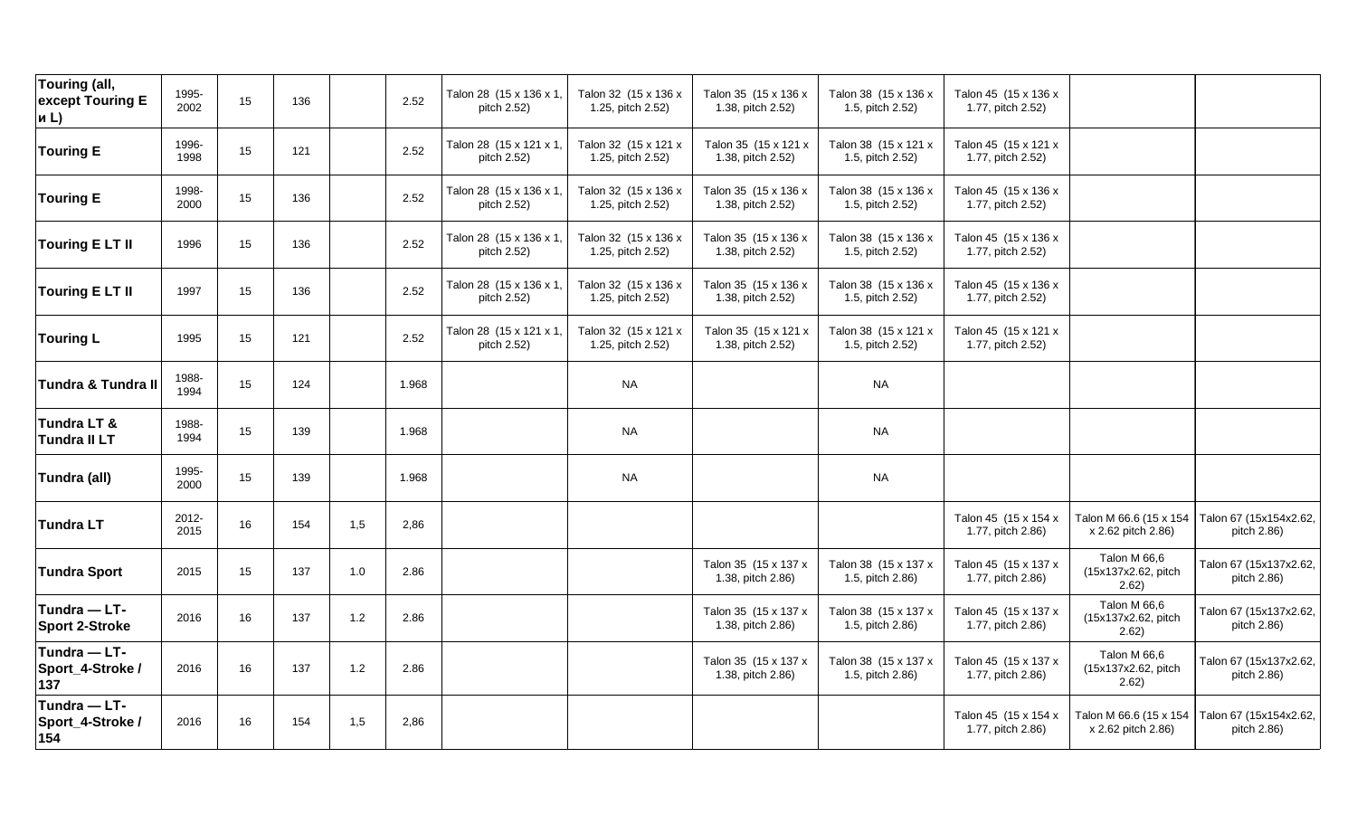| Touring (all, except Touring E и L) | 1995-2002 | 15 | 136 | | 2.52 | Talon 28 (15 x 136 x 1, pitch 2.52) | Talon 32 (15 x 136 x 1.25, pitch 2.52) | Talon 35 (15 x 136 x 1.38, pitch 2.52) | Talon 38 (15 x 136 x 1.5, pitch 2.52) | Talon 45 (15 x 136 x 1.77, pitch 2.52) | | |
|---|---|---|---|---|---|---|---|---|---|---|---|---|
| Touring E | 1996-1998 | 15 | 121 | | 2.52 | Talon 28 (15 x 121 x 1, pitch 2.52) | Talon 32 (15 x 121 x 1.25, pitch 2.52) | Talon 35 (15 x 121 x 1.38, pitch 2.52) | Talon 38 (15 x 121 x 1.5, pitch 2.52) | Talon 45 (15 x 121 x 1.77, pitch 2.52) | | |
| Touring E | 1998-2000 | 15 | 136 | | 2.52 | Talon 28 (15 x 136 x 1, pitch 2.52) | Talon 32 (15 x 136 x 1.25, pitch 2.52) | Talon 35 (15 x 136 x 1.38, pitch 2.52) | Talon 38 (15 x 136 x 1.5, pitch 2.52) | Talon 45 (15 x 136 x 1.77, pitch 2.52) | | |
| Touring E LT II | 1996 | 15 | 136 | | 2.52 | Talon 28 (15 x 136 x 1, pitch 2.52) | Talon 32 (15 x 136 x 1.25, pitch 2.52) | Talon 35 (15 x 136 x 1.38, pitch 2.52) | Talon 38 (15 x 136 x 1.5, pitch 2.52) | Talon 45 (15 x 136 x 1.77, pitch 2.52) | | |
| Touring E LT II | 1997 | 15 | 136 | | 2.52 | Talon 28 (15 x 136 x 1, pitch 2.52) | Talon 32 (15 x 136 x 1.25, pitch 2.52) | Talon 35 (15 x 136 x 1.38, pitch 2.52) | Talon 38 (15 x 136 x 1.5, pitch 2.52) | Talon 45 (15 x 136 x 1.77, pitch 2.52) | | |
| Touring L | 1995 | 15 | 121 | | 2.52 | Talon 28 (15 x 121 x 1, pitch 2.52) | Talon 32 (15 x 121 x 1.25, pitch 2.52) | Talon 35 (15 x 121 x 1.38, pitch 2.52) | Talon 38 (15 x 121 x 1.5, pitch 2.52) | Talon 45 (15 x 121 x 1.77, pitch 2.52) | | |
| Tundra & Tundra II | 1988-1994 | 15 | 124 | | 1.968 | | NA | | NA | | | |
| Tundra LT & Tundra II LT | 1988-1994 | 15 | 139 | | 1.968 | | NA | | NA | | | |
| Tundra (all) | 1995-2000 | 15 | 139 | | 1.968 | | NA | | NA | | | |
| Tundra LT | 2012-2015 | 16 | 154 | 1,5 | 2,86 | | | | | Talon 45 (15 x 154 x 1.77, pitch 2.86) | Talon M 66.6 (15 x 154 x 2.62 pitch 2.86) | Talon 67 (15x154x2.62, pitch 2.86) |
| Tundra Sport | 2015 | 15 | 137 | 1.0 | 2.86 | | | Talon 35 (15 x 137 x 1.38, pitch 2.86) | Talon 38 (15 x 137 x 1.5, pitch 2.86) | Talon 45 (15 x 137 x 1.77, pitch 2.86) | Talon M 66,6 (15x137x2.62, pitch 2.62) | Talon 67 (15x137x2.62, pitch 2.86) |
| Tundra — LT-Sport 2-Stroke | 2016 | 16 | 137 | 1.2 | 2.86 | | | Talon 35 (15 x 137 x 1.38, pitch 2.86) | Talon 38 (15 x 137 x 1.5, pitch 2.86) | Talon 45 (15 x 137 x 1.77, pitch 2.86) | Talon M 66,6 (15x137x2.62, pitch 2.62) | Talon 67 (15x137x2.62, pitch 2.86) |
| Tundra — LT-Sport_4-Stroke / 137 | 2016 | 16 | 137 | 1.2 | 2.86 | | | Talon 35 (15 x 137 x 1.38, pitch 2.86) | Talon 38 (15 x 137 x 1.5, pitch 2.86) | Talon 45 (15 x 137 x 1.77, pitch 2.86) | Talon M 66,6 (15x137x2.62, pitch 2.62) | Talon 67 (15x137x2.62, pitch 2.86) |
| Tundra — LT-Sport_4-Stroke / 154 | 2016 | 16 | 154 | 1,5 | 2,86 | | | | | Talon 45 (15 x 154 x 1.77, pitch 2.86) | Talon M 66.6 (15 x 154 x 2.62 pitch 2.86) | Talon 67 (15x154x2.62, pitch 2.86) |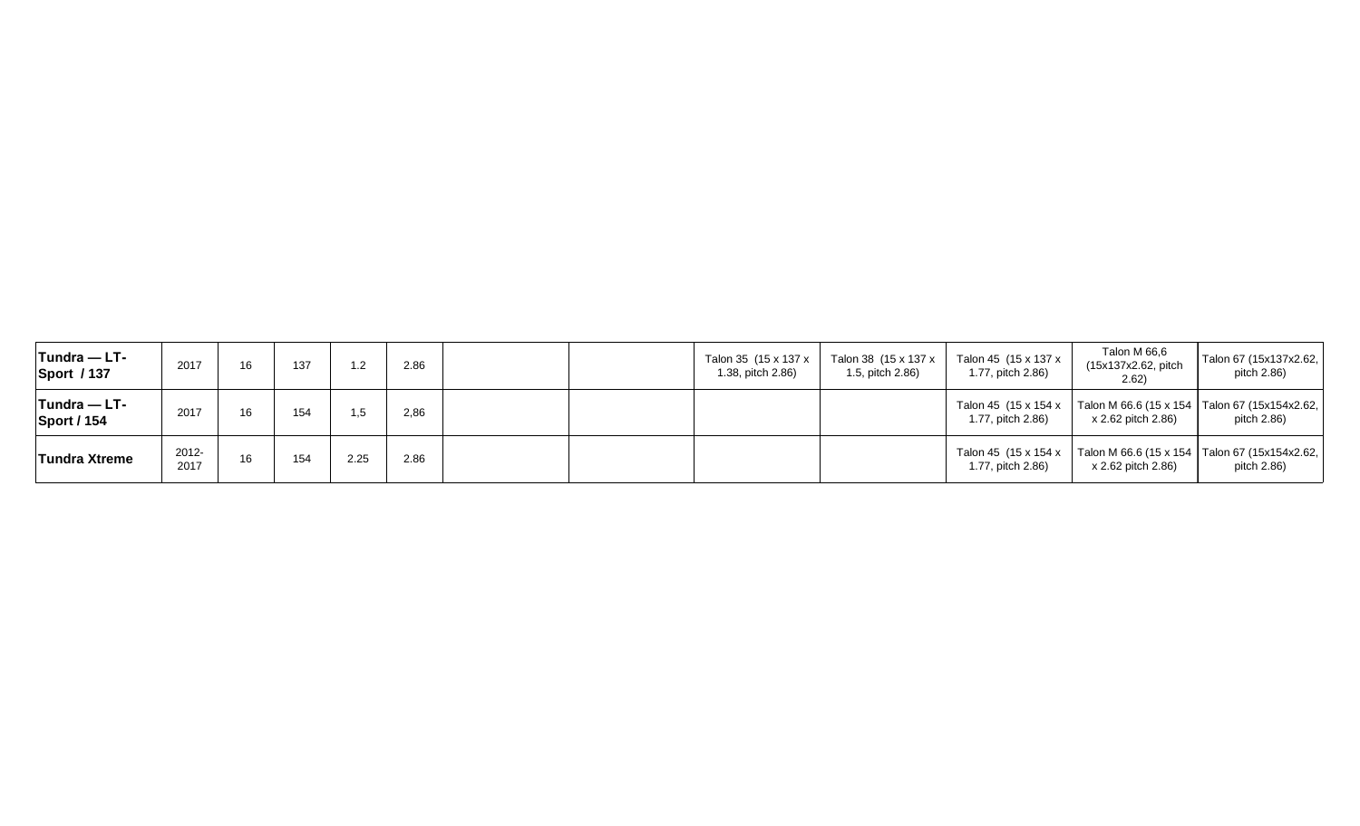| | | | | | | | | | | | | |
|---|---|---|---|---|---|---|---|---|---|---|---|---|
| **Tundra — LT-Sport / 137** | 2017 | 16 | 137 | 1.2 | 2.86 | | | Talon 35 (15 x 137 x 1.38, pitch 2.86) | Talon 38 (15 x 137 x 1.5, pitch 2.86) | Talon 45 (15 x 137 x 1.77, pitch 2.86) | Talon M 66,6 (15x137x2.62, pitch 2.62) | Talon 67 (15x137x2.62, pitch 2.86) |
| **Tundra — LT-Sport / 154** | 2017 | 16 | 154 | 1,5 | 2,86 | | | | | Talon 45 (15 x 154 x 1.77, pitch 2.86) | Talon M 66.6 (15 x 154 x 2.62 pitch 2.86) | Talon 67 (15x154x2.62, pitch 2.86) |
| **Tundra Xtreme** | 2012-2017 | 16 | 154 | 2.25 | 2.86 | | | | | Talon 45 (15 x 154 x 1.77, pitch 2.86) | Talon M 66.6 (15 x 154 x 2.62 pitch 2.86) | Talon 67 (15x154x2.62, pitch 2.86) |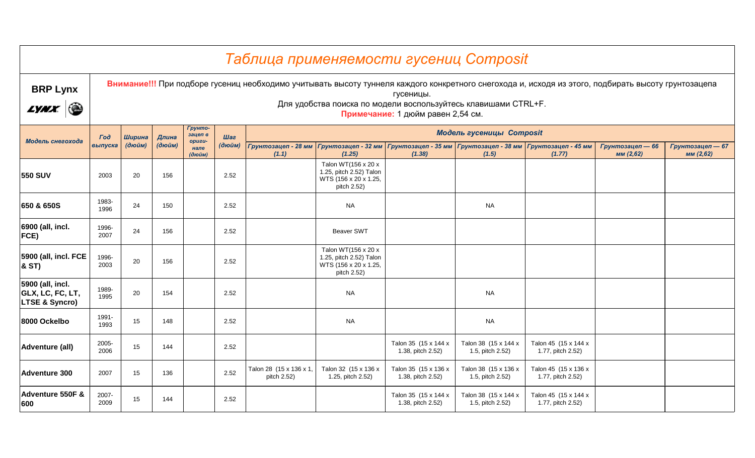# Таблица применяемости гусениц Composit

**BRP Lynx**

**Внимание!!!** При подборе гусениц необходимо учитывать высоту туннеля каждого конкретного снегохода и, исходя из этого, подбирать высоту грунтозацепа гусеницы.
Для удобства поиска по модели воспользуйтесь клавишами CTRL+F.
**Примечание:** 1 дюйм равен 2,54 см.

| *Модель снегохода* | *Год выпуска* | *Ширина (дюйм)* | *Длина (дюйм)* | *Грунтозацеп в оригинале (дюйм)* | *Шаг (дюйм)* | *Модель гусеницы Composit* | | | | | | |
|---|---|---|---|---|---|---|---|---|---|---|---|---|
| | | | | | | *Грунтозацеп - 28 мм (1.1)* | *Грунтозацеп - 32 мм (1.25)* | *Грунтозацеп - 35 мм (1.38)* | *Грунтозацеп - 38 мм (1.5)* | *Грунтозацеп - 45 мм (1.77)* | *Грунтозацеп — 66 мм (2,62)* | *Грунтозацеп — 67 мм (2,62)* |
| **550 SUV** | 2003 | 20 | 156 | | 2.52 | | Talon WT(156 x 20 x 1.25, pitch 2.52) Talon WTS (156 x 20 x 1.25, pitch 2.52) | | | | | |
| **650 & 650S** | 1983-1996 | 24 | 150 | | 2.52 | | NA | | NA | | | |
| **6900 (all, incl. FCE)** | 1996-2007 | 24 | 156 | | 2.52 | | Beaver SWT | | | | | |
| **5900 (all, incl. FCE & ST)** | 1996-2003 | 20 | 156 | | 2.52 | | Talon WT(156 x 20 x 1.25, pitch 2.52) Talon WTS (156 x 20 x 1.25, pitch 2.52) | | | | | |
| **5900 (all, incl. GLX, LC, FC, LT, LTSE & Syncro)** | 1989-1995 | 20 | 154 | | 2.52 | | NA | | NA | | | |
| **8000 Ockelbo** | 1991-1993 | 15 | 148 | | 2.52 | | NA | | NA | | | |
| **Adventure (all)** | 2005-2006 | 15 | 144 | | 2.52 | | | Talon 35 (15 x 144 x 1.38, pitch 2.52) | Talon 38 (15 x 144 x 1.5, pitch 2.52) | Talon 45 (15 x 144 x 1.77, pitch 2.52) | | |
| **Adventure 300** | 2007 | 15 | 136 | | 2.52 | Talon 28 (15 x 136 x 1, pitch 2.52) | Talon 32 (15 x 136 x 1.25, pitch 2.52) | Talon 35 (15 x 136 x 1.38, pitch 2.52) | Talon 38 (15 x 136 x 1.5, pitch 2.52) | Talon 45 (15 x 136 x 1.77, pitch 2.52) | | |
| **Adventure 550F & 600** | 2007-2009 | 15 | 144 | | 2.52 | | | Talon 35 (15 x 144 x 1.38, pitch 2.52) | Talon 38 (15 x 144 x 1.5, pitch 2.52) | Talon 45 (15 x 144 x 1.77, pitch 2.52) | | |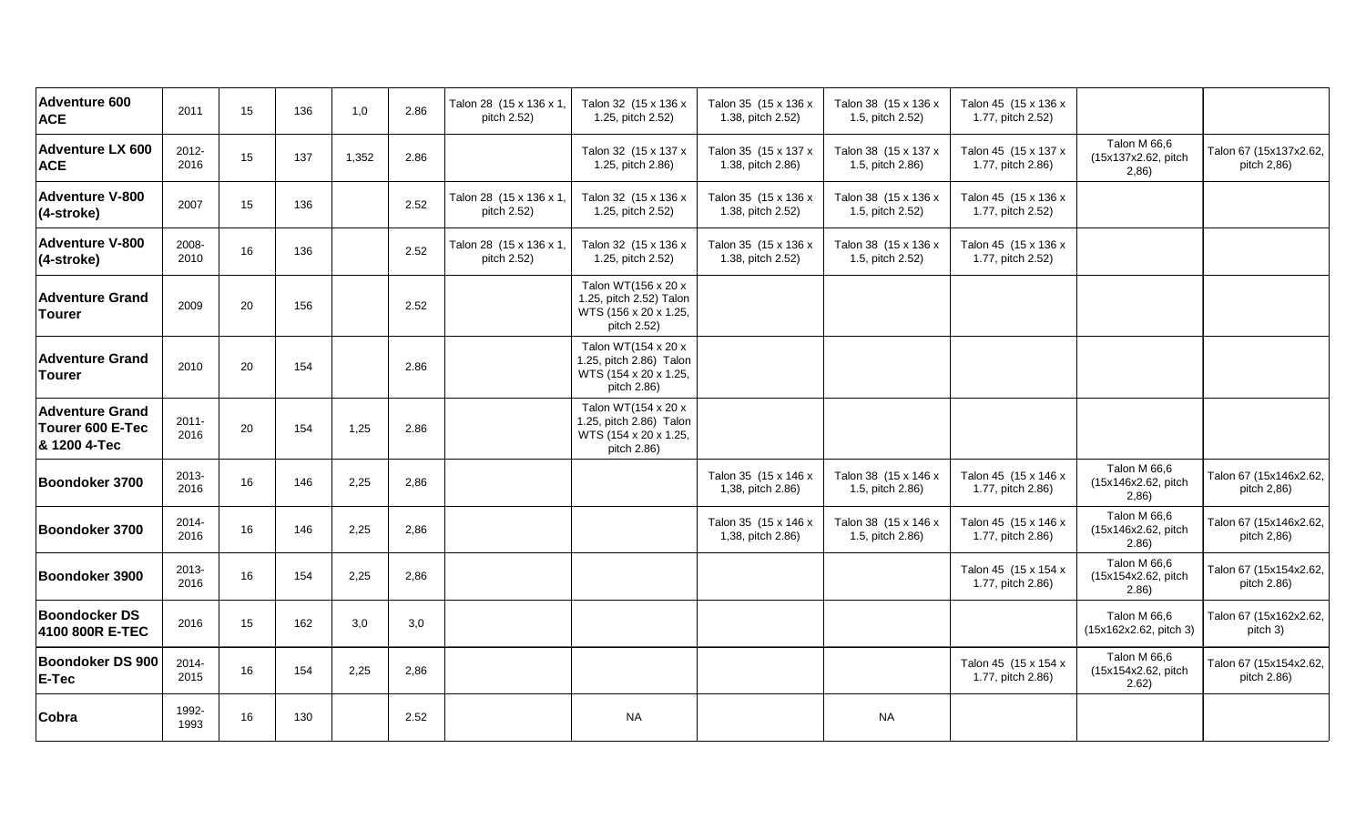| | | | | | | | | | | | | |
|---|---|---|---|---|---|---|---|---|---|---|---|---|
| **Adventure 600 ACE** | 2011 | 15 | 136 | 1,0 | 2.86 | Talon 28 (15 x 136 x 1, pitch 2.52) | Talon 32 (15 x 136 x 1.25, pitch 2.52) | Talon 35 (15 x 136 x 1.38, pitch 2.52) | Talon 38 (15 x 136 x 1.5, pitch 2.52) | Talon 45 (15 x 136 x 1.77, pitch 2.52) | | |
| **Adventure LX 600 ACE** | 2012-2016 | 15 | 137 | 1,352 | 2.86 | | Talon 32 (15 x 137 x 1.25, pitch 2.86) | Talon 35 (15 x 137 x 1.38, pitch 2.86) | Talon 38 (15 x 137 x 1.5, pitch 2.86) | Talon 45 (15 x 137 x 1.77, pitch 2.86) | Talon M 66,6 (15x137x2.62, pitch 2,86) | Talon 67 (15x137x2.62, pitch 2,86) |
| **Adventure V-800 (4-stroke)** | 2007 | 15 | 136 | | 2.52 | Talon 28 (15 x 136 x 1, pitch 2.52) | Talon 32 (15 x 136 x 1.25, pitch 2.52) | Talon 35 (15 x 136 x 1.38, pitch 2.52) | Talon 38 (15 x 136 x 1.5, pitch 2.52) | Talon 45 (15 x 136 x 1.77, pitch 2.52) | | |
| **Adventure V-800 (4-stroke)** | 2008-2010 | 16 | 136 | | 2.52 | Talon 28 (15 x 136 x 1, pitch 2.52) | Talon 32 (15 x 136 x 1.25, pitch 2.52) | Talon 35 (15 x 136 x 1.38, pitch 2.52) | Talon 38 (15 x 136 x 1.5, pitch 2.52) | Talon 45 (15 x 136 x 1.77, pitch 2.52) | | |
| **Adventure Grand Tourer** | 2009 | 20 | 156 | | 2.52 | | Talon WT(156 x 20 x 1.25, pitch 2.52) Talon WTS (156 x 20 x 1.25, pitch 2.52) | | | | | |
| **Adventure Grand Tourer** | 2010 | 20 | 154 | | 2.86 | | Talon WT(154 x 20 x 1.25, pitch 2.86) Talon WTS (154 x 20 x 1.25, pitch 2.86) | | | | | |
| **Adventure Grand Tourer 600 E-Tec & 1200 4-Tec** | 2011-2016 | 20 | 154 | 1,25 | 2.86 | | Talon WT(154 x 20 x 1.25, pitch 2.86) Talon WTS (154 x 20 x 1.25, pitch 2.86) | | | | | |
| **Boondoker 3700** | 2013-2016 | 16 | 146 | 2,25 | 2,86 | | | Talon 35 (15 x 146 x 1,38, pitch 2.86) | Talon 38 (15 x 146 x 1.5, pitch 2.86) | Talon 45 (15 x 146 x 1.77, pitch 2.86) | Talon M 66,6 (15x146x2.62, pitch 2,86) | Talon 67 (15x146x2.62, pitch 2,86) |
| **Boondoker 3700** | 2014-2016 | 16 | 146 | 2,25 | 2,86 | | | Talon 35 (15 x 146 x 1,38, pitch 2.86) | Talon 38 (15 x 146 x 1.5, pitch 2.86) | Talon 45 (15 x 146 x 1.77, pitch 2.86) | Talon M 66,6 (15x146x2.62, pitch 2.86) | Talon 67 (15x146x2.62, pitch 2,86) |
| **Boondoker 3900** | 2013-2016 | 16 | 154 | 2,25 | 2,86 | | | | | Talon 45 (15 x 154 x 1.77, pitch 2.86) | Talon M 66,6 (15x154x2.62, pitch 2.86) | Talon 67 (15x154x2.62, pitch 2.86) |
| **Boondocker DS 4100 800R E-TEC** | 2016 | 15 | 162 | 3,0 | 3,0 | | | | | | Talon M 66,6 (15x162x2.62, pitch 3) | Talon 67 (15x162x2.62, pitch 3) |
| **Boondocker DS 900 E-Tec** | 2014-2015 | 16 | 154 | 2,25 | 2,86 | | | | | Talon 45 (15 x 154 x 1.77, pitch 2.86) | Talon M 66,6 (15x154x2.62, pitch 2.62) | Talon 67 (15x154x2.62, pitch 2.86) |
| **Cobra** | 1992-1993 | 16 | 130 | | 2.52 | | NA | | NA | | | |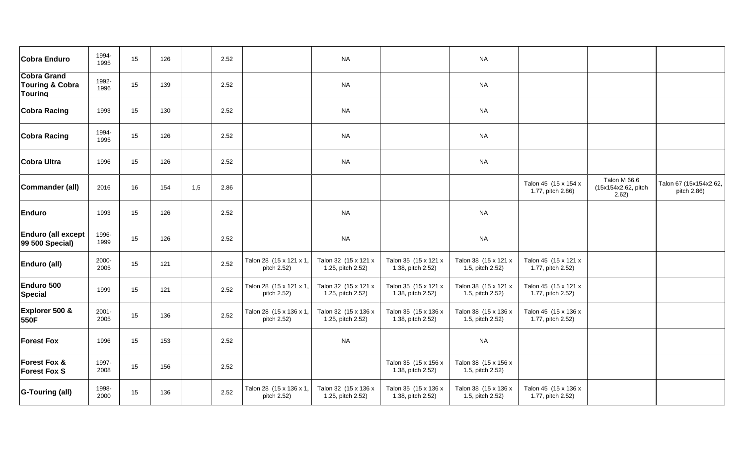| | | | | | | | | | | | | |
|---|---|---|---|---|---|---|---|---|---|---|---|---|
| **Cobra Enduro** | 1994-1995 | 15 | 126 | | 2.52 | | NA | | NA | | | |
| **Cobra Grand Touring & Cobra Touring** | 1992-1996 | 15 | 139 | | 2.52 | | NA | | NA | | | |
| **Cobra Racing** | 1993 | 15 | 130 | | 2.52 | | NA | | NA | | | |
| **Cobra Racing** | 1994-1995 | 15 | 126 | | 2.52 | | NA | | NA | | | |
| **Cobra Ultra** | 1996 | 15 | 126 | | 2.52 | | NA | | NA | | | |
| **Commander (all)** | 2016 | 16 | 154 | 1,5 | 2.86 | | | | | Talon 45 (15 x 154 x 1.77, pitch 2.86) | Talon M 66,6 (15x154x2.62, pitch 2.62) | Talon 67 (15x154x2.62, pitch 2.86) |
| **Enduro** | 1993 | 15 | 126 | | 2.52 | | NA | | NA | | | |
| **Enduro (all except 99 500 Special)** | 1996-1999 | 15 | 126 | | 2.52 | | NA | | NA | | | |
| **Enduro (all)** | 2000-2005 | 15 | 121 | | 2.52 | Talon 28 (15 x 121 x 1, pitch 2.52) | Talon 32 (15 x 121 x 1.25, pitch 2.52) | Talon 35 (15 x 121 x 1.38, pitch 2.52) | Talon 38 (15 x 121 x 1.5, pitch 2.52) | Talon 45 (15 x 121 x 1.77, pitch 2.52) | | |
| **Enduro 500 Special** | 1999 | 15 | 121 | | 2.52 | Talon 28 (15 x 121 x 1, pitch 2.52) | Talon 32 (15 x 121 x 1.25, pitch 2.52) | Talon 35 (15 x 121 x 1.38, pitch 2.52) | Talon 38 (15 x 121 x 1.5, pitch 2.52) | Talon 45 (15 x 121 x 1.77, pitch 2.52) | | |
| **Explorer 500 & 550F** | 2001-2005 | 15 | 136 | | 2.52 | Talon 28 (15 x 136 x 1, pitch 2.52) | Talon 32 (15 x 136 x 1.25, pitch 2.52) | Talon 35 (15 x 136 x 1.38, pitch 2.52) | Talon 38 (15 x 136 x 1.5, pitch 2.52) | Talon 45 (15 x 136 x 1.77, pitch 2.52) | | |
| **Forest Fox** | 1996 | 15 | 153 | | 2.52 | | NA | | NA | | | |
| **Forest Fox & Forest Fox S** | 1997-2008 | 15 | 156 | | 2.52 | | | Talon 35 (15 x 156 x 1.38, pitch 2.52) | Talon 38 (15 x 156 x 1.5, pitch 2.52) | | | |
| **G-Touring (all)** | 1998-2000 | 15 | 136 | | 2.52 | Talon 28 (15 x 136 x 1, pitch 2.52) | Talon 32 (15 x 136 x 1.25, pitch 2.52) | Talon 35 (15 x 136 x 1.38, pitch 2.52) | Talon 38 (15 x 136 x 1.5, pitch 2.52) | Talon 45 (15 x 136 x 1.77, pitch 2.52) | | |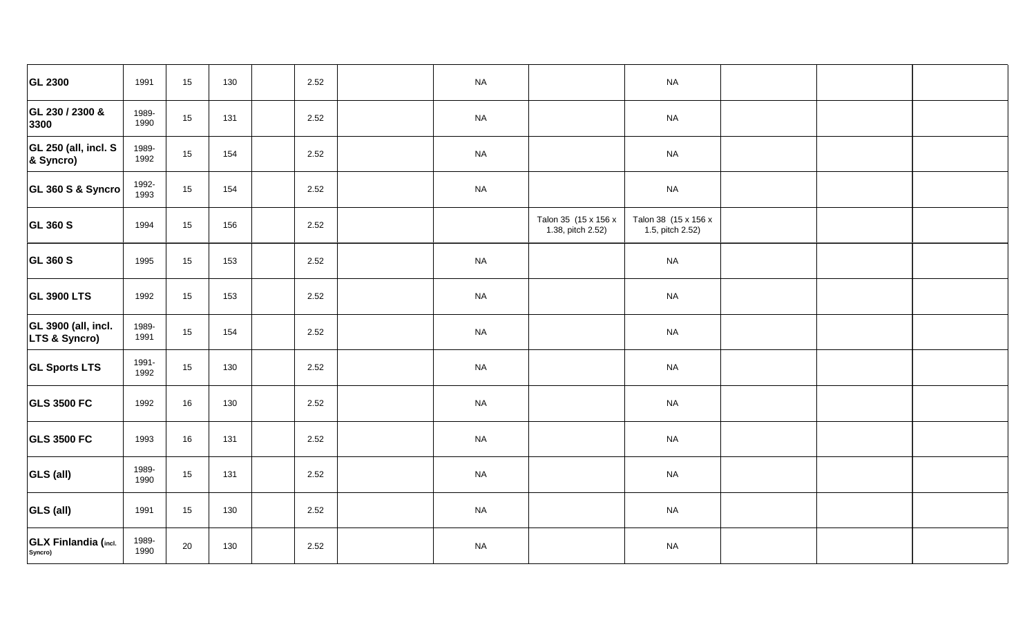| | | | | | | | | | | | | |
|---|---|---|---|---|---|---|---|---|---|---|---|---|
| **GL 2300** | 1991 | 15 | 130 | | 2.52 | | NA | | NA | | | |
| **GL 230 / 2300 & 3300** | 1989-1990 | 15 | 131 | | 2.52 | | NA | | NA | | | |
| **GL 250 (all, incl. S & Syncro)** | 1989-1992 | 15 | 154 | | 2.52 | | NA | | NA | | | |
| **GL 360 S & Syncro** | 1992-1993 | 15 | 154 | | 2.52 | | NA | | NA | | | |
| **GL 360 S** | 1994 | 15 | 156 | | 2.52 | | | Talon 35 (15 x 156 x 1.38, pitch 2.52) | Talon 38 (15 x 156 x 1.5, pitch 2.52) | | | |
| **GL 360 S** | 1995 | 15 | 153 | | 2.52 | | NA | | NA | | | |
| **GL 3900 LTS** | 1992 | 15 | 153 | | 2.52 | | NA | | NA | | | |
| **GL 3900 (all, incl. LTS & Syncro)** | 1989-1991 | 15 | 154 | | 2.52 | | NA | | NA | | | |
| **GL Sports LTS** | 1991-1992 | 15 | 130 | | 2.52 | | NA | | NA | | | |
| **GLS 3500 FC** | 1992 | 16 | 130 | | 2.52 | | NA | | NA | | | |
| **GLS 3500 FC** | 1993 | 16 | 131 | | 2.52 | | NA | | NA | | | |
| **GLS (all)** | 1989-1990 | 15 | 131 | | 2.52 | | NA | | NA | | | |
| **GLS (all)** | 1991 | 15 | 130 | | 2.52 | | NA | | NA | | | |
| **GLX Finlandia (incl. Syncro)** | 1989-1990 | 20 | 130 | | 2.52 | | NA | | NA | | | |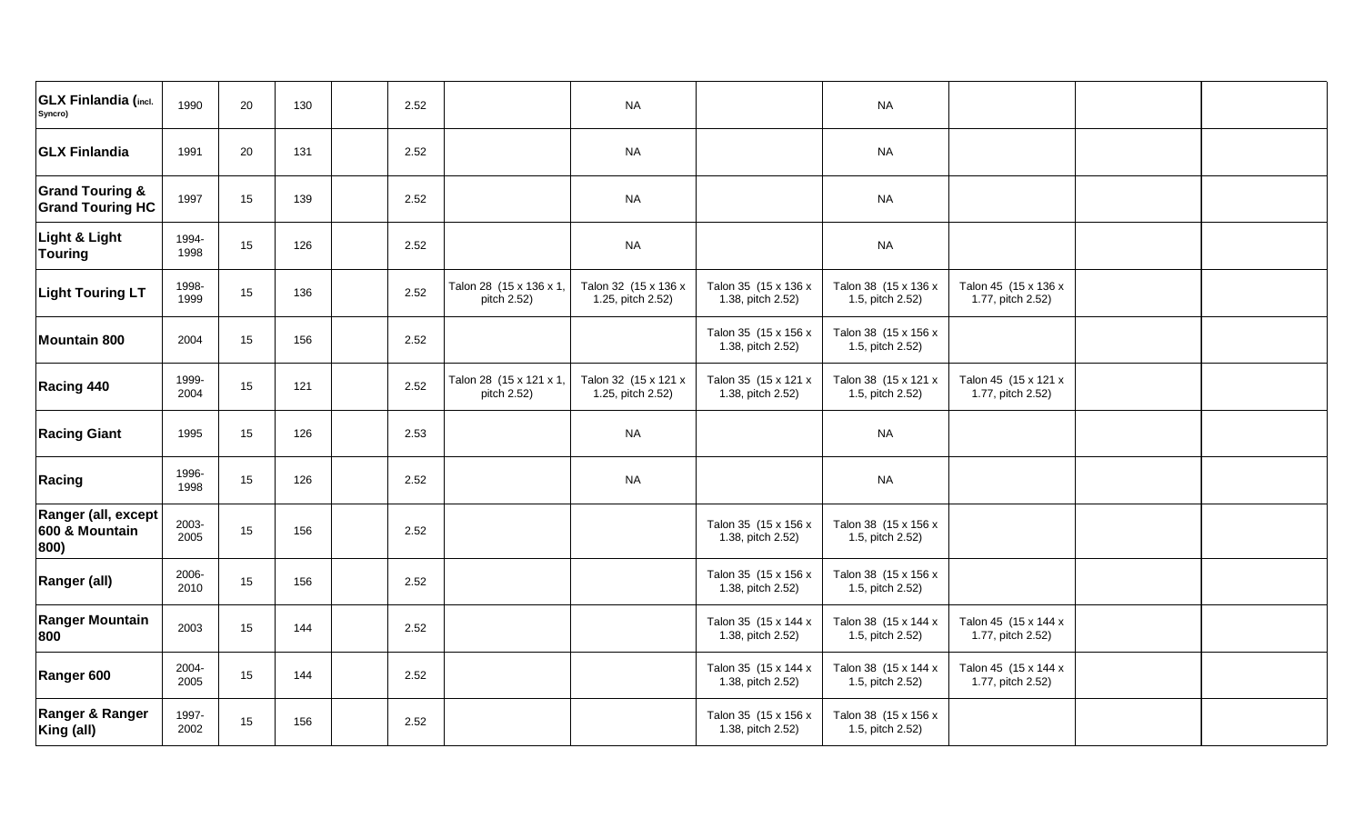| | | | | | | | | | | | | |
|---|---|---|---|---|---|---|---|---|---|---|---|---|
| **GLX Finlandia (incl. Syncro)** | 1990 | 20 | 130 | | 2.52 | | NA | | NA | | | |
| **GLX Finlandia** | 1991 | 20 | 131 | | 2.52 | | NA | | NA | | | |
| **Grand Touring & Grand Touring HC** | 1997 | 15 | 139 | | 2.52 | | NA | | NA | | | |
| **Light & Light Touring** | 1994-1998 | 15 | 126 | | 2.52 | | NA | | NA | | | |
| **Light Touring LT** | 1998-1999 | 15 | 136 | | 2.52 | Talon 28 (15 x 136 x 1, pitch 2.52) | Talon 32 (15 x 136 x 1.25, pitch 2.52) | Talon 35 (15 x 136 x 1.38, pitch 2.52) | Talon 38 (15 x 136 x 1.5, pitch 2.52) | Talon 45 (15 x 136 x 1.77, pitch 2.52) | | |
| **Mountain 800** | 2004 | 15 | 156 | | 2.52 | | | Talon 35 (15 x 156 x 1.38, pitch 2.52) | Talon 38 (15 x 156 x 1.5, pitch 2.52) | | | |
| **Racing 440** | 1999-2004 | 15 | 121 | | 2.52 | Talon 28 (15 x 121 x 1, pitch 2.52) | Talon 32 (15 x 121 x 1.25, pitch 2.52) | Talon 35 (15 x 121 x 1.38, pitch 2.52) | Talon 38 (15 x 121 x 1.5, pitch 2.52) | Talon 45 (15 x 121 x 1.77, pitch 2.52) | | |
| **Racing Giant** | 1995 | 15 | 126 | | 2.53 | | NA | | NA | | | |
| **Racing** | 1996-1998 | 15 | 126 | | 2.52 | | NA | | NA | | | |
| **Ranger (all, except 600 & Mountain 800)** | 2003-2005 | 15 | 156 | | 2.52 | | | Talon 35 (15 x 156 x 1.38, pitch 2.52) | Talon 38 (15 x 156 x 1.5, pitch 2.52) | | | |
| **Ranger (all)** | 2006-2010 | 15 | 156 | | 2.52 | | | Talon 35 (15 x 156 x 1.38, pitch 2.52) | Talon 38 (15 x 156 x 1.5, pitch 2.52) | | | |
| **Ranger Mountain 800** | 2003 | 15 | 144 | | 2.52 | | | Talon 35 (15 x 144 x 1.38, pitch 2.52) | Talon 38 (15 x 144 x 1.5, pitch 2.52) | Talon 45 (15 x 144 x 1.77, pitch 2.52) | | |
| **Ranger 600** | 2004-2005 | 15 | 144 | | 2.52 | | | Talon 35 (15 x 144 x 1.38, pitch 2.52) | Talon 38 (15 x 144 x 1.5, pitch 2.52) | Talon 45 (15 x 144 x 1.77, pitch 2.52) | | |
| **Ranger & Ranger King (all)** | 1997-2002 | 15 | 156 | | 2.52 | | | Talon 35 (15 x 156 x 1.38, pitch 2.52) | Talon 38 (15 x 156 x 1.5, pitch 2.52) | | | |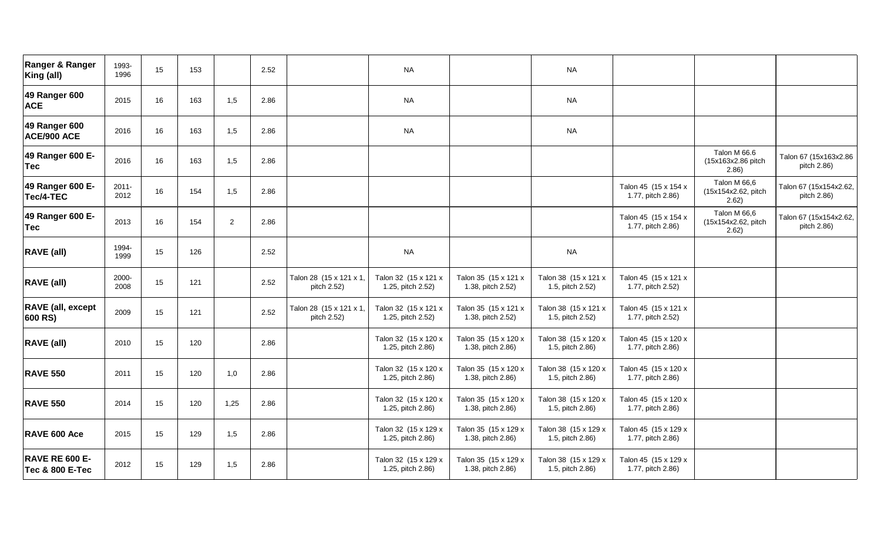| Ranger & Ranger King (all) | 1993-1996 | 15 | 153 | | 2.52 | | NA | | NA | | | |
|---|---|---|---|---|---|---|---|---|---|---|---|---|
| 49 Ranger 600 ACE | 2015 | 16 | 163 | 1,5 | 2.86 | | NA | | NA | | | |
| 49 Ranger 600 ACE/900 ACE | 2016 | 16 | 163 | 1,5 | 2.86 | | NA | | NA | | | |
| 49 Ranger 600 E-Tec | 2016 | 16 | 163 | 1,5 | 2.86 | | | | | | Talon M 66.6 (15x163x2.86 pitch 2.86) | Talon 67 (15x163x2.86 pitch 2.86) |
| 49 Ranger 600 E-Tec/4-TEC | 2011-2012 | 16 | 154 | 1,5 | 2.86 | | | | | Talon 45 (15 x 154 x 1.77, pitch 2.86) | Talon M 66,6 (15x154x2.62, pitch 2.62) | Talon 67 (15x154x2.62, pitch 2.86) |
| 49 Ranger 600 E-Tec | 2013 | 16 | 154 | 2 | 2.86 | | | | | Talon 45 (15 x 154 x 1.77, pitch 2.86) | Talon M 66,6 (15x154x2.62, pitch 2.62) | Talon 67 (15x154x2.62, pitch 2.86) |
| RAVE (all) | 1994-1999 | 15 | 126 | | 2.52 | | NA | | NA | | | |
| RAVE (all) | 2000-2008 | 15 | 121 | | 2.52 | Talon 28 (15 x 121 x 1, pitch 2.52) | Talon 32 (15 x 121 x 1.25, pitch 2.52) | Talon 35 (15 x 121 x 1.38, pitch 2.52) | Talon 38 (15 x 121 x 1.5, pitch 2.52) | Talon 45 (15 x 121 x 1.77, pitch 2.52) | | |
| RAVE (all, except 600 RS) | 2009 | 15 | 121 | | 2.52 | Talon 28 (15 x 121 x 1, pitch 2.52) | Talon 32 (15 x 121 x 1.25, pitch 2.52) | Talon 35 (15 x 121 x 1.38, pitch 2.52) | Talon 38 (15 x 121 x 1.5, pitch 2.52) | Talon 45 (15 x 121 x 1.77, pitch 2.52) | | |
| RAVE (all) | 2010 | 15 | 120 | | 2.86 | | Talon 32 (15 x 120 x 1.25, pitch 2.86) | Talon 35 (15 x 120 x 1.38, pitch 2.86) | Talon 38 (15 x 120 x 1.5, pitch 2.86) | Talon 45 (15 x 120 x 1.77, pitch 2.86) | | |
| RAVE 550 | 2011 | 15 | 120 | 1,0 | 2.86 | | Talon 32 (15 x 120 x 1.25, pitch 2.86) | Talon 35 (15 x 120 x 1.38, pitch 2.86) | Talon 38 (15 x 120 x 1.5, pitch 2.86) | Talon 45 (15 x 120 x 1.77, pitch 2.86) | | |
| RAVE 550 | 2014 | 15 | 120 | 1,25 | 2.86 | | Talon 32 (15 x 120 x 1.25, pitch 2.86) | Talon 35 (15 x 120 x 1.38, pitch 2.86) | Talon 38 (15 x 120 x 1.5, pitch 2.86) | Talon 45 (15 x 120 x 1.77, pitch 2.86) | | |
| RAVE 600 Ace | 2015 | 15 | 129 | 1,5 | 2.86 | | Talon 32 (15 x 129 x 1.25, pitch 2.86) | Talon 35 (15 x 129 x 1.38, pitch 2.86) | Talon 38 (15 x 129 x 1.5, pitch 2.86) | Talon 45 (15 x 129 x 1.77, pitch 2.86) | | |
| RAVE RE 600 E-Tec & 800 E-Tec | 2012 | 15 | 129 | 1,5 | 2.86 | | Talon 32 (15 x 129 x 1.25, pitch 2.86) | Talon 35 (15 x 129 x 1.38, pitch 2.86) | Talon 38 (15 x 129 x 1.5, pitch 2.86) | Talon 45 (15 x 129 x 1.77, pitch 2.86) | | |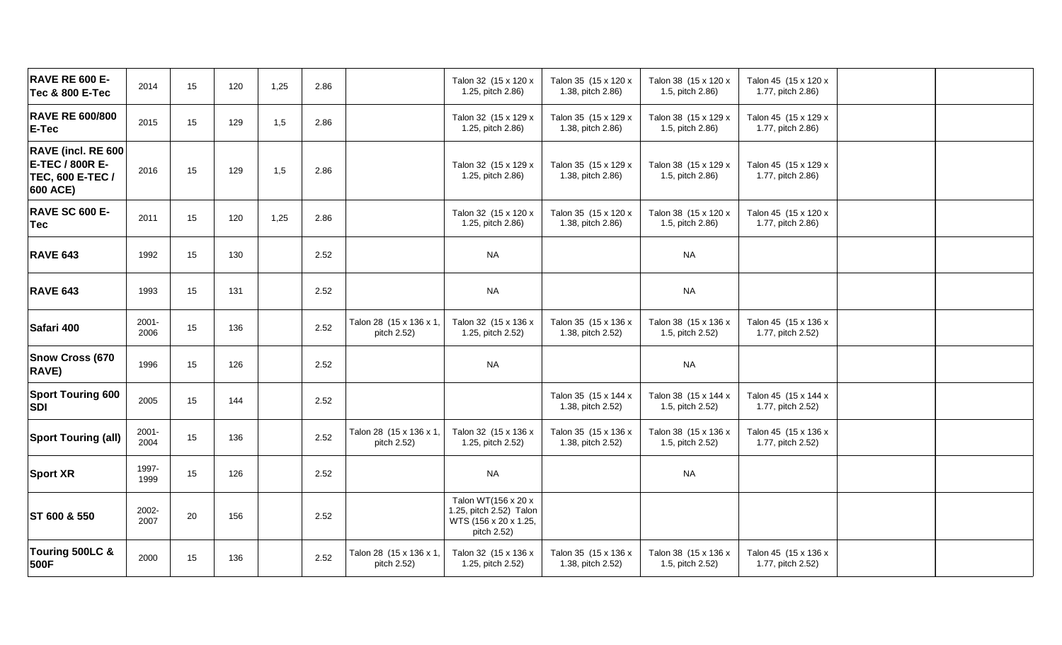| | | | | | | | | | | | | |
|---|---|---|---|---|---|---|---|---|---|---|---|---|
| **RAVE RE 600 E-Tec & 800 E-Tec** | 2014 | 15 | 120 | 1,25 | 2.86 | | Talon 32 (15 x 120 x 1.25, pitch 2.86) | Talon 35 (15 x 120 x 1.38, pitch 2.86) | Talon 38 (15 x 120 x 1.5, pitch 2.86) | Talon 45 (15 x 120 x 1.77, pitch 2.86) | | |
| **RAVE RE 600/800 E-Tec** | 2015 | 15 | 129 | 1,5 | 2.86 | | Talon 32 (15 x 129 x 1.25, pitch 2.86) | Talon 35 (15 x 129 x 1.38, pitch 2.86) | Talon 38 (15 x 129 x 1.5, pitch 2.86) | Talon 45 (15 x 129 x 1.77, pitch 2.86) | | |
| **RAVE (incl. RE 600 E-TEC / 800R E-TEC, 600 E-TEC / 600 ACE)** | 2016 | 15 | 129 | 1,5 | 2.86 | | Talon 32 (15 x 129 x 1.25, pitch 2.86) | Talon 35 (15 x 129 x 1.38, pitch 2.86) | Talon 38 (15 x 129 x 1.5, pitch 2.86) | Talon 45 (15 x 129 x 1.77, pitch 2.86) | | |
| **RAVE SC 600 E-Tec** | 2011 | 15 | 120 | 1,25 | 2.86 | | Talon 32 (15 x 120 x 1.25, pitch 2.86) | Talon 35 (15 x 120 x 1.38, pitch 2.86) | Talon 38 (15 x 120 x 1.5, pitch 2.86) | Talon 45 (15 x 120 x 1.77, pitch 2.86) | | |
| **RAVE 643** | 1992 | 15 | 130 | | 2.52 | | NA | | NA | | | |
| **RAVE 643** | 1993 | 15 | 131 | | 2.52 | | NA | | NA | | | |
| **Safari 400** | 2001-2006 | 15 | 136 | | 2.52 | Talon 28 (15 x 136 x 1, pitch 2.52) | Talon 32 (15 x 136 x 1.25, pitch 2.52) | Talon 35 (15 x 136 x 1.38, pitch 2.52) | Talon 38 (15 x 136 x 1.5, pitch 2.52) | Talon 45 (15 x 136 x 1.77, pitch 2.52) | | |
| **Snow Cross (670 RAVE)** | 1996 | 15 | 126 | | 2.52 | | NA | | NA | | | |
| **Sport Touring 600 SDI** | 2005 | 15 | 144 | | 2.52 | | | Talon 35 (15 x 144 x 1.38, pitch 2.52) | Talon 38 (15 x 144 x 1.5, pitch 2.52) | Talon 45 (15 x 144 x 1.77, pitch 2.52) | | |
| **Sport Touring (all)** | 2001-2004 | 15 | 136 | | 2.52 | Talon 28 (15 x 136 x 1, pitch 2.52) | Talon 32 (15 x 136 x 1.25, pitch 2.52) | Talon 35 (15 x 136 x 1.38, pitch 2.52) | Talon 38 (15 x 136 x 1.5, pitch 2.52) | Talon 45 (15 x 136 x 1.77, pitch 2.52) | | |
| **Sport XR** | 1997-1999 | 15 | 126 | | 2.52 | | NA | | NA | | | |
| **ST 600 & 550** | 2002-2007 | 20 | 156 | | 2.52 | | Talon WT(156 x 20 x 1.25, pitch 2.52) Talon WTS (156 x 20 x 1.25, pitch 2.52) | | | | | |
| **Touring 500LC & 500F** | 2000 | 15 | 136 | | 2.52 | Talon 28 (15 x 136 x 1, pitch 2.52) | Talon 32 (15 x 136 x 1.25, pitch 2.52) | Talon 35 (15 x 136 x 1.38, pitch 2.52) | Talon 38 (15 x 136 x 1.5, pitch 2.52) | Talon 45 (15 x 136 x 1.77, pitch 2.52) | | |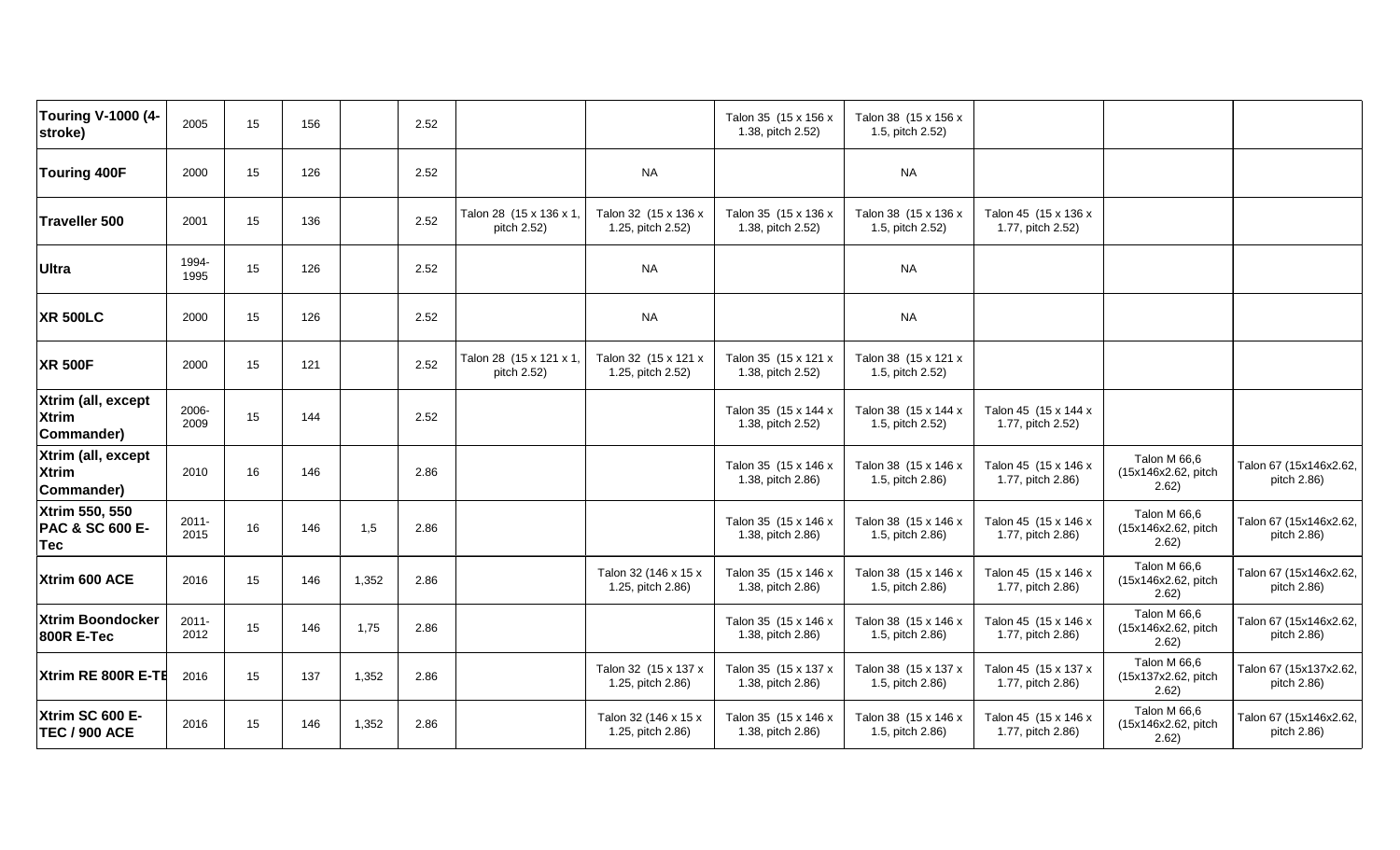| | | | | | | | | | | | | |
|---|---|---|---|---|---|---|---|---|---|---|---|---|
| **Touring V-1000 (4-stroke)** | 2005 | 15 | 156 | | 2.52 | | | Talon 35 (15 x 156 x 1.38, pitch 2.52) | Talon 38 (15 x 156 x 1.5, pitch 2.52) | | | |
| **Touring 400F** | 2000 | 15 | 126 | | 2.52 | | NA | | NA | | | |
| **Traveller 500** | 2001 | 15 | 136 | | 2.52 | Talon 28 (15 x 136 x 1, pitch 2.52) | Talon 32 (15 x 136 x 1.25, pitch 2.52) | Talon 35 (15 x 136 x 1.38, pitch 2.52) | Talon 38 (15 x 136 x 1.5, pitch 2.52) | Talon 45 (15 x 136 x 1.77, pitch 2.52) | | |
| **Ultra** | 1994-1995 | 15 | 126 | | 2.52 | | NA | | NA | | | |
| **XR 500LC** | 2000 | 15 | 126 | | 2.52 | | NA | | NA | | | |
| **XR 500F** | 2000 | 15 | 121 | | 2.52 | Talon 28 (15 x 121 x 1, pitch 2.52) | Talon 32 (15 x 121 x 1.25, pitch 2.52) | Talon 35 (15 x 121 x 1.38, pitch 2.52) | Talon 38 (15 x 121 x 1.5, pitch 2.52) | | | |
| **Xtrim (all, except Xtrim Commander)** | 2006-2009 | 15 | 144 | | 2.52 | | | Talon 35 (15 x 144 x 1.38, pitch 2.52) | Talon 38 (15 x 144 x 1.5, pitch 2.52) | Talon 45 (15 x 144 x 1.77, pitch 2.52) | | |
| **Xtrim (all, except Xtrim Commander)** | 2010 | 16 | 146 | | 2.86 | | | Talon 35 (15 x 146 x 1.38, pitch 2.86) | Talon 38 (15 x 146 x 1.5, pitch 2.86) | Talon 45 (15 x 146 x 1.77, pitch 2.86) | Talon M 66,6 (15x146x2.62, pitch 2.62) | Talon 67 (15x146x2.62, pitch 2.86) |
| **Xtrim 550, 550 PAC & SC 600 E-Tec** | 2011-2015 | 16 | 146 | 1,5 | 2.86 | | | Talon 35 (15 x 146 x 1.38, pitch 2.86) | Talon 38 (15 x 146 x 1.5, pitch 2.86) | Talon 45 (15 x 146 x 1.77, pitch 2.86) | Talon M 66,6 (15x146x2.62, pitch 2.62) | Talon 67 (15x146x2.62, pitch 2.86) |
| **Xtrim 600 ACE** | 2016 | 15 | 146 | 1,352 | 2.86 | | Talon 32 (146 x 15 x 1.25, pitch 2.86) | Talon 35 (15 x 146 x 1.38, pitch 2.86) | Talon 38 (15 x 146 x 1.5, pitch 2.86) | Talon 45 (15 x 146 x 1.77, pitch 2.86) | Talon M 66,6 (15x146x2.62, pitch 2.62) | Talon 67 (15x146x2.62, pitch 2.86) |
| **Xtrim Boondocker 800R E-Tec** | 2011-2012 | 15 | 146 | 1,75 | 2.86 | | | Talon 35 (15 x 146 x 1.38, pitch 2.86) | Talon 38 (15 x 146 x 1.5, pitch 2.86) | Talon 45 (15 x 146 x 1.77, pitch 2.86) | Talon M 66,6 (15x146x2.62, pitch 2.62) | Talon 67 (15x146x2.62, pitch 2.86) |
| **Xtrim RE 800R E-TE** | 2016 | 15 | 137 | 1,352 | 2.86 | | Talon 32 (15 x 137 x 1.25, pitch 2.86) | Talon 35 (15 x 137 x 1.38, pitch 2.86) | Talon 38 (15 x 137 x 1.5, pitch 2.86) | Talon 45 (15 x 137 x 1.77, pitch 2.86) | Talon M 66,6 (15x137x2.62, pitch 2.62) | Talon 67 (15x137x2.62, pitch 2.86) |
| **Xtrim SC 600 E-TEC / 900 ACE** | 2016 | 15 | 146 | 1,352 | 2.86 | | Talon 32 (146 x 15 x 1.25, pitch 2.86) | Talon 35 (15 x 146 x 1.38, pitch 2.86) | Talon 38 (15 x 146 x 1.5, pitch 2.86) | Talon 45 (15 x 146 x 1.77, pitch 2.86) | Talon M 66,6 (15x146x2.62, pitch 2.62) | Talon 67 (15x146x2.62, pitch 2.86) |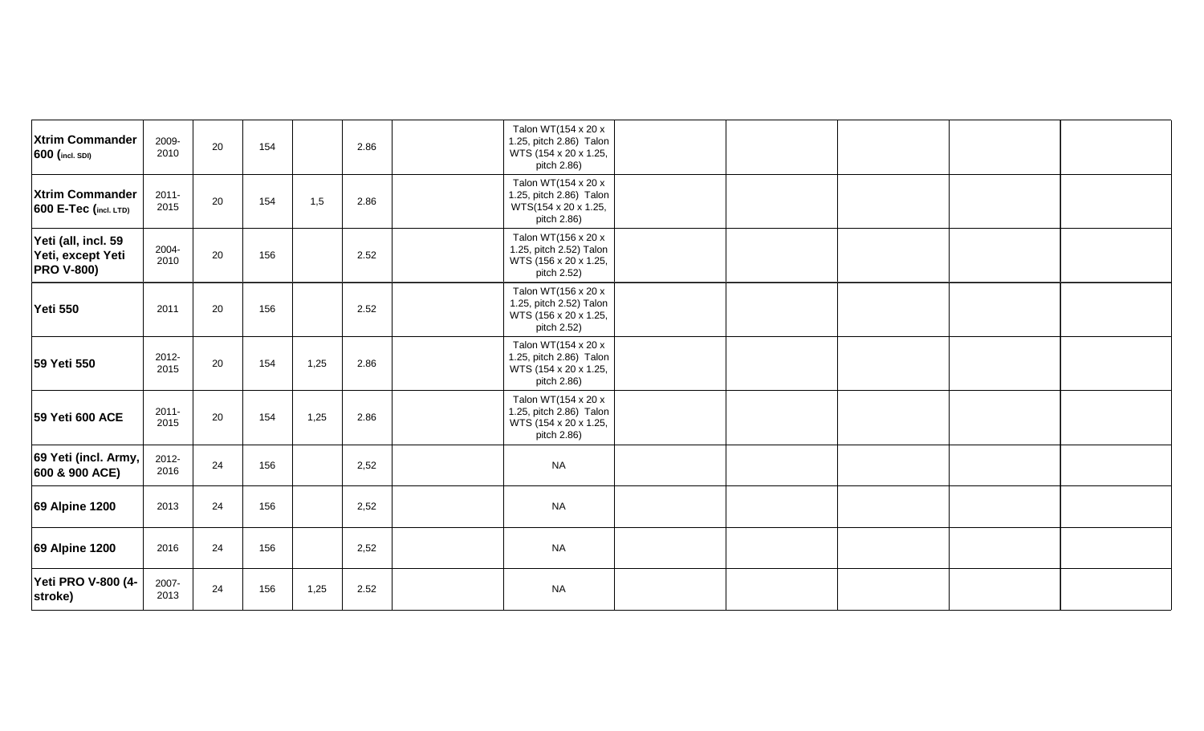| | | | | | | | | | | | | |
|---|---|---|---|---|---|---|---|---|---|---|---|---|
| **Xtrim Commander 600 (incl. SDI)** | 2009-2010 | 20 | 154 | | 2.86 | | Talon WT(154 x 20 x 1.25, pitch 2.86) Talon WTS (154 x 20 x 1.25, pitch 2.86) | | | | | |
| **Xtrim Commander 600 E-Tec (incl. LTD)** | 2011-2015 | 20 | 154 | 1,5 | 2.86 | | Talon WT(154 x 20 x 1.25, pitch 2.86) Talon WTS(154 x 20 x 1.25, pitch 2.86) | | | | | |
| **Yeti (all, incl. 59 Yeti, except Yeti PRO V-800)** | 2004-2010 | 20 | 156 | | 2.52 | | Talon WT(156 x 20 x 1.25, pitch 2.52) Talon WTS (156 x 20 x 1.25, pitch 2.52) | | | | | |
| **Yeti 550** | 2011 | 20 | 156 | | 2.52 | | Talon WT(156 x 20 x 1.25, pitch 2.52) Talon WTS (156 x 20 x 1.25, pitch 2.52) | | | | | |
| **59 Yeti 550** | 2012-2015 | 20 | 154 | 1,25 | 2.86 | | Talon WT(154 x 20 x 1.25, pitch 2.86) Talon WTS (154 x 20 x 1.25, pitch 2.86) | | | | | |
| **59 Yeti 600 ACE** | 2011-2015 | 20 | 154 | 1,25 | 2.86 | | Talon WT(154 x 20 x 1.25, pitch 2.86) Talon WTS (154 x 20 x 1.25, pitch 2.86) | | | | | |
| **69 Yeti (incl. Army, 600 & 900 ACE)** | 2012-2016 | 24 | 156 | | 2,52 | | NA | | | | | |
| **69 Alpine 1200** | 2013 | 24 | 156 | | 2,52 | | NA | | | | | |
| **69 Alpine 1200** | 2016 | 24 | 156 | | 2,52 | | NA | | | | | |
| **Yeti PRO V-800 (4-stroke)** | 2007-2013 | 24 | 156 | 1,25 | 2.52 | | NA | | | | | |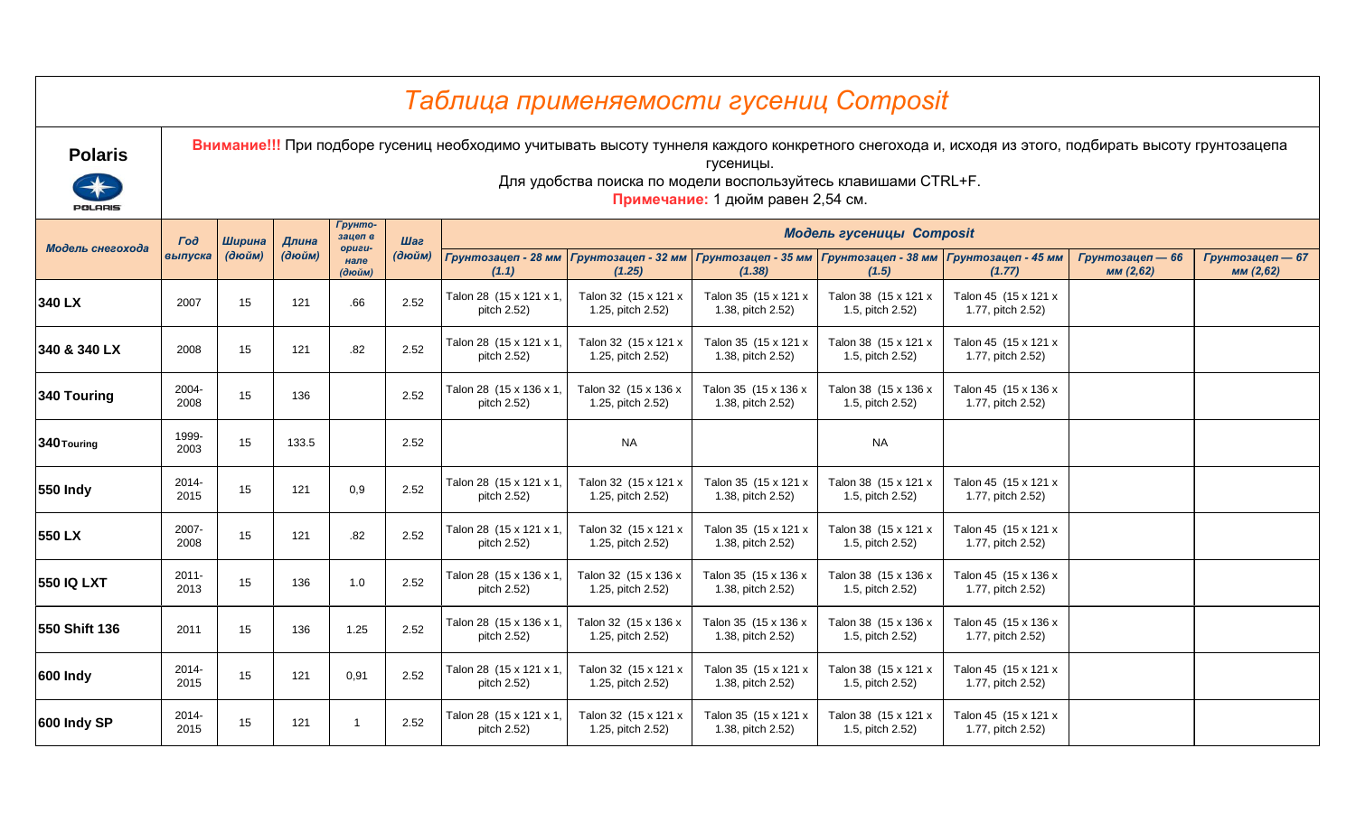# Таблица применяемости гусениц Composit

**Polaris**

**Внимание!!!** При подборе гусениц необходимо учитывать высоту туннеля каждого конкретного снегохода и, исходя из этого, подбирать высоту грунтозацепа гусеницы.

Для удобства поиска по модели воспользуйтесь клавишами CTRL+F.

**Примечание:** 1 дюйм равен 2,54 см.

| *Модель снегохода* | *Год выпуска* | *Ширина (дюйм)* | *Длина (дюйм)* | *Грунтозацеп в оригинале (дюйм)* | *Шаг (дюйм)* | *Модель гусеницы Composit* | | | | | | |
|---|---|---|---|---|---|---|---|---|---|---|---|---|
| | | | | | | *Грунтозацеп - 28 мм (1.1)* | *Грунтозацеп - 32 мм (1.25)* | *Грунтозацеп - 35 мм (1.38)* | *Грунтозацеп - 38 мм (1.5)* | *Грунтозацеп - 45 мм (1.77)* | *Грунтозацеп — 66 мм (2,62)* | *Грунтозацеп — 67 мм (2,62)* |
| **340 LX** | 2007 | 15 | 121 | .66 | 2.52 | Talon 28 (15 x 121 x 1, pitch 2.52) | Talon 32 (15 x 121 x 1.25, pitch 2.52) | Talon 35 (15 x 121 x 1.38, pitch 2.52) | Talon 38 (15 x 121 x 1.5, pitch 2.52) | Talon 45 (15 x 121 x 1.77, pitch 2.52) | | |
| **340 & 340 LX** | 2008 | 15 | 121 | .82 | 2.52 | Talon 28 (15 x 121 x 1, pitch 2.52) | Talon 32 (15 x 121 x 1.25, pitch 2.52) | Talon 35 (15 x 121 x 1.38, pitch 2.52) | Talon 38 (15 x 121 x 1.5, pitch 2.52) | Talon 45 (15 x 121 x 1.77, pitch 2.52) | | |
| **340 Touring** | 2004-2008 | 15 | 136 | | 2.52 | Talon 28 (15 x 136 x 1, pitch 2.52) | Talon 32 (15 x 136 x 1.25, pitch 2.52) | Talon 35 (15 x 136 x 1.38, pitch 2.52) | Talon 38 (15 x 136 x 1.5, pitch 2.52) | Talon 45 (15 x 136 x 1.77, pitch 2.52) | | |
| **340 Touring** | 1999-2003 | 15 | 133.5 | | 2.52 | | NA | | NA | | | |
| **550 Indy** | 2014-2015 | 15 | 121 | 0,9 | 2.52 | Talon 28 (15 x 121 x 1, pitch 2.52) | Talon 32 (15 x 121 x 1.25, pitch 2.52) | Talon 35 (15 x 121 x 1.38, pitch 2.52) | Talon 38 (15 x 121 x 1.5, pitch 2.52) | Talon 45 (15 x 121 x 1.77, pitch 2.52) | | |
| **550 LX** | 2007-2008 | 15 | 121 | .82 | 2.52 | Talon 28 (15 x 121 x 1, pitch 2.52) | Talon 32 (15 x 121 x 1.25, pitch 2.52) | Talon 35 (15 x 121 x 1.38, pitch 2.52) | Talon 38 (15 x 121 x 1.5, pitch 2.52) | Talon 45 (15 x 121 x 1.77, pitch 2.52) | | |
| **550 IQ LXT** | 2011-2013 | 15 | 136 | 1.0 | 2.52 | Talon 28 (15 x 136 x 1, pitch 2.52) | Talon 32 (15 x 136 x 1.25, pitch 2.52) | Talon 35 (15 x 136 x 1.38, pitch 2.52) | Talon 38 (15 x 136 x 1.5, pitch 2.52) | Talon 45 (15 x 136 x 1.77, pitch 2.52) | | |
| **550 Shift 136** | 2011 | 15 | 136 | 1.25 | 2.52 | Talon 28 (15 x 136 x 1, pitch 2.52) | Talon 32 (15 x 136 x 1.25, pitch 2.52) | Talon 35 (15 x 136 x 1.38, pitch 2.52) | Talon 38 (15 x 136 x 1.5, pitch 2.52) | Talon 45 (15 x 136 x 1.77, pitch 2.52) | | |
| **600 Indy** | 2014-2015 | 15 | 121 | 0,91 | 2.52 | Talon 28 (15 x 121 x 1, pitch 2.52) | Talon 32 (15 x 121 x 1.25, pitch 2.52) | Talon 35 (15 x 121 x 1.38, pitch 2.52) | Talon 38 (15 x 121 x 1.5, pitch 2.52) | Talon 45 (15 x 121 x 1.77, pitch 2.52) | | |
| **600 Indy SP** | 2014-2015 | 15 | 121 | 1 | 2.52 | Talon 28 (15 x 121 x 1, pitch 2.52) | Talon 32 (15 x 121 x 1.25, pitch 2.52) | Talon 35 (15 x 121 x 1.38, pitch 2.52) | Talon 38 (15 x 121 x 1.5, pitch 2.52) | Talon 45 (15 x 121 x 1.77, pitch 2.52) | | |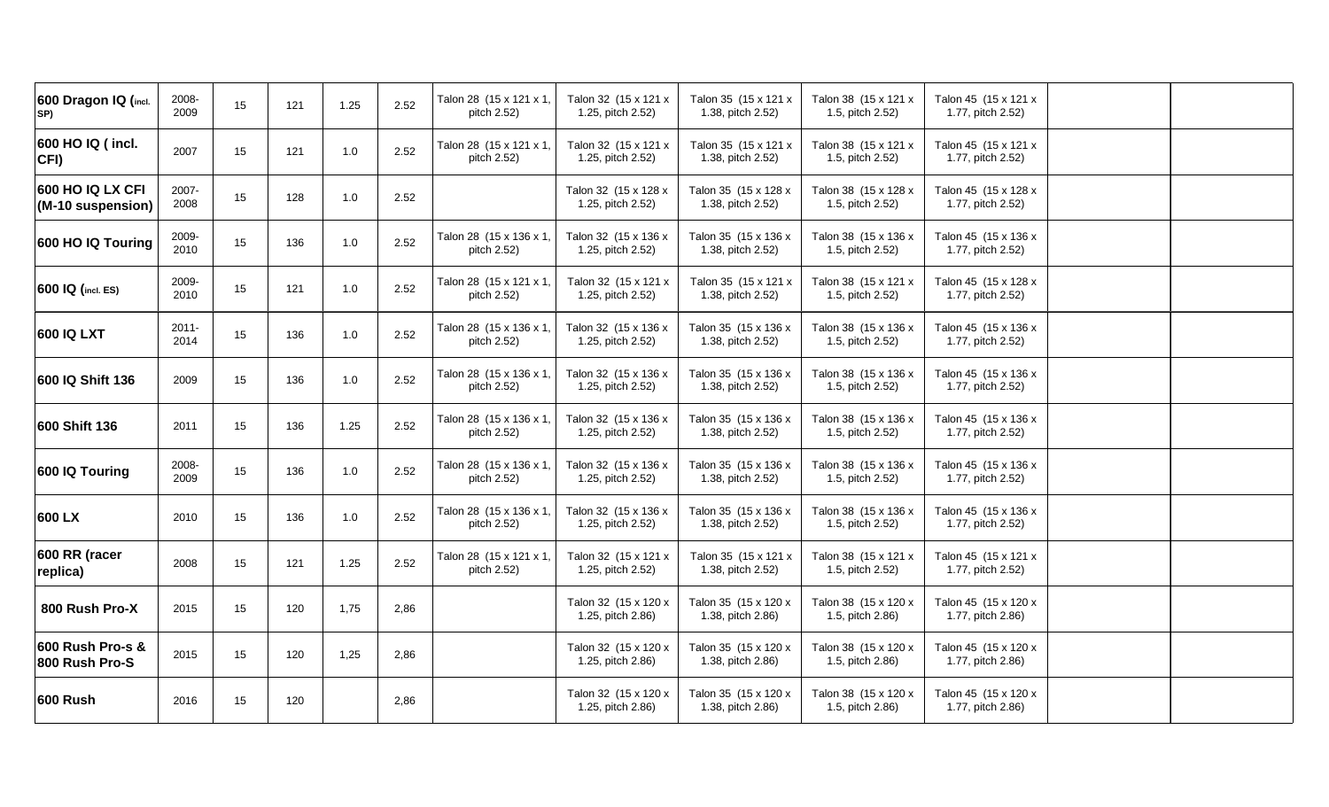| | | | | | | | | | | | | |
|---|---|---|---|---|---|---|---|---|---|---|---|---|
| **600 Dragon IQ (incl. SP)** | 2008-2009 | 15 | 121 | 1.25 | 2.52 | Talon 28 (15 x 121 x 1, pitch 2.52) | Talon 32 (15 x 121 x 1.25, pitch 2.52) | Talon 35 (15 x 121 x 1.38, pitch 2.52) | Talon 38 (15 x 121 x 1.5, pitch 2.52) | Talon 45 (15 x 121 x 1.77, pitch 2.52) | | |
| **600 HO IQ ( incl. CFI)** | 2007 | 15 | 121 | 1.0 | 2.52 | Talon 28 (15 x 121 x 1, pitch 2.52) | Talon 32 (15 x 121 x 1.25, pitch 2.52) | Talon 35 (15 x 121 x 1.38, pitch 2.52) | Talon 38 (15 x 121 x 1.5, pitch 2.52) | Talon 45 (15 x 121 x 1.77, pitch 2.52) | | |
| **600 HO IQ LX CFI (M-10 suspension)** | 2007-2008 | 15 | 128 | 1.0 | 2.52 | | Talon 32 (15 x 128 x 1.25, pitch 2.52) | Talon 35 (15 x 128 x 1.38, pitch 2.52) | Talon 38 (15 x 128 x 1.5, pitch 2.52) | Talon 45 (15 x 128 x 1.77, pitch 2.52) | | |
| **600 HO IQ Touring** | 2009-2010 | 15 | 136 | 1.0 | 2.52 | Talon 28 (15 x 136 x 1, pitch 2.52) | Talon 32 (15 x 136 x 1.25, pitch 2.52) | Talon 35 (15 x 136 x 1.38, pitch 2.52) | Talon 38 (15 x 136 x 1.5, pitch 2.52) | Talon 45 (15 x 136 x 1.77, pitch 2.52) | | |
| **600 IQ (incl. ES)** | 2009-2010 | 15 | 121 | 1.0 | 2.52 | Talon 28 (15 x 121 x 1, pitch 2.52) | Talon 32 (15 x 121 x 1.25, pitch 2.52) | Talon 35 (15 x 121 x 1.38, pitch 2.52) | Talon 38 (15 x 121 x 1.5, pitch 2.52) | Talon 45 (15 x 128 x 1.77, pitch 2.52) | | |
| **600 IQ LXT** | 2011-2014 | 15 | 136 | 1.0 | 2.52 | Talon 28 (15 x 136 x 1, pitch 2.52) | Talon 32 (15 x 136 x 1.25, pitch 2.52) | Talon 35 (15 x 136 x 1.38, pitch 2.52) | Talon 38 (15 x 136 x 1.5, pitch 2.52) | Talon 45 (15 x 136 x 1.77, pitch 2.52) | | |
| **600 IQ Shift 136** | 2009 | 15 | 136 | 1.0 | 2.52 | Talon 28 (15 x 136 x 1, pitch 2.52) | Talon 32 (15 x 136 x 1.25, pitch 2.52) | Talon 35 (15 x 136 x 1.38, pitch 2.52) | Talon 38 (15 x 136 x 1.5, pitch 2.52) | Talon 45 (15 x 136 x 1.77, pitch 2.52) | | |
| **600 Shift 136** | 2011 | 15 | 136 | 1.25 | 2.52 | Talon 28 (15 x 136 x 1, pitch 2.52) | Talon 32 (15 x 136 x 1.25, pitch 2.52) | Talon 35 (15 x 136 x 1.38, pitch 2.52) | Talon 38 (15 x 136 x 1.5, pitch 2.52) | Talon 45 (15 x 136 x 1.77, pitch 2.52) | | |
| **600 IQ Touring** | 2008-2009 | 15 | 136 | 1.0 | 2.52 | Talon 28 (15 x 136 x 1, pitch 2.52) | Talon 32 (15 x 136 x 1.25, pitch 2.52) | Talon 35 (15 x 136 x 1.38, pitch 2.52) | Talon 38 (15 x 136 x 1.5, pitch 2.52) | Talon 45 (15 x 136 x 1.77, pitch 2.52) | | |
| **600 LX** | 2010 | 15 | 136 | 1.0 | 2.52 | Talon 28 (15 x 136 x 1, pitch 2.52) | Talon 32 (15 x 136 x 1.25, pitch 2.52) | Talon 35 (15 x 136 x 1.38, pitch 2.52) | Talon 38 (15 x 136 x 1.5, pitch 2.52) | Talon 45 (15 x 136 x 1.77, pitch 2.52) | | |
| **600 RR (racer replica)** | 2008 | 15 | 121 | 1.25 | 2.52 | Talon 28 (15 x 121 x 1, pitch 2.52) | Talon 32 (15 x 121 x 1.25, pitch 2.52) | Talon 35 (15 x 121 x 1.38, pitch 2.52) | Talon 38 (15 x 121 x 1.5, pitch 2.52) | Talon 45 (15 x 121 x 1.77, pitch 2.52) | | |
| **800 Rush Pro-X** | 2015 | 15 | 120 | 1,75 | 2,86 | | Talon 32 (15 x 120 x 1.25, pitch 2.86) | Talon 35 (15 x 120 x 1.38, pitch 2.86) | Talon 38 (15 x 120 x 1.5, pitch 2.86) | Talon 45 (15 x 120 x 1.77, pitch 2.86) | | |
| **600 Rush Pro-s & 800 Rush Pro-S** | 2015 | 15 | 120 | 1,25 | 2,86 | | Talon 32 (15 x 120 x 1.25, pitch 2.86) | Talon 35 (15 x 120 x 1.38, pitch 2.86) | Talon 38 (15 x 120 x 1.5, pitch 2.86) | Talon 45 (15 x 120 x 1.77, pitch 2.86) | | |
| **600 Rush** | 2016 | 15 | 120 | | 2,86 | | Talon 32 (15 x 120 x 1.25, pitch 2.86) | Talon 35 (15 x 120 x 1.38, pitch 2.86) | Talon 38 (15 x 120 x 1.5, pitch 2.86) | Talon 45 (15 x 120 x 1.77, pitch 2.86) | | |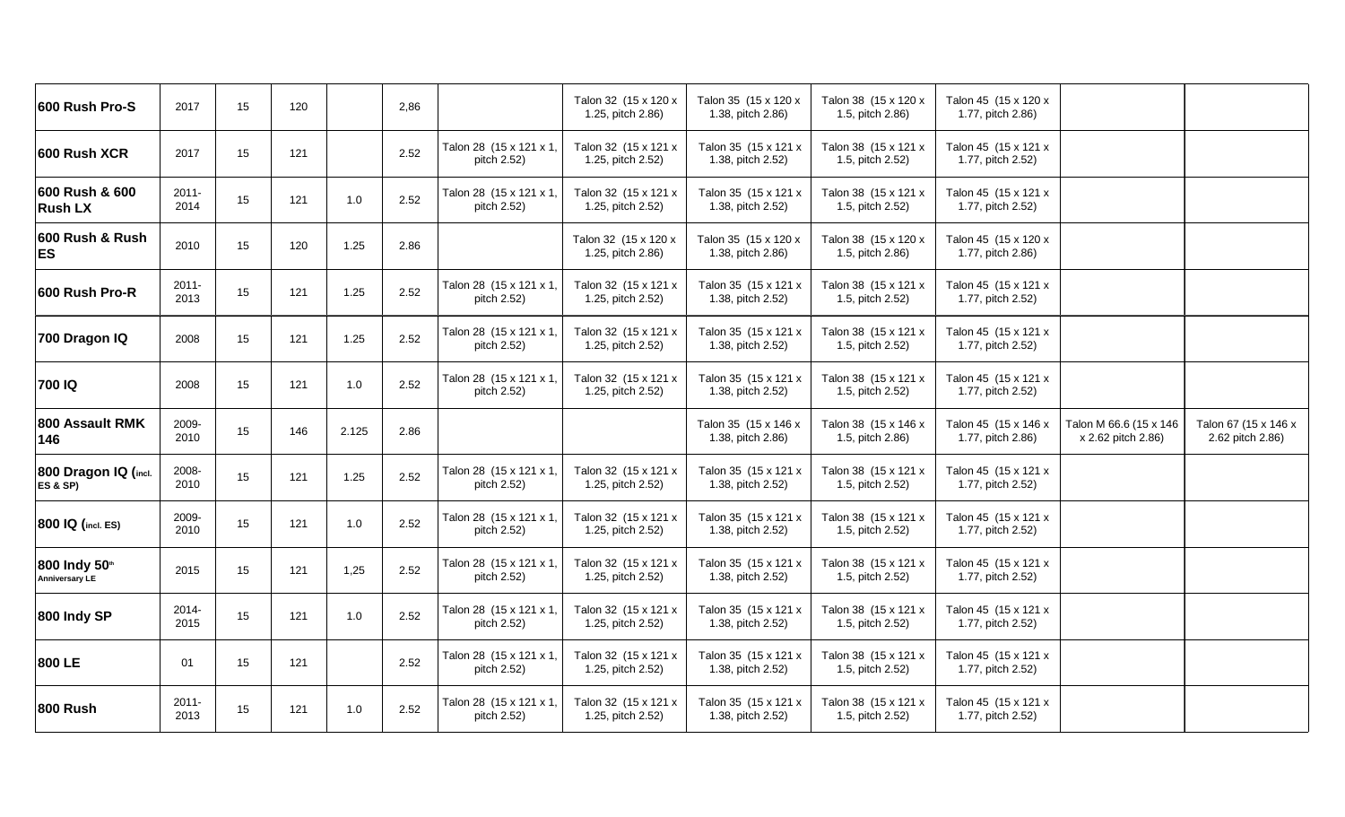| | | | | | | | | | | | | |
|---|---|---|---|---|---|---|---|---|---|---|---|---|
| **600 Rush Pro-S** | 2017 | 15 | 120 | | 2,86 | | Talon 32 (15 x 120 x 1.25, pitch 2.86) | Talon 35 (15 x 120 x 1.38, pitch 2.86) | Talon 38 (15 x 120 x 1.5, pitch 2.86) | Talon 45 (15 x 120 x 1.77, pitch 2.86) | | |
| **600 Rush XCR** | 2017 | 15 | 121 | | 2.52 | Talon 28 (15 x 121 x 1, pitch 2.52) | Talon 32 (15 x 121 x 1.25, pitch 2.52) | Talon 35 (15 x 121 x 1.38, pitch 2.52) | Talon 38 (15 x 121 x 1.5, pitch 2.52) | Talon 45 (15 x 121 x 1.77, pitch 2.52) | | |
| **600 Rush & 600 Rush LX** | 2011-2014 | 15 | 121 | 1.0 | 2.52 | Talon 28 (15 x 121 x 1, pitch 2.52) | Talon 32 (15 x 121 x 1.25, pitch 2.52) | Talon 35 (15 x 121 x 1.38, pitch 2.52) | Talon 38 (15 x 121 x 1.5, pitch 2.52) | Talon 45 (15 x 121 x 1.77, pitch 2.52) | | |
| **600 Rush & Rush ES** | 2010 | 15 | 120 | 1.25 | 2.86 | | Talon 32 (15 x 120 x 1.25, pitch 2.86) | Talon 35 (15 x 120 x 1.38, pitch 2.86) | Talon 38 (15 x 120 x 1.5, pitch 2.86) | Talon 45 (15 x 120 x 1.77, pitch 2.86) | | |
| **600 Rush Pro-R** | 2011-2013 | 15 | 121 | 1.25 | 2.52 | Talon 28 (15 x 121 x 1, pitch 2.52) | Talon 32 (15 x 121 x 1.25, pitch 2.52) | Talon 35 (15 x 121 x 1.38, pitch 2.52) | Talon 38 (15 x 121 x 1.5, pitch 2.52) | Talon 45 (15 x 121 x 1.77, pitch 2.52) | | |
| **700 Dragon IQ** | 2008 | 15 | 121 | 1.25 | 2.52 | Talon 28 (15 x 121 x 1, pitch 2.52) | Talon 32 (15 x 121 x 1.25, pitch 2.52) | Talon 35 (15 x 121 x 1.38, pitch 2.52) | Talon 38 (15 x 121 x 1.5, pitch 2.52) | Talon 45 (15 x 121 x 1.77, pitch 2.52) | | |
| **700 IQ** | 2008 | 15 | 121 | 1.0 | 2.52 | Talon 28 (15 x 121 x 1, pitch 2.52) | Talon 32 (15 x 121 x 1.25, pitch 2.52) | Talon 35 (15 x 121 x 1.38, pitch 2.52) | Talon 38 (15 x 121 x 1.5, pitch 2.52) | Talon 45 (15 x 121 x 1.77, pitch 2.52) | | |
| **800 Assault RMK 146** | 2009-2010 | 15 | 146 | 2.125 | 2.86 | | | Talon 35 (15 x 146 x 1.38, pitch 2.86) | Talon 38 (15 x 146 x 1.5, pitch 2.86) | Talon 45 (15 x 146 x 1.77, pitch 2.86) | Talon M 66.6 (15 x 146 x 2.62 pitch 2.86) | Talon 67 (15 x 146 x 2.62 pitch 2.86) |
| **800 Dragon IQ (incl. ES & SP)** | 2008-2010 | 15 | 121 | 1.25 | 2.52 | Talon 28 (15 x 121 x 1, pitch 2.52) | Talon 32 (15 x 121 x 1.25, pitch 2.52) | Talon 35 (15 x 121 x 1.38, pitch 2.52) | Talon 38 (15 x 121 x 1.5, pitch 2.52) | Talon 45 (15 x 121 x 1.77, pitch 2.52) | | |
| **800 IQ (incl. ES)** | 2009-2010 | 15 | 121 | 1.0 | 2.52 | Talon 28 (15 x 121 x 1, pitch 2.52) | Talon 32 (15 x 121 x 1.25, pitch 2.52) | Talon 35 (15 x 121 x 1.38, pitch 2.52) | Talon 38 (15 x 121 x 1.5, pitch 2.52) | Talon 45 (15 x 121 x 1.77, pitch 2.52) | | |
| **800 Indy 50th Anniversary LE** | 2015 | 15 | 121 | 1,25 | 2.52 | Talon 28 (15 x 121 x 1, pitch 2.52) | Talon 32 (15 x 121 x 1.25, pitch 2.52) | Talon 35 (15 x 121 x 1.38, pitch 2.52) | Talon 38 (15 x 121 x 1.5, pitch 2.52) | Talon 45 (15 x 121 x 1.77, pitch 2.52) | | |
| **800 Indy SP** | 2014-2015 | 15 | 121 | 1.0 | 2.52 | Talon 28 (15 x 121 x 1, pitch 2.52) | Talon 32 (15 x 121 x 1.25, pitch 2.52) | Talon 35 (15 x 121 x 1.38, pitch 2.52) | Talon 38 (15 x 121 x 1.5, pitch 2.52) | Talon 45 (15 x 121 x 1.77, pitch 2.52) | | |
| **800 LE** | 01 | 15 | 121 | | 2.52 | Talon 28 (15 x 121 x 1, pitch 2.52) | Talon 32 (15 x 121 x 1.25, pitch 2.52) | Talon 35 (15 x 121 x 1.38, pitch 2.52) | Talon 38 (15 x 121 x 1.5, pitch 2.52) | Talon 45 (15 x 121 x 1.77, pitch 2.52) | | |
| **800 Rush** | 2011-2013 | 15 | 121 | 1.0 | 2.52 | Talon 28 (15 x 121 x 1, pitch 2.52) | Talon 32 (15 x 121 x 1.25, pitch 2.52) | Talon 35 (15 x 121 x 1.38, pitch 2.52) | Talon 38 (15 x 121 x 1.5, pitch 2.52) | Talon 45 (15 x 121 x 1.77, pitch 2.52) | | |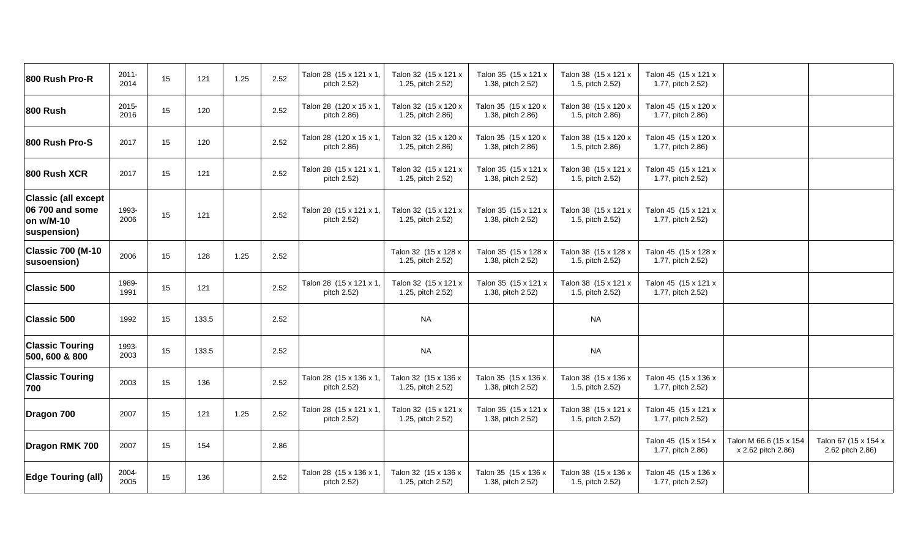| | | | | | | | | | | | | |
|---|---|---|---|---|---|---|---|---|---|---|---|---|
| **800 Rush Pro-R** | 2011-2014 | 15 | 121 | 1.25 | 2.52 | Talon 28 (15 x 121 x 1, pitch 2.52) | Talon 32 (15 x 121 x 1.25, pitch 2.52) | Talon 35 (15 x 121 x 1.38, pitch 2.52) | Talon 38 (15 x 121 x 1.5, pitch 2.52) | Talon 45 (15 x 121 x 1.77, pitch 2.52) | | |
| **800 Rush** | 2015-2016 | 15 | 120 | | 2.52 | Talon 28 (120 x 15 x 1, pitch 2.86) | Talon 32 (15 x 120 x 1.25, pitch 2.86) | Talon 35 (15 x 120 x 1.38, pitch 2.86) | Talon 38 (15 x 120 x 1.5, pitch 2.86) | Talon 45 (15 x 120 x 1.77, pitch 2.86) | | |
| **800 Rush Pro-S** | 2017 | 15 | 120 | | 2.52 | Talon 28 (120 x 15 x 1, pitch 2.86) | Talon 32 (15 x 120 x 1.25, pitch 2.86) | Talon 35 (15 x 120 x 1.38, pitch 2.86) | Talon 38 (15 x 120 x 1.5, pitch 2.86) | Talon 45 (15 x 120 x 1.77, pitch 2.86) | | |
| **800 Rush XCR** | 2017 | 15 | 121 | | 2.52 | Talon 28 (15 x 121 x 1, pitch 2.52) | Talon 32 (15 x 121 x 1.25, pitch 2.52) | Talon 35 (15 x 121 x 1.38, pitch 2.52) | Talon 38 (15 x 121 x 1.5, pitch 2.52) | Talon 45 (15 x 121 x 1.77, pitch 2.52) | | |
| **Classic (all except 06 700 and some on w/M-10 suspension)** | 1993-2006 | 15 | 121 | | 2.52 | Talon 28 (15 x 121 x 1, pitch 2.52) | Talon 32 (15 x 121 x 1.25, pitch 2.52) | Talon 35 (15 x 121 x 1.38, pitch 2.52) | Talon 38 (15 x 121 x 1.5, pitch 2.52) | Talon 45 (15 x 121 x 1.77, pitch 2.52) | | |
| **Classic 700 (M-10 susoension)** | 2006 | 15 | 128 | 1.25 | 2.52 | | Talon 32 (15 x 128 x 1.25, pitch 2.52) | Talon 35 (15 x 128 x 1.38, pitch 2.52) | Talon 38 (15 x 128 x 1.5, pitch 2.52) | Talon 45 (15 x 128 x 1.77, pitch 2.52) | | |
| **Classic 500** | 1989-1991 | 15 | 121 | | 2.52 | Talon 28 (15 x 121 x 1, pitch 2.52) | Talon 32 (15 x 121 x 1.25, pitch 2.52) | Talon 35 (15 x 121 x 1.38, pitch 2.52) | Talon 38 (15 x 121 x 1.5, pitch 2.52) | Talon 45 (15 x 121 x 1.77, pitch 2.52) | | |
| **Classic 500** | 1992 | 15 | 133.5 | | 2.52 | | NA | | NA | | | |
| **Classic Touring 500, 600 & 800** | 1993-2003 | 15 | 133.5 | | 2.52 | | NA | | NA | | | |
| **Classic Touring 700** | 2003 | 15 | 136 | | 2.52 | Talon 28 (15 x 136 x 1, pitch 2.52) | Talon 32 (15 x 136 x 1.25, pitch 2.52) | Talon 35 (15 x 136 x 1.38, pitch 2.52) | Talon 38 (15 x 136 x 1.5, pitch 2.52) | Talon 45 (15 x 136 x 1.77, pitch 2.52) | | |
| **Dragon 700** | 2007 | 15 | 121 | 1.25 | 2.52 | Talon 28 (15 x 121 x 1, pitch 2.52) | Talon 32 (15 x 121 x 1.25, pitch 2.52) | Talon 35 (15 x 121 x 1.38, pitch 2.52) | Talon 38 (15 x 121 x 1.5, pitch 2.52) | Talon 45 (15 x 121 x 1.77, pitch 2.52) | | |
| **Dragon RMK 700** | 2007 | 15 | 154 | | 2.86 | | | | | Talon 45 (15 x 154 x 1.77, pitch 2.86) | Talon M 66.6 (15 x 154 x 2.62 pitch 2.86) | Talon 67 (15 x 154 x 2.62 pitch 2.86) |
| **Edge Touring (all)** | 2004-2005 | 15 | 136 | | 2.52 | Talon 28 (15 x 136 x 1, pitch 2.52) | Talon 32 (15 x 136 x 1.25, pitch 2.52) | Talon 35 (15 x 136 x 1.38, pitch 2.52) | Talon 38 (15 x 136 x 1.5, pitch 2.52) | Talon 45 (15 x 136 x 1.77, pitch 2.52) | | |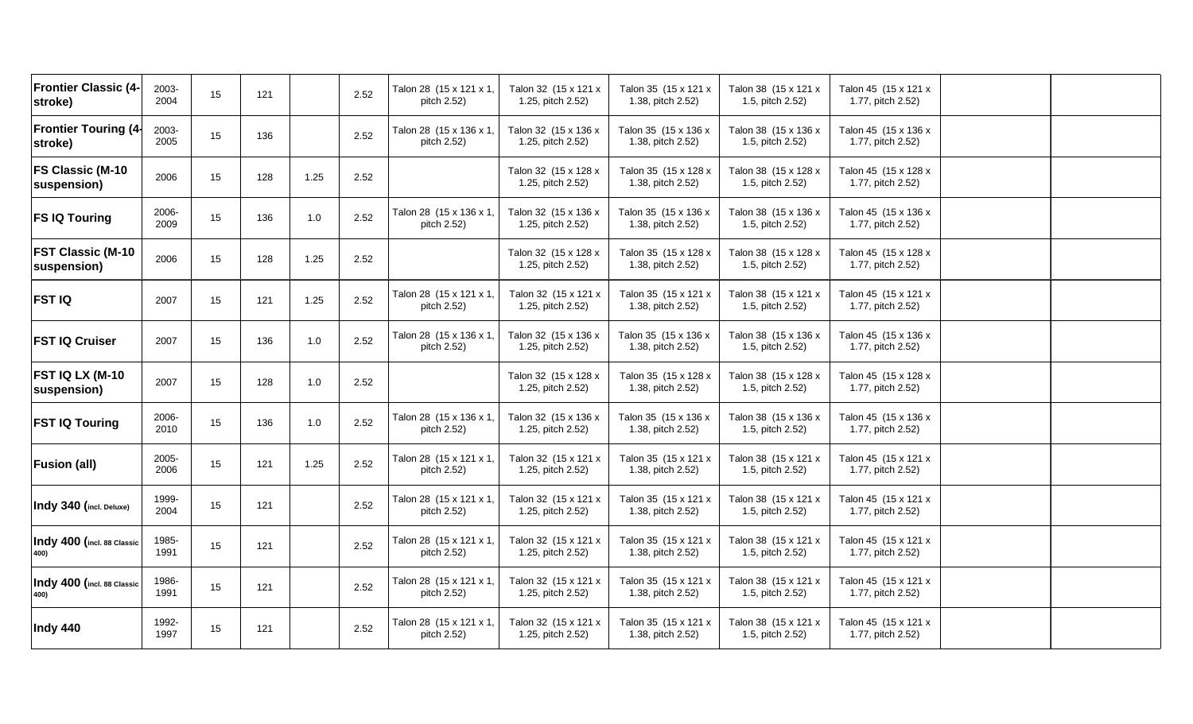| | | | | | | | | | | | | |
|---|---|---|---|---|---|---|---|---|---|---|---|---|
| **Frontier Classic (4-stroke)** | 2003-2004 | 15 | 121 | | 2.52 | Talon 28 (15 x 121 x 1, pitch 2.52) | Talon 32 (15 x 121 x 1.25, pitch 2.52) | Talon 35 (15 x 121 x 1.38, pitch 2.52) | Talon 38 (15 x 121 x 1.5, pitch 2.52) | Talon 45 (15 x 121 x 1.77, pitch 2.52) | | |
| **Frontier Touring (4-stroke)** | 2003-2005 | 15 | 136 | | 2.52 | Talon 28 (15 x 136 x 1, pitch 2.52) | Talon 32 (15 x 136 x 1.25, pitch 2.52) | Talon 35 (15 x 136 x 1.38, pitch 2.52) | Talon 38 (15 x 136 x 1.5, pitch 2.52) | Talon 45 (15 x 136 x 1.77, pitch 2.52) | | |
| **FS Classic (M-10 suspension)** | 2006 | 15 | 128 | 1.25 | 2.52 | | Talon 32 (15 x 128 x 1.25, pitch 2.52) | Talon 35 (15 x 128 x 1.38, pitch 2.52) | Talon 38 (15 x 128 x 1.5, pitch 2.52) | Talon 45 (15 x 128 x 1.77, pitch 2.52) | | |
| **FS IQ Touring** | 2006-2009 | 15 | 136 | 1.0 | 2.52 | Talon 28 (15 x 136 x 1, pitch 2.52) | Talon 32 (15 x 136 x 1.25, pitch 2.52) | Talon 35 (15 x 136 x 1.38, pitch 2.52) | Talon 38 (15 x 136 x 1.5, pitch 2.52) | Talon 45 (15 x 136 x 1.77, pitch 2.52) | | |
| **FST Classic (M-10 suspension)** | 2006 | 15 | 128 | 1.25 | 2.52 | | Talon 32 (15 x 128 x 1.25, pitch 2.52) | Talon 35 (15 x 128 x 1.38, pitch 2.52) | Talon 38 (15 x 128 x 1.5, pitch 2.52) | Talon 45 (15 x 128 x 1.77, pitch 2.52) | | |
| **FST IQ** | 2007 | 15 | 121 | 1.25 | 2.52 | Talon 28 (15 x 121 x 1, pitch 2.52) | Talon 32 (15 x 121 x 1.25, pitch 2.52) | Talon 35 (15 x 121 x 1.38, pitch 2.52) | Talon 38 (15 x 121 x 1.5, pitch 2.52) | Talon 45 (15 x 121 x 1.77, pitch 2.52) | | |
| **FST IQ Cruiser** | 2007 | 15 | 136 | 1.0 | 2.52 | Talon 28 (15 x 136 x 1, pitch 2.52) | Talon 32 (15 x 136 x 1.25, pitch 2.52) | Talon 35 (15 x 136 x 1.38, pitch 2.52) | Talon 38 (15 x 136 x 1.5, pitch 2.52) | Talon 45 (15 x 136 x 1.77, pitch 2.52) | | |
| **FST IQ LX (M-10 suspension)** | 2007 | 15 | 128 | 1.0 | 2.52 | | Talon 32 (15 x 128 x 1.25, pitch 2.52) | Talon 35 (15 x 128 x 1.38, pitch 2.52) | Talon 38 (15 x 128 x 1.5, pitch 2.52) | Talon 45 (15 x 128 x 1.77, pitch 2.52) | | |
| **FST IQ Touring** | 2006-2010 | 15 | 136 | 1.0 | 2.52 | Talon 28 (15 x 136 x 1, pitch 2.52) | Talon 32 (15 x 136 x 1.25, pitch 2.52) | Talon 35 (15 x 136 x 1.38, pitch 2.52) | Talon 38 (15 x 136 x 1.5, pitch 2.52) | Talon 45 (15 x 136 x 1.77, pitch 2.52) | | |
| **Fusion (all)** | 2005-2006 | 15 | 121 | 1.25 | 2.52 | Talon 28 (15 x 121 x 1, pitch 2.52) | Talon 32 (15 x 121 x 1.25, pitch 2.52) | Talon 35 (15 x 121 x 1.38, pitch 2.52) | Talon 38 (15 x 121 x 1.5, pitch 2.52) | Talon 45 (15 x 121 x 1.77, pitch 2.52) | | |
| **Indy 340 (incl. Deluxe)** | 1999-2004 | 15 | 121 | | 2.52 | Talon 28 (15 x 121 x 1, pitch 2.52) | Talon 32 (15 x 121 x 1.25, pitch 2.52) | Talon 35 (15 x 121 x 1.38, pitch 2.52) | Talon 38 (15 x 121 x 1.5, pitch 2.52) | Talon 45 (15 x 121 x 1.77, pitch 2.52) | | |
| **Indy 400 (incl. 88 Classic 400)** | 1985-1991 | 15 | 121 | | 2.52 | Talon 28 (15 x 121 x 1, pitch 2.52) | Talon 32 (15 x 121 x 1.25, pitch 2.52) | Talon 35 (15 x 121 x 1.38, pitch 2.52) | Talon 38 (15 x 121 x 1.5, pitch 2.52) | Talon 45 (15 x 121 x 1.77, pitch 2.52) | | |
| **Indy 400 (incl. 88 Classic 400)** | 1986-1991 | 15 | 121 | | 2.52 | Talon 28 (15 x 121 x 1, pitch 2.52) | Talon 32 (15 x 121 x 1.25, pitch 2.52) | Talon 35 (15 x 121 x 1.38, pitch 2.52) | Talon 38 (15 x 121 x 1.5, pitch 2.52) | Talon 45 (15 x 121 x 1.77, pitch 2.52) | | |
| **Indy 440** | 1992-1997 | 15 | 121 | | 2.52 | Talon 28 (15 x 121 x 1, pitch 2.52) | Talon 32 (15 x 121 x 1.25, pitch 2.52) | Talon 35 (15 x 121 x 1.38, pitch 2.52) | Talon 38 (15 x 121 x 1.5, pitch 2.52) | Talon 45 (15 x 121 x 1.77, pitch 2.52) | | |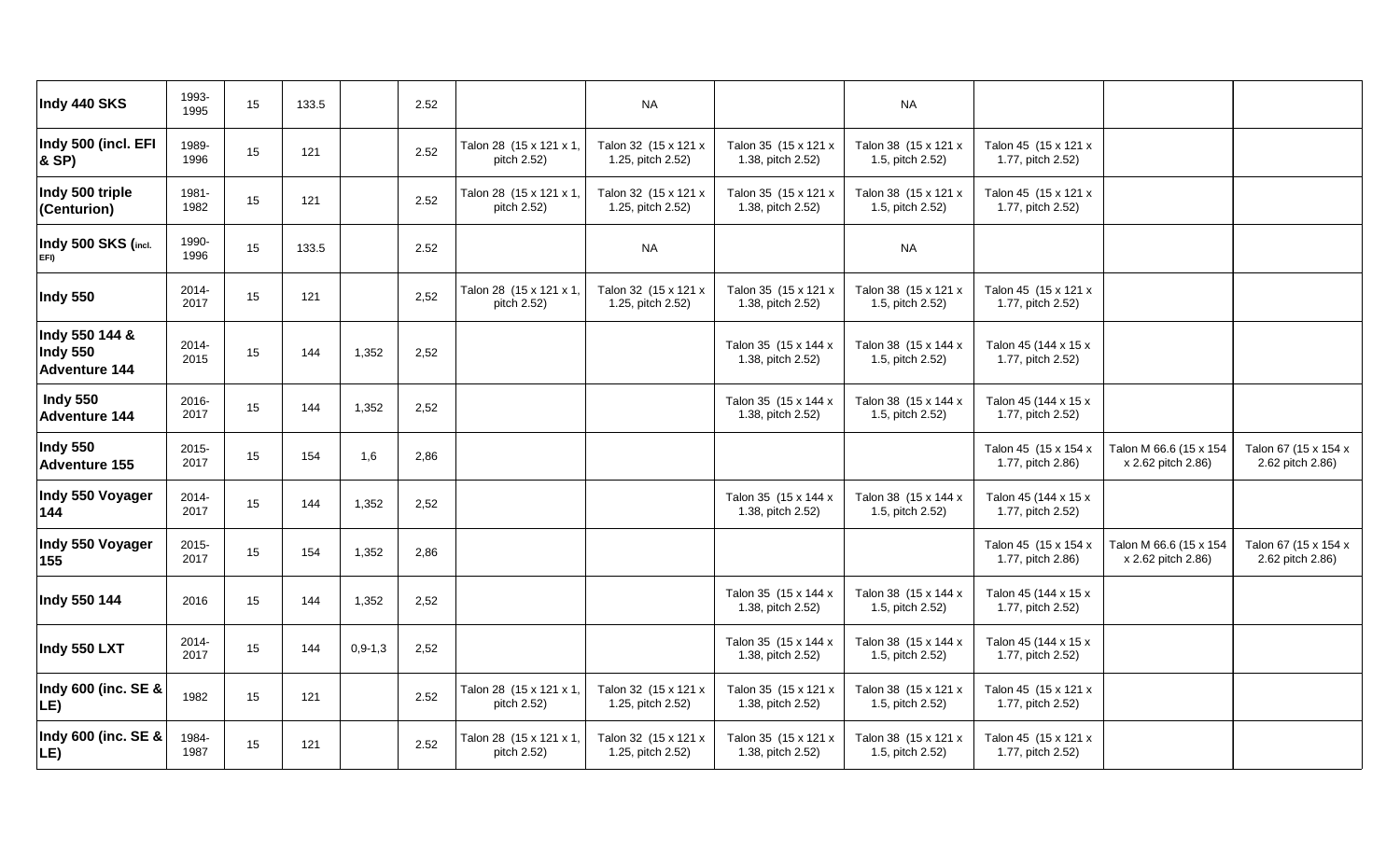| Indy 440 SKS | 1993-1995 | 15 | 133.5 | | 2.52 | | NA | | NA | | | |
|---|---|---|---|---|---|---|---|---|---|---|---|---|
| Indy 500 (incl. EFI & SP) | 1989-1996 | 15 | 121 | | 2.52 | Talon 28 (15 x 121 x 1, pitch 2.52) | Talon 32 (15 x 121 x 1.25, pitch 2.52) | Talon 35 (15 x 121 x 1.38, pitch 2.52) | Talon 38 (15 x 121 x 1.5, pitch 2.52) | Talon 45 (15 x 121 x 1.77, pitch 2.52) | | |
| Indy 500 triple (Centurion) | 1981-1982 | 15 | 121 | | 2.52 | Talon 28 (15 x 121 x 1, pitch 2.52) | Talon 32 (15 x 121 x 1.25, pitch 2.52) | Talon 35 (15 x 121 x 1.38, pitch 2.52) | Talon 38 (15 x 121 x 1.5, pitch 2.52) | Talon 45 (15 x 121 x 1.77, pitch 2.52) | | |
| Indy 500 SKS (incl. EFI) | 1990-1996 | 15 | 133.5 | | 2.52 | | NA | | NA | | | |
| Indy 550 | 2014-2017 | 15 | 121 | | 2,52 | Talon 28 (15 x 121 x 1, pitch 2.52) | Talon 32 (15 x 121 x 1.25, pitch 2.52) | Talon 35 (15 x 121 x 1.38, pitch 2.52) | Talon 38 (15 x 121 x 1.5, pitch 2.52) | Talon 45 (15 x 121 x 1.77, pitch 2.52) | | |
| Indy 550 144 & Indy 550 Adventure 144 | 2014-2015 | 15 | 144 | 1,352 | 2,52 | | | Talon 35 (15 x 144 x 1.38, pitch 2.52) | Talon 38 (15 x 144 x 1.5, pitch 2.52) | Talon 45 (144 x 15 x 1.77, pitch 2.52) | | |
| Indy 550 Adventure 144 | 2016-2017 | 15 | 144 | 1,352 | 2,52 | | | Talon 35 (15 x 144 x 1.38, pitch 2.52) | Talon 38 (15 x 144 x 1.5, pitch 2.52) | Talon 45 (144 x 15 x 1.77, pitch 2.52) | | |
| Indy 550 Adventure 155 | 2015-2017 | 15 | 154 | 1,6 | 2,86 | | | | | Talon 45 (15 x 154 x 1.77, pitch 2.86) | Talon M 66.6 (15 x 154 x 2.62 pitch 2.86) | Talon 67 (15 x 154 x 2.62 pitch 2.86) |
| Indy 550 Voyager 144 | 2014-2017 | 15 | 144 | 1,352 | 2,52 | | | Talon 35 (15 x 144 x 1.38, pitch 2.52) | Talon 38 (15 x 144 x 1.5, pitch 2.52) | Talon 45 (144 x 15 x 1.77, pitch 2.52) | | |
| Indy 550 Voyager 155 | 2015-2017 | 15 | 154 | 1,352 | 2,86 | | | | | Talon 45 (15 x 154 x 1.77, pitch 2.86) | Talon M 66.6 (15 x 154 x 2.62 pitch 2.86) | Talon 67 (15 x 154 x 2.62 pitch 2.86) |
| Indy 550 144 | 2016 | 15 | 144 | 1,352 | 2,52 | | | Talon 35 (15 x 144 x 1.38, pitch 2.52) | Talon 38 (15 x 144 x 1.5, pitch 2.52) | Talon 45 (144 x 15 x 1.77, pitch 2.52) | | |
| Indy 550 LXT | 2014-2017 | 15 | 144 | 0,9-1,3 | 2,52 | | | Talon 35 (15 x 144 x 1.38, pitch 2.52) | Talon 38 (15 x 144 x 1.5, pitch 2.52) | Talon 45 (144 x 15 x 1.77, pitch 2.52) | | |
| Indy 600 (inc. SE & LE) | 1982 | 15 | 121 | | 2.52 | Talon 28 (15 x 121 x 1, pitch 2.52) | Talon 32 (15 x 121 x 1.25, pitch 2.52) | Talon 35 (15 x 121 x 1.38, pitch 2.52) | Talon 38 (15 x 121 x 1.5, pitch 2.52) | Talon 45 (15 x 121 x 1.77, pitch 2.52) | | |
| Indy 600 (inc. SE & LE) | 1984-1987 | 15 | 121 | | 2.52 | Talon 28 (15 x 121 x 1, pitch 2.52) | Talon 32 (15 x 121 x 1.25, pitch 2.52) | Talon 35 (15 x 121 x 1.38, pitch 2.52) | Talon 38 (15 x 121 x 1.5, pitch 2.52) | Talon 45 (15 x 121 x 1.77, pitch 2.52) | | |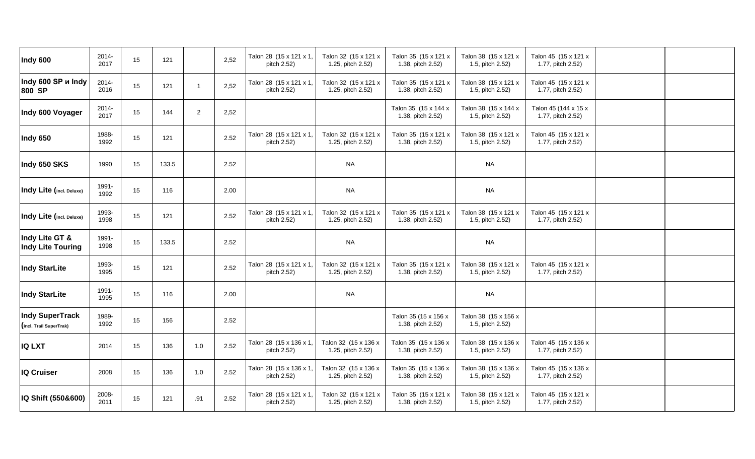| | | | | | | | | | | | | |
|---|---|---|---|---|---|---|---|---|---|---|---|---|
| **Indy 600** | 2014-2017 | 15 | 121 | | 2,52 | Talon 28 (15 x 121 x 1, pitch 2.52) | Talon 32 (15 x 121 x 1.25, pitch 2.52) | Talon 35 (15 x 121 x 1.38, pitch 2.52) | Talon 38 (15 x 121 x 1.5, pitch 2.52) | Talon 45 (15 x 121 x 1.77, pitch 2.52) | | |
| **Indy 600 SP и Indy 800 SP** | 2014-2016 | 15 | 121 | 1 | 2,52 | Talon 28 (15 x 121 x 1, pitch 2.52) | Talon 32 (15 x 121 x 1.25, pitch 2.52) | Talon 35 (15 x 121 x 1.38, pitch 2.52) | Talon 38 (15 x 121 x 1.5, pitch 2.52) | Talon 45 (15 x 121 x 1.77, pitch 2.52) | | |
| **Indy 600 Voyager** | 2014-2017 | 15 | 144 | 2 | 2,52 | | | Talon 35 (15 x 144 x 1.38, pitch 2.52) | Talon 38 (15 x 144 x 1.5, pitch 2.52) | Talon 45 (144 x 15 x 1.77, pitch 2.52) | | |
| **Indy 650** | 1988-1992 | 15 | 121 | | 2.52 | Talon 28 (15 x 121 x 1, pitch 2.52) | Talon 32 (15 x 121 x 1.25, pitch 2.52) | Talon 35 (15 x 121 x 1.38, pitch 2.52) | Talon 38 (15 x 121 x 1.5, pitch 2.52) | Talon 45 (15 x 121 x 1.77, pitch 2.52) | | |
| **Indy 650 SKS** | 1990 | 15 | 133.5 | | 2.52 | | NA | | NA | | | |
| **Indy Lite (incl. Deluxe)** | 1991-1992 | 15 | 116 | | 2.00 | | NA | | NA | | | |
| **Indy Lite (incl. Deluxe)** | 1993-1998 | 15 | 121 | | 2.52 | Talon 28 (15 x 121 x 1, pitch 2.52) | Talon 32 (15 x 121 x 1.25, pitch 2.52) | Talon 35 (15 x 121 x 1.38, pitch 2.52) | Talon 38 (15 x 121 x 1.5, pitch 2.52) | Talon 45 (15 x 121 x 1.77, pitch 2.52) | | |
| **Indy Lite GT & Indy Lite Touring** | 1991-1998 | 15 | 133.5 | | 2.52 | | NA | | NA | | | |
| **Indy StarLite** | 1993-1995 | 15 | 121 | | 2.52 | Talon 28 (15 x 121 x 1, pitch 2.52) | Talon 32 (15 x 121 x 1.25, pitch 2.52) | Talon 35 (15 x 121 x 1.38, pitch 2.52) | Talon 38 (15 x 121 x 1.5, pitch 2.52) | Talon 45 (15 x 121 x 1.77, pitch 2.52) | | |
| **Indy StarLite** | 1991-1995 | 15 | 116 | | 2.00 | | NA | | NA | | | |
| **Indy SuperTrack (incl. Trail SuperTrak)** | 1989-1992 | 15 | 156 | | 2.52 | | | Talon 35 (15 x 156 x 1.38, pitch 2.52) | Talon 38 (15 x 156 x 1.5, pitch 2.52) | | | |
| **IQ LXT** | 2014 | 15 | 136 | 1.0 | 2.52 | Talon 28 (15 x 136 x 1, pitch 2.52) | Talon 32 (15 x 136 x 1.25, pitch 2.52) | Talon 35 (15 x 136 x 1.38, pitch 2.52) | Talon 38 (15 x 136 x 1.5, pitch 2.52) | Talon 45 (15 x 136 x 1.77, pitch 2.52) | | |
| **IQ Cruiser** | 2008 | 15 | 136 | 1.0 | 2.52 | Talon 28 (15 x 136 x 1, pitch 2.52) | Talon 32 (15 x 136 x 1.25, pitch 2.52) | Talon 35 (15 x 136 x 1.38, pitch 2.52) | Talon 38 (15 x 136 x 1.5, pitch 2.52) | Talon 45 (15 x 136 x 1.77, pitch 2.52) | | |
| **IQ Shift (550&600)** | 2008-2011 | 15 | 121 | .91 | 2.52 | Talon 28 (15 x 121 x 1, pitch 2.52) | Talon 32 (15 x 121 x 1.25, pitch 2.52) | Talon 35 (15 x 121 x 1.38, pitch 2.52) | Talon 38 (15 x 121 x 1.5, pitch 2.52) | Talon 45 (15 x 121 x 1.77, pitch 2.52) | | |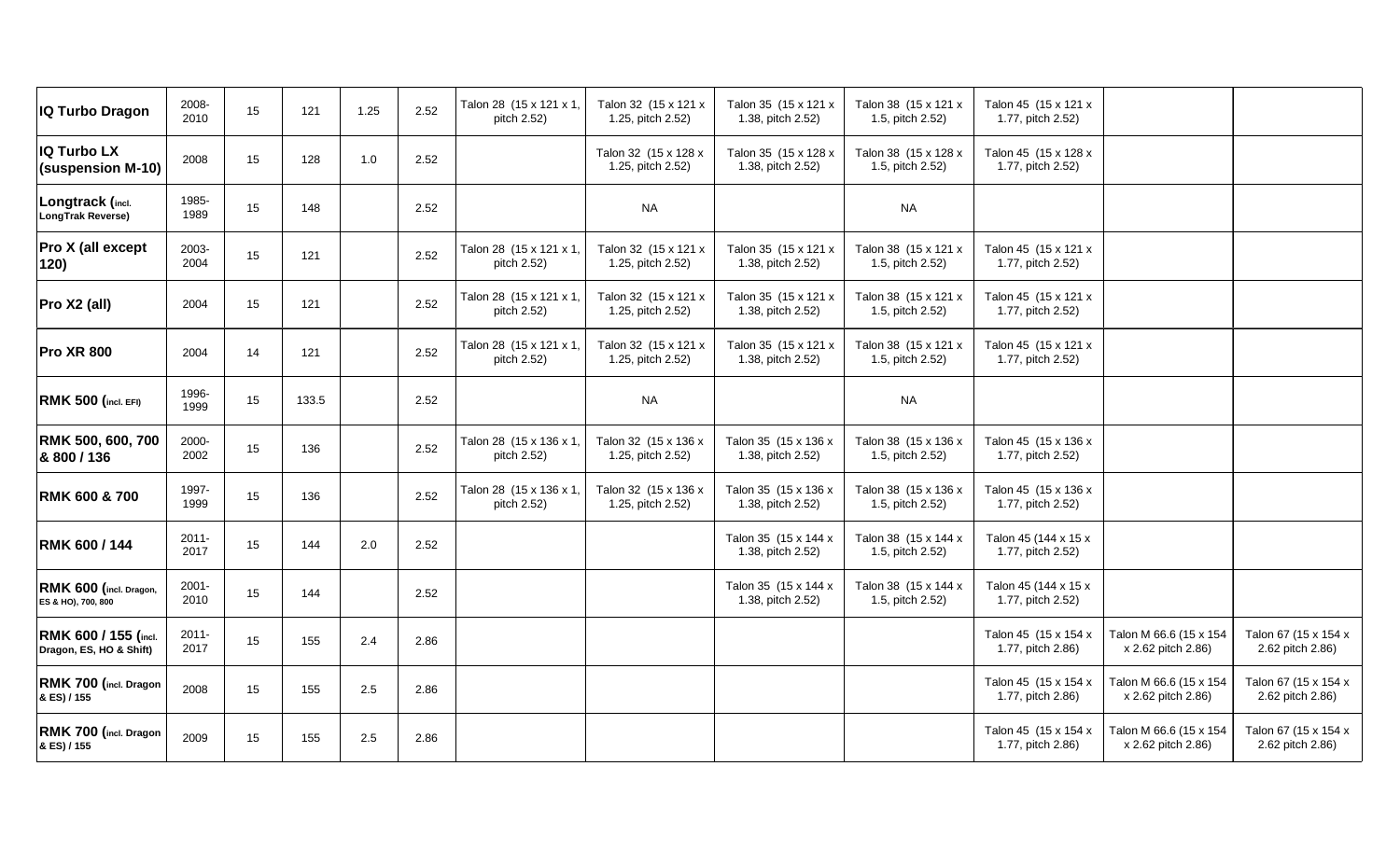| IQ Turbo Dragon | 2008-2010 | 15 | 121 | 1.25 | 2.52 | Talon 28 (15 x 121 x 1, pitch 2.52) | Talon 32 (15 x 121 x 1.25, pitch 2.52) | Talon 35 (15 x 121 x 1.38, pitch 2.52) | Talon 38 (15 x 121 x 1.5, pitch 2.52) | Talon 45 (15 x 121 x 1.77, pitch 2.52) | | |
|---|---|---|---|---|---|---|---|---|---|---|---|---|
| **IQ Turbo LX (suspension M-10)** | 2008 | 15 | 128 | 1.0 | 2.52 | | Talon 32 (15 x 128 x 1.25, pitch 2.52) | Talon 35 (15 x 128 x 1.38, pitch 2.52) | Talon 38 (15 x 128 x 1.5, pitch 2.52) | Talon 45 (15 x 128 x 1.77, pitch 2.52) | | |
| **Longtrack (incl. LongTrak Reverse)** | 1985-1989 | 15 | 148 | | 2.52 | | NA | | NA | | | |
| **Pro X (all except 120)** | 2003-2004 | 15 | 121 | | 2.52 | Talon 28 (15 x 121 x 1, pitch 2.52) | Talon 32 (15 x 121 x 1.25, pitch 2.52) | Talon 35 (15 x 121 x 1.38, pitch 2.52) | Talon 38 (15 x 121 x 1.5, pitch 2.52) | Talon 45 (15 x 121 x 1.77, pitch 2.52) | | |
| **Pro X2 (all)** | 2004 | 15 | 121 | | 2.52 | Talon 28 (15 x 121 x 1, pitch 2.52) | Talon 32 (15 x 121 x 1.25, pitch 2.52) | Talon 35 (15 x 121 x 1.38, pitch 2.52) | Talon 38 (15 x 121 x 1.5, pitch 2.52) | Talon 45 (15 x 121 x 1.77, pitch 2.52) | | |
| **Pro XR 800** | 2004 | 14 | 121 | | 2.52 | Talon 28 (15 x 121 x 1, pitch 2.52) | Talon 32 (15 x 121 x 1.25, pitch 2.52) | Talon 35 (15 x 121 x 1.38, pitch 2.52) | Talon 38 (15 x 121 x 1.5, pitch 2.52) | Talon 45 (15 x 121 x 1.77, pitch 2.52) | | |
| **RMK 500 (incl. EFI)** | 1996-1999 | 15 | 133.5 | | 2.52 | | NA | | NA | | | |
| **RMK 500, 600, 700 & 800 / 136** | 2000-2002 | 15 | 136 | | 2.52 | Talon 28 (15 x 136 x 1, pitch 2.52) | Talon 32 (15 x 136 x 1.25, pitch 2.52) | Talon 35 (15 x 136 x 1.38, pitch 2.52) | Talon 38 (15 x 136 x 1.5, pitch 2.52) | Talon 45 (15 x 136 x 1.77, pitch 2.52) | | |
| **RMK 600 & 700** | 1997-1999 | 15 | 136 | | 2.52 | Talon 28 (15 x 136 x 1, pitch 2.52) | Talon 32 (15 x 136 x 1.25, pitch 2.52) | Talon 35 (15 x 136 x 1.38, pitch 2.52) | Talon 38 (15 x 136 x 1.5, pitch 2.52) | Talon 45 (15 x 136 x 1.77, pitch 2.52) | | |
| **RMK 600 / 144** | 2011-2017 | 15 | 144 | 2.0 | 2.52 | | | Talon 35 (15 x 144 x 1.38, pitch 2.52) | Talon 38 (15 x 144 x 1.5, pitch 2.52) | Talon 45 (144 x 15 x 1.77, pitch 2.52) | | |
| **RMK 600 (incl. Dragon, ES & HO), 700, 800** | 2001-2010 | 15 | 144 | | 2.52 | | | Talon 35 (15 x 144 x 1.38, pitch 2.52) | Talon 38 (15 x 144 x 1.5, pitch 2.52) | Talon 45 (144 x 15 x 1.77, pitch 2.52) | | |
| **RMK 600 / 155 (incl. Dragon, ES, HO & Shift)** | 2011-2017 | 15 | 155 | 2.4 | 2.86 | | | | | Talon 45 (15 x 154 x 1.77, pitch 2.86) | Talon M 66.6 (15 x 154 x 2.62 pitch 2.86) | Talon 67 (15 x 154 x 2.62 pitch 2.86) |
| **RMK 700 (incl. Dragon & ES) / 155** | 2008 | 15 | 155 | 2.5 | 2.86 | | | | | Talon 45 (15 x 154 x 1.77, pitch 2.86) | Talon M 66.6 (15 x 154 x 2.62 pitch 2.86) | Talon 67 (15 x 154 x 2.62 pitch 2.86) |
| **RMK 700 (incl. Dragon & ES) / 155** | 2009 | 15 | 155 | 2.5 | 2.86 | | | | | Talon 45 (15 x 154 x 1.77, pitch 2.86) | Talon M 66.6 (15 x 154 x 2.62 pitch 2.86) | Talon 67 (15 x 154 x 2.62 pitch 2.86) |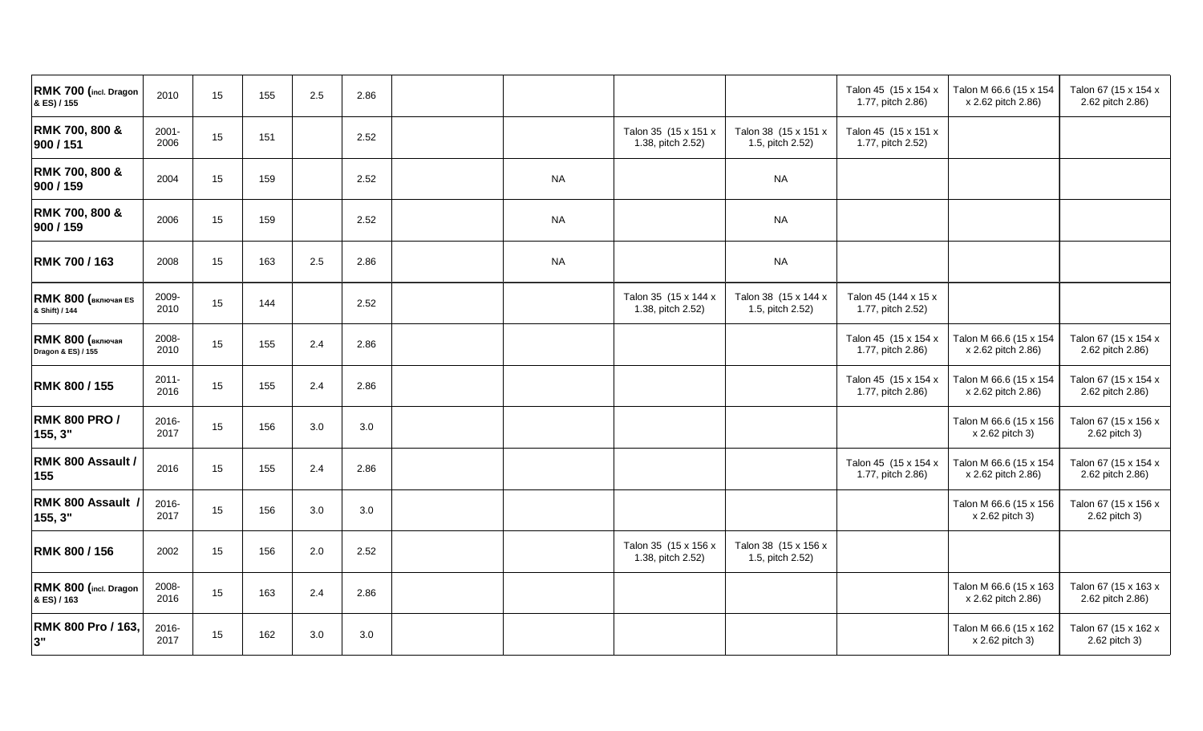| | | | | | | | | | | | | |
|---|---|---|---|---|---|---|---|---|---|---|---|---|
| **RMK 700 (incl. Dragon & ES) / 155** | 2010 | 15 | 155 | 2.5 | 2.86 | | | | | Talon 45 (15 x 154 x 1.77, pitch 2.86) | Talon M 66.6 (15 x 154 x 2.62 pitch 2.86) | Talon 67 (15 x 154 x 2.62 pitch 2.86) |
| **RMK 700, 800 & 900 / 151** | 2001-2006 | 15 | 151 | | 2.52 | | | Talon 35 (15 x 151 x 1.38, pitch 2.52) | Talon 38 (15 x 151 x 1.5, pitch 2.52) | Talon 45 (15 x 151 x 1.77, pitch 2.52) | | |
| **RMK 700, 800 & 900 / 159** | 2004 | 15 | 159 | | 2.52 | | NA | | NA | | | |
| **RMK 700, 800 & 900 / 159** | 2006 | 15 | 159 | | 2.52 | | NA | | NA | | | |
| **RMK 700 / 163** | 2008 | 15 | 163 | 2.5 | 2.86 | | NA | | NA | | | |
| **RMK 800 (включая ES & Shift) / 144** | 2009-2010 | 15 | 144 | | 2.52 | | | Talon 35 (15 x 144 x 1.38, pitch 2.52) | Talon 38 (15 x 144 x 1.5, pitch 2.52) | Talon 45 (144 x 15 x 1.77, pitch 2.52) | | |
| **RMK 800 (включая Dragon & ES) / 155** | 2008-2010 | 15 | 155 | 2.4 | 2.86 | | | | | Talon 45 (15 x 154 x 1.77, pitch 2.86) | Talon M 66.6 (15 x 154 x 2.62 pitch 2.86) | Talon 67 (15 x 154 x 2.62 pitch 2.86) |
| **RMK 800 / 155** | 2011-2016 | 15 | 155 | 2.4 | 2.86 | | | | | Talon 45 (15 x 154 x 1.77, pitch 2.86) | Talon M 66.6 (15 x 154 x 2.62 pitch 2.86) | Talon 67 (15 x 154 x 2.62 pitch 2.86) |
| **RMK 800 PRO / 155, 3"** | 2016-2017 | 15 | 156 | 3.0 | 3.0 | | | | | | Talon M 66.6 (15 x 156 x 2.62 pitch 3) | Talon 67 (15 x 156 x 2.62 pitch 3) |
| **RMK 800 Assault / 155** | 2016 | 15 | 155 | 2.4 | 2.86 | | | | | Talon 45 (15 x 154 x 1.77, pitch 2.86) | Talon M 66.6 (15 x 154 x 2.62 pitch 2.86) | Talon 67 (15 x 154 x 2.62 pitch 2.86) |
| **RMK 800 Assault / 155, 3"** | 2016-2017 | 15 | 156 | 3.0 | 3.0 | | | | | | Talon M 66.6 (15 x 156 x 2.62 pitch 3) | Talon 67 (15 x 156 x 2.62 pitch 3) |
| **RMK 800 / 156** | 2002 | 15 | 156 | 2.0 | 2.52 | | | Talon 35 (15 x 156 x 1.38, pitch 2.52) | Talon 38 (15 x 156 x 1.5, pitch 2.52) | | | |
| **RMK 800 (incl. Dragon & ES) / 163** | 2008-2016 | 15 | 163 | 2.4 | 2.86 | | | | | | Talon M 66.6 (15 x 163 x 2.62 pitch 2.86) | Talon 67 (15 x 163 x 2.62 pitch 2.86) |
| **RMK 800 Pro / 163, 3"** | 2016-2017 | 15 | 162 | 3.0 | 3.0 | | | | | | Talon M 66.6 (15 x 162 x 2.62 pitch 3) | Talon 67 (15 x 162 x 2.62 pitch 3) |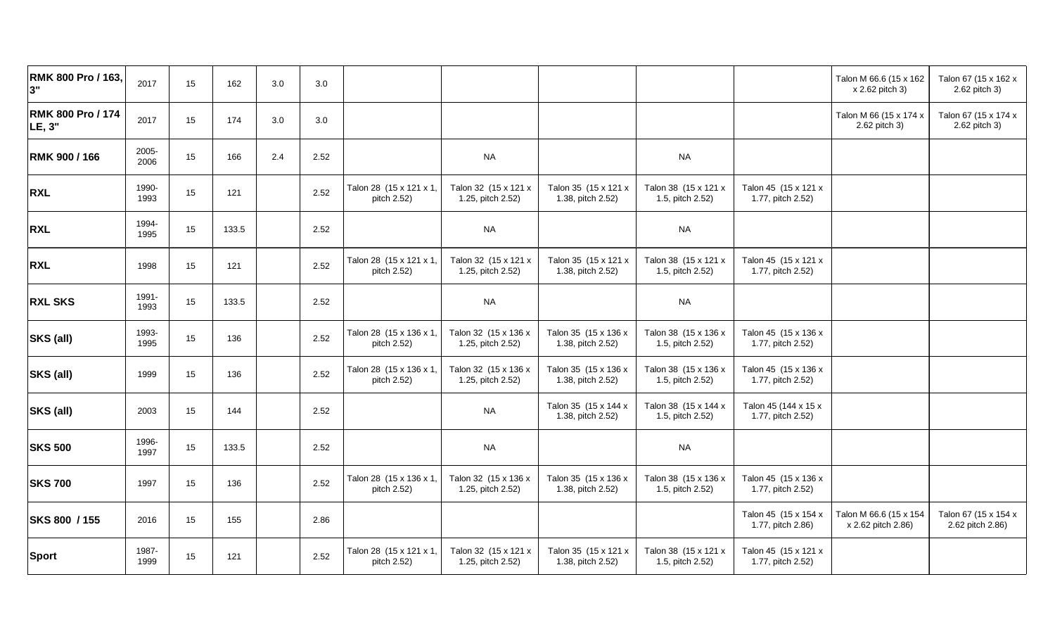| RMK 800 Pro / 163, 3" | 2017 | 15 | 162 | 3.0 | 3.0 | | | | | | Talon M 66.6 (15 x 162 x 2.62 pitch 3) | Talon 67 (15 x 162 x 2.62 pitch 3) |
|---|---|---|---|---|---|---|---|---|---|---|---|---|
| RMK 800 Pro / 174 LE, 3" | 2017 | 15 | 174 | 3.0 | 3.0 | | | | | | Talon M 66 (15 x 174 x 2.62 pitch 3) | Talon 67 (15 x 174 x 2.62 pitch 3) |
| RMK 900 / 166 | 2005-2006 | 15 | 166 | 2.4 | 2.52 | | NA | | NA | | | |
| RXL | 1990-1993 | 15 | 121 | | 2.52 | Talon 28 (15 x 121 x 1, pitch 2.52) | Talon 32 (15 x 121 x 1.25, pitch 2.52) | Talon 35 (15 x 121 x 1.38, pitch 2.52) | Talon 38 (15 x 121 x 1.5, pitch 2.52) | Talon 45 (15 x 121 x 1.77, pitch 2.52) | | |
| RXL | 1994-1995 | 15 | 133.5 | | 2.52 | | NA | | NA | | | |
| RXL | 1998 | 15 | 121 | | 2.52 | Talon 28 (15 x 121 x 1, pitch 2.52) | Talon 32 (15 x 121 x 1.25, pitch 2.52) | Talon 35 (15 x 121 x 1.38, pitch 2.52) | Talon 38 (15 x 121 x 1.5, pitch 2.52) | Talon 45 (15 x 121 x 1.77, pitch 2.52) | | |
| RXL SKS | 1991-1993 | 15 | 133.5 | | 2.52 | | NA | | NA | | | |
| SKS (all) | 1993-1995 | 15 | 136 | | 2.52 | Talon 28 (15 x 136 x 1, pitch 2.52) | Talon 32 (15 x 136 x 1.25, pitch 2.52) | Talon 35 (15 x 136 x 1.38, pitch 2.52) | Talon 38 (15 x 136 x 1.5, pitch 2.52) | Talon 45 (15 x 136 x 1.77, pitch 2.52) | | |
| SKS (all) | 1999 | 15 | 136 | | 2.52 | Talon 28 (15 x 136 x 1, pitch 2.52) | Talon 32 (15 x 136 x 1.25, pitch 2.52) | Talon 35 (15 x 136 x 1.38, pitch 2.52) | Talon 38 (15 x 136 x 1.5, pitch 2.52) | Talon 45 (15 x 136 x 1.77, pitch 2.52) | | |
| SKS (all) | 2003 | 15 | 144 | | 2.52 | | NA | Talon 35 (15 x 144 x 1.38, pitch 2.52) | Talon 38 (15 x 144 x 1.5, pitch 2.52) | Talon 45 (144 x 15 x 1.77, pitch 2.52) | | |
| SKS 500 | 1996-1997 | 15 | 133.5 | | 2.52 | | NA | | NA | | | |
| SKS 700 | 1997 | 15 | 136 | | 2.52 | Talon 28 (15 x 136 x 1, pitch 2.52) | Talon 32 (15 x 136 x 1.25, pitch 2.52) | Talon 35 (15 x 136 x 1.38, pitch 2.52) | Talon 38 (15 x 136 x 1.5, pitch 2.52) | Talon 45 (15 x 136 x 1.77, pitch 2.52) | | |
| SKS 800 / 155 | 2016 | 15 | 155 | | 2.86 | | | | | Talon 45 (15 x 154 x 1.77, pitch 2.86) | Talon M 66.6 (15 x 154 x 2.62 pitch 2.86) | Talon 67 (15 x 154 x 2.62 pitch 2.86) |
| Sport | 1987-1999 | 15 | 121 | | 2.52 | Talon 28 (15 x 121 x 1, pitch 2.52) | Talon 32 (15 x 121 x 1.25, pitch 2.52) | Talon 35 (15 x 121 x 1.38, pitch 2.52) | Talon 38 (15 x 121 x 1.5, pitch 2.52) | Talon 45 (15 x 121 x 1.77, pitch 2.52) | | |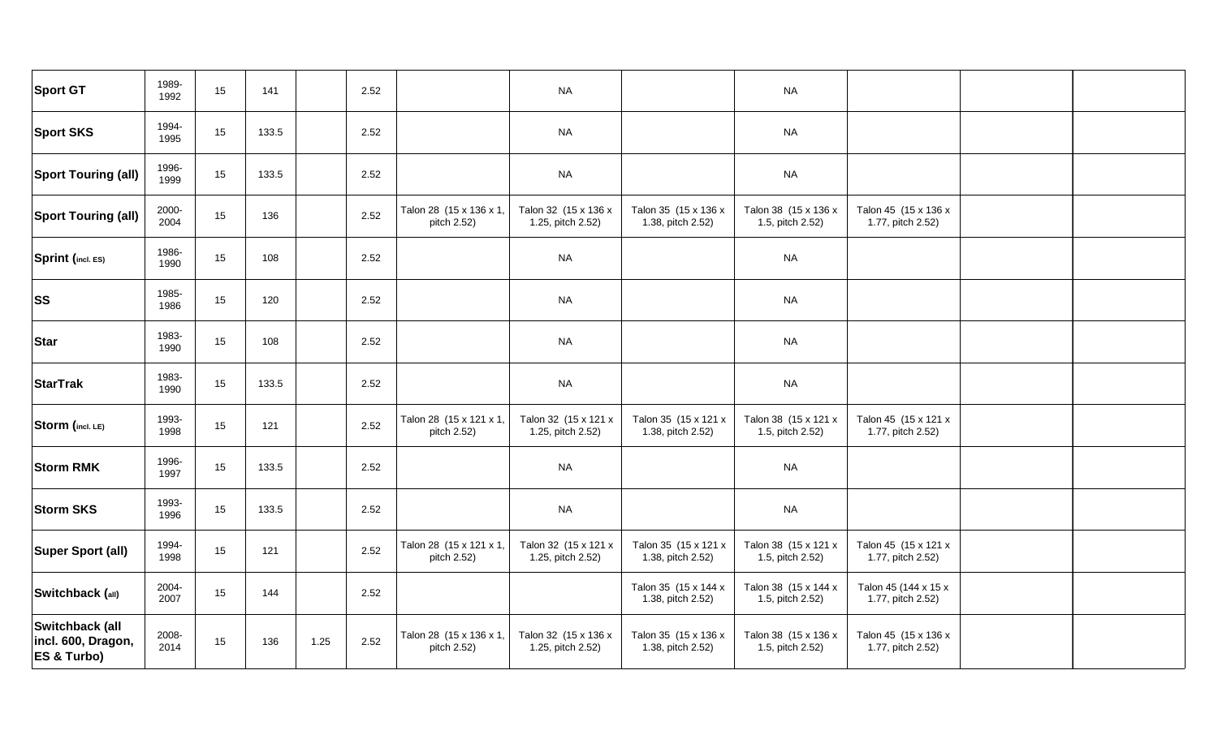| Sport GT | 1989-1992 | 15 | 141 | | 2.52 | | NA | | NA | | | |
|---|---|---|---|---|---|---|---|---|---|---|---|---|
| **Sport SKS** | 1994-1995 | 15 | 133.5 | | 2.52 | | NA | | NA | | | |
| **Sport Touring (all)** | 1996-1999 | 15 | 133.5 | | 2.52 | | NA | | NA | | | |
| **Sport Touring (all)** | 2000-2004 | 15 | 136 | | 2.52 | Talon 28 (15 x 136 x 1, pitch 2.52) | Talon 32 (15 x 136 x 1.25, pitch 2.52) | Talon 35 (15 x 136 x 1.38, pitch 2.52) | Talon 38 (15 x 136 x 1.5, pitch 2.52) | Talon 45 (15 x 136 x 1.77, pitch 2.52) | | |
| **Sprint (incl. ES)** | 1986-1990 | 15 | 108 | | 2.52 | | NA | | NA | | | |
| **SS** | 1985-1986 | 15 | 120 | | 2.52 | | NA | | NA | | | |
| **Star** | 1983-1990 | 15 | 108 | | 2.52 | | NA | | NA | | | |
| **StarTrak** | 1983-1990 | 15 | 133.5 | | 2.52 | | NA | | NA | | | |
| **Storm (incl. LE)** | 1993-1998 | 15 | 121 | | 2.52 | Talon 28 (15 x 121 x 1, pitch 2.52) | Talon 32 (15 x 121 x 1.25, pitch 2.52) | Talon 35 (15 x 121 x 1.38, pitch 2.52) | Talon 38 (15 x 121 x 1.5, pitch 2.52) | Talon 45 (15 x 121 x 1.77, pitch 2.52) | | |
| **Storm RMK** | 1996-1997 | 15 | 133.5 | | 2.52 | | NA | | NA | | | |
| **Storm SKS** | 1993-1996 | 15 | 133.5 | | 2.52 | | NA | | NA | | | |
| **Super Sport (all)** | 1994-1998 | 15 | 121 | | 2.52 | Talon 28 (15 x 121 x 1, pitch 2.52) | Talon 32 (15 x 121 x 1.25, pitch 2.52) | Talon 35 (15 x 121 x 1.38, pitch 2.52) | Talon 38 (15 x 121 x 1.5, pitch 2.52) | Talon 45 (15 x 121 x 1.77, pitch 2.52) | | |
| **Switchback (all)** | 2004-2007 | 15 | 144 | | 2.52 | | | Talon 35 (15 x 144 x 1.38, pitch 2.52) | Talon 38 (15 x 144 x 1.5, pitch 2.52) | Talon 45 (144 x 15 x 1.77, pitch 2.52) | | |
| **Switchback (all incl. 600, Dragon, ES & Turbo)** | 2008-2014 | 15 | 136 | 1.25 | 2.52 | Talon 28 (15 x 136 x 1, pitch 2.52) | Talon 32 (15 x 136 x 1.25, pitch 2.52) | Talon 35 (15 x 136 x 1.38, pitch 2.52) | Talon 38 (15 x 136 x 1.5, pitch 2.52) | Talon 45 (15 x 136 x 1.77, pitch 2.52) | | |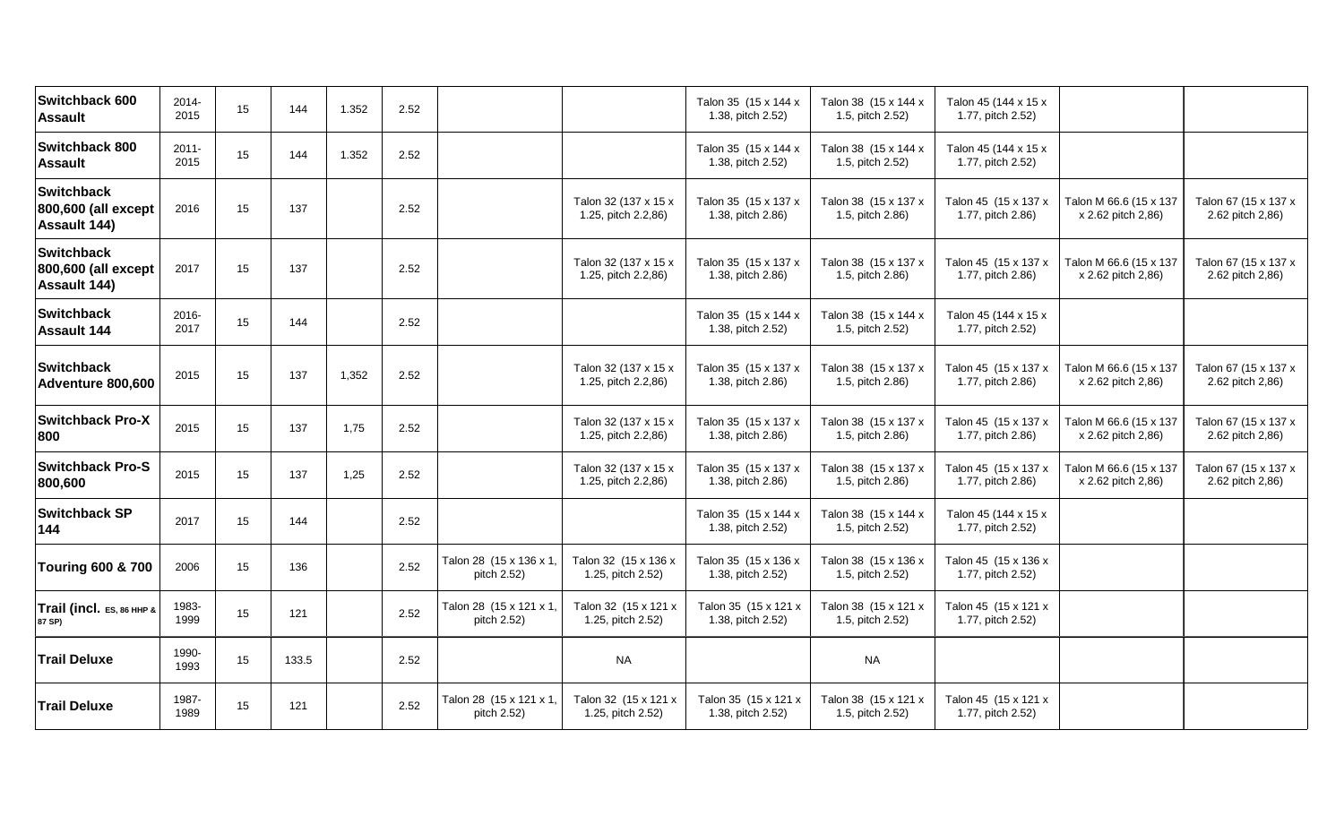| | | | | | | | | | | | | |
|---|---|---|---|---|---|---|---|---|---|---|---|---|
| **Switchback 600 Assault** | 2014-2015 | 15 | 144 | 1.352 | 2.52 | | | Talon 35 (15 x 144 x 1.38, pitch 2.52) | Talon 38 (15 x 144 x 1.5, pitch 2.52) | Talon 45 (144 x 15 x 1.77, pitch 2.52) | | |
| **Switchback 800 Assault** | 2011-2015 | 15 | 144 | 1.352 | 2.52 | | | Talon 35 (15 x 144 x 1.38, pitch 2.52) | Talon 38 (15 x 144 x 1.5, pitch 2.52) | Talon 45 (144 x 15 x 1.77, pitch 2.52) | | |
| **Switchback 800,600 (all except Assault 144)** | 2016 | 15 | 137 | | 2.52 | | Talon 32 (137 x 15 x 1.25, pitch 2.2,86) | Talon 35 (15 x 137 x 1.38, pitch 2.86) | Talon 38 (15 x 137 x 1.5, pitch 2.86) | Talon 45 (15 x 137 x 1.77, pitch 2.86) | Talon M 66.6 (15 x 137 x 2.62 pitch 2,86) | Talon 67 (15 x 137 x 2.62 pitch 2,86) |
| **Switchback 800,600 (all except Assault 144)** | 2017 | 15 | 137 | | 2.52 | | Talon 32 (137 x 15 x 1.25, pitch 2.2,86) | Talon 35 (15 x 137 x 1.38, pitch 2.86) | Talon 38 (15 x 137 x 1.5, pitch 2.86) | Talon 45 (15 x 137 x 1.77, pitch 2.86) | Talon M 66.6 (15 x 137 x 2.62 pitch 2,86) | Talon 67 (15 x 137 x 2.62 pitch 2,86) |
| **Switchback Assault 144** | 2016-2017 | 15 | 144 | | 2.52 | | | Talon 35 (15 x 144 x 1.38, pitch 2.52) | Talon 38 (15 x 144 x 1.5, pitch 2.52) | Talon 45 (144 x 15 x 1.77, pitch 2.52) | | |
| **Switchback Adventure 800,600** | 2015 | 15 | 137 | 1,352 | 2.52 | | Talon 32 (137 x 15 x 1.25, pitch 2.2,86) | Talon 35 (15 x 137 x 1.38, pitch 2.86) | Talon 38 (15 x 137 x 1.5, pitch 2.86) | Talon 45 (15 x 137 x 1.77, pitch 2.86) | Talon M 66.6 (15 x 137 x 2.62 pitch 2,86) | Talon 67 (15 x 137 x 2.62 pitch 2,86) |
| **Switchback Pro-X 800** | 2015 | 15 | 137 | 1,75 | 2.52 | | Talon 32 (137 x 15 x 1.25, pitch 2.2,86) | Talon 35 (15 x 137 x 1.38, pitch 2.86) | Talon 38 (15 x 137 x 1.5, pitch 2.86) | Talon 45 (15 x 137 x 1.77, pitch 2.86) | Talon M 66.6 (15 x 137 x 2.62 pitch 2,86) | Talon 67 (15 x 137 x 2.62 pitch 2,86) |
| **Switchback Pro-S 800,600** | 2015 | 15 | 137 | 1,25 | 2.52 | | Talon 32 (137 x 15 x 1.25, pitch 2.2,86) | Talon 35 (15 x 137 x 1.38, pitch 2.86) | Talon 38 (15 x 137 x 1.5, pitch 2.86) | Talon 45 (15 x 137 x 1.77, pitch 2.86) | Talon M 66.6 (15 x 137 x 2.62 pitch 2,86) | Talon 67 (15 x 137 x 2.62 pitch 2,86) |
| **Switchback SP 144** | 2017 | 15 | 144 | | 2.52 | | | Talon 35 (15 x 144 x 1.38, pitch 2.52) | Talon 38 (15 x 144 x 1.5, pitch 2.52) | Talon 45 (144 x 15 x 1.77, pitch 2.52) | | |
| **Touring 600 & 700** | 2006 | 15 | 136 | | 2.52 | Talon 28 (15 x 136 x 1, pitch 2.52) | Talon 32 (15 x 136 x 1.25, pitch 2.52) | Talon 35 (15 x 136 x 1.38, pitch 2.52) | Talon 38 (15 x 136 x 1.5, pitch 2.52) | Talon 45 (15 x 136 x 1.77, pitch 2.52) | | |
| **Trail (incl. ES, 86 HHP & 87 SP)** | 1983-1999 | 15 | 121 | | 2.52 | Talon 28 (15 x 121 x 1, pitch 2.52) | Talon 32 (15 x 121 x 1.25, pitch 2.52) | Talon 35 (15 x 121 x 1.38, pitch 2.52) | Talon 38 (15 x 121 x 1.5, pitch 2.52) | Talon 45 (15 x 121 x 1.77, pitch 2.52) | | |
| **Trail Deluxe** | 1990-1993 | 15 | 133.5 | | 2.52 | | NA | | NA | | | |
| **Trail Deluxe** | 1987-1989 | 15 | 121 | | 2.52 | Talon 28 (15 x 121 x 1, pitch 2.52) | Talon 32 (15 x 121 x 1.25, pitch 2.52) | Talon 35 (15 x 121 x 1.38, pitch 2.52) | Talon 38 (15 x 121 x 1.5, pitch 2.52) | Talon 45 (15 x 121 x 1.77, pitch 2.52) | | |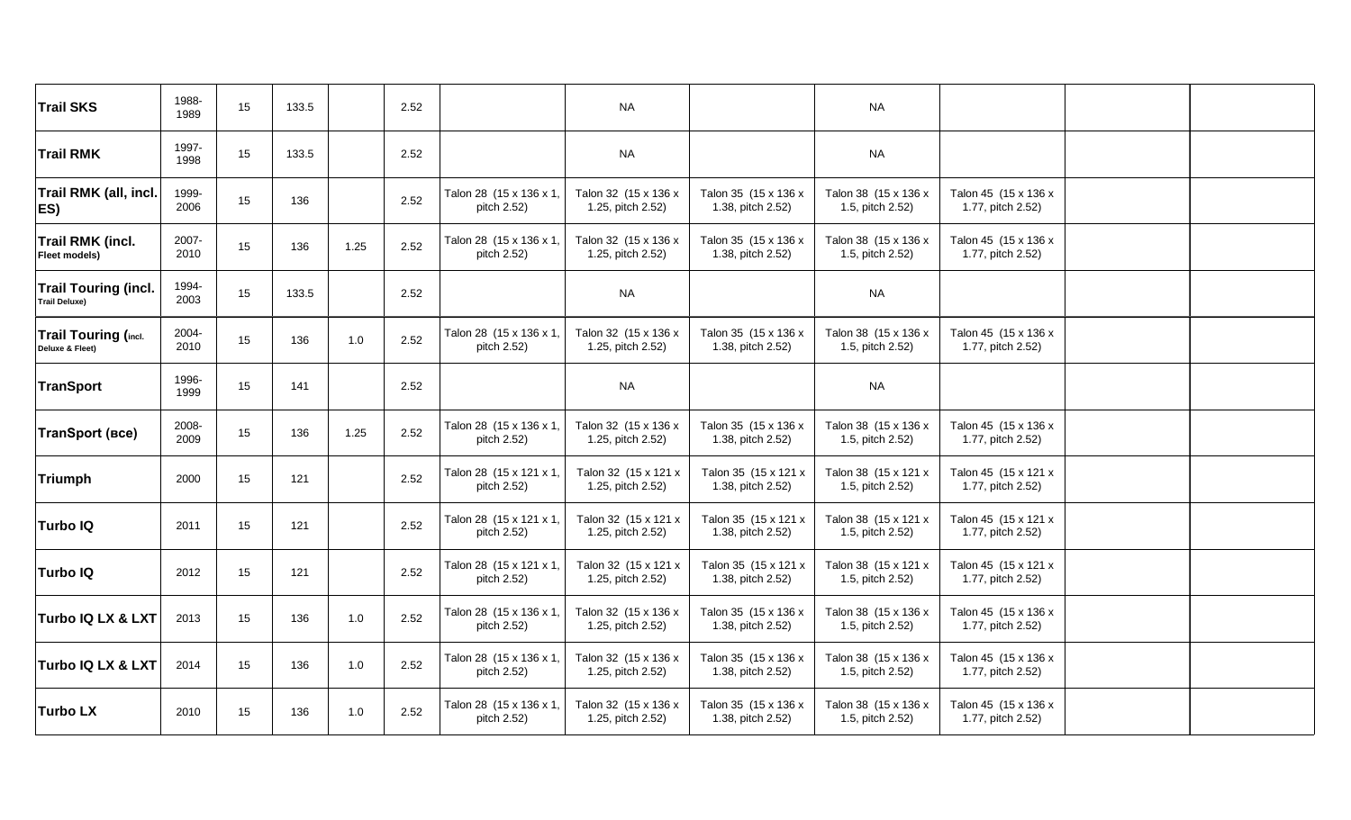| | | | | | | | | | | | | |
|---|---|---|---|---|---|---|---|---|---|---|---|---|
| **Trail SKS** | 1988-1989 | 15 | 133.5 | | 2.52 | | NA | | NA | | | |
| **Trail RMK** | 1997-1998 | 15 | 133.5 | | 2.52 | | NA | | NA | | | |
| **Trail RMK (all, incl. ES)** | 1999-2006 | 15 | 136 | | 2.52 | Talon 28 (15 x 136 x 1, pitch 2.52) | Talon 32 (15 x 136 x 1.25, pitch 2.52) | Talon 35 (15 x 136 x 1.38, pitch 2.52) | Talon 38 (15 x 136 x 1.5, pitch 2.52) | Talon 45 (15 x 136 x 1.77, pitch 2.52) | | |
| **Trail RMK (incl. Fleet models)** | 2007-2010 | 15 | 136 | 1.25 | 2.52 | Talon 28 (15 x 136 x 1, pitch 2.52) | Talon 32 (15 x 136 x 1.25, pitch 2.52) | Talon 35 (15 x 136 x 1.38, pitch 2.52) | Talon 38 (15 x 136 x 1.5, pitch 2.52) | Talon 45 (15 x 136 x 1.77, pitch 2.52) | | |
| **Trail Touring (incl. Trail Deluxe)** | 1994-2003 | 15 | 133.5 | | 2.52 | | NA | | NA | | | |
| **Trail Touring (incl. Deluxe & Fleet)** | 2004-2010 | 15 | 136 | 1.0 | 2.52 | Talon 28 (15 x 136 x 1, pitch 2.52) | Talon 32 (15 x 136 x 1.25, pitch 2.52) | Talon 35 (15 x 136 x 1.38, pitch 2.52) | Talon 38 (15 x 136 x 1.5, pitch 2.52) | Talon 45 (15 x 136 x 1.77, pitch 2.52) | | |
| **TranSport** | 1996-1999 | 15 | 141 | | 2.52 | | NA | | NA | | | |
| **TranSport (все)** | 2008-2009 | 15 | 136 | 1.25 | 2.52 | Talon 28 (15 x 136 x 1, pitch 2.52) | Talon 32 (15 x 136 x 1.25, pitch 2.52) | Talon 35 (15 x 136 x 1.38, pitch 2.52) | Talon 38 (15 x 136 x 1.5, pitch 2.52) | Talon 45 (15 x 136 x 1.77, pitch 2.52) | | |
| **Triumph** | 2000 | 15 | 121 | | 2.52 | Talon 28 (15 x 121 x 1, pitch 2.52) | Talon 32 (15 x 121 x 1.25, pitch 2.52) | Talon 35 (15 x 121 x 1.38, pitch 2.52) | Talon 38 (15 x 121 x 1.5, pitch 2.52) | Talon 45 (15 x 121 x 1.77, pitch 2.52) | | |
| **Turbo IQ** | 2011 | 15 | 121 | | 2.52 | Talon 28 (15 x 121 x 1, pitch 2.52) | Talon 32 (15 x 121 x 1.25, pitch 2.52) | Talon 35 (15 x 121 x 1.38, pitch 2.52) | Talon 38 (15 x 121 x 1.5, pitch 2.52) | Talon 45 (15 x 121 x 1.77, pitch 2.52) | | |
| **Turbo IQ** | 2012 | 15 | 121 | | 2.52 | Talon 28 (15 x 121 x 1, pitch 2.52) | Talon 32 (15 x 121 x 1.25, pitch 2.52) | Talon 35 (15 x 121 x 1.38, pitch 2.52) | Talon 38 (15 x 121 x 1.5, pitch 2.52) | Talon 45 (15 x 121 x 1.77, pitch 2.52) | | |
| **Turbo IQ LX & LXT** | 2013 | 15 | 136 | 1.0 | 2.52 | Talon 28 (15 x 136 x 1, pitch 2.52) | Talon 32 (15 x 136 x 1.25, pitch 2.52) | Talon 35 (15 x 136 x 1.38, pitch 2.52) | Talon 38 (15 x 136 x 1.5, pitch 2.52) | Talon 45 (15 x 136 x 1.77, pitch 2.52) | | |
| **Turbo IQ LX & LXT** | 2014 | 15 | 136 | 1.0 | 2.52 | Talon 28 (15 x 136 x 1, pitch 2.52) | Talon 32 (15 x 136 x 1.25, pitch 2.52) | Talon 35 (15 x 136 x 1.38, pitch 2.52) | Talon 38 (15 x 136 x 1.5, pitch 2.52) | Talon 45 (15 x 136 x 1.77, pitch 2.52) | | |
| **Turbo LX** | 2010 | 15 | 136 | 1.0 | 2.52 | Talon 28 (15 x 136 x 1, pitch 2.52) | Talon 32 (15 x 136 x 1.25, pitch 2.52) | Talon 35 (15 x 136 x 1.38, pitch 2.52) | Talon 38 (15 x 136 x 1.5, pitch 2.52) | Talon 45 (15 x 136 x 1.77, pitch 2.52) | | |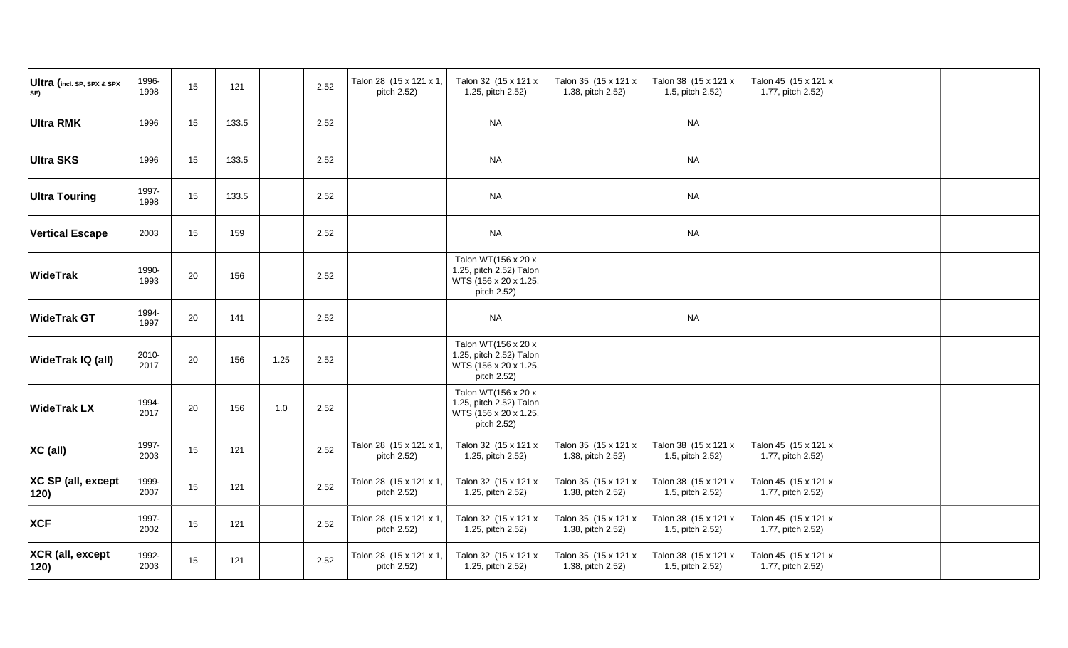| | | | | | | | | | | | | |
|---|---|---|---|---|---|---|---|---|---|---|---|---|
| **Ultra** (**incl. SP, SPX & SPX SE**) | 1996-1998 | 15 | 121 | | 2.52 | Talon 28 (15 x 121 x 1, pitch 2.52) | Talon 32 (15 x 121 x 1.25, pitch 2.52) | Talon 35 (15 x 121 x 1.38, pitch 2.52) | Talon 38 (15 x 121 x 1.5, pitch 2.52) | Talon 45 (15 x 121 x 1.77, pitch 2.52) | | |
| **Ultra RMK** | 1996 | 15 | 133.5 | | 2.52 | | NA | | NA | | | |
| **Ultra SKS** | 1996 | 15 | 133.5 | | 2.52 | | NA | | NA | | | |
| **Ultra Touring** | 1997-1998 | 15 | 133.5 | | 2.52 | | NA | | NA | | | |
| **Vertical Escape** | 2003 | 15 | 159 | | 2.52 | | NA | | NA | | | |
| **WideTrak** | 1990-1993 | 20 | 156 | | 2.52 | | Talon WT(156 x 20 x 1.25, pitch 2.52) Talon WTS (156 x 20 x 1.25, pitch 2.52) | | | | | |
| **WideTrak GT** | 1994-1997 | 20 | 141 | | 2.52 | | NA | | NA | | | |
| **WideTrak IQ (all)** | 2010-2017 | 20 | 156 | 1.25 | 2.52 | | Talon WT(156 x 20 x 1.25, pitch 2.52) Talon WTS (156 x 20 x 1.25, pitch 2.52) | | | | | |
| **WideTrak LX** | 1994-2017 | 20 | 156 | 1.0 | 2.52 | | Talon WT(156 x 20 x 1.25, pitch 2.52) Talon WTS (156 x 20 x 1.25, pitch 2.52) | | | | | |
| **XC (all)** | 1997-2003 | 15 | 121 | | 2.52 | Talon 28 (15 x 121 x 1, pitch 2.52) | Talon 32 (15 x 121 x 1.25, pitch 2.52) | Talon 35 (15 x 121 x 1.38, pitch 2.52) | Talon 38 (15 x 121 x 1.5, pitch 2.52) | Talon 45 (15 x 121 x 1.77, pitch 2.52) | | |
| **XC SP (all, except 120)** | 1999-2007 | 15 | 121 | | 2.52 | Talon 28 (15 x 121 x 1, pitch 2.52) | Talon 32 (15 x 121 x 1.25, pitch 2.52) | Talon 35 (15 x 121 x 1.38, pitch 2.52) | Talon 38 (15 x 121 x 1.5, pitch 2.52) | Talon 45 (15 x 121 x 1.77, pitch 2.52) | | |
| **XCF** | 1997-2002 | 15 | 121 | | 2.52 | Talon 28 (15 x 121 x 1, pitch 2.52) | Talon 32 (15 x 121 x 1.25, pitch 2.52) | Talon 35 (15 x 121 x 1.38, pitch 2.52) | Talon 38 (15 x 121 x 1.5, pitch 2.52) | Talon 45 (15 x 121 x 1.77, pitch 2.52) | | |
| **XCR (all, except 120)** | 1992-2003 | 15 | 121 | | 2.52 | Talon 28 (15 x 121 x 1, pitch 2.52) | Talon 32 (15 x 121 x 1.25, pitch 2.52) | Talon 35 (15 x 121 x 1.38, pitch 2.52) | Talon 38 (15 x 121 x 1.5, pitch 2.52) | Talon 45 (15 x 121 x 1.77, pitch 2.52) | | |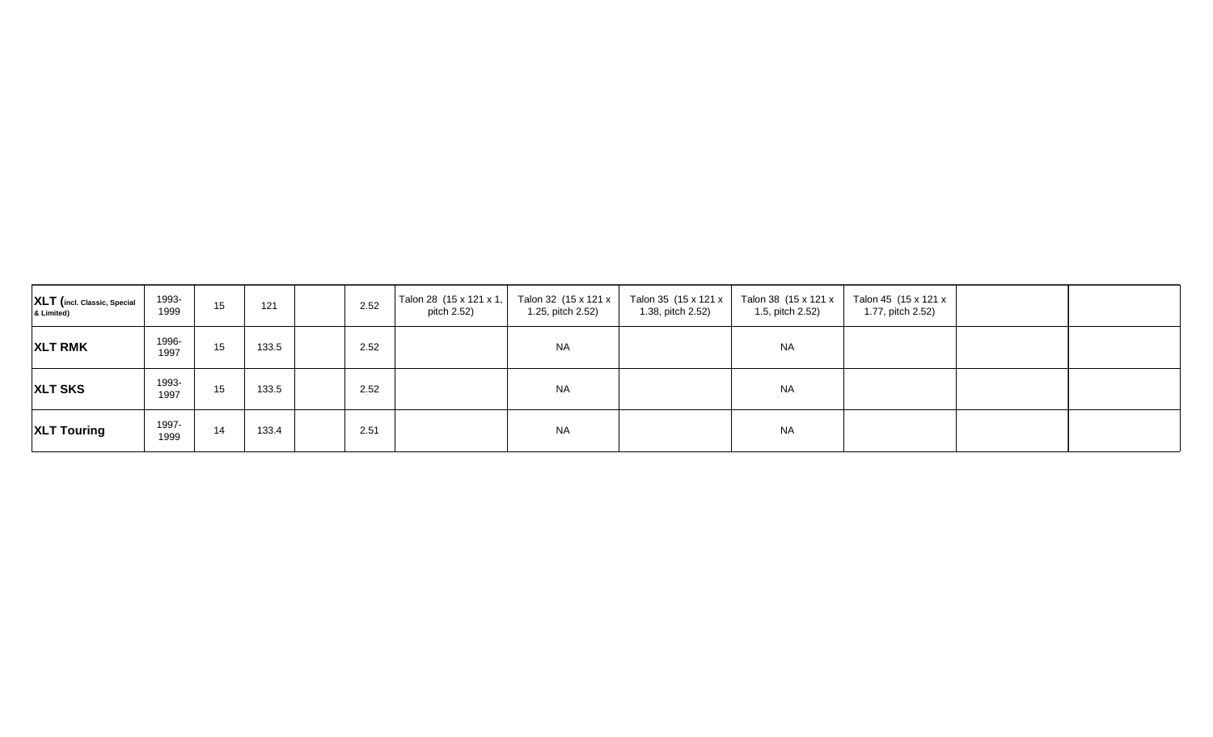| | | | | | | | | | | | | |
|---|---|---|---|---|---|---|---|---|---|---|---|---|
| **XLT (incl. Classic, Special & Limited)** | 1993-1999 | 15 | 121 | | 2.52 | Talon 28 (15 x 121 x 1, pitch 2.52) | Talon 32 (15 x 121 x 1.25, pitch 2.52) | Talon 35 (15 x 121 x 1.38, pitch 2.52) | Talon 38 (15 x 121 x 1.5, pitch 2.52) | Talon 45 (15 x 121 x 1.77, pitch 2.52) | | |
| **XLT RMK** | 1996-1997 | 15 | 133.5 | | 2.52 | | NA | | NA | | | |
| **XLT SKS** | 1993-1997 | 15 | 133.5 | | 2.52 | | NA | | NA | | | |
| **XLT Touring** | 1997-1999 | 14 | 133.4 | | 2.51 | | NA | | NA | | | |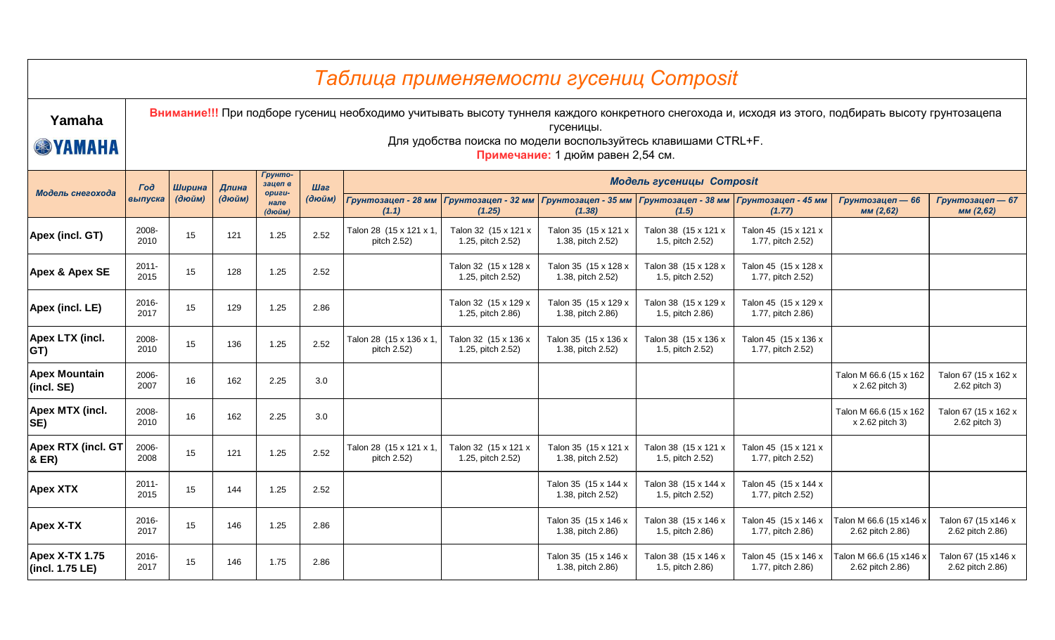# Таблица применяемости гусениц Composit

**Yamaha**

**Внимание!!!** При подборе гусениц необходимо учитывать высоту туннеля каждого конкретного снегохода и, исходя из этого, подбирать высоту грунтозацепа гусеницы.

Для удобства поиска по модели воспользуйтесь клавишами CTRL+F.

**Примечание:** 1 дюйм равен 2,54 см.

| *Модель снегохода* | *Год выпуска* | *Ширина (дюйм)* | *Длина (дюйм)* | *Грунтозацеп в оригинале (дюйм)* | *Шаг (дюйм)* | *Модель гусеницы Composit* | | | | | | |
|---|---|---|---|---|---|---|---|---|---|---|---|---|
| | | | | | | *Грунтозацеп - 28 мм (1.1)* | *Грунтозацеп - 32 мм (1.25)* | *Грунтозацеп - 35 мм (1.38)* | *Грунтозацеп - 38 мм (1.5)* | *Грунтозацеп - 45 мм (1.77)* | *Грунтозацеп — 66 мм (2,62)* | *Грунтозацеп — 67 мм (2,62)* |
| **Apex (incl. GT)** | 2008-2010 | 15 | 121 | 1.25 | 2.52 | Talon 28 (15 x 121 x 1, pitch 2.52) | Talon 32 (15 x 121 x 1.25, pitch 2.52) | Talon 35 (15 x 121 x 1.38, pitch 2.52) | Talon 38 (15 x 121 x 1.5, pitch 2.52) | Talon 45 (15 x 121 x 1.77, pitch 2.52) | | |
| **Apex & Apex SE** | 2011-2015 | 15 | 128 | 1.25 | 2.52 | | Talon 32 (15 x 128 x 1.25, pitch 2.52) | Talon 35 (15 x 128 x 1.38, pitch 2.52) | Talon 38 (15 x 128 x 1.5, pitch 2.52) | Talon 45 (15 x 128 x 1.77, pitch 2.52) | | |
| **Apex (incl. LE)** | 2016-2017 | 15 | 129 | 1.25 | 2.86 | | Talon 32 (15 x 129 x 1.25, pitch 2.86) | Talon 35 (15 x 129 x 1.38, pitch 2.86) | Talon 38 (15 x 129 x 1.5, pitch 2.86) | Talon 45 (15 x 129 x 1.77, pitch 2.86) | | |
| **Apex LTX (incl. GT)** | 2008-2010 | 15 | 136 | 1.25 | 2.52 | Talon 28 (15 x 136 x 1, pitch 2.52) | Talon 32 (15 x 136 x 1.25, pitch 2.52) | Talon 35 (15 x 136 x 1.38, pitch 2.52) | Talon 38 (15 x 136 x 1.5, pitch 2.52) | Talon 45 (15 x 136 x 1.77, pitch 2.52) | | |
| **Apex Mountain (incl. SE)** | 2006-2007 | 16 | 162 | 2.25 | 3.0 | | | | | | Talon M 66.6 (15 x 162 x 2.62 pitch 3) | Talon 67 (15 x 162 x 2.62 pitch 3) |
| **Apex MTX (incl. SE)** | 2008-2010 | 16 | 162 | 2.25 | 3.0 | | | | | | Talon M 66.6 (15 x 162 x 2.62 pitch 3) | Talon 67 (15 x 162 x 2.62 pitch 3) |
| **Apex RTX (incl. GT & ER)** | 2006-2008 | 15 | 121 | 1.25 | 2.52 | Talon 28 (15 x 121 x 1, pitch 2.52) | Talon 32 (15 x 121 x 1.25, pitch 2.52) | Talon 35 (15 x 121 x 1.38, pitch 2.52) | Talon 38 (15 x 121 x 1.5, pitch 2.52) | Talon 45 (15 x 121 x 1.77, pitch 2.52) | | |
| **Apex XTX** | 2011-2015 | 15 | 144 | 1.25 | 2.52 | | | Talon 35 (15 x 144 x 1.38, pitch 2.52) | Talon 38 (15 x 144 x 1.5, pitch 2.52) | Talon 45 (15 x 144 x 1.77, pitch 2.52) | | |
| **Apex X-TX** | 2016-2017 | 15 | 146 | 1.25 | 2.86 | | | Talon 35 (15 x 146 x 1.38, pitch 2.86) | Talon 38 (15 x 146 x 1.5, pitch 2.86) | Talon 45 (15 x 146 x 1.77, pitch 2.86) | Talon M 66.6 (15 x146 x 2.62 pitch 2.86) | Talon 67 (15 x146 x 2.62 pitch 2.86) |
| **Apex X-TX 1.75 (incl. 1.75 LE)** | 2016-2017 | 15 | 146 | 1.75 | 2.86 | | | Talon 35 (15 x 146 x 1.38, pitch 2.86) | Talon 38 (15 x 146 x 1.5, pitch 2.86) | Talon 45 (15 x 146 x 1.77, pitch 2.86) | Talon M 66.6 (15 x146 x 2.62 pitch 2.86) | Talon 67 (15 x146 x 2.62 pitch 2.86) |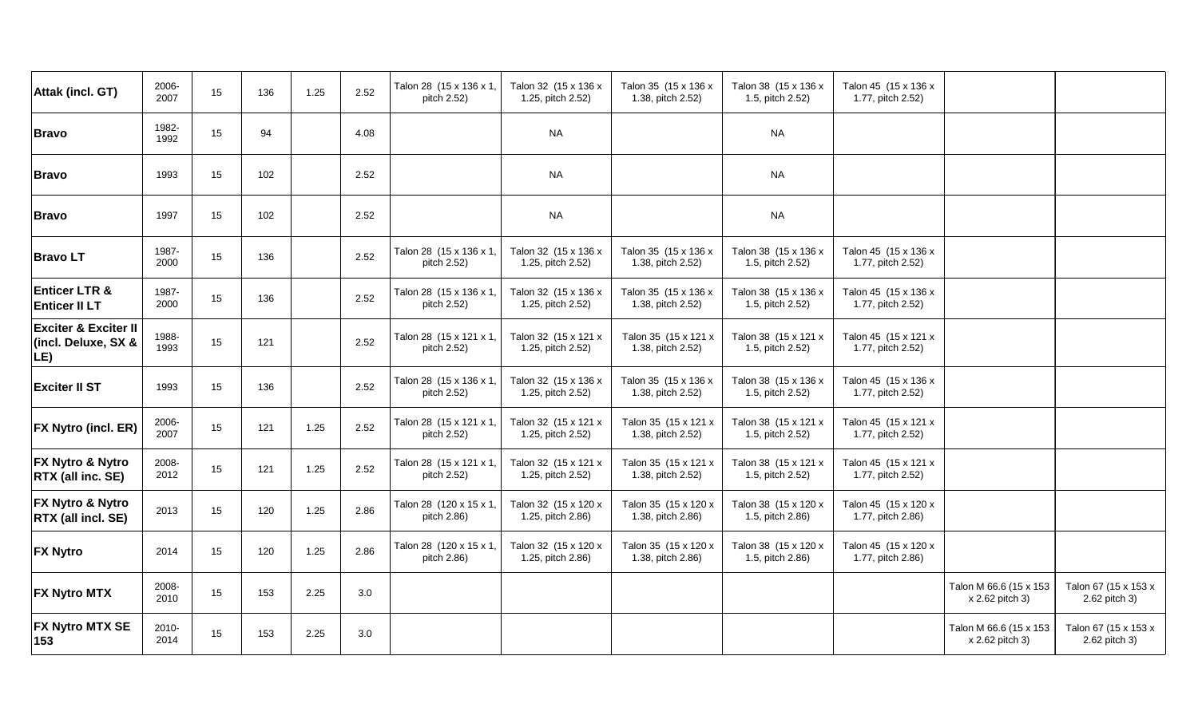| | | | | | | | | | | | | |
|---|---|---|---|---|---|---|---|---|---|---|---|---|
| **Attak (incl. GT)** | 2006-2007 | 15 | 136 | 1.25 | 2.52 | Talon 28 (15 x 136 x 1, pitch 2.52) | Talon 32 (15 x 136 x 1.25, pitch 2.52) | Talon 35 (15 x 136 x 1.38, pitch 2.52) | Talon 38 (15 x 136 x 1.5, pitch 2.52) | Talon 45 (15 x 136 x 1.77, pitch 2.52) | | |
| **Bravo** | 1982-1992 | 15 | 94 | | 4.08 | | NA | | NA | | | |
| **Bravo** | 1993 | 15 | 102 | | 2.52 | | NA | | NA | | | |
| **Bravo** | 1997 | 15 | 102 | | 2.52 | | NA | | NA | | | |
| **Bravo LT** | 1987-2000 | 15 | 136 | | 2.52 | Talon 28 (15 x 136 x 1, pitch 2.52) | Talon 32 (15 x 136 x 1.25, pitch 2.52) | Talon 35 (15 x 136 x 1.38, pitch 2.52) | Talon 38 (15 x 136 x 1.5, pitch 2.52) | Talon 45 (15 x 136 x 1.77, pitch 2.52) | | |
| **Enticer LTR & Enticer II LT** | 1987-2000 | 15 | 136 | | 2.52 | Talon 28 (15 x 136 x 1, pitch 2.52) | Talon 32 (15 x 136 x 1.25, pitch 2.52) | Talon 35 (15 x 136 x 1.38, pitch 2.52) | Talon 38 (15 x 136 x 1.5, pitch 2.52) | Talon 45 (15 x 136 x 1.77, pitch 2.52) | | |
| **Exciter & Exciter II (incl. Deluxe, SX & LE)** | 1988-1993 | 15 | 121 | | 2.52 | Talon 28 (15 x 121 x 1, pitch 2.52) | Talon 32 (15 x 121 x 1.25, pitch 2.52) | Talon 35 (15 x 121 x 1.38, pitch 2.52) | Talon 38 (15 x 121 x 1.5, pitch 2.52) | Talon 45 (15 x 121 x 1.77, pitch 2.52) | | |
| **Exciter II ST** | 1993 | 15 | 136 | | 2.52 | Talon 28 (15 x 136 x 1, pitch 2.52) | Talon 32 (15 x 136 x 1.25, pitch 2.52) | Talon 35 (15 x 136 x 1.38, pitch 2.52) | Talon 38 (15 x 136 x 1.5, pitch 2.52) | Talon 45 (15 x 136 x 1.77, pitch 2.52) | | |
| **FX Nytro (incl. ER)** | 2006-2007 | 15 | 121 | 1.25 | 2.52 | Talon 28 (15 x 121 x 1, pitch 2.52) | Talon 32 (15 x 121 x 1.25, pitch 2.52) | Talon 35 (15 x 121 x 1.38, pitch 2.52) | Talon 38 (15 x 121 x 1.5, pitch 2.52) | Talon 45 (15 x 121 x 1.77, pitch 2.52) | | |
| **FX Nytro & Nytro RTX (all inc. SE)** | 2008-2012 | 15 | 121 | 1.25 | 2.52 | Talon 28 (15 x 121 x 1, pitch 2.52) | Talon 32 (15 x 121 x 1.25, pitch 2.52) | Talon 35 (15 x 121 x 1.38, pitch 2.52) | Talon 38 (15 x 121 x 1.5, pitch 2.52) | Talon 45 (15 x 121 x 1.77, pitch 2.52) | | |
| **FX Nytro & Nytro RTX (all incl. SE)** | 2013 | 15 | 120 | 1.25 | 2.86 | Talon 28 (120 x 15 x 1, pitch 2.86) | Talon 32 (15 x 120 x 1.25, pitch 2.86) | Talon 35 (15 x 120 x 1.38, pitch 2.86) | Talon 38 (15 x 120 x 1.5, pitch 2.86) | Talon 45 (15 x 120 x 1.77, pitch 2.86) | | |
| **FX Nytro** | 2014 | 15 | 120 | 1.25 | 2.86 | Talon 28 (120 x 15 x 1, pitch 2.86) | Talon 32 (15 x 120 x 1.25, pitch 2.86) | Talon 35 (15 x 120 x 1.38, pitch 2.86) | Talon 38 (15 x 120 x 1.5, pitch 2.86) | Talon 45 (15 x 120 x 1.77, pitch 2.86) | | |
| **FX Nytro MTX** | 2008-2010 | 15 | 153 | 2.25 | 3.0 | | | | | | Talon M 66.6 (15 x 153 x 2.62 pitch 3) | Talon 67 (15 x 153 x 2.62 pitch 3) |
| **FX Nytro MTX SE 153** | 2010-2014 | 15 | 153 | 2.25 | 3.0 | | | | | | Talon M 66.6 (15 x 153 x 2.62 pitch 3) | Talon 67 (15 x 153 x 2.62 pitch 3) |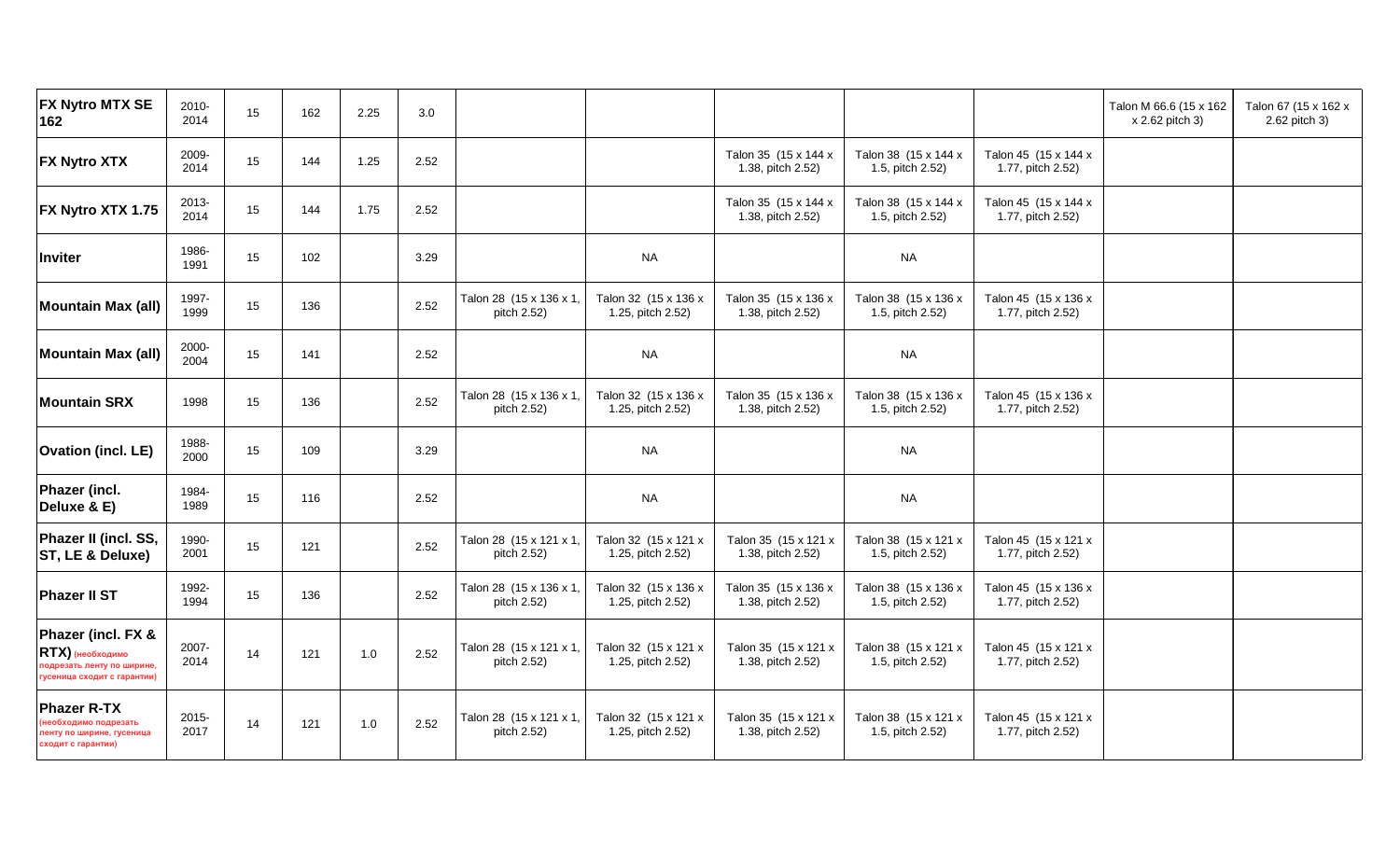| | | | | | | | | | | | | |
|---|---|---|---|---|---|---|---|---|---|---|---|---|
| **FX Nytro MTX SE 162** | 2010-2014 | 15 | 162 | 2.25 | 3.0 | | | | | | Talon M 66.6 (15 x 162 x 2.62 pitch 3) | Talon 67 (15 x 162 x 2.62 pitch 3) |
| **FX Nytro XTX** | 2009-2014 | 15 | 144 | 1.25 | 2.52 | | | Talon 35 (15 x 144 x 1.38, pitch 2.52) | Talon 38 (15 x 144 x 1.5, pitch 2.52) | Talon 45 (15 x 144 x 1.77, pitch 2.52) | | |
| **FX Nytro XTX 1.75** | 2013-2014 | 15 | 144 | 1.75 | 2.52 | | | Talon 35 (15 x 144 x 1.38, pitch 2.52) | Talon 38 (15 x 144 x 1.5, pitch 2.52) | Talon 45 (15 x 144 x 1.77, pitch 2.52) | | |
| **Inviter** | 1986-1991 | 15 | 102 | | 3.29 | | NA | | NA | | | |
| **Mountain Max (all)** | 1997-1999 | 15 | 136 | | 2.52 | Talon 28 (15 x 136 x 1, pitch 2.52) | Talon 32 (15 x 136 x 1.25, pitch 2.52) | Talon 35 (15 x 136 x 1.38, pitch 2.52) | Talon 38 (15 x 136 x 1.5, pitch 2.52) | Talon 45 (15 x 136 x 1.77, pitch 2.52) | | |
| **Mountain Max (all)** | 2000-2004 | 15 | 141 | | 2.52 | | NA | | NA | | | |
| **Mountain SRX** | 1998 | 15 | 136 | | 2.52 | Talon 28 (15 x 136 x 1, pitch 2.52) | Talon 32 (15 x 136 x 1.25, pitch 2.52) | Talon 35 (15 x 136 x 1.38, pitch 2.52) | Talon 38 (15 x 136 x 1.5, pitch 2.52) | Talon 45 (15 x 136 x 1.77, pitch 2.52) | | |
| **Ovation (incl. LE)** | 1988-2000 | 15 | 109 | | 3.29 | | NA | | NA | | | |
| **Phazer (incl. Deluxe & E)** | 1984-1989 | 15 | 116 | | 2.52 | | NA | | NA | | | |
| **Phazer II (incl. SS, ST, LE & Deluxe)** | 1990-2001 | 15 | 121 | | 2.52 | Talon 28 (15 x 121 x 1, pitch 2.52) | Talon 32 (15 x 121 x 1.25, pitch 2.52) | Talon 35 (15 x 121 x 1.38, pitch 2.52) | Talon 38 (15 x 121 x 1.5, pitch 2.52) | Talon 45 (15 x 121 x 1.77, pitch 2.52) | | |
| **Phazer II ST** | 1992-1994 | 15 | 136 | | 2.52 | Talon 28 (15 x 136 x 1, pitch 2.52) | Talon 32 (15 x 136 x 1.25, pitch 2.52) | Talon 35 (15 x 136 x 1.38, pitch 2.52) | Talon 38 (15 x 136 x 1.5, pitch 2.52) | Talon 45 (15 x 136 x 1.77, pitch 2.52) | | |
| **Phazer (incl. FX & RTX)** (необходимо подрезать ленту по ширине, гусеница сходит с гарантии) | 2007-2014 | 14 | 121 | 1.0 | 2.52 | Talon 28 (15 x 121 x 1, pitch 2.52) | Talon 32 (15 x 121 x 1.25, pitch 2.52) | Talon 35 (15 x 121 x 1.38, pitch 2.52) | Talon 38 (15 x 121 x 1.5, pitch 2.52) | Talon 45 (15 x 121 x 1.77, pitch 2.52) | | |
| **Phazer R-TX** (необходимо подрезать ленту по ширине, гусеница сходит с гарантии) | 2015-2017 | 14 | 121 | 1.0 | 2.52 | Talon 28 (15 x 121 x 1, pitch 2.52) | Talon 32 (15 x 121 x 1.25, pitch 2.52) | Talon 35 (15 x 121 x 1.38, pitch 2.52) | Talon 38 (15 x 121 x 1.5, pitch 2.52) | Talon 45 (15 x 121 x 1.77, pitch 2.52) | | |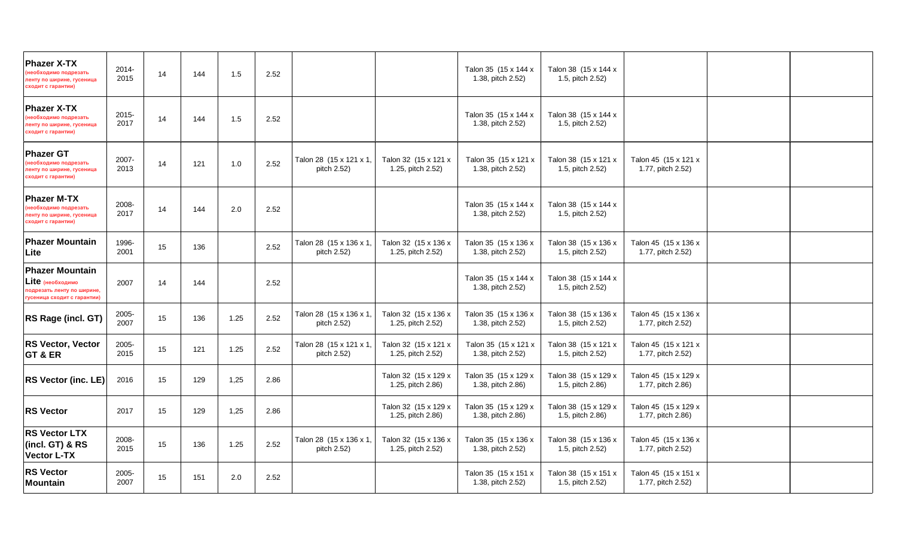| **Phazer X-TX** (необходимо подрезать ленту по ширине, гусеница сходит с гарантии) | 2014-2015 | 14 | 144 | 1.5 | 2.52 | | | Talon 35 (15 x 144 x 1.38, pitch 2.52) | Talon 38 (15 x 144 x 1.5, pitch 2.52) | | | |
|---|---|---|---|---|---|---|---|---|---|---|---|---|
| **Phazer X-TX** (необходимо подрезать ленту по ширине, гусеница сходит с гарантии) | 2015-2017 | 14 | 144 | 1.5 | 2.52 | | | Talon 35 (15 x 144 x 1.38, pitch 2.52) | Talon 38 (15 x 144 x 1.5, pitch 2.52) | | | |
| **Phazer GT** (необходимо подрезать ленту по ширине, гусеница сходит с гарантии) | 2007-2013 | 14 | 121 | 1.0 | 2.52 | Talon 28 (15 x 121 x 1, pitch 2.52) | Talon 32 (15 x 121 x 1.25, pitch 2.52) | Talon 35 (15 x 121 x 1.38, pitch 2.52) | Talon 38 (15 x 121 x 1.5, pitch 2.52) | Talon 45 (15 x 121 x 1.77, pitch 2.52) | | |
| **Phazer M-TX** (необходимо подрезать ленту по ширине, гусеница сходит с гарантии) | 2008-2017 | 14 | 144 | 2.0 | 2.52 | | | Talon 35 (15 x 144 x 1.38, pitch 2.52) | Talon 38 (15 x 144 x 1.5, pitch 2.52) | | | |
| **Phazer Mountain Lite** | 1996-2001 | 15 | 136 | | 2.52 | Talon 28 (15 x 136 x 1, pitch 2.52) | Talon 32 (15 x 136 x 1.25, pitch 2.52) | Talon 35 (15 x 136 x 1.38, pitch 2.52) | Talon 38 (15 x 136 x 1.5, pitch 2.52) | Talon 45 (15 x 136 x 1.77, pitch 2.52) | | |
| **Phazer Mountain Lite** (необходимо подрезать ленту по ширине, гусеница сходит с гарантии) | 2007 | 14 | 144 | | 2.52 | | | Talon 35 (15 x 144 x 1.38, pitch 2.52) | Talon 38 (15 x 144 x 1.5, pitch 2.52) | | | |
| **RS Rage (incl. GT)** | 2005-2007 | 15 | 136 | 1.25 | 2.52 | Talon 28 (15 x 136 x 1, pitch 2.52) | Talon 32 (15 x 136 x 1.25, pitch 2.52) | Talon 35 (15 x 136 x 1.38, pitch 2.52) | Talon 38 (15 x 136 x 1.5, pitch 2.52) | Talon 45 (15 x 136 x 1.77, pitch 2.52) | | |
| **RS Vector, Vector GT & ER** | 2005-2015 | 15 | 121 | 1.25 | 2.52 | Talon 28 (15 x 121 x 1, pitch 2.52) | Talon 32 (15 x 121 x 1.25, pitch 2.52) | Talon 35 (15 x 121 x 1.38, pitch 2.52) | Talon 38 (15 x 121 x 1.5, pitch 2.52) | Talon 45 (15 x 121 x 1.77, pitch 2.52) | | |
| **RS Vector (inc. LE)** | 2016 | 15 | 129 | 1,25 | 2.86 | | Talon 32 (15 x 129 x 1.25, pitch 2.86) | Talon 35 (15 x 129 x 1.38, pitch 2.86) | Talon 38 (15 x 129 x 1.5, pitch 2.86) | Talon 45 (15 x 129 x 1.77, pitch 2.86) | | |
| **RS Vector** | 2017 | 15 | 129 | 1,25 | 2.86 | | Talon 32 (15 x 129 x 1.25, pitch 2.86) | Talon 35 (15 x 129 x 1.38, pitch 2.86) | Talon 38 (15 x 129 x 1.5, pitch 2.86) | Talon 45 (15 x 129 x 1.77, pitch 2.86) | | |
| **RS Vector LTX (incl. GT) & RS Vector L-TX** | 2008-2015 | 15 | 136 | 1.25 | 2.52 | Talon 28 (15 x 136 x 1, pitch 2.52) | Talon 32 (15 x 136 x 1.25, pitch 2.52) | Talon 35 (15 x 136 x 1.38, pitch 2.52) | Talon 38 (15 x 136 x 1.5, pitch 2.52) | Talon 45 (15 x 136 x 1.77, pitch 2.52) | | |
| **RS Vector Mountain** | 2005-2007 | 15 | 151 | 2.0 | 2.52 | | | Talon 35 (15 x 151 x 1.38, pitch 2.52) | Talon 38 (15 x 151 x 1.5, pitch 2.52) | Talon 45 (15 x 151 x 1.77, pitch 2.52) | | |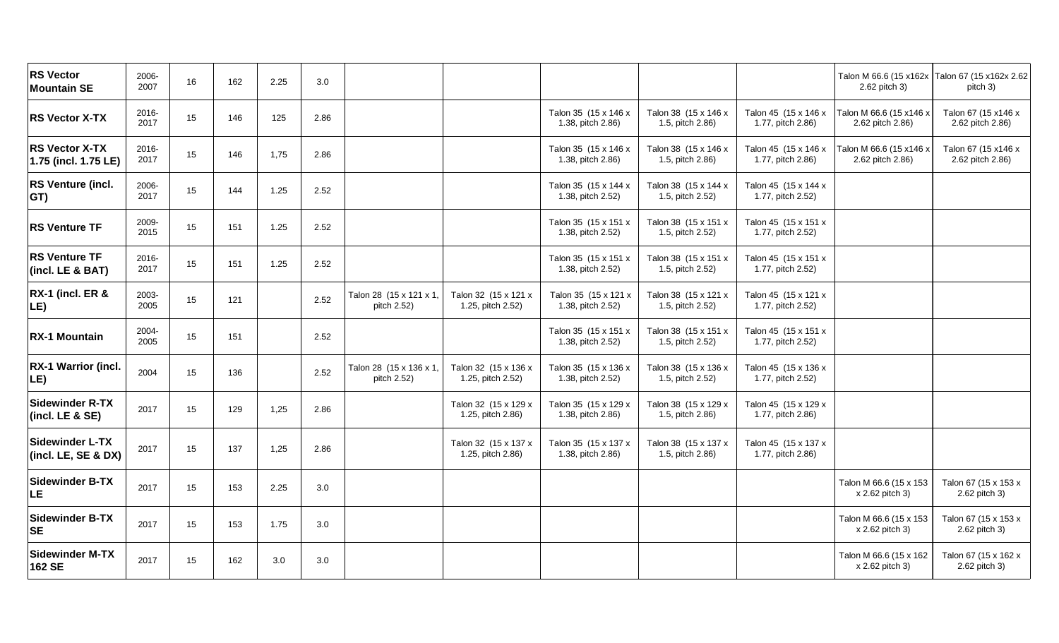| **RS Vector Mountain SE** | 2006-2007 | 16 | 162 | 2.25 | 3.0 | | | | | | Talon M 66.6 (15 x162x 2.62 pitch 3) | Talon 67 (15 x162x 2.62 pitch 3) |
|---|---|---|---|---|---|---|---|---|---|---|---|---|
| **RS Vector X-TX** | 2016-2017 | 15 | 146 | 125 | 2.86 | | | Talon 35 (15 x 146 x 1.38, pitch 2.86) | Talon 38 (15 x 146 x 1.5, pitch 2.86) | Talon 45 (15 x 146 x 1.77, pitch 2.86) | Talon M 66.6 (15 x146 x 2.62 pitch 2.86) | Talon 67 (15 x146 x 2.62 pitch 2.86) |
| **RS Vector X-TX 1.75 (incl. 1.75 LE)** | 2016-2017 | 15 | 146 | 1,75 | 2.86 | | | Talon 35 (15 x 146 x 1.38, pitch 2.86) | Talon 38 (15 x 146 x 1.5, pitch 2.86) | Talon 45 (15 x 146 x 1.77, pitch 2.86) | Talon M 66.6 (15 x146 x 2.62 pitch 2.86) | Talon 67 (15 x146 x 2.62 pitch 2.86) |
| **RS Venture (incl. GT)** | 2006-2017 | 15 | 144 | 1.25 | 2.52 | | | Talon 35 (15 x 144 x 1.38, pitch 2.52) | Talon 38 (15 x 144 x 1.5, pitch 2.52) | Talon 45 (15 x 144 x 1.77, pitch 2.52) | | |
| **RS Venture TF** | 2009-2015 | 15 | 151 | 1.25 | 2.52 | | | Talon 35 (15 x 151 x 1.38, pitch 2.52) | Talon 38 (15 x 151 x 1.5, pitch 2.52) | Talon 45 (15 x 151 x 1.77, pitch 2.52) | | |
| **RS Venture TF (incl. LE & BAT)** | 2016-2017 | 15 | 151 | 1.25 | 2.52 | | | Talon 35 (15 x 151 x 1.38, pitch 2.52) | Talon 38 (15 x 151 x 1.5, pitch 2.52) | Talon 45 (15 x 151 x 1.77, pitch 2.52) | | |
| **RX-1 (incl. ER & LE)** | 2003-2005 | 15 | 121 | | 2.52 | Talon 28 (15 x 121 x 1, pitch 2.52) | Talon 32 (15 x 121 x 1.25, pitch 2.52) | Talon 35 (15 x 121 x 1.38, pitch 2.52) | Talon 38 (15 x 121 x 1.5, pitch 2.52) | Talon 45 (15 x 121 x 1.77, pitch 2.52) | | |
| **RX-1 Mountain** | 2004-2005 | 15 | 151 | | 2.52 | | | Talon 35 (15 x 151 x 1.38, pitch 2.52) | Talon 38 (15 x 151 x 1.5, pitch 2.52) | Talon 45 (15 x 151 x 1.77, pitch 2.52) | | |
| **RX-1 Warrior (incl. LE)** | 2004 | 15 | 136 | | 2.52 | Talon 28 (15 x 136 x 1, pitch 2.52) | Talon 32 (15 x 136 x 1.25, pitch 2.52) | Talon 35 (15 x 136 x 1.38, pitch 2.52) | Talon 38 (15 x 136 x 1.5, pitch 2.52) | Talon 45 (15 x 136 x 1.77, pitch 2.52) | | |
| **Sidewinder R-TX (incl. LE & SE)** | 2017 | 15 | 129 | 1,25 | 2.86 | | Talon 32 (15 x 129 x 1.25, pitch 2.86) | Talon 35 (15 x 129 x 1.38, pitch 2.86) | Talon 38 (15 x 129 x 1.5, pitch 2.86) | Talon 45 (15 x 129 x 1.77, pitch 2.86) | | |
| **Sidewinder L-TX (incl. LE, SE & DX)** | 2017 | 15 | 137 | 1,25 | 2.86 | | Talon 32 (15 x 137 x 1.25, pitch 2.86) | Talon 35 (15 x 137 x 1.38, pitch 2.86) | Talon 38 (15 x 137 x 1.5, pitch 2.86) | Talon 45 (15 x 137 x 1.77, pitch 2.86) | | |
| **Sidewinder B-TX LE** | 2017 | 15 | 153 | 2.25 | 3.0 | | | | | | Talon M 66.6 (15 x 153 x 2.62 pitch 3) | Talon 67 (15 x 153 x 2.62 pitch 3) |
| **Sidewinder B-TX SE** | 2017 | 15 | 153 | 1.75 | 3.0 | | | | | | Talon M 66.6 (15 x 153 x 2.62 pitch 3) | Talon 67 (15 x 153 x 2.62 pitch 3) |
| **Sidewinder M-TX 162 SE** | 2017 | 15 | 162 | 3.0 | 3.0 | | | | | | Talon M 66.6 (15 x 162 x 2.62 pitch 3) | Talon 67 (15 x 162 x 2.62 pitch 3) |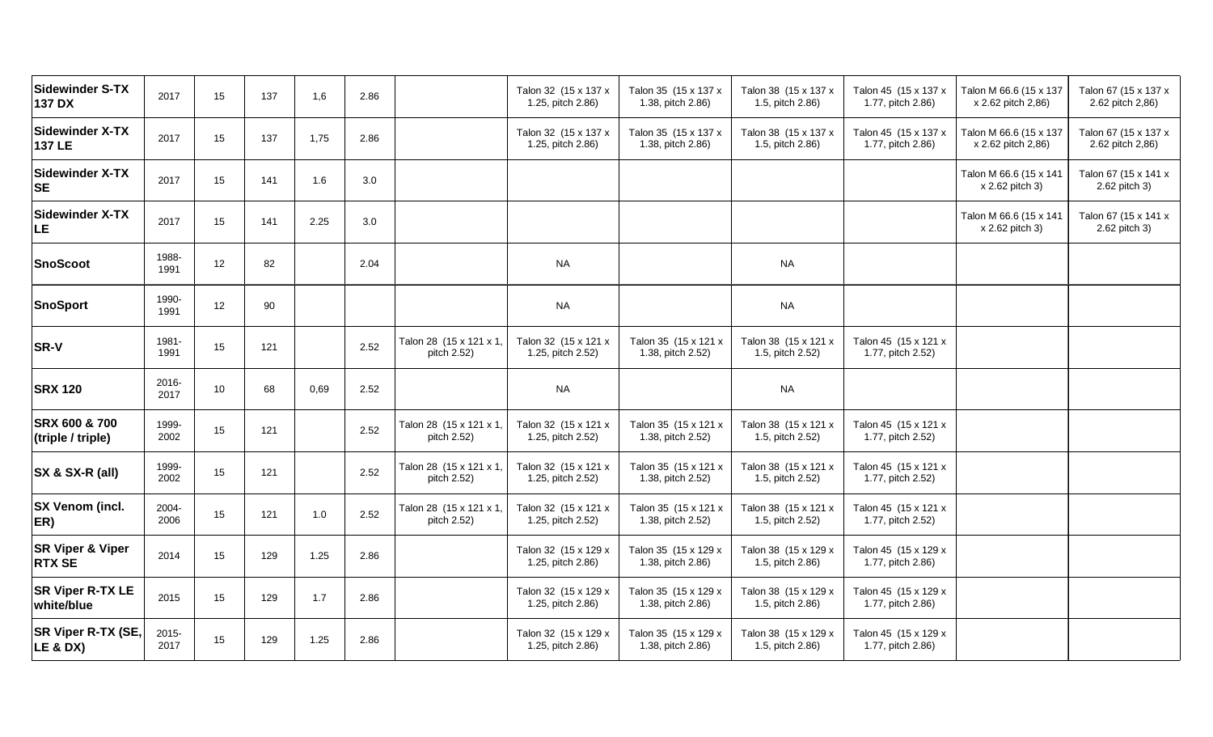| Sidewinder S-TX 137 DX | 2017 | 15 | 137 | 1,6 | 2.86 | | Talon 32 (15 x 137 x 1.25, pitch 2.86) | Talon 35 (15 x 137 x 1.38, pitch 2.86) | Talon 38 (15 x 137 x 1.5, pitch 2.86) | Talon 45 (15 x 137 x 1.77, pitch 2.86) | Talon M 66.6 (15 x 137 x 2.62 pitch 2,86) | Talon 67 (15 x 137 x 2.62 pitch 2,86) |
|---|---|---|---|---|---|---|---|---|---|---|---|---|
| Sidewinder X-TX 137 LE | 2017 | 15 | 137 | 1,75 | 2.86 | | Talon 32 (15 x 137 x 1.25, pitch 2.86) | Talon 35 (15 x 137 x 1.38, pitch 2.86) | Talon 38 (15 x 137 x 1.5, pitch 2.86) | Talon 45 (15 x 137 x 1.77, pitch 2.86) | Talon M 66.6 (15 x 137 x 2.62 pitch 2,86) | Talon 67 (15 x 137 x 2.62 pitch 2,86) |
| Sidewinder X-TX SE | 2017 | 15 | 141 | 1.6 | 3.0 | | | | | | Talon M 66.6 (15 x 141 x 2.62 pitch 3) | Talon 67 (15 x 141 x 2.62 pitch 3) |
| Sidewinder X-TX LE | 2017 | 15 | 141 | 2.25 | 3.0 | | | | | | Talon M 66.6 (15 x 141 x 2.62 pitch 3) | Talon 67 (15 x 141 x 2.62 pitch 3) |
| SnoScoot | 1988-1991 | 12 | 82 | | 2.04 | | NA | | NA | | | |
| SnoSport | 1990-1991 | 12 | 90 | | | | NA | | NA | | | |
| SR-V | 1981-1991 | 15 | 121 | | 2.52 | Talon 28 (15 x 121 x 1, pitch 2.52) | Talon 32 (15 x 121 x 1.25, pitch 2.52) | Talon 35 (15 x 121 x 1.38, pitch 2.52) | Talon 38 (15 x 121 x 1.5, pitch 2.52) | Talon 45 (15 x 121 x 1.77, pitch 2.52) | | |
| SRX 120 | 2016-2017 | 10 | 68 | 0,69 | 2.52 | | NA | | NA | | | |
| SRX 600 & 700 (triple / triple) | 1999-2002 | 15 | 121 | | 2.52 | Talon 28 (15 x 121 x 1, pitch 2.52) | Talon 32 (15 x 121 x 1.25, pitch 2.52) | Talon 35 (15 x 121 x 1.38, pitch 2.52) | Talon 38 (15 x 121 x 1.5, pitch 2.52) | Talon 45 (15 x 121 x 1.77, pitch 2.52) | | |
| SX & SX-R (all) | 1999-2002 | 15 | 121 | | 2.52 | Talon 28 (15 x 121 x 1, pitch 2.52) | Talon 32 (15 x 121 x 1.25, pitch 2.52) | Talon 35 (15 x 121 x 1.38, pitch 2.52) | Talon 38 (15 x 121 x 1.5, pitch 2.52) | Talon 45 (15 x 121 x 1.77, pitch 2.52) | | |
| SX Venom (incl. ER) | 2004-2006 | 15 | 121 | 1.0 | 2.52 | Talon 28 (15 x 121 x 1, pitch 2.52) | Talon 32 (15 x 121 x 1.25, pitch 2.52) | Talon 35 (15 x 121 x 1.38, pitch 2.52) | Talon 38 (15 x 121 x 1.5, pitch 2.52) | Talon 45 (15 x 121 x 1.77, pitch 2.52) | | |
| SR Viper & Viper RTX SE | 2014 | 15 | 129 | 1.25 | 2.86 | | Talon 32 (15 x 129 x 1.25, pitch 2.86) | Talon 35 (15 x 129 x 1.38, pitch 2.86) | Talon 38 (15 x 129 x 1.5, pitch 2.86) | Talon 45 (15 x 129 x 1.77, pitch 2.86) | | |
| SR Viper R-TX LE white/blue | 2015 | 15 | 129 | 1.7 | 2.86 | | Talon 32 (15 x 129 x 1.25, pitch 2.86) | Talon 35 (15 x 129 x 1.38, pitch 2.86) | Talon 38 (15 x 129 x 1.5, pitch 2.86) | Talon 45 (15 x 129 x 1.77, pitch 2.86) | | |
| SR Viper R-TX (SE, LE & DX) | 2015-2017 | 15 | 129 | 1.25 | 2.86 | | Talon 32 (15 x 129 x 1.25, pitch 2.86) | Talon 35 (15 x 129 x 1.38, pitch 2.86) | Talon 38 (15 x 129 x 1.5, pitch 2.86) | Talon 45 (15 x 129 x 1.77, pitch 2.86) | | |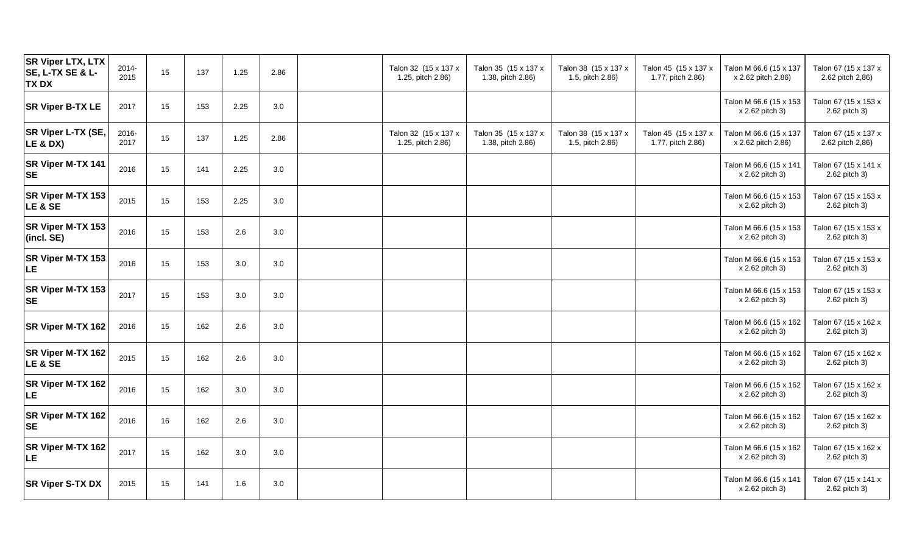| SR Viper LTX, LTX SE, L-TX SE & L-TX DX | 2014-2015 | 15 | 137 | 1.25 | 2.86 | | Talon 32 (15 x 137 x 1.25, pitch 2.86) | Talon 35 (15 x 137 x 1.38, pitch 2.86) | Talon 38 (15 x 137 x 1.5, pitch 2.86) | Talon 45 (15 x 137 x 1.77, pitch 2.86) | Talon M 66.6 (15 x 137 x 2.62 pitch 2,86) | Talon 67 (15 x 137 x 2.62 pitch 2,86) |
|---|---|---|---|---|---|---|---|---|---|---|---|---|
| SR Viper B-TX LE | 2017 | 15 | 153 | 2.25 | 3.0 | | | | | | Talon M 66.6 (15 x 153 x 2.62 pitch 3) | Talon 67 (15 x 153 x 2.62 pitch 3) |
| SR Viper L-TX (SE, LE & DX) | 2016-2017 | 15 | 137 | 1.25 | 2.86 | | Talon 32 (15 x 137 x 1.25, pitch 2.86) | Talon 35 (15 x 137 x 1.38, pitch 2.86) | Talon 38 (15 x 137 x 1.5, pitch 2.86) | Talon 45 (15 x 137 x 1.77, pitch 2.86) | Talon M 66.6 (15 x 137 x 2.62 pitch 2,86) | Talon 67 (15 x 137 x 2.62 pitch 2,86) |
| SR Viper M-TX 141 SE | 2016 | 15 | 141 | 2.25 | 3.0 | | | | | | Talon M 66.6 (15 x 141 x 2.62 pitch 3) | Talon 67 (15 x 141 x 2.62 pitch 3) |
| SR Viper M-TX 153 LE & SE | 2015 | 15 | 153 | 2.25 | 3.0 | | | | | | Talon M 66.6 (15 x 153 x 2.62 pitch 3) | Talon 67 (15 x 153 x 2.62 pitch 3) |
| SR Viper M-TX 153 (incl. SE) | 2016 | 15 | 153 | 2.6 | 3.0 | | | | | | Talon M 66.6 (15 x 153 x 2.62 pitch 3) | Talon 67 (15 x 153 x 2.62 pitch 3) |
| SR Viper M-TX 153 LE | 2016 | 15 | 153 | 3.0 | 3.0 | | | | | | Talon M 66.6 (15 x 153 x 2.62 pitch 3) | Talon 67 (15 x 153 x 2.62 pitch 3) |
| SR Viper M-TX 153 SE | 2017 | 15 | 153 | 3.0 | 3.0 | | | | | | Talon M 66.6 (15 x 153 x 2.62 pitch 3) | Talon 67 (15 x 153 x 2.62 pitch 3) |
| SR Viper M-TX 162 | 2016 | 15 | 162 | 2.6 | 3.0 | | | | | | Talon M 66.6 (15 x 162 x 2.62 pitch 3) | Talon 67 (15 x 162 x 2.62 pitch 3) |
| SR Viper M-TX 162 LE & SE | 2015 | 15 | 162 | 2.6 | 3.0 | | | | | | Talon M 66.6 (15 x 162 x 2.62 pitch 3) | Talon 67 (15 x 162 x 2.62 pitch 3) |
| SR Viper M-TX 162 LE | 2016 | 15 | 162 | 3.0 | 3.0 | | | | | | Talon M 66.6 (15 x 162 x 2.62 pitch 3) | Talon 67 (15 x 162 x 2.62 pitch 3) |
| SR Viper M-TX 162 SE | 2016 | 16 | 162 | 2.6 | 3.0 | | | | | | Talon M 66.6 (15 x 162 x 2.62 pitch 3) | Talon 67 (15 x 162 x 2.62 pitch 3) |
| SR Viper M-TX 162 LE | 2017 | 15 | 162 | 3.0 | 3.0 | | | | | | Talon M 66.6 (15 x 162 x 2.62 pitch 3) | Talon 67 (15 x 162 x 2.62 pitch 3) |
| SR Viper S-TX DX | 2015 | 15 | 141 | 1.6 | 3.0 | | | | | | Talon M 66.6 (15 x 141 x 2.62 pitch 3) | Talon 67 (15 x 141 x 2.62 pitch 3) |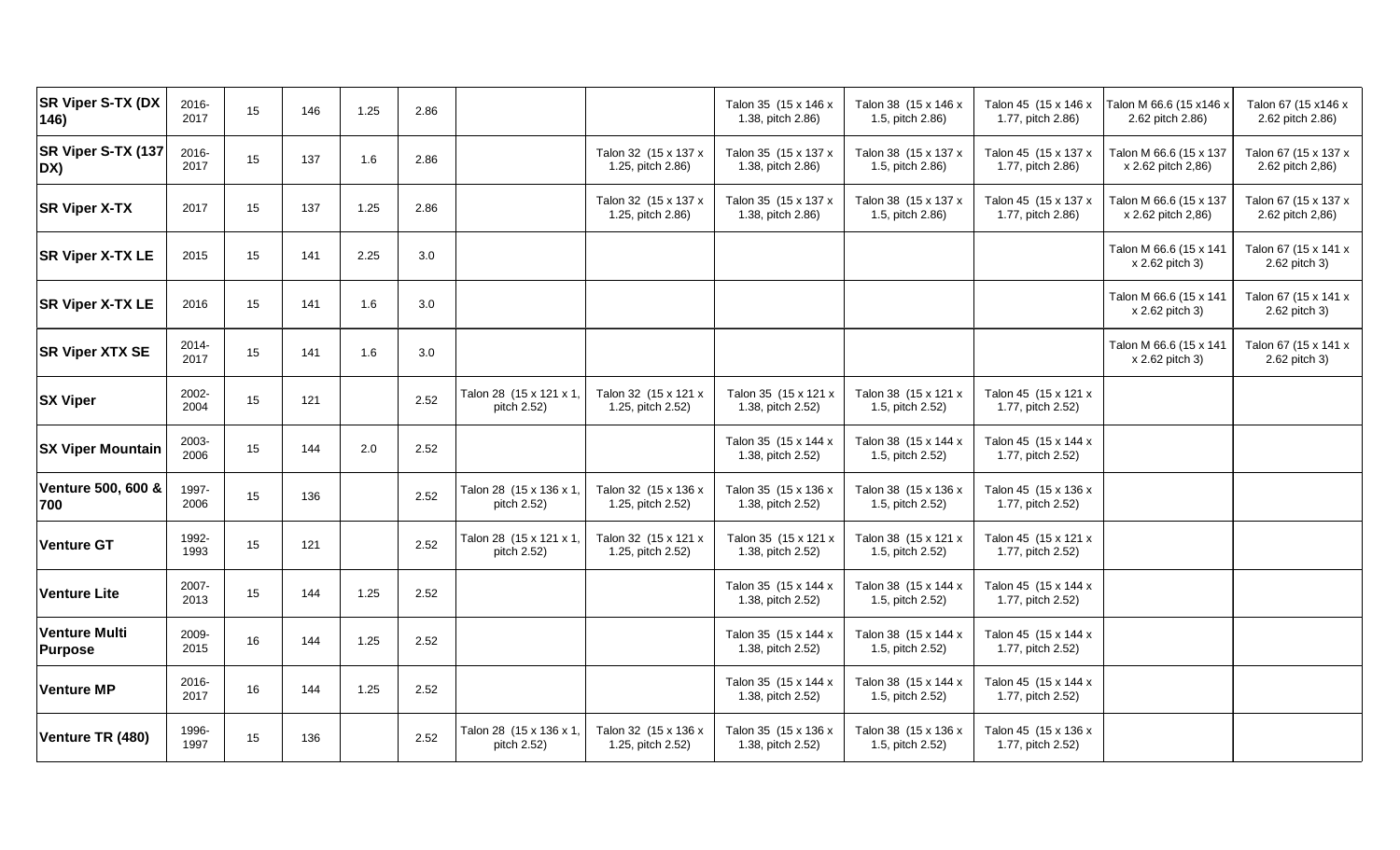| SR Viper S-TX (DX 146) | 2016-2017 | 15 | 146 | 1.25 | 2.86 | | | Talon 35 (15 x 146 x 1.38, pitch 2.86) | Talon 38 (15 x 146 x 1.5, pitch 2.86) | Talon 45 (15 x 146 x 1.77, pitch 2.86) | Talon M 66.6 (15 x146 x 2.62 pitch 2.86) | Talon 67 (15 x146 x 2.62 pitch 2.86) |
|---|---|---|---|---|---|---|---|---|---|---|---|---|
| SR Viper S-TX (137 DX) | 2016-2017 | 15 | 137 | 1.6 | 2.86 | | Talon 32 (15 x 137 x 1.25, pitch 2.86) | Talon 35 (15 x 137 x 1.38, pitch 2.86) | Talon 38 (15 x 137 x 1.5, pitch 2.86) | Talon 45 (15 x 137 x 1.77, pitch 2.86) | Talon M 66.6 (15 x 137 x 2.62 pitch 2,86) | Talon 67 (15 x 137 x 2.62 pitch 2,86) |
| SR Viper X-TX | 2017 | 15 | 137 | 1.25 | 2.86 | | Talon 32 (15 x 137 x 1.25, pitch 2.86) | Talon 35 (15 x 137 x 1.38, pitch 2.86) | Talon 38 (15 x 137 x 1.5, pitch 2.86) | Talon 45 (15 x 137 x 1.77, pitch 2.86) | Talon M 66.6 (15 x 137 x 2.62 pitch 2,86) | Talon 67 (15 x 137 x 2.62 pitch 2,86) |
| SR Viper X-TX LE | 2015 | 15 | 141 | 2.25 | 3.0 | | | | | | Talon M 66.6 (15 x 141 x 2.62 pitch 3) | Talon 67 (15 x 141 x 2.62 pitch 3) |
| SR Viper X-TX LE | 2016 | 15 | 141 | 1.6 | 3.0 | | | | | | Talon M 66.6 (15 x 141 x 2.62 pitch 3) | Talon 67 (15 x 141 x 2.62 pitch 3) |
| SR Viper XTX SE | 2014-2017 | 15 | 141 | 1.6 | 3.0 | | | | | | Talon M 66.6 (15 x 141 x 2.62 pitch 3) | Talon 67 (15 x 141 x 2.62 pitch 3) |
| SX Viper | 2002-2004 | 15 | 121 | | 2.52 | Talon 28 (15 x 121 x 1, pitch 2.52) | Talon 32 (15 x 121 x 1.25, pitch 2.52) | Talon 35 (15 x 121 x 1.38, pitch 2.52) | Talon 38 (15 x 121 x 1.5, pitch 2.52) | Talon 45 (15 x 121 x 1.77, pitch 2.52) | | |
| SX Viper Mountain | 2003-2006 | 15 | 144 | 2.0 | 2.52 | | | Talon 35 (15 x 144 x 1.38, pitch 2.52) | Talon 38 (15 x 144 x 1.5, pitch 2.52) | Talon 45 (15 x 144 x 1.77, pitch 2.52) | | |
| Venture 500, 600 & 700 | 1997-2006 | 15 | 136 | | 2.52 | Talon 28 (15 x 136 x 1, pitch 2.52) | Talon 32 (15 x 136 x 1.25, pitch 2.52) | Talon 35 (15 x 136 x 1.38, pitch 2.52) | Talon 38 (15 x 136 x 1.5, pitch 2.52) | Talon 45 (15 x 136 x 1.77, pitch 2.52) | | |
| Venture GT | 1992-1993 | 15 | 121 | | 2.52 | Talon 28 (15 x 121 x 1, pitch 2.52) | Talon 32 (15 x 121 x 1.25, pitch 2.52) | Talon 35 (15 x 121 x 1.38, pitch 2.52) | Talon 38 (15 x 121 x 1.5, pitch 2.52) | Talon 45 (15 x 121 x 1.77, pitch 2.52) | | |
| Venture Lite | 2007-2013 | 15 | 144 | 1.25 | 2.52 | | | Talon 35 (15 x 144 x 1.38, pitch 2.52) | Talon 38 (15 x 144 x 1.5, pitch 2.52) | Talon 45 (15 x 144 x 1.77, pitch 2.52) | | |
| Venture Multi Purpose | 2009-2015 | 16 | 144 | 1.25 | 2.52 | | | Talon 35 (15 x 144 x 1.38, pitch 2.52) | Talon 38 (15 x 144 x 1.5, pitch 2.52) | Talon 45 (15 x 144 x 1.77, pitch 2.52) | | |
| Venture MP | 2016-2017 | 16 | 144 | 1.25 | 2.52 | | | Talon 35 (15 x 144 x 1.38, pitch 2.52) | Talon 38 (15 x 144 x 1.5, pitch 2.52) | Talon 45 (15 x 144 x 1.77, pitch 2.52) | | |
| Venture TR (480) | 1996-1997 | 15 | 136 | | 2.52 | Talon 28 (15 x 136 x 1, pitch 2.52) | Talon 32 (15 x 136 x 1.25, pitch 2.52) | Talon 35 (15 x 136 x 1.38, pitch 2.52) | Talon 38 (15 x 136 x 1.5, pitch 2.52) | Talon 45 (15 x 136 x 1.77, pitch 2.52) | | |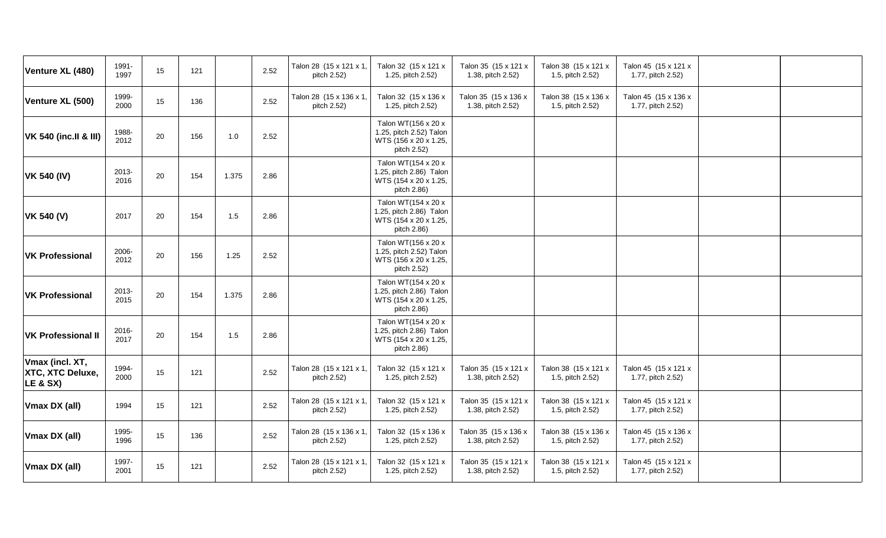| | | | | | | | | | | | | |
|---|---|---|---|---|---|---|---|---|---|---|---|---|
| **Venture XL (480)** | 1991-1997 | 15 | 121 | | 2.52 | Talon 28 (15 x 121 x 1, pitch 2.52) | Talon 32 (15 x 121 x 1.25, pitch 2.52) | Talon 35 (15 x 121 x 1.38, pitch 2.52) | Talon 38 (15 x 121 x 1.5, pitch 2.52) | Talon 45 (15 x 121 x 1.77, pitch 2.52) | | |
| **Venture XL (500)** | 1999-2000 | 15 | 136 | | 2.52 | Talon 28 (15 x 136 x 1, pitch 2.52) | Talon 32 (15 x 136 x 1.25, pitch 2.52) | Talon 35 (15 x 136 x 1.38, pitch 2.52) | Talon 38 (15 x 136 x 1.5, pitch 2.52) | Talon 45 (15 x 136 x 1.77, pitch 2.52) | | |
| **VK 540 (inc.II & III)** | 1988-2012 | 20 | 156 | 1.0 | 2.52 | | Talon WT(156 x 20 x 1.25, pitch 2.52) Talon WTS (156 x 20 x 1.25, pitch 2.52) | | | | | |
| **VK 540 (IV)** | 2013-2016 | 20 | 154 | 1.375 | 2.86 | | Talon WT(154 x 20 x 1.25, pitch 2.86) Talon WTS (154 x 20 x 1.25, pitch 2.86) | | | | | |
| **VK 540 (V)** | 2017 | 20 | 154 | 1.5 | 2.86 | | Talon WT(154 x 20 x 1.25, pitch 2.86) Talon WTS (154 x 20 x 1.25, pitch 2.86) | | | | | |
| **VK Professional** | 2006-2012 | 20 | 156 | 1.25 | 2.52 | | Talon WT(156 x 20 x 1.25, pitch 2.52) Talon WTS (156 x 20 x 1.25, pitch 2.52) | | | | | |
| **VK Professional** | 2013-2015 | 20 | 154 | 1.375 | 2.86 | | Talon WT(154 x 20 x 1.25, pitch 2.86) Talon WTS (154 x 20 x 1.25, pitch 2.86) | | | | | |
| **VK Professional II** | 2016-2017 | 20 | 154 | 1.5 | 2.86 | | Talon WT(154 x 20 x 1.25, pitch 2.86) Talon WTS (154 x 20 x 1.25, pitch 2.86) | | | | | |
| **Vmax (incl. XT, XTC, XTC Deluxe, LE & SX)** | 1994-2000 | 15 | 121 | | 2.52 | Talon 28 (15 x 121 x 1, pitch 2.52) | Talon 32 (15 x 121 x 1.25, pitch 2.52) | Talon 35 (15 x 121 x 1.38, pitch 2.52) | Talon 38 (15 x 121 x 1.5, pitch 2.52) | Talon 45 (15 x 121 x 1.77, pitch 2.52) | | |
| **Vmax DX (all)** | 1994 | 15 | 121 | | 2.52 | Talon 28 (15 x 121 x 1, pitch 2.52) | Talon 32 (15 x 121 x 1.25, pitch 2.52) | Talon 35 (15 x 121 x 1.38, pitch 2.52) | Talon 38 (15 x 121 x 1.5, pitch 2.52) | Talon 45 (15 x 121 x 1.77, pitch 2.52) | | |
| **Vmax DX (all)** | 1995-1996 | 15 | 136 | | 2.52 | Talon 28 (15 x 136 x 1, pitch 2.52) | Talon 32 (15 x 136 x 1.25, pitch 2.52) | Talon 35 (15 x 136 x 1.38, pitch 2.52) | Talon 38 (15 x 136 x 1.5, pitch 2.52) | Talon 45 (15 x 136 x 1.77, pitch 2.52) | | |
| **Vmax DX (all)** | 1997-2001 | 15 | 121 | | 2.52 | Talon 28 (15 x 121 x 1, pitch 2.52) | Talon 32 (15 x 121 x 1.25, pitch 2.52) | Talon 35 (15 x 121 x 1.38, pitch 2.52) | Talon 38 (15 x 121 x 1.5, pitch 2.52) | Talon 45 (15 x 121 x 1.77, pitch 2.52) | | |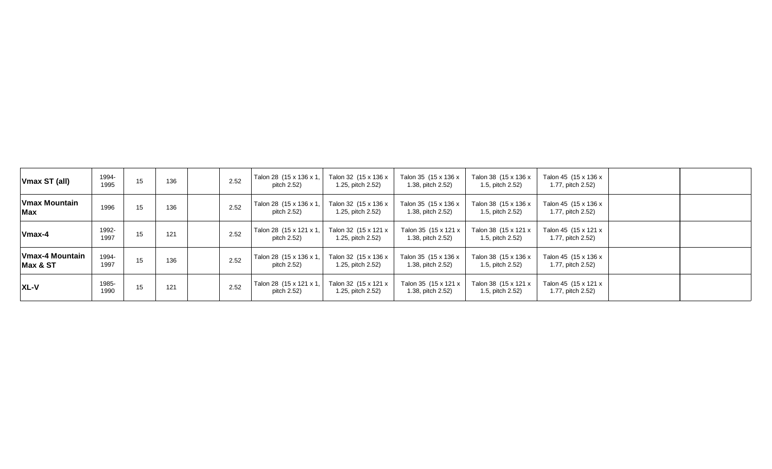| | | | | | | | | | | | | |
|---|---|---|---|---|---|---|---|---|---|---|---|---|
| **Vmax ST (all)** | 1994-1995 | 15 | 136 | | 2.52 | Talon 28 (15 x 136 x 1, pitch 2.52) | Talon 32 (15 x 136 x 1.25, pitch 2.52) | Talon 35 (15 x 136 x 1.38, pitch 2.52) | Talon 38 (15 x 136 x 1.5, pitch 2.52) | Talon 45 (15 x 136 x 1.77, pitch 2.52) | | |
| **Vmax Mountain Max** | 1996 | 15 | 136 | | 2.52 | Talon 28 (15 x 136 x 1, pitch 2.52) | Talon 32 (15 x 136 x 1.25, pitch 2.52) | Talon 35 (15 x 136 x 1.38, pitch 2.52) | Talon 38 (15 x 136 x 1.5, pitch 2.52) | Talon 45 (15 x 136 x 1.77, pitch 2.52) | | |
| **Vmax-4** | 1992-1997 | 15 | 121 | | 2.52 | Talon 28 (15 x 121 x 1, pitch 2.52) | Talon 32 (15 x 121 x 1.25, pitch 2.52) | Talon 35 (15 x 121 x 1.38, pitch 2.52) | Talon 38 (15 x 121 x 1.5, pitch 2.52) | Talon 45 (15 x 121 x 1.77, pitch 2.52) | | |
| **Vmax-4 Mountain Max & ST** | 1994-1997 | 15 | 136 | | 2.52 | Talon 28 (15 x 136 x 1, pitch 2.52) | Talon 32 (15 x 136 x 1.25, pitch 2.52) | Talon 35 (15 x 136 x 1.38, pitch 2.52) | Talon 38 (15 x 136 x 1.5, pitch 2.52) | Talon 45 (15 x 136 x 1.77, pitch 2.52) | | |
| **XL-V** | 1985-1990 | 15 | 121 | | 2.52 | Talon 28 (15 x 121 x 1, pitch 2.52) | Talon 32 (15 x 121 x 1.25, pitch 2.52) | Talon 35 (15 x 121 x 1.38, pitch 2.52) | Talon 38 (15 x 121 x 1.5, pitch 2.52) | Talon 45 (15 x 121 x 1.77, pitch 2.52) | | |